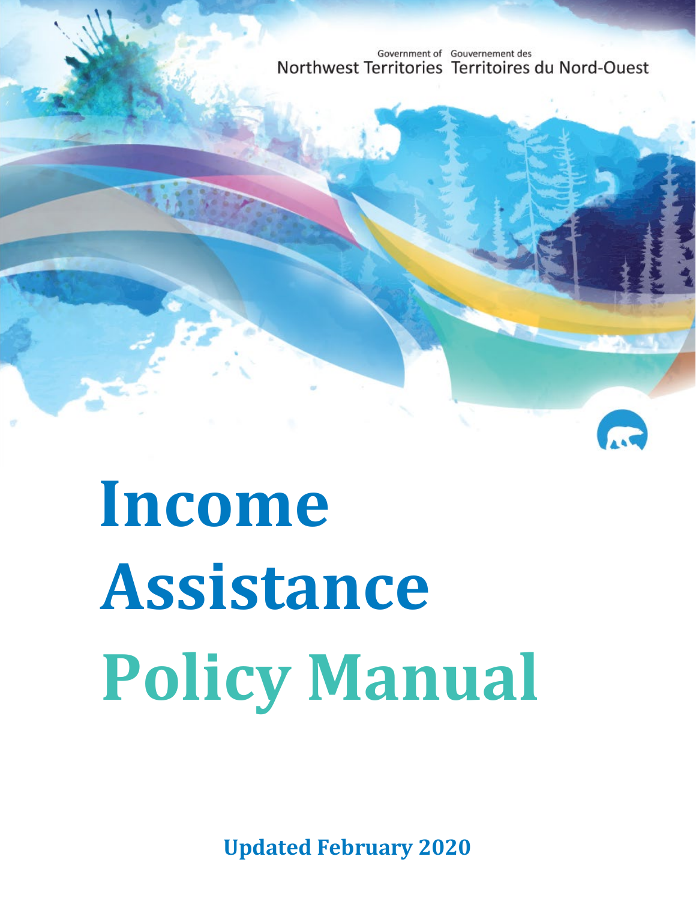Government of Northwest Territories
Gouvernement des Territoires du Nord-Ouest

# Income Assistance Policy Manual

**Updated February 2020**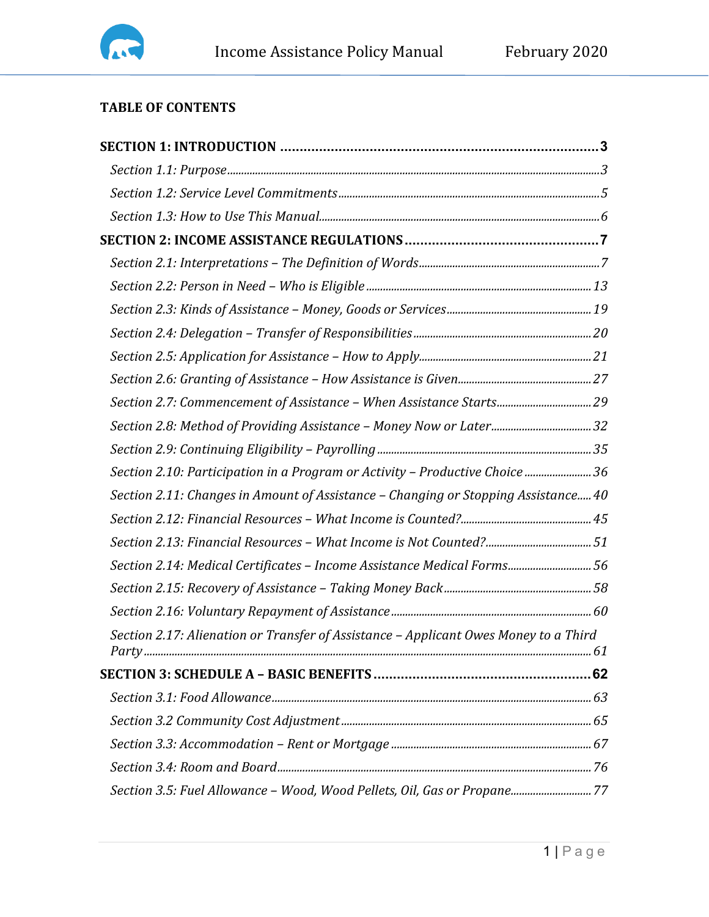**TABLE OF CONTENTS**

**SECTION 1: INTRODUCTION** .......... **3**

*Section 1.1: Purpose* .......... *3*

*Section 1.2: Service Level Commitments* .......... *5*

*Section 1.3: How to Use This Manual* .......... *6*

**SECTION 2: INCOME ASSISTANCE REGULATIONS** .......... **7**

*Section 2.1: Interpretations – The Definition of Words* .......... *7*

*Section 2.2: Person in Need – Who is Eligible* .......... *13*

*Section 2.3: Kinds of Assistance – Money, Goods or Services* .......... *19*

*Section 2.4: Delegation – Transfer of Responsibilities* .......... *20*

*Section 2.5: Application for Assistance – How to Apply* .......... *21*

*Section 2.6: Granting of Assistance – How Assistance is Given* .......... *27*

*Section 2.7: Commencement of Assistance – When Assistance Starts* .......... *29*

*Section 2.8: Method of Providing Assistance – Money Now or Later* .......... *32*

*Section 2.9: Continuing Eligibility – Payrolling* .......... *35*

*Section 2.10: Participation in a Program or Activity – Productive Choice* .......... *36*

*Section 2.11: Changes in Amount of Assistance – Changing or Stopping Assistance* .......... *40*

*Section 2.12: Financial Resources – What Income is Counted?* .......... *45*

*Section 2.13: Financial Resources – What Income is Not Counted?* .......... *51*

*Section 2.14: Medical Certificates – Income Assistance Medical Forms* .......... *56*

*Section 2.15: Recovery of Assistance – Taking Money Back* .......... *58*

*Section 2.16: Voluntary Repayment of Assistance* .......... *60*

*Section 2.17: Alienation or Transfer of Assistance – Applicant Owes Money to a Third Party* .......... *61*

**SECTION 3: SCHEDULE A – BASIC BENEFITS** .......... **62**

*Section 3.1: Food Allowance* .......... *63*

*Section 3.2 Community Cost Adjustment* .......... *65*

*Section 3.3: Accommodation – Rent or Mortgage* .......... *67*

*Section 3.4: Room and Board* .......... *76*

*Section 3.5: Fuel Allowance – Wood, Wood Pellets, Oil, Gas or Propane* .......... *77*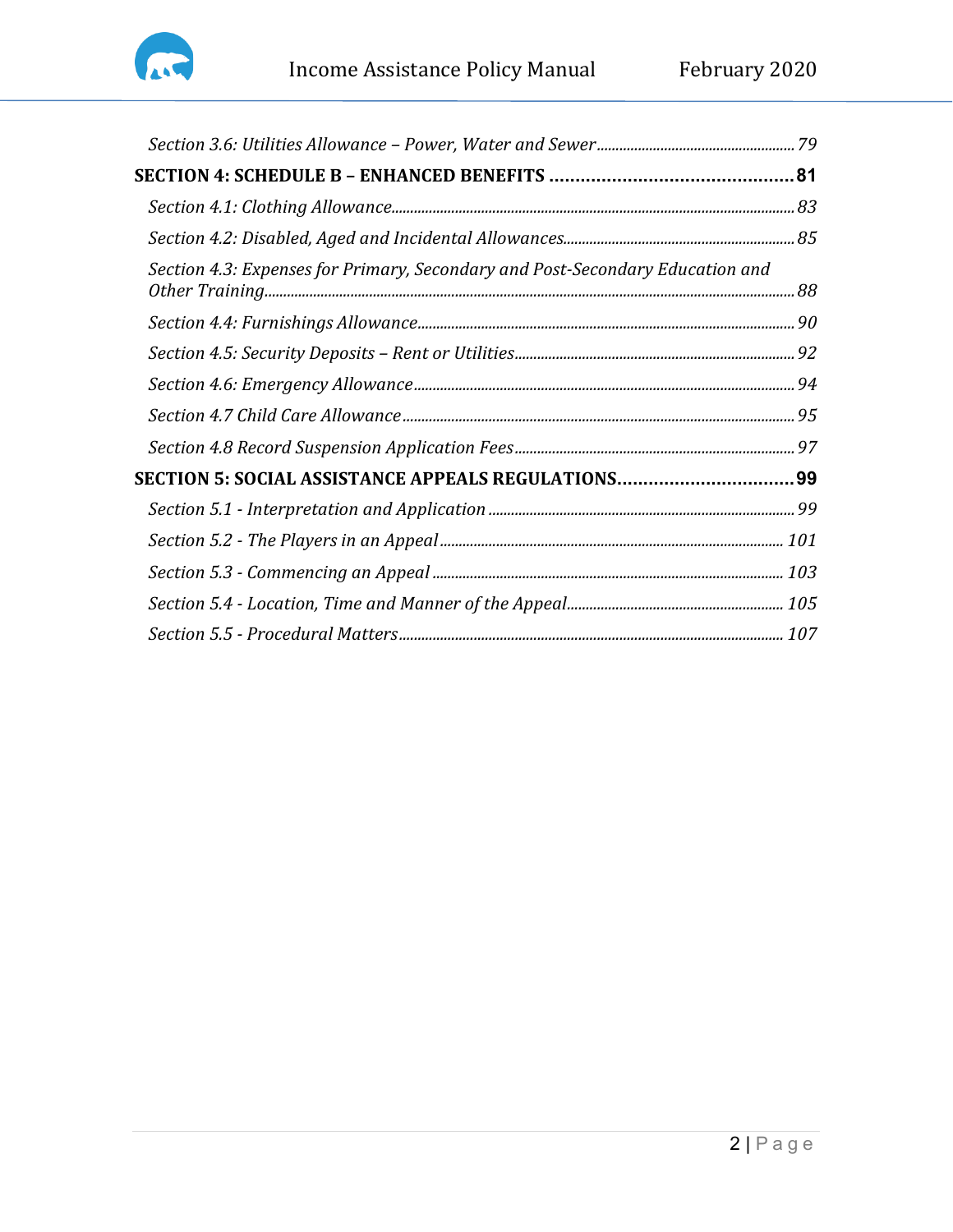*Section 3.6: Utilities Allowance – Power, Water and Sewer* ..... 79

**SECTION 4: SCHEDULE B – ENHANCED BENEFITS** ..... **81**

*Section 4.1: Clothing Allowance* ..... 83

*Section 4.2: Disabled, Aged and Incidental Allowances* ..... 85

*Section 4.3: Expenses for Primary, Secondary and Post-Secondary Education and Other Training* ..... 88

*Section 4.4: Furnishings Allowance* ..... 90

*Section 4.5: Security Deposits – Rent or Utilities* ..... 92

*Section 4.6: Emergency Allowance* ..... 94

*Section 4.7 Child Care Allowance* ..... 95

*Section 4.8 Record Suspension Application Fees* ..... 97

**SECTION 5: SOCIAL ASSISTANCE APPEALS REGULATIONS** ..... **99**

*Section 5.1 - Interpretation and Application* ..... 99

*Section 5.2 - The Players in an Appeal* ..... 101

*Section 5.3 - Commencing an Appeal* ..... 103

*Section 5.4 - Location, Time and Manner of the Appeal* ..... 105

*Section 5.5 - Procedural Matters* ..... 107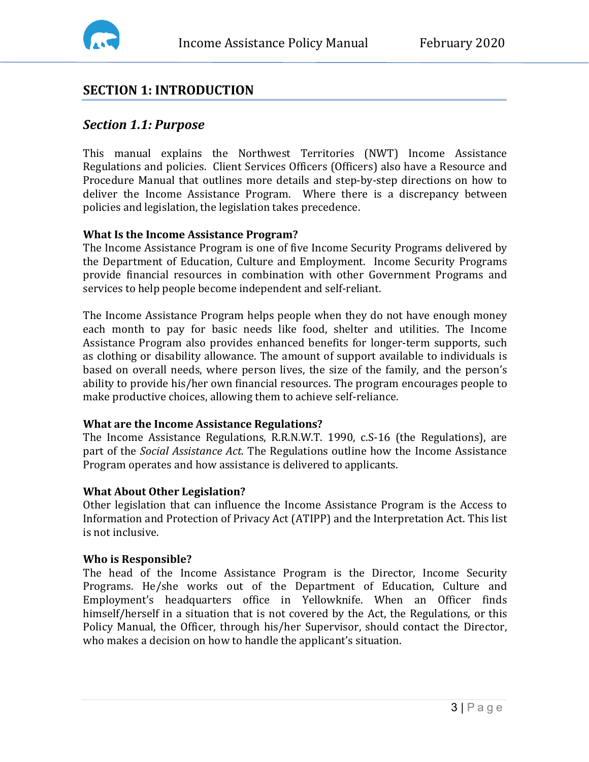# SECTION 1: INTRODUCTION

## *Section 1.1: Purpose*

This manual explains the Northwest Territories (NWT) Income Assistance Regulations and policies. Client Services Officers (Officers) also have a Resource and Procedure Manual that outlines more details and step-by-step directions on how to deliver the Income Assistance Program. Where there is a discrepancy between policies and legislation, the legislation takes precedence.

**What Is the Income Assistance Program?**

The Income Assistance Program is one of five Income Security Programs delivered by the Department of Education, Culture and Employment. Income Security Programs provide financial resources in combination with other Government Programs and services to help people become independent and self-reliant.

The Income Assistance Program helps people when they do not have enough money each month to pay for basic needs like food, shelter and utilities. The Income Assistance Program also provides enhanced benefits for longer-term supports, such as clothing or disability allowance. The amount of support available to individuals is based on overall needs, where person lives, the size of the family, and the person's ability to provide his/her own financial resources. The program encourages people to make productive choices, allowing them to achieve self-reliance.

**What are the Income Assistance Regulations?**

The Income Assistance Regulations, R.R.N.W.T. 1990, c.S-16 (the Regulations), are part of the *Social Assistance Act*. The Regulations outline how the Income Assistance Program operates and how assistance is delivered to applicants.

**What About Other Legislation?**

Other legislation that can influence the Income Assistance Program is the Access to Information and Protection of Privacy Act (ATIPP) and the Interpretation Act. This list is not inclusive.

**Who is Responsible?**

The head of the Income Assistance Program is the Director, Income Security Programs. He/she works out of the Department of Education, Culture and Employment's headquarters office in Yellowknife. When an Officer finds himself/herself in a situation that is not covered by the Act, the Regulations, or this Policy Manual, the Officer, through his/her Supervisor, should contact the Director, who makes a decision on how to handle the applicant's situation.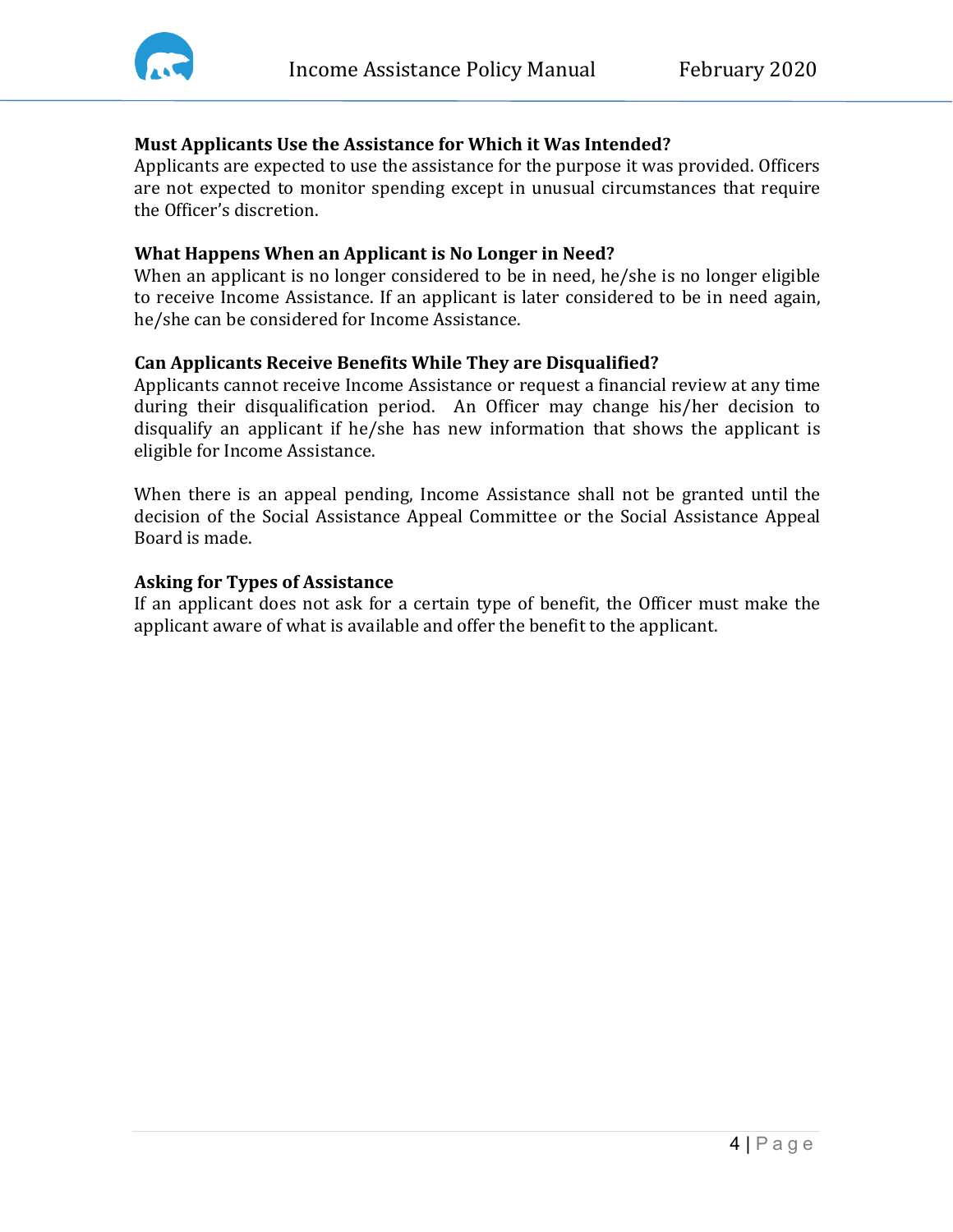**Must Applicants Use the Assistance for Which it Was Intended?**

Applicants are expected to use the assistance for the purpose it was provided. Officers are not expected to monitor spending except in unusual circumstances that require the Officer's discretion.

**What Happens When an Applicant is No Longer in Need?**

When an applicant is no longer considered to be in need, he/she is no longer eligible to receive Income Assistance. If an applicant is later considered to be in need again, he/she can be considered for Income Assistance.

**Can Applicants Receive Benefits While They are Disqualified?**

Applicants cannot receive Income Assistance or request a financial review at any time during their disqualification period. An Officer may change his/her decision to disqualify an applicant if he/she has new information that shows the applicant is eligible for Income Assistance.

When there is an appeal pending, Income Assistance shall not be granted until the decision of the Social Assistance Appeal Committee or the Social Assistance Appeal Board is made.

**Asking for Types of Assistance**

If an applicant does not ask for a certain type of benefit, the Officer must make the applicant aware of what is available and offer the benefit to the applicant.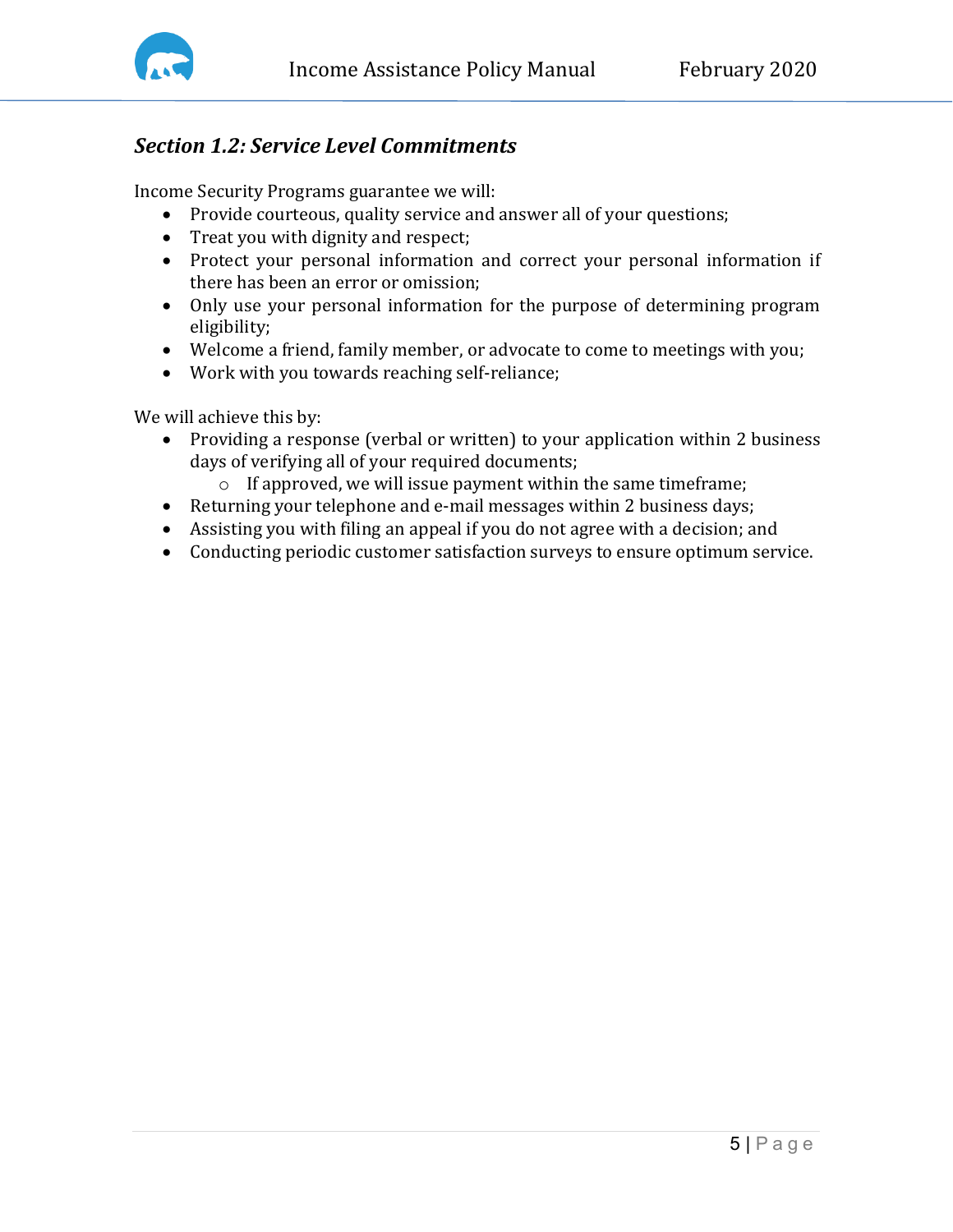## *Section 1.2: Service Level Commitments*

Income Security Programs guarantee we will:

- Provide courteous, quality service and answer all of your questions;
- Treat you with dignity and respect;
- Protect your personal information and correct your personal information if there has been an error or omission;
- Only use your personal information for the purpose of determining program eligibility;
- Welcome a friend, family member, or advocate to come to meetings with you;
- Work with you towards reaching self-reliance;

We will achieve this by:

- Providing a response (verbal or written) to your application within 2 business days of verifying all of your required documents;
  - If approved, we will issue payment within the same timeframe;
- Returning your telephone and e-mail messages within 2 business days;
- Assisting you with filing an appeal if you do not agree with a decision; and
- Conducting periodic customer satisfaction surveys to ensure optimum service.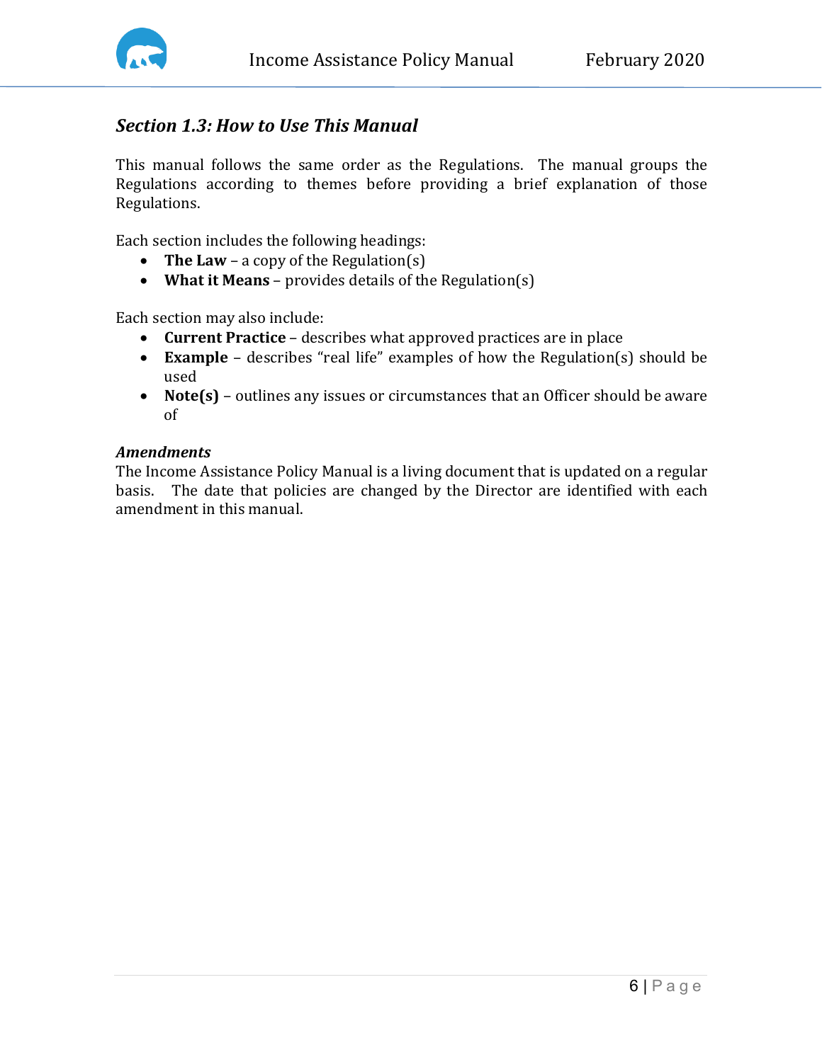## *Section 1.3: How to Use This Manual*

This manual follows the same order as the Regulations. The manual groups the Regulations according to themes before providing a brief explanation of those Regulations.

Each section includes the following headings:

- **The Law** – a copy of the Regulation(s)
- **What it Means** – provides details of the Regulation(s)

Each section may also include:

- **Current Practice** – describes what approved practices are in place
- **Example** – describes "real life" examples of how the Regulation(s) should be used
- **Note(s)** – outlines any issues or circumstances that an Officer should be aware of

***Amendments***

The Income Assistance Policy Manual is a living document that is updated on a regular basis. The date that policies are changed by the Director are identified with each amendment in this manual.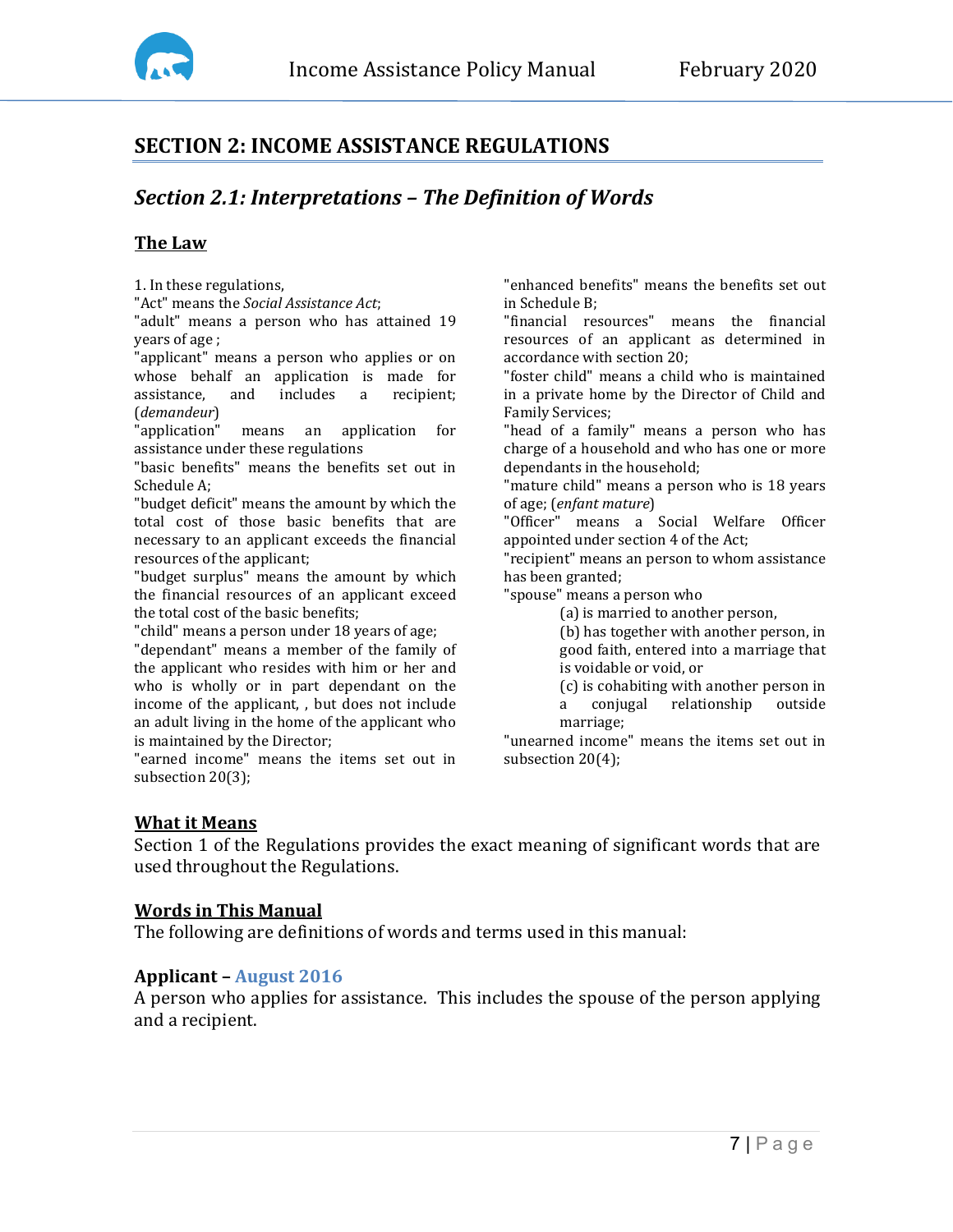# SECTION 2: INCOME ASSISTANCE REGULATIONS

## *Section 2.1: Interpretations – The Definition of Words*

### The Law

1. In these regulations,

"Act" means the *Social Assistance Act*;

"adult" means a person who has attained 19 years of age ;

"applicant" means a person who applies or on whose behalf an application is made for assistance, and includes a recipient; (*demandeur*)

"application" means an application for assistance under these regulations

"basic benefits" means the benefits set out in Schedule A;

"budget deficit" means the amount by which the total cost of those basic benefits that are necessary to an applicant exceeds the financial resources of the applicant;

"budget surplus" means the amount by which the financial resources of an applicant exceed the total cost of the basic benefits;

"child" means a person under 18 years of age;

"dependant" means a member of the family of the applicant who resides with him or her and who is wholly or in part dependant on the income of the applicant, , but does not include an adult living in the home of the applicant who is maintained by the Director;

"earned income" means the items set out in subsection 20(3);

"enhanced benefits" means the benefits set out in Schedule B;

"financial resources" means the financial resources of an applicant as determined in accordance with section 20;

"foster child" means a child who is maintained in a private home by the Director of Child and Family Services;

"head of a family" means a person who has charge of a household and who has one or more dependants in the household;

"mature child" means a person who is 18 years of age; (*enfant mature*)

"Officer" means a Social Welfare Officer appointed under section 4 of the Act;

"recipient" means an person to whom assistance has been granted;

"spouse" means a person who

(a) is married to another person,

(b) has together with another person, in good faith, entered into a marriage that is voidable or void, or

(c) is cohabiting with another person in a conjugal relationship outside marriage;

"unearned income" means the items set out in subsection 20(4);

### What it Means

Section 1 of the Regulations provides the exact meaning of significant words that are used throughout the Regulations.

### Words in This Manual

The following are definitions of words and terms used in this manual:

**Applicant – August 2016**

A person who applies for assistance. This includes the spouse of the person applying and a recipient.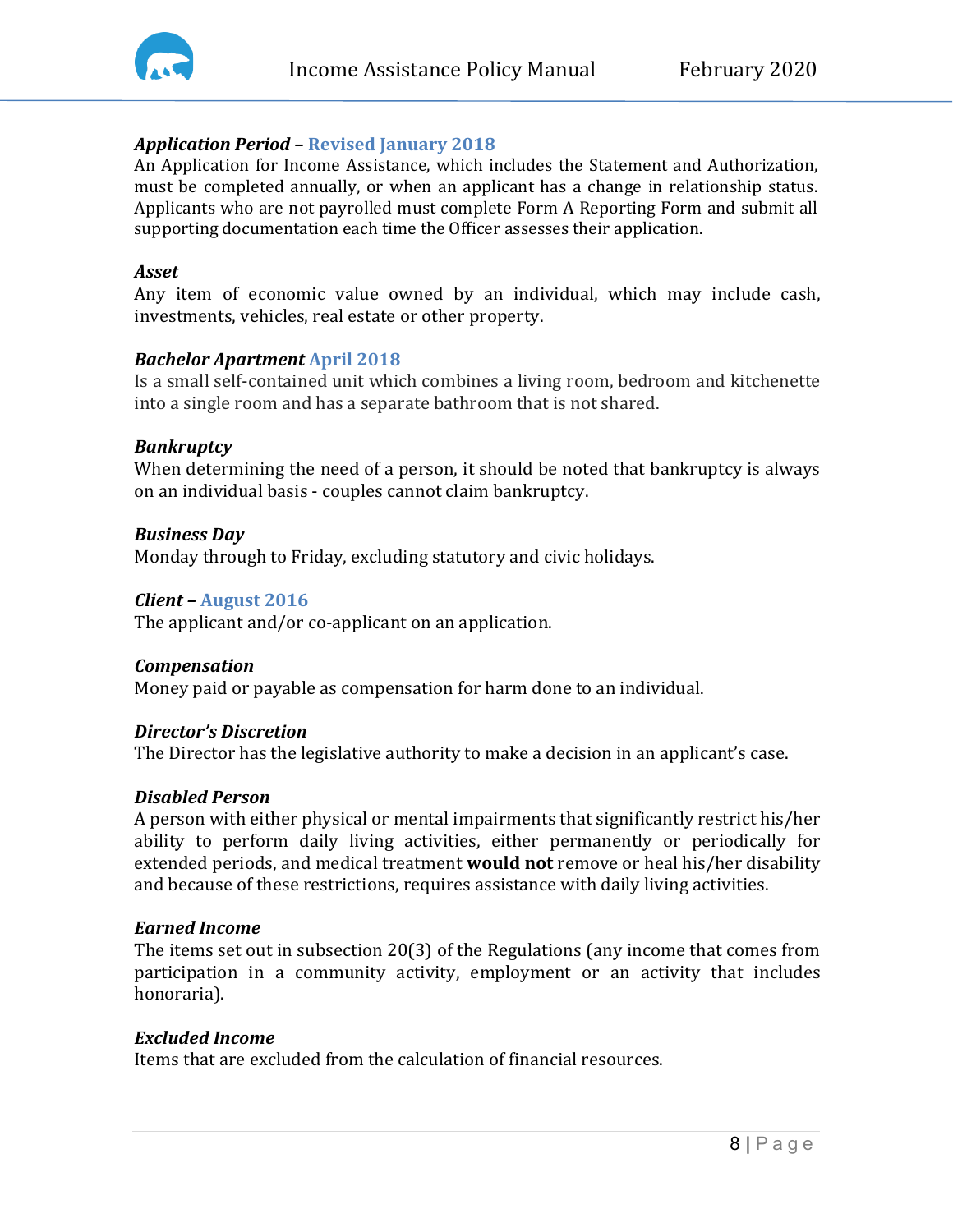***Application Period* – Revised January 2018**
An Application for Income Assistance, which includes the Statement and Authorization, must be completed annually, or when an applicant has a change in relationship status. Applicants who are not payrolled must complete Form A Reporting Form and submit all supporting documentation each time the Officer assesses their application.

***Asset***
Any item of economic value owned by an individual, which may include cash, investments, vehicles, real estate or other property.

***Bachelor Apartment* April 2018**
Is a small self-contained unit which combines a living room, bedroom and kitchenette into a single room and has a separate bathroom that is not shared.

***Bankruptcy***
When determining the need of a person, it should be noted that bankruptcy is always on an individual basis - couples cannot claim bankruptcy.

***Business Day***
Monday through to Friday, excluding statutory and civic holidays.

***Client* – August 2016**
The applicant and/or co-applicant on an application.

***Compensation***
Money paid or payable as compensation for harm done to an individual.

***Director's Discretion***
The Director has the legislative authority to make a decision in an applicant's case.

***Disabled Person***
A person with either physical or mental impairments that significantly restrict his/her ability to perform daily living activities, either permanently or periodically for extended periods, and medical treatment **would not** remove or heal his/her disability and because of these restrictions, requires assistance with daily living activities.

***Earned Income***
The items set out in subsection 20(3) of the Regulations (any income that comes from participation in a community activity, employment or an activity that includes honoraria).

***Excluded Income***
Items that are excluded from the calculation of financial resources.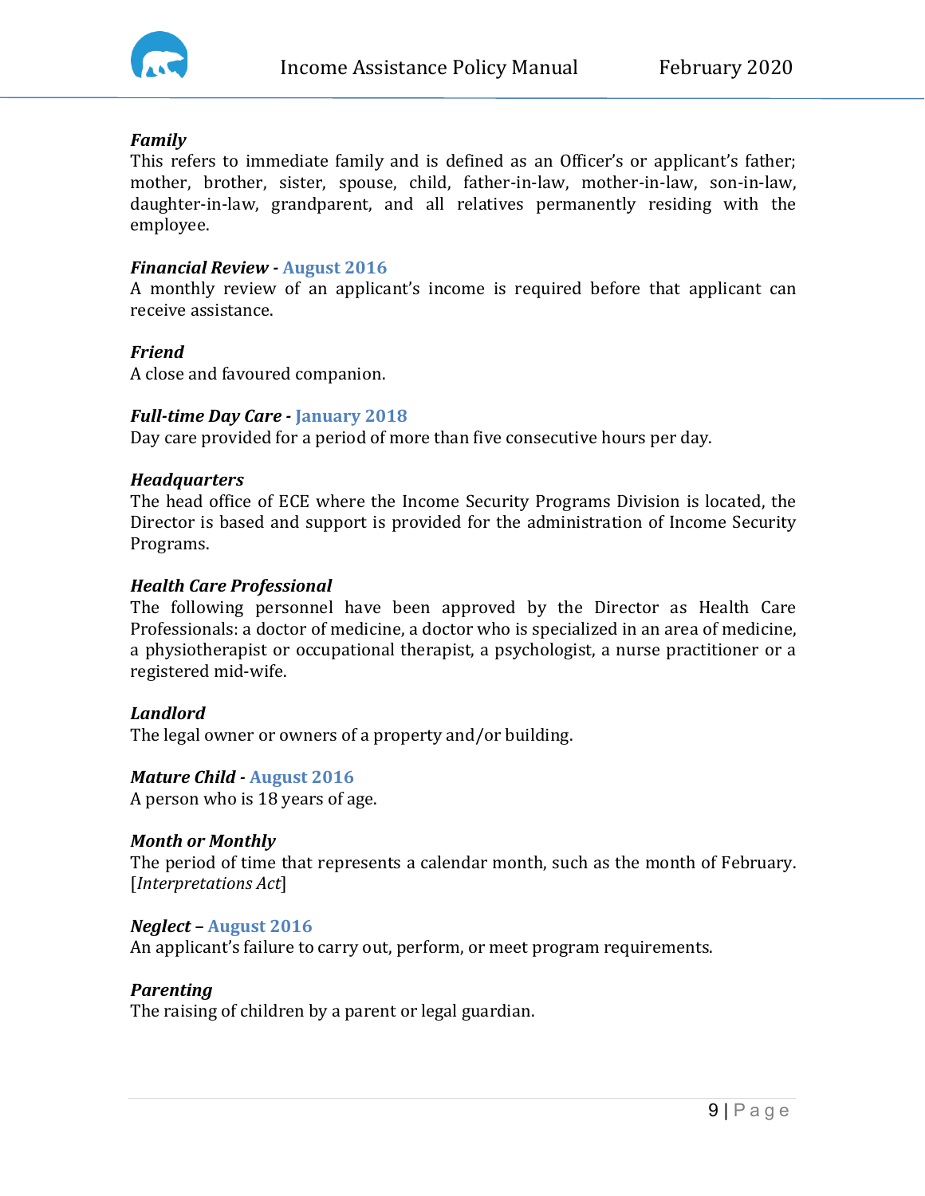***Family***
This refers to immediate family and is defined as an Officer's or applicant's father; mother, brother, sister, spouse, child, father-in-law, mother-in-law, son-in-law, daughter-in-law, grandparent, and all relatives permanently residing with the employee.

***Financial Review* - August 2016**
A monthly review of an applicant's income is required before that applicant can receive assistance.

***Friend***
A close and favoured companion.

***Full-time Day Care* - January 2018**
Day care provided for a period of more than five consecutive hours per day.

***Headquarters***
The head office of ECE where the Income Security Programs Division is located, the Director is based and support is provided for the administration of Income Security Programs.

***Health Care Professional***
The following personnel have been approved by the Director as Health Care Professionals: a doctor of medicine, a doctor who is specialized in an area of medicine, a physiotherapist or occupational therapist, a psychologist, a nurse practitioner or a registered mid-wife.

***Landlord***
The legal owner or owners of a property and/or building.

***Mature Child* - August 2016**
A person who is 18 years of age.

***Month or Monthly***
The period of time that represents a calendar month, such as the month of February. [*Interpretations Act*]

***Neglect* – August 2016**
An applicant's failure to carry out, perform, or meet program requirements.

***Parenting***
The raising of children by a parent or legal guardian.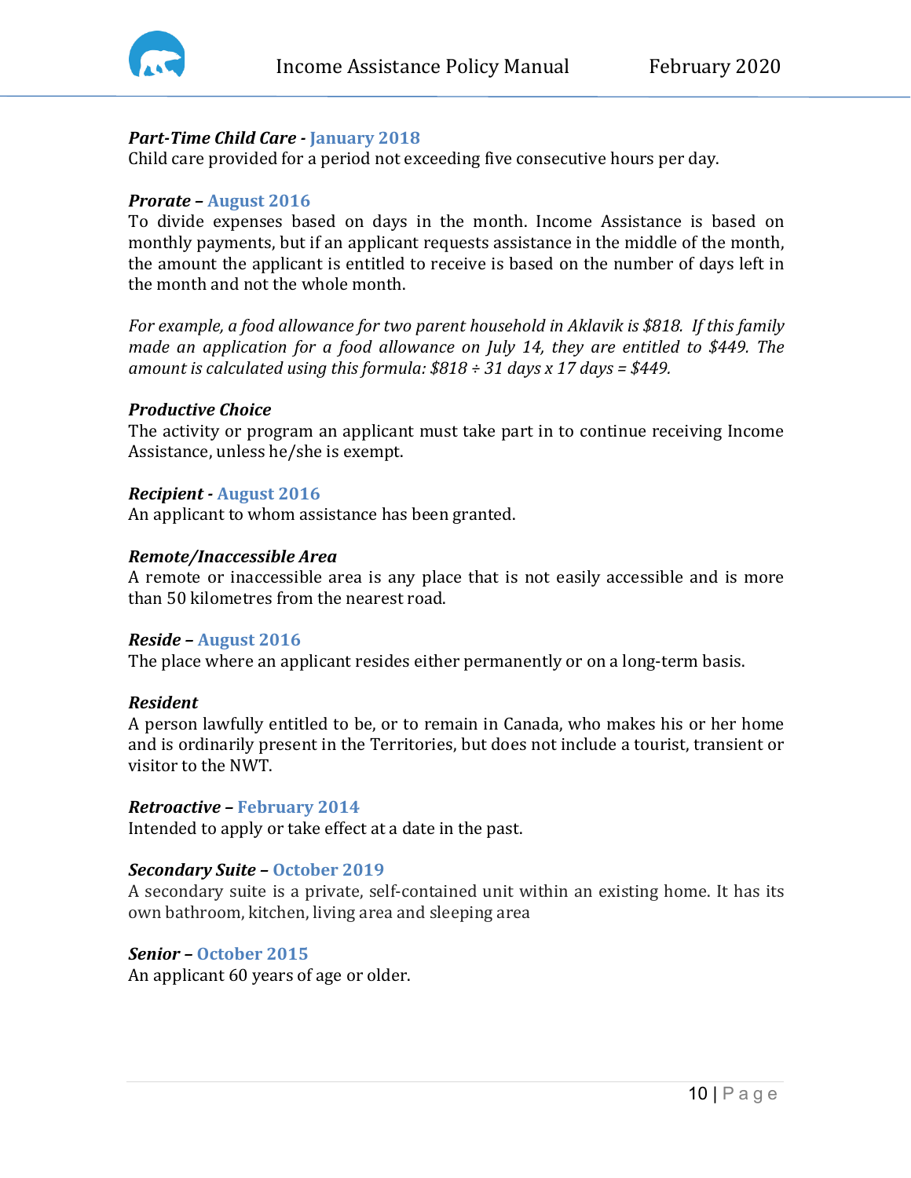***Part-Time Child Care* - January 2018**
Child care provided for a period not exceeding five consecutive hours per day.

***Prorate* – August 2016**
To divide expenses based on days in the month. Income Assistance is based on monthly payments, but if an applicant requests assistance in the middle of the month, the amount the applicant is entitled to receive is based on the number of days left in the month and not the whole month.

*For example, a food allowance for two parent household in Aklavik is $818. If this family made an application for a food allowance on July 14, they are entitled to $449. The amount is calculated using this formula: $818 ÷ 31 days x 17 days = $449.*

***Productive Choice***
The activity or program an applicant must take part in to continue receiving Income Assistance, unless he/she is exempt.

***Recipient* - August 2016**
An applicant to whom assistance has been granted.

***Remote/Inaccessible Area***
A remote or inaccessible area is any place that is not easily accessible and is more than 50 kilometres from the nearest road.

***Reside* – August 2016**
The place where an applicant resides either permanently or on a long-term basis.

***Resident***
A person lawfully entitled to be, or to remain in Canada, who makes his or her home and is ordinarily present in the Territories, but does not include a tourist, transient or visitor to the NWT.

***Retroactive* – February 2014**
Intended to apply or take effect at a date in the past.

***Secondary Suite* – October 2019**
A secondary suite is a private, self-contained unit within an existing home. It has its own bathroom, kitchen, living area and sleeping area

***Senior* – October 2015**
An applicant 60 years of age or older.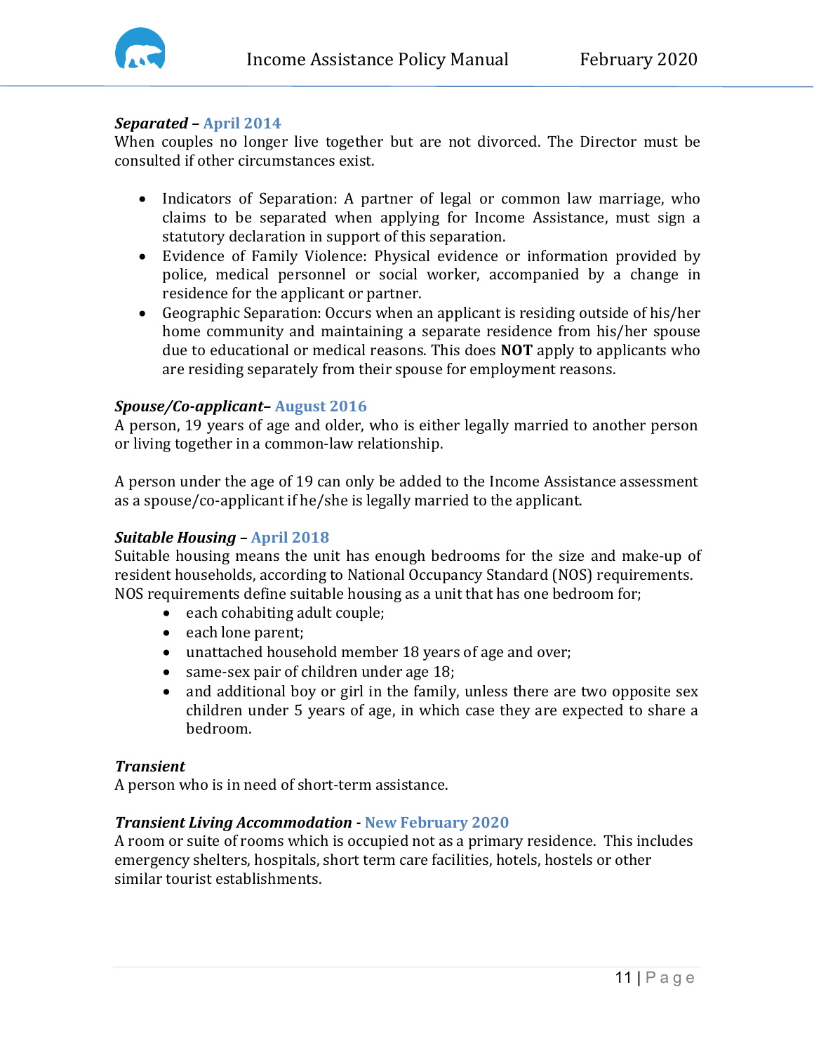***Separated* – April 2014**
When couples no longer live together but are not divorced. The Director must be consulted if other circumstances exist.

- Indicators of Separation: A partner of legal or common law marriage, who claims to be separated when applying for Income Assistance, must sign a statutory declaration in support of this separation.
- Evidence of Family Violence: Physical evidence or information provided by police, medical personnel or social worker, accompanied by a change in residence for the applicant or partner.
- Geographic Separation: Occurs when an applicant is residing outside of his/her home community and maintaining a separate residence from his/her spouse due to educational or medical reasons. This does **NOT** apply to applicants who are residing separately from their spouse for employment reasons.

***Spouse/Co-applicant*– August 2016**
A person, 19 years of age and older, who is either legally married to another person or living together in a common-law relationship.

A person under the age of 19 can only be added to the Income Assistance assessment as a spouse/co-applicant if he/she is legally married to the applicant.

***Suitable Housing* – April 2018**
Suitable housing means the unit has enough bedrooms for the size and make-up of resident households, according to National Occupancy Standard (NOS) requirements. NOS requirements define suitable housing as a unit that has one bedroom for;

- each cohabiting adult couple;
- each lone parent;
- unattached household member 18 years of age and over;
- same-sex pair of children under age 18;
- and additional boy or girl in the family, unless there are two opposite sex children under 5 years of age, in which case they are expected to share a bedroom.

***Transient***
A person who is in need of short-term assistance.

***Transient Living Accommodation* - New February 2020**
A room or suite of rooms which is occupied not as a primary residence. This includes emergency shelters, hospitals, short term care facilities, hotels, hostels or other similar tourist establishments.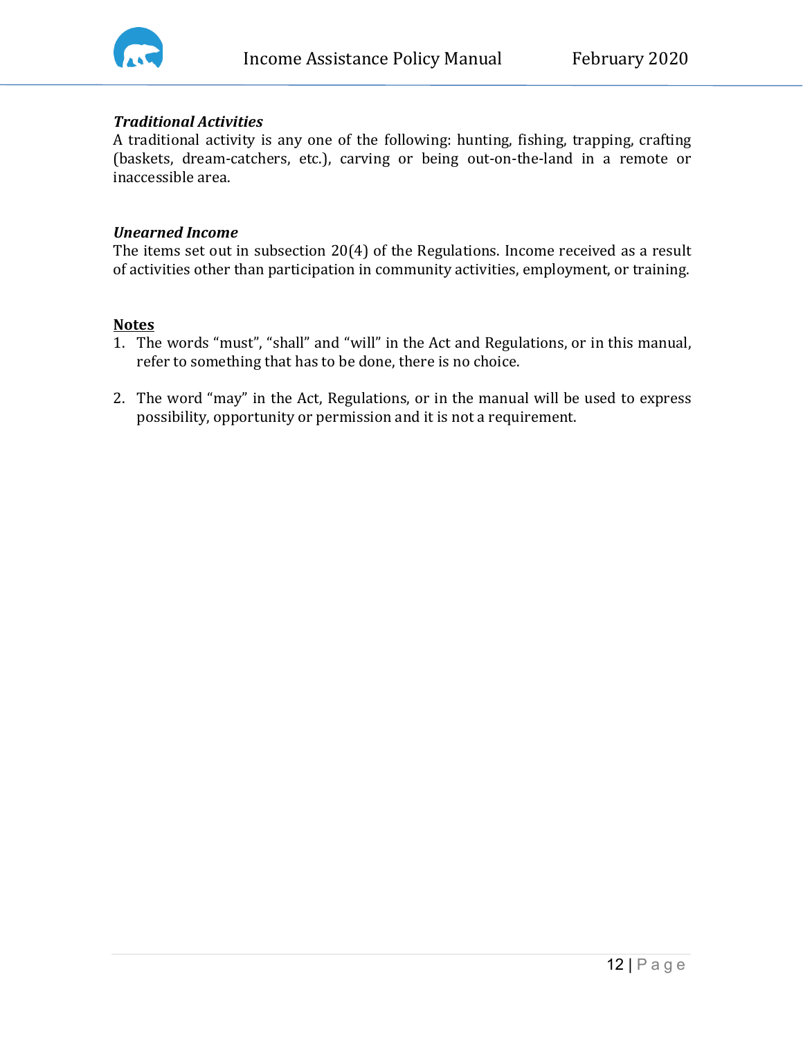***Traditional Activities***

A traditional activity is any one of the following: hunting, fishing, trapping, crafting (baskets, dream-catchers, etc.), carving or being out-on-the-land in a remote or inaccessible area.

***Unearned Income***

The items set out in subsection 20(4) of the Regulations. Income received as a result of activities other than participation in community activities, employment, or training.

**Notes**

1. The words "must", "shall" and "will" in the Act and Regulations, or in this manual, refer to something that has to be done, there is no choice.

2. The word "may" in the Act, Regulations, or in the manual will be used to express possibility, opportunity or permission and it is not a requirement.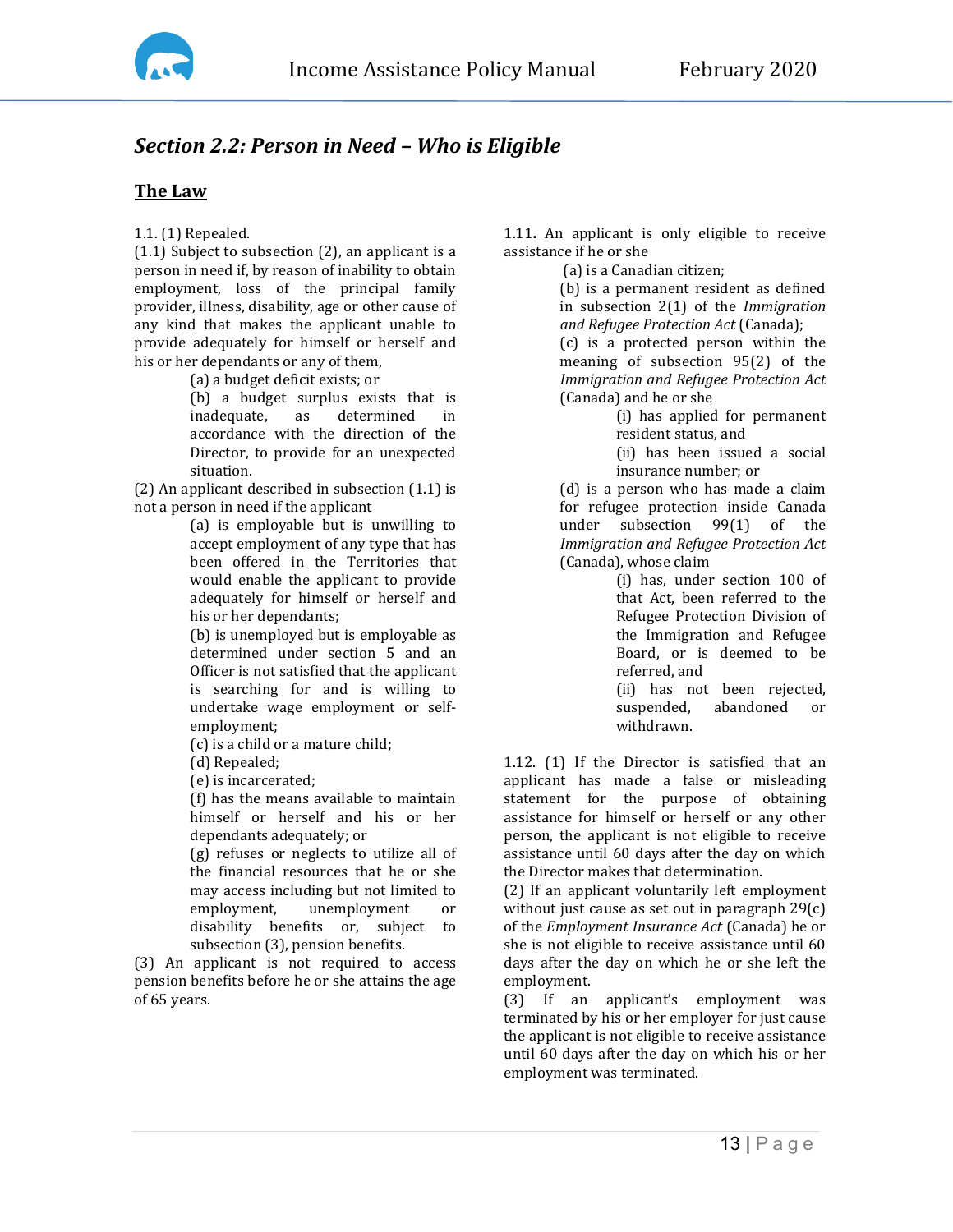## *Section 2.2: Person in Need – Who is Eligible*

### The Law

1.1. (1) Repealed.

(1.1) Subject to subsection (2), an applicant is a person in need if, by reason of inability to obtain employment, loss of the principal family provider, illness, disability, age or other cause of any kind that makes the applicant unable to provide adequately for himself or herself and his or her dependants or any of them,

> (a) a budget deficit exists; or
>
> (b) a budget surplus exists that is inadequate, as determined in accordance with the direction of the Director, to provide for an unexpected situation.

(2) An applicant described in subsection (1.1) is not a person in need if the applicant

> (a) is employable but is unwilling to accept employment of any type that has been offered in the Territories that would enable the applicant to provide adequately for himself or herself and his or her dependants;
>
> (b) is unemployed but is employable as determined under section 5 and an Officer is not satisfied that the applicant is searching for and is willing to undertake wage employment or self-employment;
>
> (c) is a child or a mature child;
>
> (d) Repealed;
>
> (e) is incarcerated;
>
> (f) has the means available to maintain himself or herself and his or her dependants adequately; or
>
> (g) refuses or neglects to utilize all of the financial resources that he or she may access including but not limited to employment, unemployment or disability benefits or, subject to subsection (3), pension benefits.

(3) An applicant is not required to access pension benefits before he or she attains the age of 65 years.

1.11**.** An applicant is only eligible to receive assistance if he or she

> (a) is a Canadian citizen;
>
> (b) is a permanent resident as defined in subsection 2(1) of the *Immigration and Refugee Protection Act* (Canada);
>
> (c) is a protected person within the meaning of subsection 95(2) of the *Immigration and Refugee Protection Act* (Canada) and he or she
>
> > (i) has applied for permanent resident status, and
> >
> > (ii) has been issued a social insurance number; or
>
> (d) is a person who has made a claim for refugee protection inside Canada under subsection 99(1) of the *Immigration and Refugee Protection Act* (Canada), whose claim
>
> > (i) has, under section 100 of that Act, been referred to the Refugee Protection Division of the Immigration and Refugee Board, or is deemed to be referred, and
> >
> > (ii) has not been rejected, suspended, abandoned or withdrawn.

1.12. (1) If the Director is satisfied that an applicant has made a false or misleading statement for the purpose of obtaining assistance for himself or herself or any other person, the applicant is not eligible to receive assistance until 60 days after the day on which the Director makes that determination.

(2) If an applicant voluntarily left employment without just cause as set out in paragraph 29(c) of the *Employment Insurance Act* (Canada) he or she is not eligible to receive assistance until 60 days after the day on which he or she left the employment.

(3) If an applicant's employment was terminated by his or her employer for just cause the applicant is not eligible to receive assistance until 60 days after the day on which his or her employment was terminated.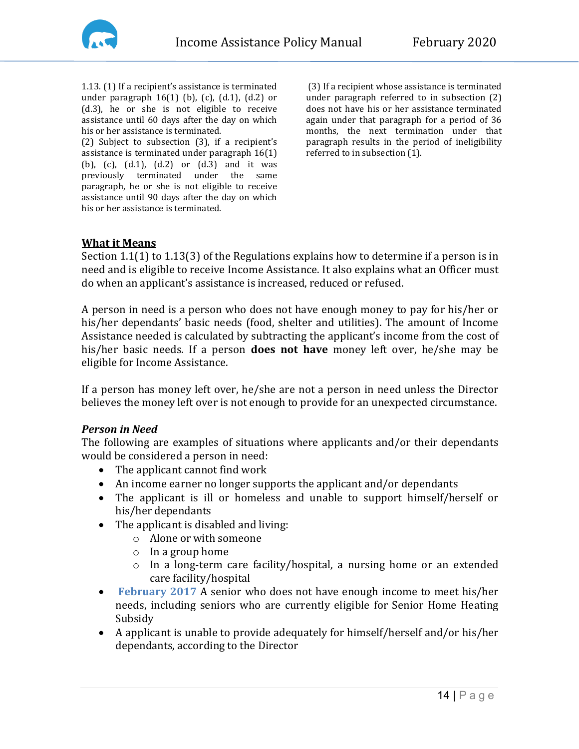1.13. (1) If a recipient's assistance is terminated under paragraph 16(1) (b), (c), (d.1), (d.2) or (d.3), he or she is not eligible to receive assistance until 60 days after the day on which his or her assistance is terminated.

(2) Subject to subsection (3), if a recipient's assistance is terminated under paragraph 16(1) (b), (c), (d.1), (d.2) or (d.3) and it was previously terminated under the same paragraph, he or she is not eligible to receive assistance until 90 days after the day on which his or her assistance is terminated.

(3) If a recipient whose assistance is terminated under paragraph referred to in subsection (2) does not have his or her assistance terminated again under that paragraph for a period of 36 months, the next termination under that paragraph results in the period of ineligibility referred to in subsection (1).

## What it Means

Section 1.1(1) to 1.13(3) of the Regulations explains how to determine if a person is in need and is eligible to receive Income Assistance. It also explains what an Officer must do when an applicant's assistance is increased, reduced or refused.

A person in need is a person who does not have enough money to pay for his/her or his/her dependants' basic needs (food, shelter and utilities). The amount of Income Assistance needed is calculated by subtracting the applicant's income from the cost of his/her basic needs. If a person **does not have** money left over, he/she may be eligible for Income Assistance.

If a person has money left over, he/she are not a person in need unless the Director believes the money left over is not enough to provide for an unexpected circumstance.

### *Person in Need*

The following are examples of situations where applicants and/or their dependants would be considered a person in need:

- The applicant cannot find work
- An income earner no longer supports the applicant and/or dependants
- The applicant is ill or homeless and unable to support himself/herself or his/her dependants
- The applicant is disabled and living:
  - Alone or with someone
  - In a group home
  - In a long-term care facility/hospital, a nursing home or an extended care facility/hospital
- **February 2017** A senior who does not have enough income to meet his/her needs, including seniors who are currently eligible for Senior Home Heating Subsidy
- A applicant is unable to provide adequately for himself/herself and/or his/her dependants, according to the Director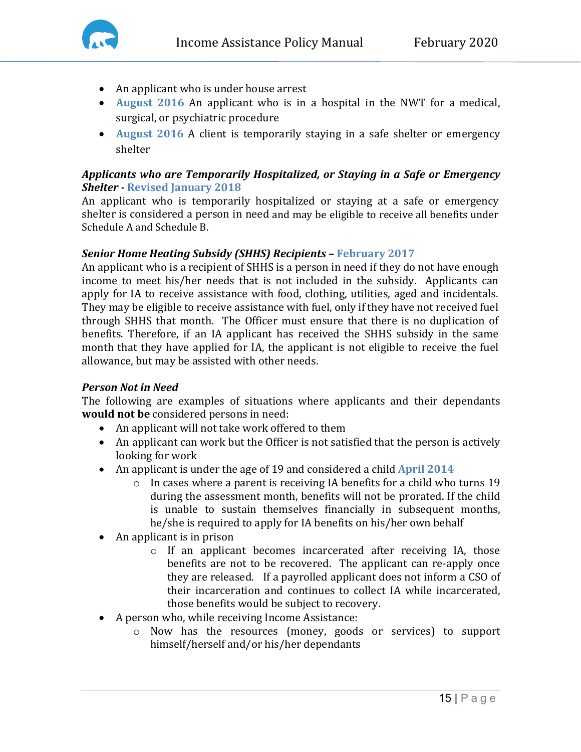- An applicant who is under house arrest
- **August 2016** An applicant who is in a hospital in the NWT for a medical, surgical, or psychiatric procedure
- **August 2016** A client is temporarily staying in a safe shelter or emergency shelter

***Applicants who are Temporarily Hospitalized, or Staying in a Safe or Emergency Shelter* - Revised January 2018**

An applicant who is temporarily hospitalized or staying at a safe or emergency shelter is considered a person in need and may be eligible to receive all benefits under Schedule A and Schedule B.

***Senior Home Heating Subsidy (SHHS) Recipients* – February 2017**

An applicant who is a recipient of SHHS is a person in need if they do not have enough income to meet his/her needs that is not included in the subsidy. Applicants can apply for IA to receive assistance with food, clothing, utilities, aged and incidentals. They may be eligible to receive assistance with fuel, only if they have not received fuel through SHHS that month. The Officer must ensure that there is no duplication of benefits. Therefore, if an IA applicant has received the SHHS subsidy in the same month that they have applied for IA, the applicant is not eligible to receive the fuel allowance, but may be assisted with other needs.

***Person Not in Need***

The following are examples of situations where applicants and their dependants **would not be** considered persons in need:

- An applicant will not take work offered to them
- An applicant can work but the Officer is not satisfied that the person is actively looking for work
- An applicant is under the age of 19 and considered a child **April 2014**
    - In cases where a parent is receiving IA benefits for a child who turns 19 during the assessment month, benefits will not be prorated. If the child is unable to sustain themselves financially in subsequent months, he/she is required to apply for IA benefits on his/her own behalf
- An applicant is in prison
    - If an applicant becomes incarcerated after receiving IA, those benefits are not to be recovered. The applicant can re-apply once they are released. If a payrolled applicant does not inform a CSO of their incarceration and continues to collect IA while incarcerated, those benefits would be subject to recovery.
- A person who, while receiving Income Assistance:
    - Now has the resources (money, goods or services) to support himself/herself and/or his/her dependants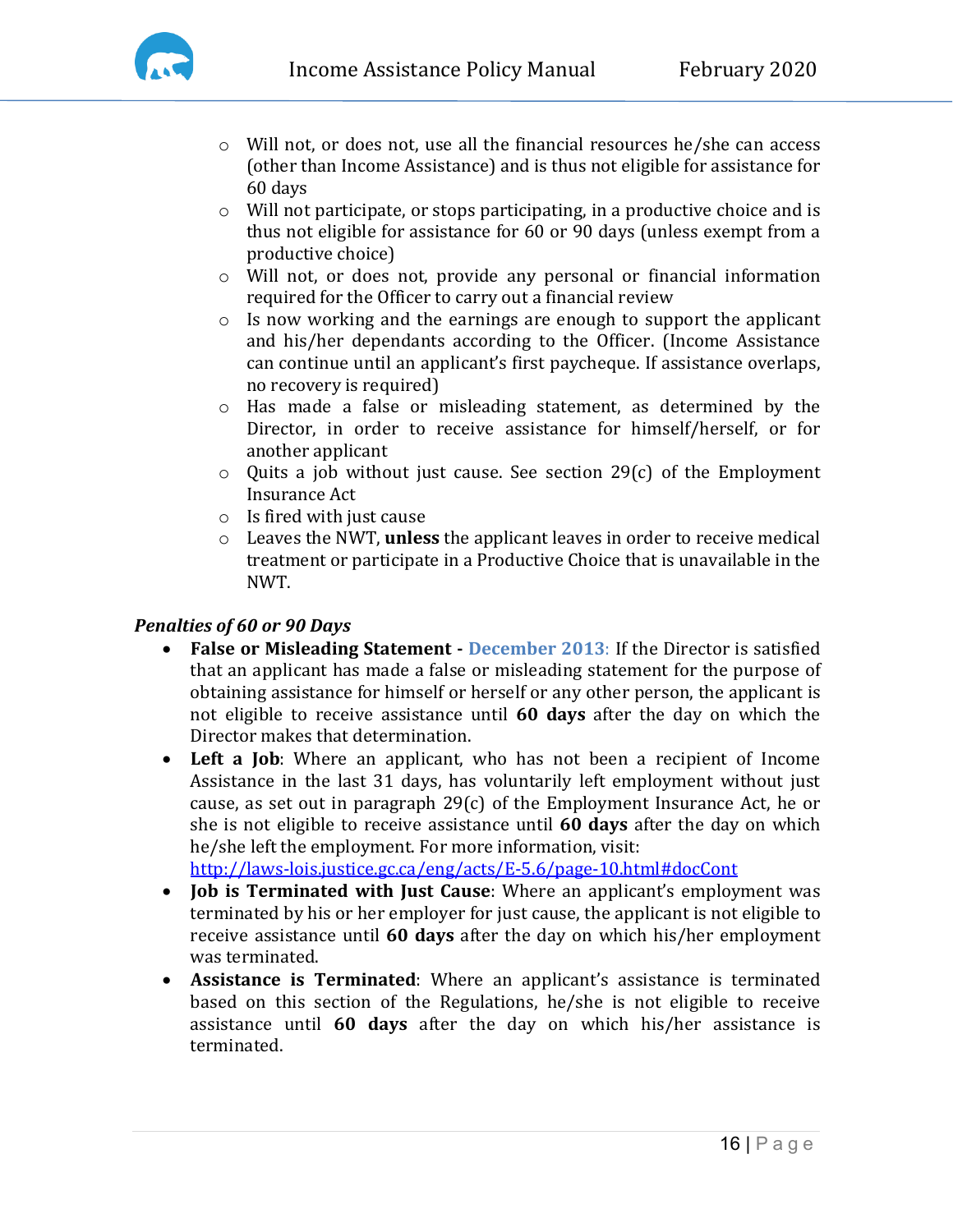- Will not, or does not, use all the financial resources he/she can access (other than Income Assistance) and is thus not eligible for assistance for 60 days
- Will not participate, or stops participating, in a productive choice and is thus not eligible for assistance for 60 or 90 days (unless exempt from a productive choice)
- Will not, or does not, provide any personal or financial information required for the Officer to carry out a financial review
- Is now working and the earnings are enough to support the applicant and his/her dependants according to the Officer. (Income Assistance can continue until an applicant's first paycheque. If assistance overlaps, no recovery is required)
- Has made a false or misleading statement, as determined by the Director, in order to receive assistance for himself/herself, or for another applicant
- Quits a job without just cause. See section 29(c) of the Employment Insurance Act
- Is fired with just cause
- Leaves the NWT, **unless** the applicant leaves in order to receive medical treatment or participate in a Productive Choice that is unavailable in the NWT.

***Penalties of 60 or 90 Days***

- **False or Misleading Statement - December 2013**: If the Director is satisfied that an applicant has made a false or misleading statement for the purpose of obtaining assistance for himself or herself or any other person, the applicant is not eligible to receive assistance until **60 days** after the day on which the Director makes that determination.
- **Left a Job**: Where an applicant, who has not been a recipient of Income Assistance in the last 31 days, has voluntarily left employment without just cause, as set out in paragraph 29(c) of the Employment Insurance Act, he or she is not eligible to receive assistance until **60 days** after the day on which he/she left the employment. For more information, visit: http://laws-lois.justice.gc.ca/eng/acts/E-5.6/page-10.html#docCont
- **Job is Terminated with Just Cause**: Where an applicant's employment was terminated by his or her employer for just cause, the applicant is not eligible to receive assistance until **60 days** after the day on which his/her employment was terminated.
- **Assistance is Terminated**: Where an applicant's assistance is terminated based on this section of the Regulations, he/she is not eligible to receive assistance until **60 days** after the day on which his/her assistance is terminated.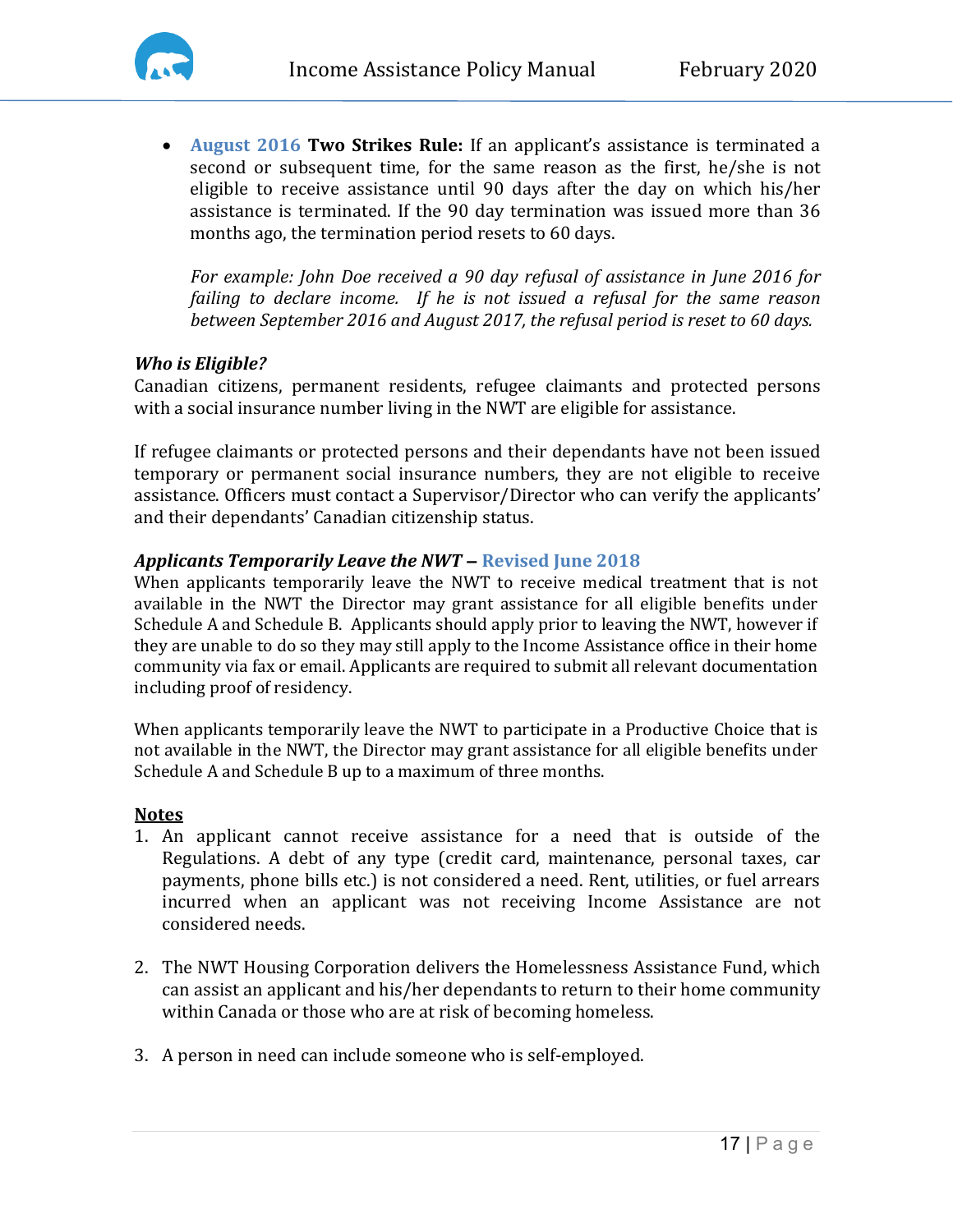- **August 2016** **Two Strikes Rule:** If an applicant's assistance is terminated a second or subsequent time, for the same reason as the first, he/she is not eligible to receive assistance until 90 days after the day on which his/her assistance is terminated. If the 90 day termination was issued more than 36 months ago, the termination period resets to 60 days.

  *For example: John Doe received a 90 day refusal of assistance in June 2016 for failing to declare income. If he is not issued a refusal for the same reason between September 2016 and August 2017, the refusal period is reset to 60 days.*

***Who is Eligible?***

Canadian citizens, permanent residents, refugee claimants and protected persons with a social insurance number living in the NWT are eligible for assistance.

If refugee claimants or protected persons and their dependants have not been issued temporary or permanent social insurance numbers, they are not eligible to receive assistance. Officers must contact a Supervisor/Director who can verify the applicants' and their dependants' Canadian citizenship status.

***Applicants Temporarily Leave the NWT* – Revised June 2018**

When applicants temporarily leave the NWT to receive medical treatment that is not available in the NWT the Director may grant assistance for all eligible benefits under Schedule A and Schedule B. Applicants should apply prior to leaving the NWT, however if they are unable to do so they may still apply to the Income Assistance office in their home community via fax or email. Applicants are required to submit all relevant documentation including proof of residency.

When applicants temporarily leave the NWT to participate in a Productive Choice that is not available in the NWT, the Director may grant assistance for all eligible benefits under Schedule A and Schedule B up to a maximum of three months.

**Notes**

1. An applicant cannot receive assistance for a need that is outside of the Regulations. A debt of any type (credit card, maintenance, personal taxes, car payments, phone bills etc.) is not considered a need. Rent, utilities, or fuel arrears incurred when an applicant was not receiving Income Assistance are not considered needs.

2. The NWT Housing Corporation delivers the Homelessness Assistance Fund, which can assist an applicant and his/her dependants to return to their home community within Canada or those who are at risk of becoming homeless.

3. A person in need can include someone who is self-employed.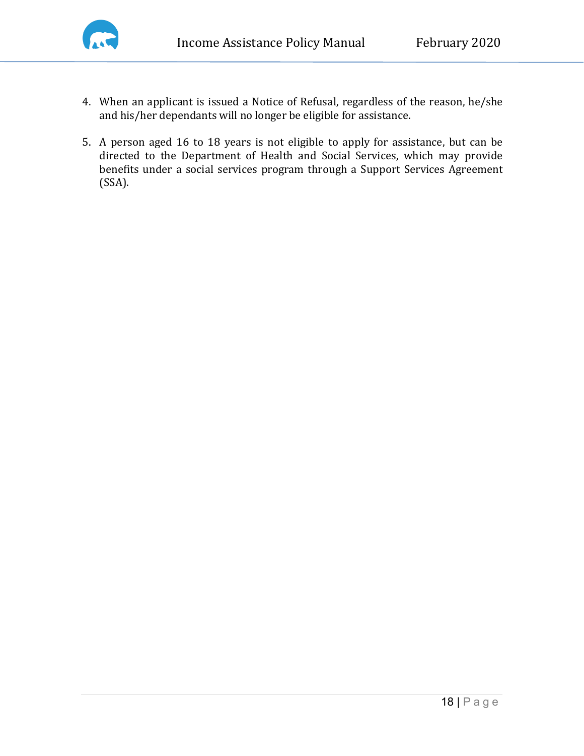4. When an applicant is issued a Notice of Refusal, regardless of the reason, he/she and his/her dependants will no longer be eligible for assistance.

5. A person aged 16 to 18 years is not eligible to apply for assistance, but can be directed to the Department of Health and Social Services, which may provide benefits under a social services program through a Support Services Agreement (SSA).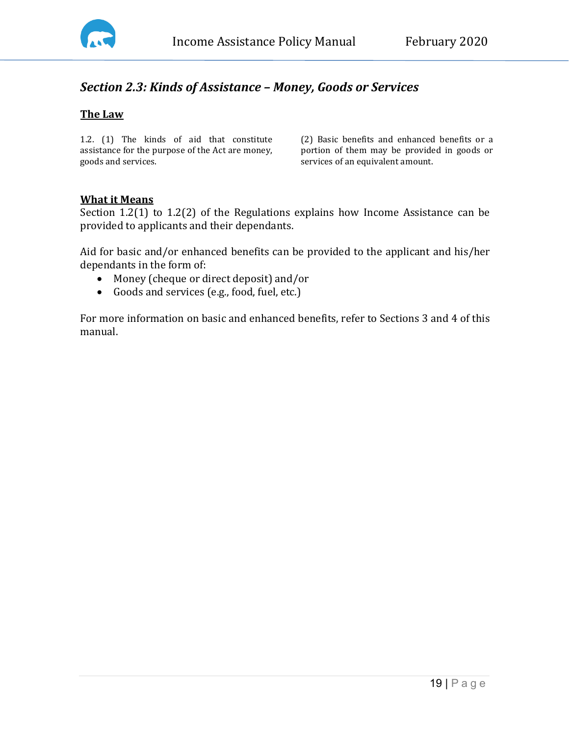## *Section 2.3: Kinds of Assistance – Money, Goods or Services*

### **The Law**

1.2. (1) The kinds of aid that constitute assistance for the purpose of the Act are money, goods and services.

(2) Basic benefits and enhanced benefits or a portion of them may be provided in goods or services of an equivalent amount.

### **What it Means**

Section 1.2(1) to 1.2(2) of the Regulations explains how Income Assistance can be provided to applicants and their dependants.

Aid for basic and/or enhanced benefits can be provided to the applicant and his/her dependants in the form of:

- Money (cheque or direct deposit) and/or
- Goods and services (e.g., food, fuel, etc.)

For more information on basic and enhanced benefits, refer to Sections 3 and 4 of this manual.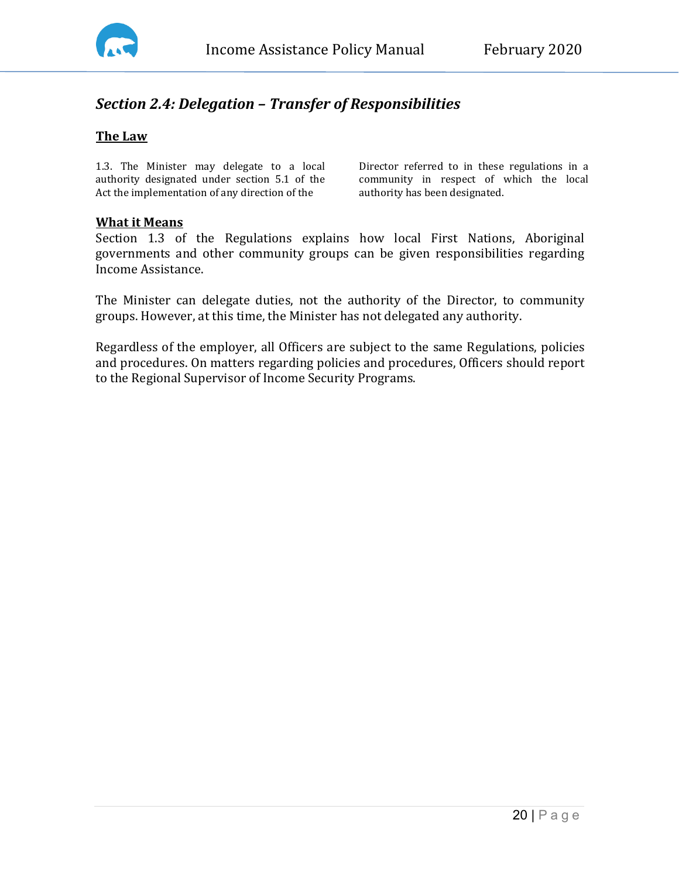## *Section 2.4: Delegation – Transfer of Responsibilities*

### The Law

1.3. The Minister may delegate to a local authority designated under section 5.1 of the Act the implementation of any direction of the Director referred to in these regulations in a community in respect of which the local authority has been designated.

### What it Means

Section 1.3 of the Regulations explains how local First Nations, Aboriginal governments and other community groups can be given responsibilities regarding Income Assistance.

The Minister can delegate duties, not the authority of the Director, to community groups. However, at this time, the Minister has not delegated any authority.

Regardless of the employer, all Officers are subject to the same Regulations, policies and procedures. On matters regarding policies and procedures, Officers should report to the Regional Supervisor of Income Security Programs.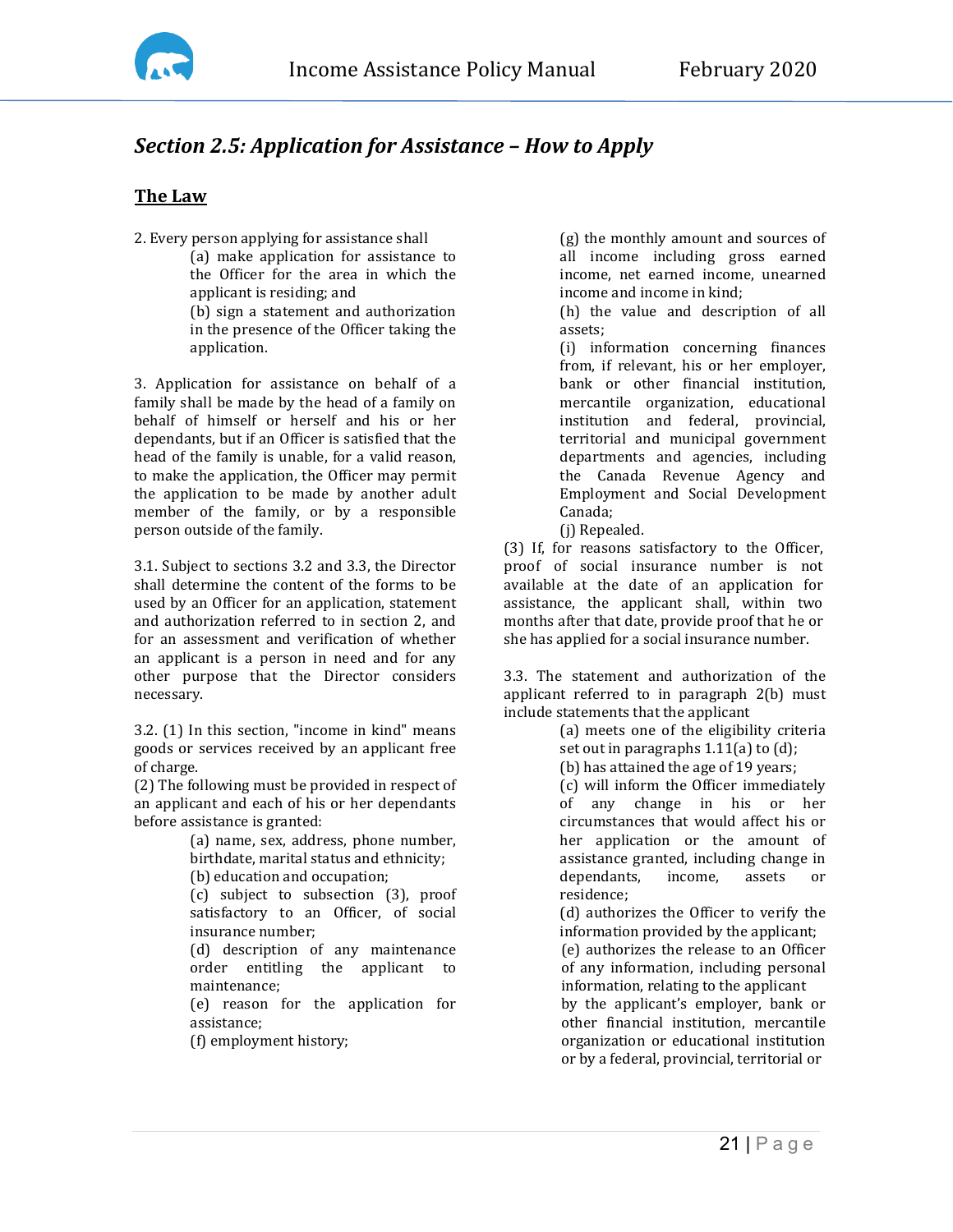## *Section 2.5: Application for Assistance – How to Apply*

### The Law

2. Every person applying for assistance shall

   (a) make application for assistance to the Officer for the area in which the applicant is residing; and

   (b) sign a statement and authorization in the presence of the Officer taking the application.

3. Application for assistance on behalf of a family shall be made by the head of a family on behalf of himself or herself and his or her dependants, but if an Officer is satisfied that the head of the family is unable, for a valid reason, to make the application, the Officer may permit the application to be made by another adult member of the family, or by a responsible person outside of the family.

3.1. Subject to sections 3.2 and 3.3, the Director shall determine the content of the forms to be used by an Officer for an application, statement and authorization referred to in section 2, and for an assessment and verification of whether an applicant is a person in need and for any other purpose that the Director considers necessary.

3.2. (1) In this section, "income in kind" means goods or services received by an applicant free of charge.

(2) The following must be provided in respect of an applicant and each of his or her dependants before assistance is granted:

   (a) name, sex, address, phone number, birthdate, marital status and ethnicity;

   (b) education and occupation;

   (c) subject to subsection (3), proof satisfactory to an Officer, of social insurance number;

   (d) description of any maintenance order entitling the applicant to maintenance;

   (e) reason for the application for assistance;

   (f) employment history;

   (g) the monthly amount and sources of all income including gross earned income, net earned income, unearned income and income in kind;

   (h) the value and description of all assets;

   (i) information concerning finances from, if relevant, his or her employer, bank or other financial institution, mercantile organization, educational institution and federal, provincial, territorial and municipal government departments and agencies, including the Canada Revenue Agency and Employment and Social Development Canada;

   (j) Repealed.

(3) If, for reasons satisfactory to the Officer, proof of social insurance number is not available at the date of an application for assistance, the applicant shall, within two months after that date, provide proof that he or she has applied for a social insurance number.

3.3. The statement and authorization of the applicant referred to in paragraph 2(b) must include statements that the applicant

   (a) meets one of the eligibility criteria set out in paragraphs 1.11(a) to (d);

   (b) has attained the age of 19 years;

   (c) will inform the Officer immediately of any change in his or her circumstances that would affect his or her application or the amount of assistance granted, including change in dependants, income, assets or residence;

   (d) authorizes the Officer to verify the information provided by the applicant;

   (e) authorizes the release to an Officer of any information, including personal information, relating to the applicant by the applicant's employer, bank or other financial institution, mercantile organization or educational institution or by a federal, provincial, territorial or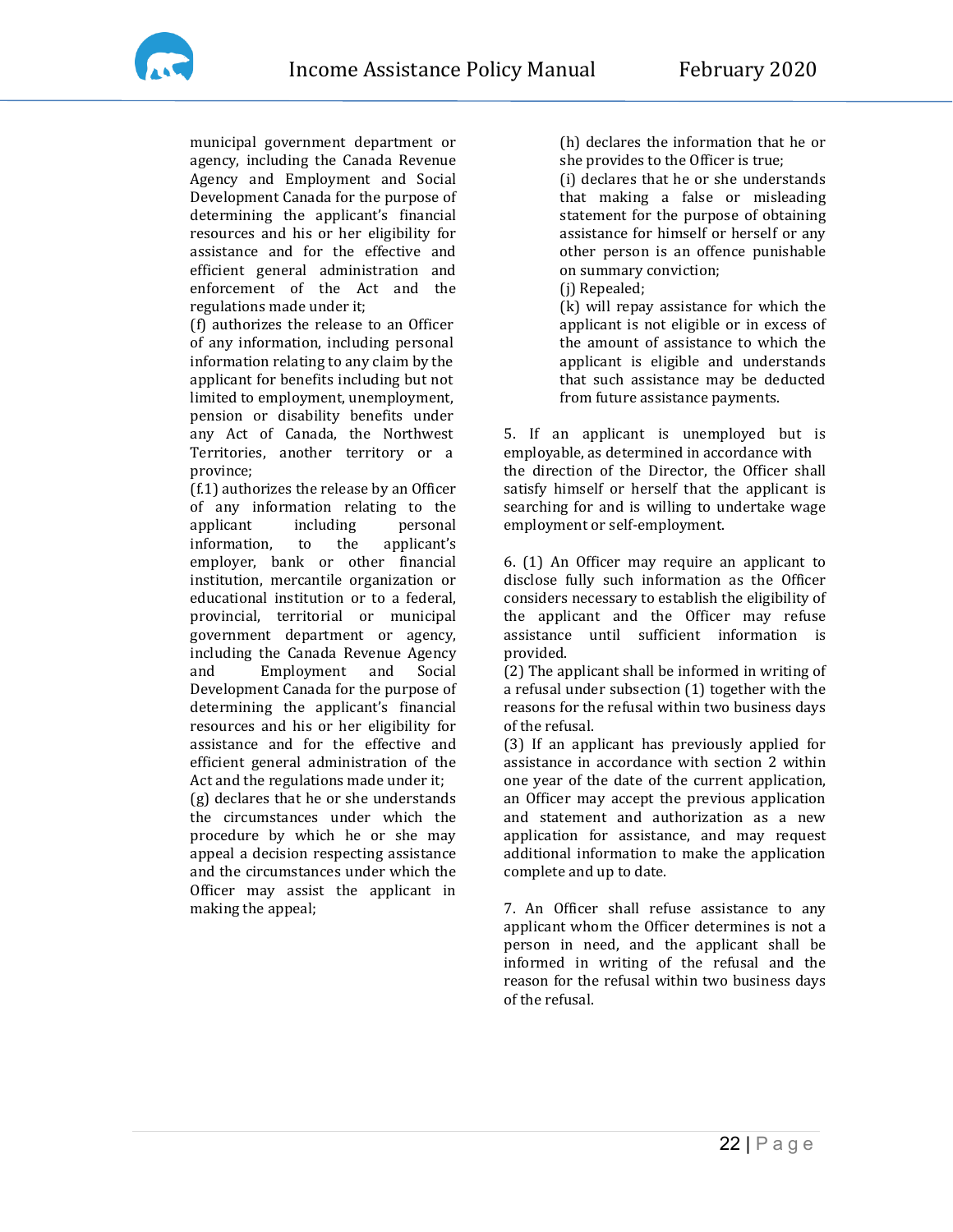municipal government department or agency, including the Canada Revenue Agency and Employment and Social Development Canada for the purpose of determining the applicant's financial resources and his or her eligibility for assistance and for the effective and efficient general administration and enforcement of the Act and the regulations made under it;

(f) authorizes the release to an Officer of any information, including personal information relating to any claim by the applicant for benefits including but not limited to employment, unemployment, pension or disability benefits under any Act of Canada, the Northwest Territories, another territory or a province;

(f.1) authorizes the release by an Officer of any information relating to the applicant including personal information, to the applicant's employer, bank or other financial institution, mercantile organization or educational institution or to a federal, provincial, territorial or municipal government department or agency, including the Canada Revenue Agency and Employment and Social Development Canada for the purpose of determining the applicant's financial resources and his or her eligibility for assistance and for the effective and efficient general administration of the Act and the regulations made under it;

(g) declares that he or she understands the circumstances under which the procedure by which he or she may appeal a decision respecting assistance and the circumstances under which the Officer may assist the applicant in making the appeal;

(h) declares the information that he or she provides to the Officer is true;

(i) declares that he or she understands that making a false or misleading statement for the purpose of obtaining assistance for himself or herself or any other person is an offence punishable on summary conviction;

(j) Repealed;

(k) will repay assistance for which the applicant is not eligible or in excess of the amount of assistance to which the applicant is eligible and understands that such assistance may be deducted from future assistance payments.

5. If an applicant is unemployed but is employable, as determined in accordance with the direction of the Director, the Officer shall satisfy himself or herself that the applicant is searching for and is willing to undertake wage employment or self-employment.

6. (1) An Officer may require an applicant to disclose fully such information as the Officer considers necessary to establish the eligibility of the applicant and the Officer may refuse assistance until sufficient information is provided.

(2) The applicant shall be informed in writing of a refusal under subsection (1) together with the reasons for the refusal within two business days of the refusal.

(3) If an applicant has previously applied for assistance in accordance with section 2 within one year of the date of the current application, an Officer may accept the previous application and statement and authorization as a new application for assistance, and may request additional information to make the application complete and up to date.

7. An Officer shall refuse assistance to any applicant whom the Officer determines is not a person in need, and the applicant shall be informed in writing of the refusal and the reason for the refusal within two business days of the refusal.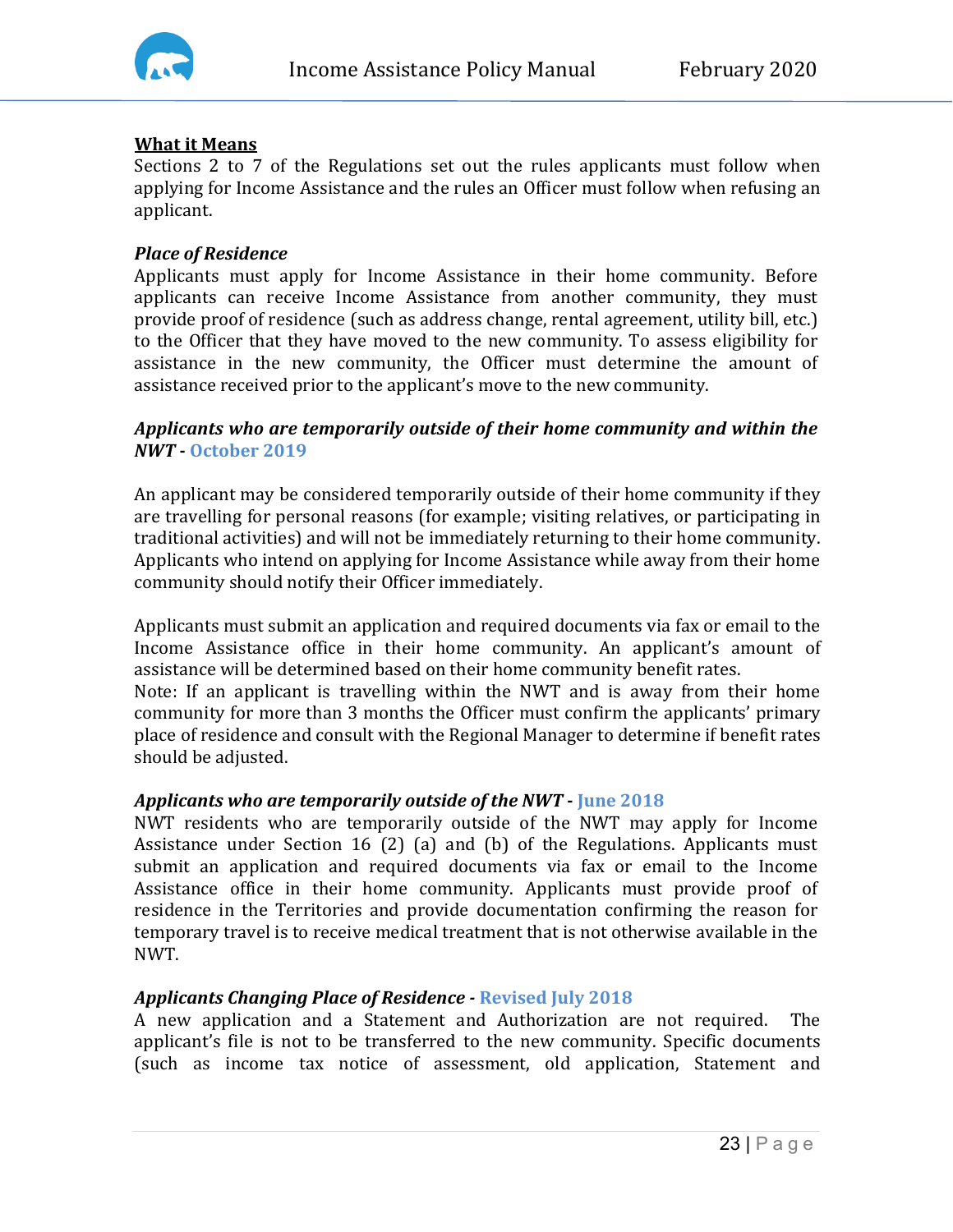**What it Means**
Sections 2 to 7 of the Regulations set out the rules applicants must follow when applying for Income Assistance and the rules an Officer must follow when refusing an applicant.

***Place of Residence***
Applicants must apply for Income Assistance in their home community. Before applicants can receive Income Assistance from another community, they must provide proof of residence (such as address change, rental agreement, utility bill, etc.) to the Officer that they have moved to the new community. To assess eligibility for assistance in the new community, the Officer must determine the amount of assistance received prior to the applicant's move to the new community.

***Applicants who are temporarily outside of their home community and within the NWT* - October 2019**

An applicant may be considered temporarily outside of their home community if they are travelling for personal reasons (for example; visiting relatives, or participating in traditional activities) and will not be immediately returning to their home community. Applicants who intend on applying for Income Assistance while away from their home community should notify their Officer immediately.

Applicants must submit an application and required documents via fax or email to the Income Assistance office in their home community. An applicant's amount of assistance will be determined based on their home community benefit rates.
Note: If an applicant is travelling within the NWT and is away from their home community for more than 3 months the Officer must confirm the applicants' primary place of residence and consult with the Regional Manager to determine if benefit rates should be adjusted.

***Applicants who are temporarily outside of the NWT* - June 2018**
NWT residents who are temporarily outside of the NWT may apply for Income Assistance under Section 16 (2) (a) and (b) of the Regulations. Applicants must submit an application and required documents via fax or email to the Income Assistance office in their home community. Applicants must provide proof of residence in the Territories and provide documentation confirming the reason for temporary travel is to receive medical treatment that is not otherwise available in the NWT.

***Applicants Changing Place of Residence* - Revised July 2018**
A new application and a Statement and Authorization are not required. The applicant's file is not to be transferred to the new community. Specific documents (such as income tax notice of assessment, old application, Statement and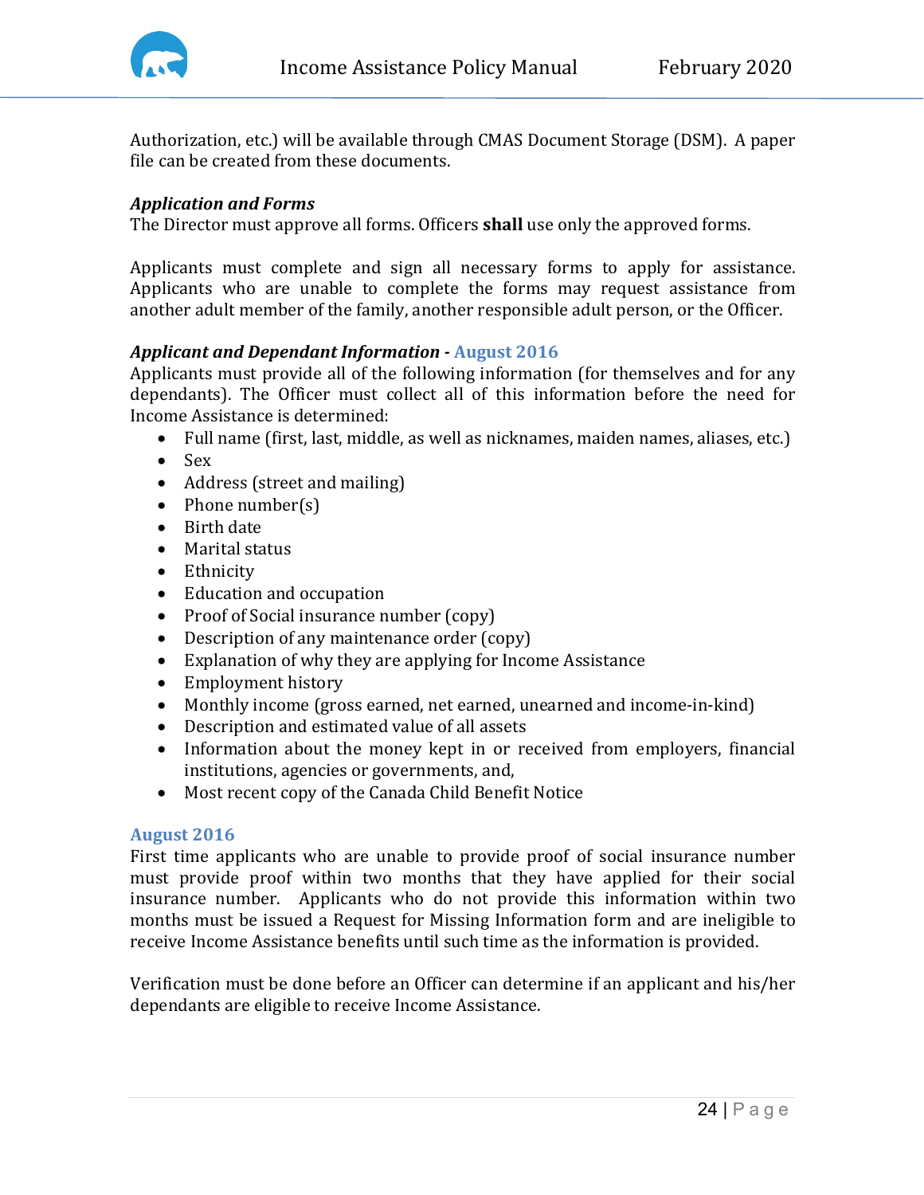Authorization, etc.) will be available through CMAS Document Storage (DSM). A paper file can be created from these documents.

***Application and Forms***

The Director must approve all forms. Officers **shall** use only the approved forms.

Applicants must complete and sign all necessary forms to apply for assistance. Applicants who are unable to complete the forms may request assistance from another adult member of the family, another responsible adult person, or the Officer.

***Applicant and Dependant Information* - August 2016**

Applicants must provide all of the following information (for themselves and for any dependants). The Officer must collect all of this information before the need for Income Assistance is determined:

- Full name (first, last, middle, as well as nicknames, maiden names, aliases, etc.)
- Sex
- Address (street and mailing)
- Phone number(s)
- Birth date
- Marital status
- Ethnicity
- Education and occupation
- Proof of Social insurance number (copy)
- Description of any maintenance order (copy)
- Explanation of why they are applying for Income Assistance
- Employment history
- Monthly income (gross earned, net earned, unearned and income-in-kind)
- Description and estimated value of all assets
- Information about the money kept in or received from employers, financial institutions, agencies or governments, and,
- Most recent copy of the Canada Child Benefit Notice

**August 2016**

First time applicants who are unable to provide proof of social insurance number must provide proof within two months that they have applied for their social insurance number. Applicants who do not provide this information within two months must be issued a Request for Missing Information form and are ineligible to receive Income Assistance benefits until such time as the information is provided.

Verification must be done before an Officer can determine if an applicant and his/her dependants are eligible to receive Income Assistance.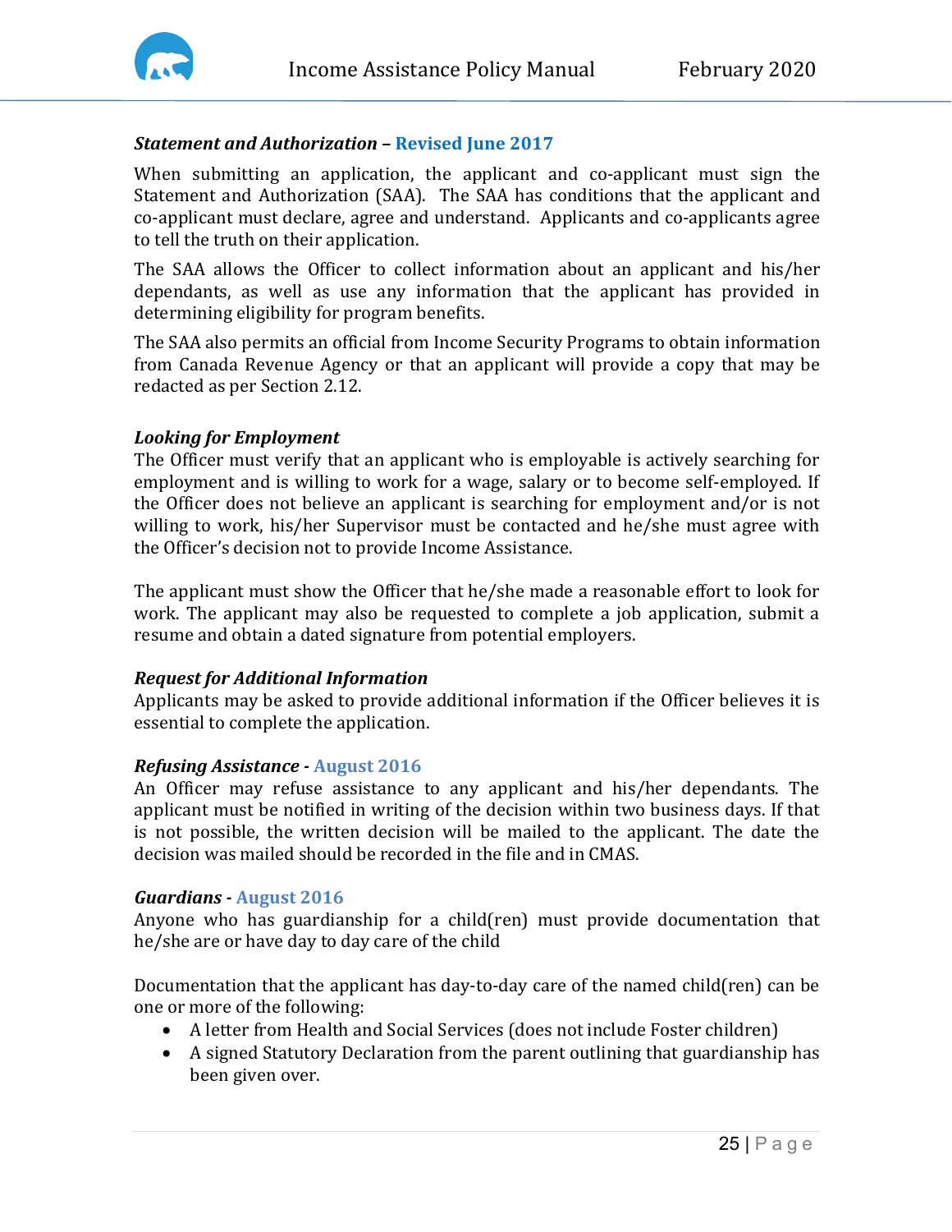***Statement and Authorization* – Revised June 2017**

When submitting an application, the applicant and co-applicant must sign the Statement and Authorization (SAA). The SAA has conditions that the applicant and co-applicant must declare, agree and understand. Applicants and co-applicants agree to tell the truth on their application.

The SAA allows the Officer to collect information about an applicant and his/her dependants, as well as use any information that the applicant has provided in determining eligibility for program benefits.

The SAA also permits an official from Income Security Programs to obtain information from Canada Revenue Agency or that an applicant will provide a copy that may be redacted as per Section 2.12.

***Looking for Employment***

The Officer must verify that an applicant who is employable is actively searching for employment and is willing to work for a wage, salary or to become self-employed. If the Officer does not believe an applicant is searching for employment and/or is not willing to work, his/her Supervisor must be contacted and he/she must agree with the Officer's decision not to provide Income Assistance.

The applicant must show the Officer that he/she made a reasonable effort to look for work. The applicant may also be requested to complete a job application, submit a resume and obtain a dated signature from potential employers.

***Request for Additional Information***

Applicants may be asked to provide additional information if the Officer believes it is essential to complete the application.

***Refusing Assistance* - August 2016**

An Officer may refuse assistance to any applicant and his/her dependants. The applicant must be notified in writing of the decision within two business days. If that is not possible, the written decision will be mailed to the applicant. The date the decision was mailed should be recorded in the file and in CMAS.

***Guardians* - August 2016**

Anyone who has guardianship for a child(ren) must provide documentation that he/she are or have day to day care of the child

Documentation that the applicant has day-to-day care of the named child(ren) can be one or more of the following:

- A letter from Health and Social Services (does not include Foster children)
- A signed Statutory Declaration from the parent outlining that guardianship has been given over.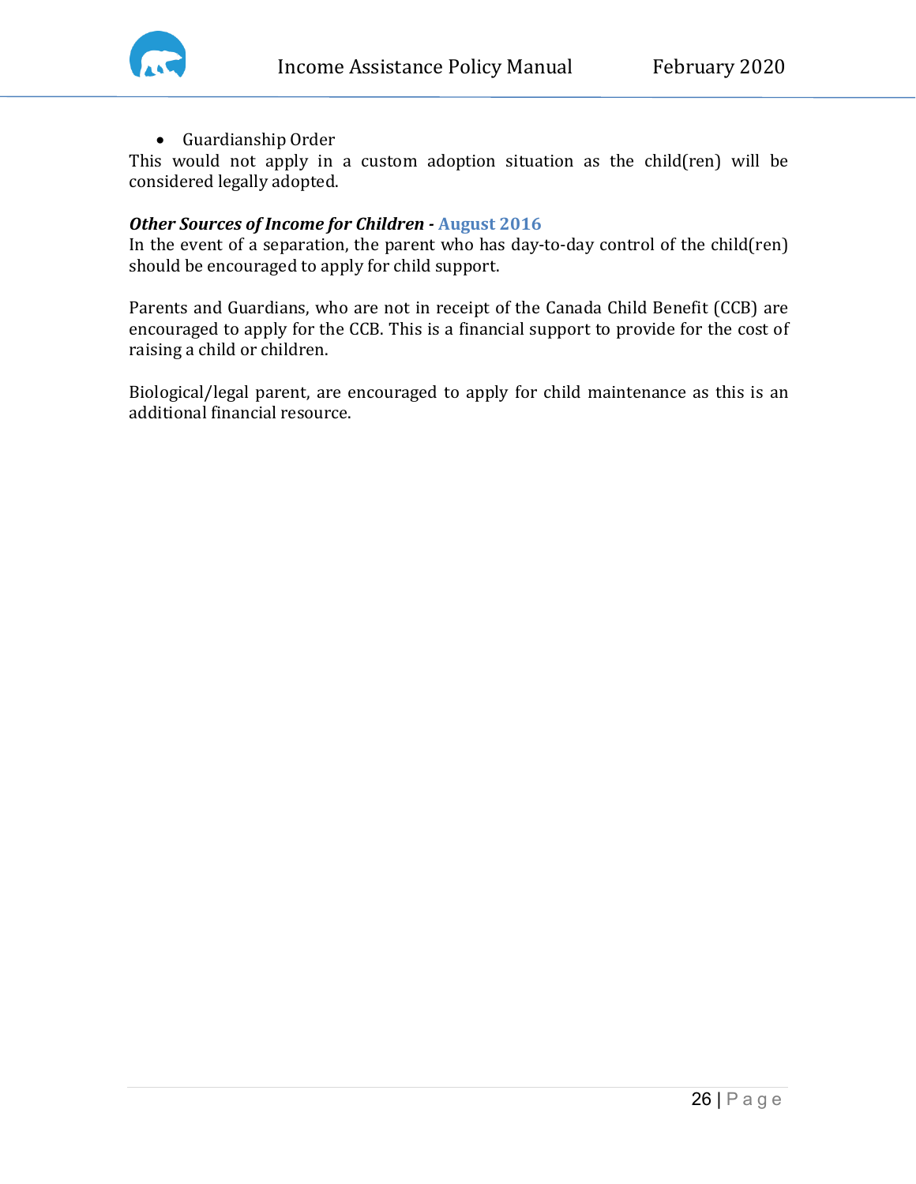- Guardianship Order

This would not apply in a custom adoption situation as the child(ren) will be considered legally adopted.

***Other Sources of Income for Children* - August 2016**

In the event of a separation, the parent who has day-to-day control of the child(ren) should be encouraged to apply for child support.

Parents and Guardians, who are not in receipt of the Canada Child Benefit (CCB) are encouraged to apply for the CCB. This is a financial support to provide for the cost of raising a child or children.

Biological/legal parent, are encouraged to apply for child maintenance as this is an additional financial resource.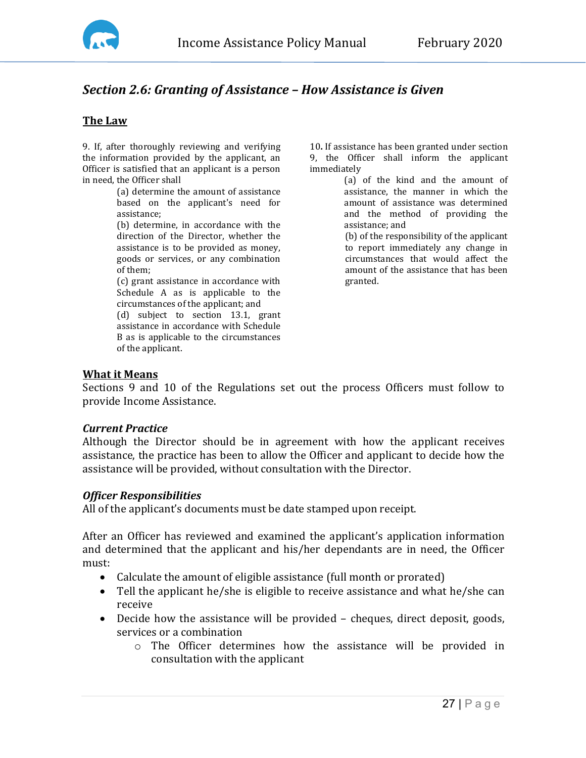## *Section 2.6: Granting of Assistance – How Assistance is Given*

### The Law

9. If, after thoroughly reviewing and verifying the information provided by the applicant, an Officer is satisfied that an applicant is a person in need, the Officer shall

(a) determine the amount of assistance based on the applicant's need for assistance;
(b) determine, in accordance with the direction of the Director, whether the assistance is to be provided as money, goods or services, or any combination of them;
(c) grant assistance in accordance with Schedule A as is applicable to the circumstances of the applicant; and
(d) subject to section 13.1, grant assistance in accordance with Schedule B as is applicable to the circumstances of the applicant.

10. If assistance has been granted under section 9, the Officer shall inform the applicant immediately

(a) of the kind and the amount of assistance, the manner in which the amount of assistance was determined and the method of providing the assistance; and
(b) of the responsibility of the applicant to report immediately any change in circumstances that would affect the amount of the assistance that has been granted.

### What it Means

Sections 9 and 10 of the Regulations set out the process Officers must follow to provide Income Assistance.

#### *Current Practice*

Although the Director should be in agreement with how the applicant receives assistance, the practice has been to allow the Officer and applicant to decide how the assistance will be provided, without consultation with the Director.

#### *Officer Responsibilities*

All of the applicant's documents must be date stamped upon receipt.

After an Officer has reviewed and examined the applicant's application information and determined that the applicant and his/her dependants are in need, the Officer must:

- Calculate the amount of eligible assistance (full month or prorated)
- Tell the applicant he/she is eligible to receive assistance and what he/she can receive
- Decide how the assistance will be provided – cheques, direct deposit, goods, services or a combination
  - The Officer determines how the assistance will be provided in consultation with the applicant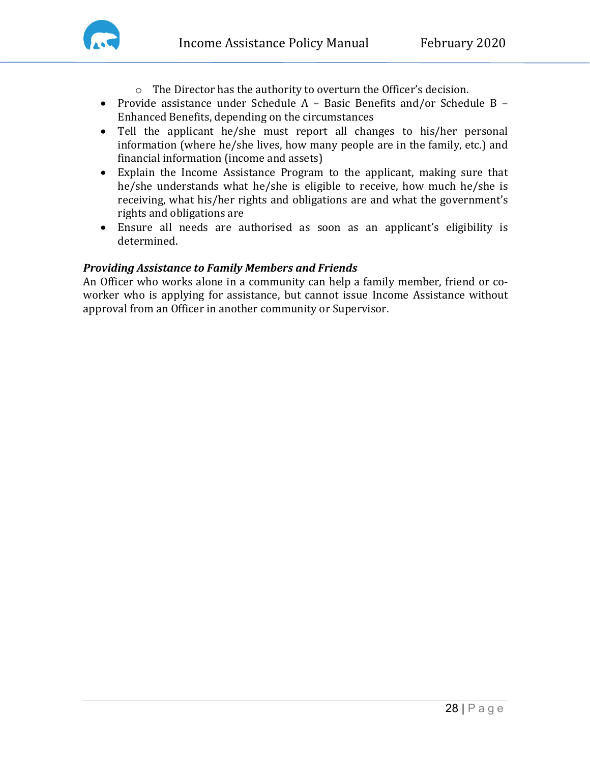- The Director has the authority to overturn the Officer's decision.
- Provide assistance under Schedule A – Basic Benefits and/or Schedule B – Enhanced Benefits, depending on the circumstances
- Tell the applicant he/she must report all changes to his/her personal information (where he/she lives, how many people are in the family, etc.) and financial information (income and assets)
- Explain the Income Assistance Program to the applicant, making sure that he/she understands what he/she is eligible to receive, how much he/she is receiving, what his/her rights and obligations are and what the government's rights and obligations are
- Ensure all needs are authorised as soon as an applicant's eligibility is determined.

***Providing Assistance to Family Members and Friends***

An Officer who works alone in a community can help a family member, friend or co-worker who is applying for assistance, but cannot issue Income Assistance without approval from an Officer in another community or Supervisor.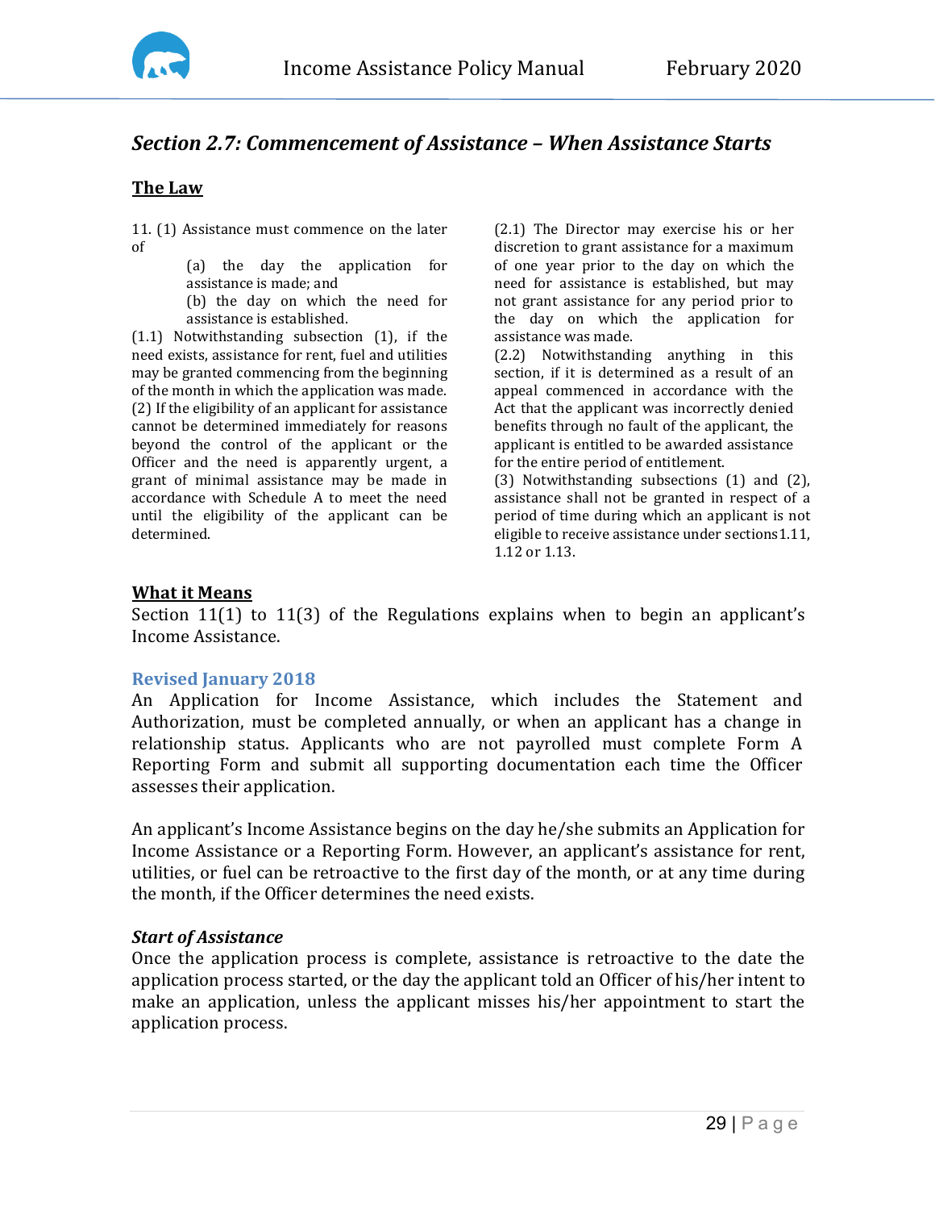## *Section 2.7: Commencement of Assistance – When Assistance Starts*

### The Law

11. (1) Assistance must commence on the later of

(a) the day the application for assistance is made; and

(b) the day on which the need for assistance is established.

(1.1) Notwithstanding subsection (1), if the need exists, assistance for rent, fuel and utilities may be granted commencing from the beginning of the month in which the application was made.

(2) If the eligibility of an applicant for assistance cannot be determined immediately for reasons beyond the control of the applicant or the Officer and the need is apparently urgent, a grant of minimal assistance may be made in accordance with Schedule A to meet the need until the eligibility of the applicant can be determined.

(2.1) The Director may exercise his or her discretion to grant assistance for a maximum of one year prior to the day on which the need for assistance is established, but may not grant assistance for any period prior to the day on which the application for assistance was made.

(2.2) Notwithstanding anything in this section, if it is determined as a result of an appeal commenced in accordance with the Act that the applicant was incorrectly denied benefits through no fault of the applicant, the applicant is entitled to be awarded assistance for the entire period of entitlement.

(3) Notwithstanding subsections (1) and (2), assistance shall not be granted in respect of a period of time during which an applicant is not eligible to receive assistance under sections1.11, 1.12 or 1.13.

### What it Means

Section 11(1) to 11(3) of the Regulations explains when to begin an applicant's Income Assistance.

#### Revised January 2018

An Application for Income Assistance, which includes the Statement and Authorization, must be completed annually, or when an applicant has a change in relationship status. Applicants who are not payrolled must complete Form A Reporting Form and submit all supporting documentation each time the Officer assesses their application.

An applicant's Income Assistance begins on the day he/she submits an Application for Income Assistance or a Reporting Form. However, an applicant's assistance for rent, utilities, or fuel can be retroactive to the first day of the month, or at any time during the month, if the Officer determines the need exists.

#### *Start of Assistance*

Once the application process is complete, assistance is retroactive to the date the application process started, or the day the applicant told an Officer of his/her intent to make an application, unless the applicant misses his/her appointment to start the application process.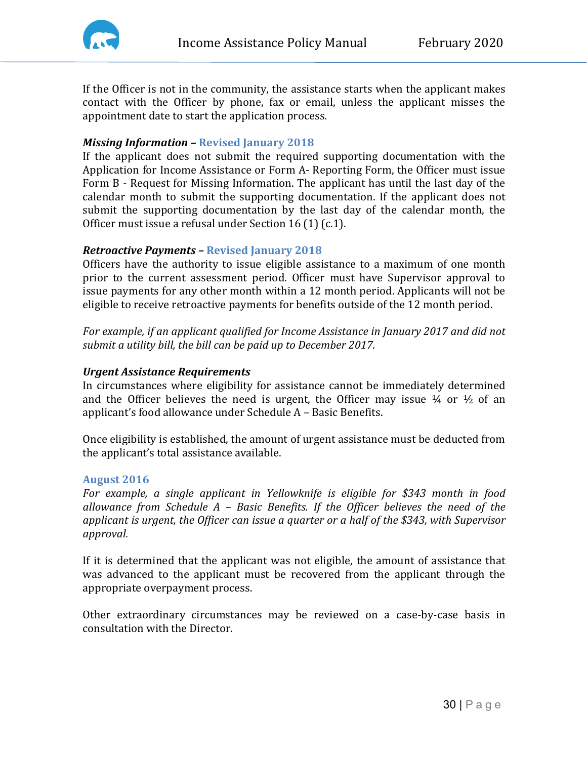If the Officer is not in the community, the assistance starts when the applicant makes contact with the Officer by phone, fax or email, unless the applicant misses the appointment date to start the application process.

***Missing Information* – Revised January 2018**

If the applicant does not submit the required supporting documentation with the Application for Income Assistance or Form A- Reporting Form, the Officer must issue Form B - Request for Missing Information. The applicant has until the last day of the calendar month to submit the supporting documentation. If the applicant does not submit the supporting documentation by the last day of the calendar month, the Officer must issue a refusal under Section 16 (1) (c.1).

***Retroactive Payments* – Revised January 2018**

Officers have the authority to issue eligible assistance to a maximum of one month prior to the current assessment period. Officer must have Supervisor approval to issue payments for any other month within a 12 month period. Applicants will not be eligible to receive retroactive payments for benefits outside of the 12 month period.

*For example, if an applicant qualified for Income Assistance in January 2017 and did not submit a utility bill, the bill can be paid up to December 2017.*

***Urgent Assistance Requirements***

In circumstances where eligibility for assistance cannot be immediately determined and the Officer believes the need is urgent, the Officer may issue ¼ or ½ of an applicant's food allowance under Schedule A – Basic Benefits.

Once eligibility is established, the amount of urgent assistance must be deducted from the applicant's total assistance available.

**August 2016**

*For example, a single applicant in Yellowknife is eligible for $343 month in food allowance from Schedule A – Basic Benefits. If the Officer believes the need of the applicant is urgent, the Officer can issue a quarter or a half of the $343, with Supervisor approval.*

If it is determined that the applicant was not eligible, the amount of assistance that was advanced to the applicant must be recovered from the applicant through the appropriate overpayment process.

Other extraordinary circumstances may be reviewed on a case-by-case basis in consultation with the Director.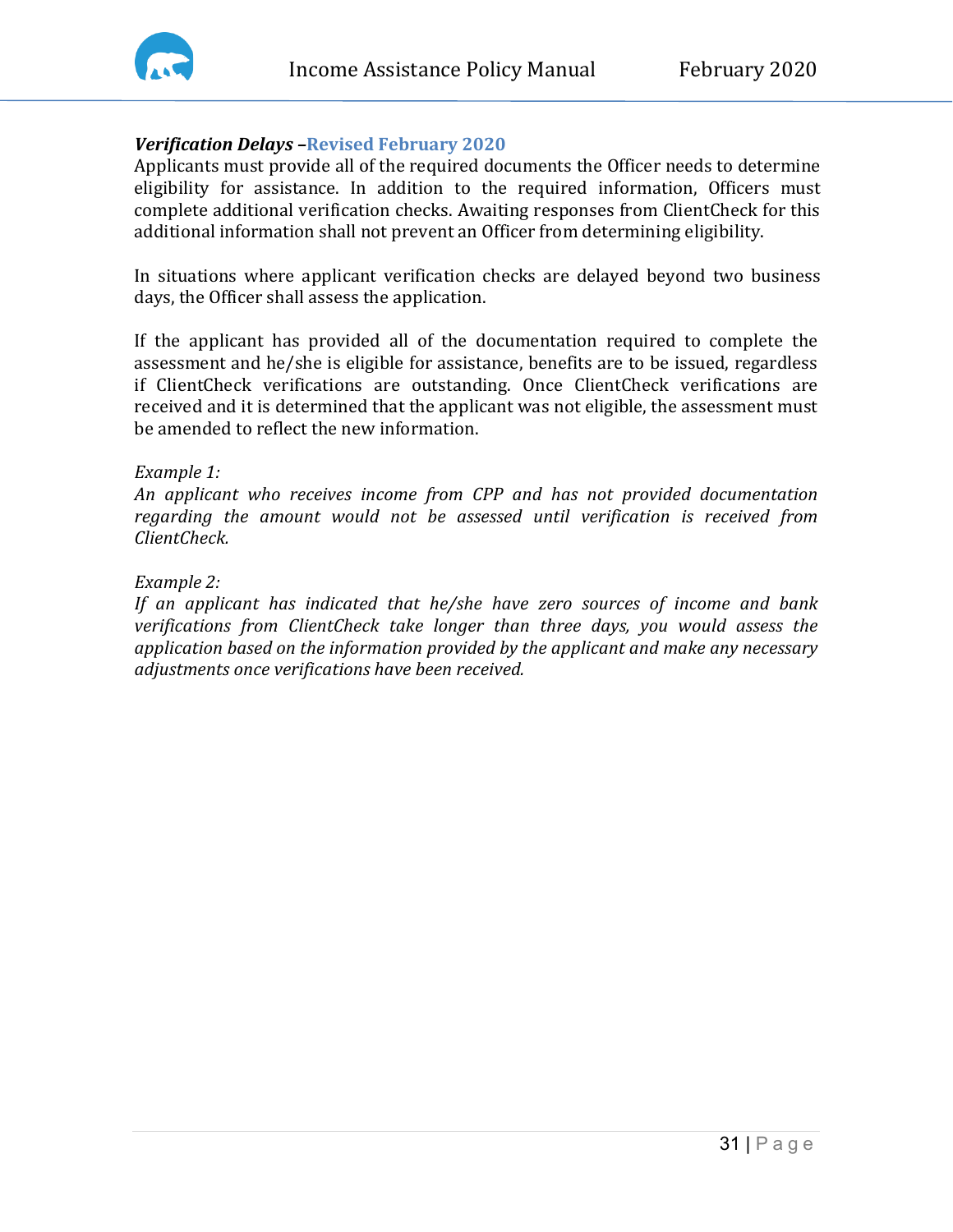***Verification Delays* –Revised February 2020**

Applicants must provide all of the required documents the Officer needs to determine eligibility for assistance. In addition to the required information, Officers must complete additional verification checks. Awaiting responses from ClientCheck for this additional information shall not prevent an Officer from determining eligibility.

In situations where applicant verification checks are delayed beyond two business days, the Officer shall assess the application.

If the applicant has provided all of the documentation required to complete the assessment and he/she is eligible for assistance, benefits are to be issued, regardless if ClientCheck verifications are outstanding. Once ClientCheck verifications are received and it is determined that the applicant was not eligible, the assessment must be amended to reflect the new information.

*Example 1:*
*An applicant who receives income from CPP and has not provided documentation regarding the amount would not be assessed until verification is received from ClientCheck.*

*Example 2:*
*If an applicant has indicated that he/she have zero sources of income and bank verifications from ClientCheck take longer than three days, you would assess the application based on the information provided by the applicant and make any necessary adjustments once verifications have been received.*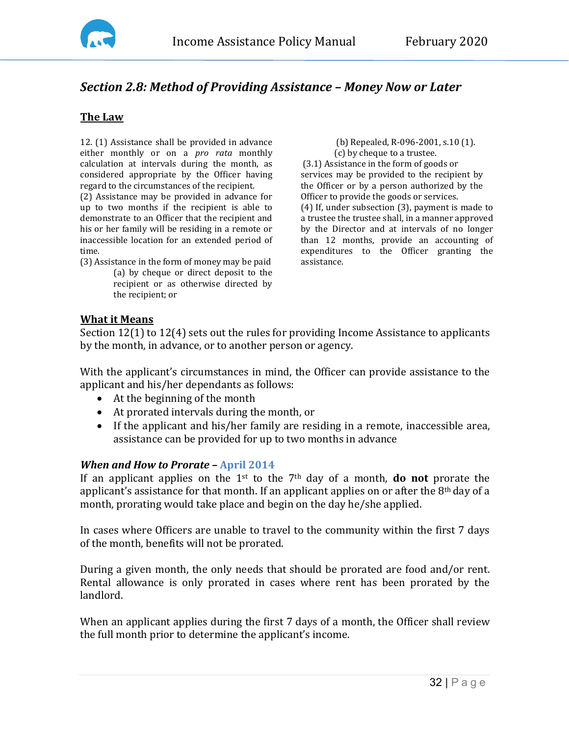## *Section 2.8: Method of Providing Assistance – Money Now or Later*

### The Law

12. (1) Assistance shall be provided in advance either monthly or on a *pro rata* monthly calculation at intervals during the month, as considered appropriate by the Officer having regard to the circumstances of the recipient.
(2) Assistance may be provided in advance for up to two months if the recipient is able to demonstrate to an Officer that the recipient and his or her family will be residing in a remote or inaccessible location for an extended period of time.
(3) Assistance in the form of money may be paid
(a) by cheque or direct deposit to the recipient or as otherwise directed by the recipient; or
(b) Repealed, R-096-2001, s.10 (1).
(c) by cheque to a trustee.
(3.1) Assistance in the form of goods or services may be provided to the recipient by the Officer or by a person authorized by the Officer to provide the goods or services.
(4) If, under subsection (3), payment is made to a trustee the trustee shall, in a manner approved by the Director and at intervals of no longer than 12 months, provide an accounting of expenditures to the Officer granting the assistance.

### What it Means

Section 12(1) to 12(4) sets out the rules for providing Income Assistance to applicants by the month, in advance, or to another person or agency.

With the applicant's circumstances in mind, the Officer can provide assistance to the applicant and his/her dependants as follows:

- At the beginning of the month
- At prorated intervals during the month, or
- If the applicant and his/her family are residing in a remote, inaccessible area, assistance can be provided for up to two months in advance

#### *When and How to Prorate* – April 2014

If an applicant applies on the 1st to the 7th day of a month, **do not** prorate the applicant's assistance for that month. If an applicant applies on or after the 8th day of a month, prorating would take place and begin on the day he/she applied.

In cases where Officers are unable to travel to the community within the first 7 days of the month, benefits will not be prorated.

During a given month, the only needs that should be prorated are food and/or rent. Rental allowance is only prorated in cases where rent has been prorated by the landlord.

When an applicant applies during the first 7 days of a month, the Officer shall review the full month prior to determine the applicant's income.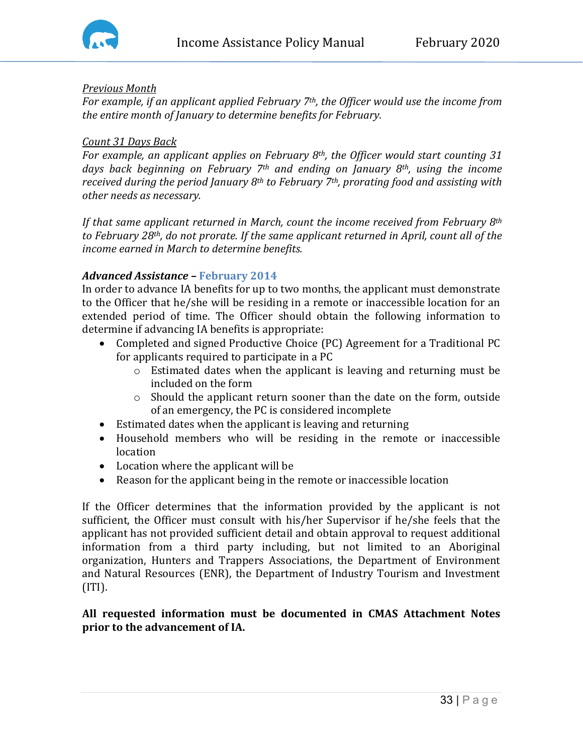*<u>Previous Month</u>*

*For example, if an applicant applied February 7th, the Officer would use the income from the entire month of January to determine benefits for February.*

*<u>Count 31 Days Back</u>*

*For example, an applicant applies on February 8th, the Officer would start counting 31 days back beginning on February 7th and ending on January 8th, using the income received during the period January 8th to February 7th, prorating food and assisting with other needs as necessary.*

*If that same applicant returned in March, count the income received from February 8th to February 28th, do not prorate. If the same applicant returned in April, count all of the income earned in March to determine benefits.*

***Advanced Assistance* – February 2014**

In order to advance IA benefits for up to two months, the applicant must demonstrate to the Officer that he/she will be residing in a remote or inaccessible location for an extended period of time. The Officer should obtain the following information to determine if advancing IA benefits is appropriate:

- Completed and signed Productive Choice (PC) Agreement for a Traditional PC for applicants required to participate in a PC
  - Estimated dates when the applicant is leaving and returning must be included on the form
  - Should the applicant return sooner than the date on the form, outside of an emergency, the PC is considered incomplete
- Estimated dates when the applicant is leaving and returning
- Household members who will be residing in the remote or inaccessible location
- Location where the applicant will be
- Reason for the applicant being in the remote or inaccessible location

If the Officer determines that the information provided by the applicant is not sufficient, the Officer must consult with his/her Supervisor if he/she feels that the applicant has not provided sufficient detail and obtain approval to request additional information from a third party including, but not limited to an Aboriginal organization, Hunters and Trappers Associations, the Department of Environment and Natural Resources (ENR), the Department of Industry Tourism and Investment (ITI).

**All requested information must be documented in CMAS Attachment Notes prior to the advancement of IA.**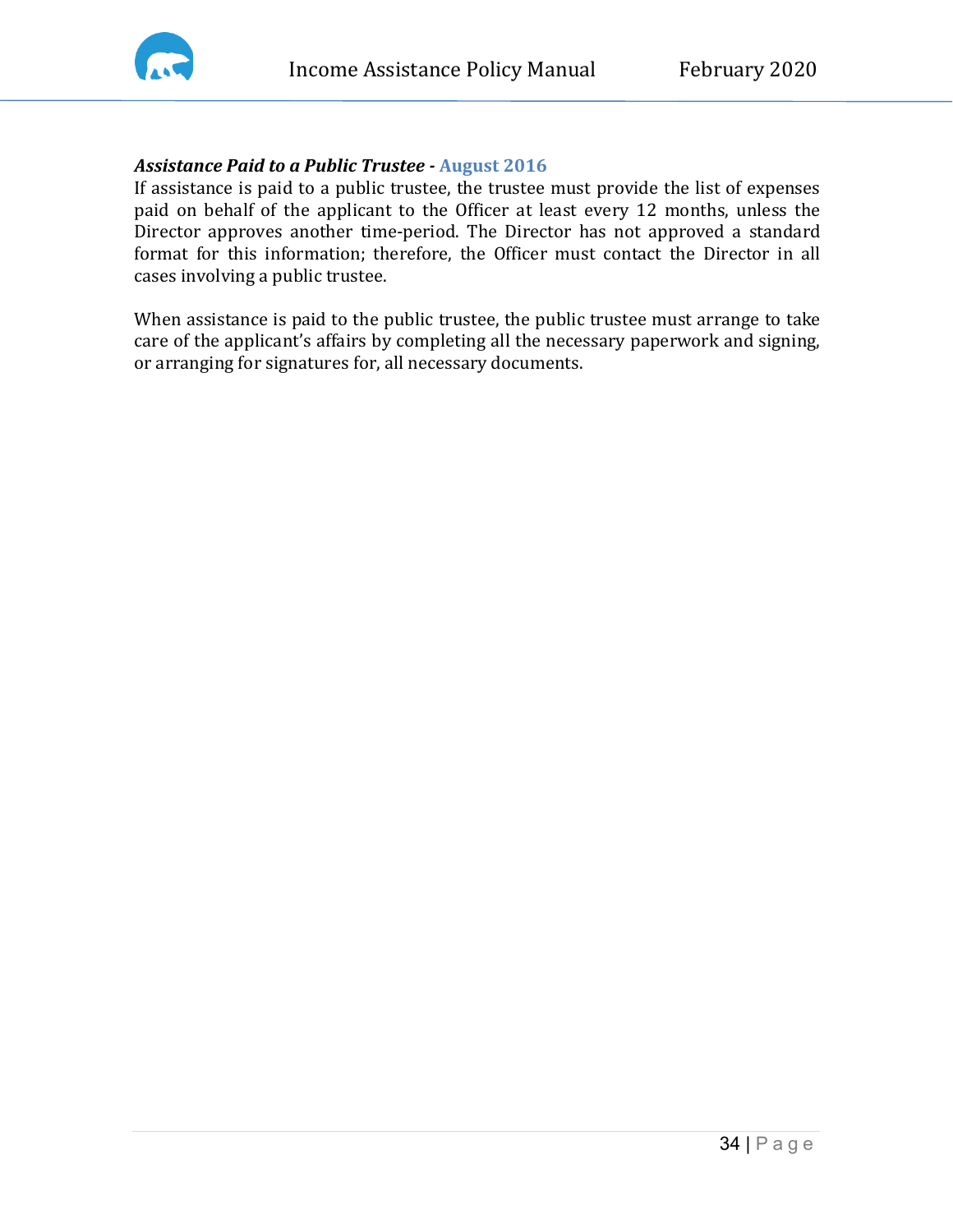***Assistance Paid to a Public Trustee* - August 2016**

If assistance is paid to a public trustee, the trustee must provide the list of expenses paid on behalf of the applicant to the Officer at least every 12 months, unless the Director approves another time-period. The Director has not approved a standard format for this information; therefore, the Officer must contact the Director in all cases involving a public trustee.

When assistance is paid to the public trustee, the public trustee must arrange to take care of the applicant's affairs by completing all the necessary paperwork and signing, or arranging for signatures for, all necessary documents.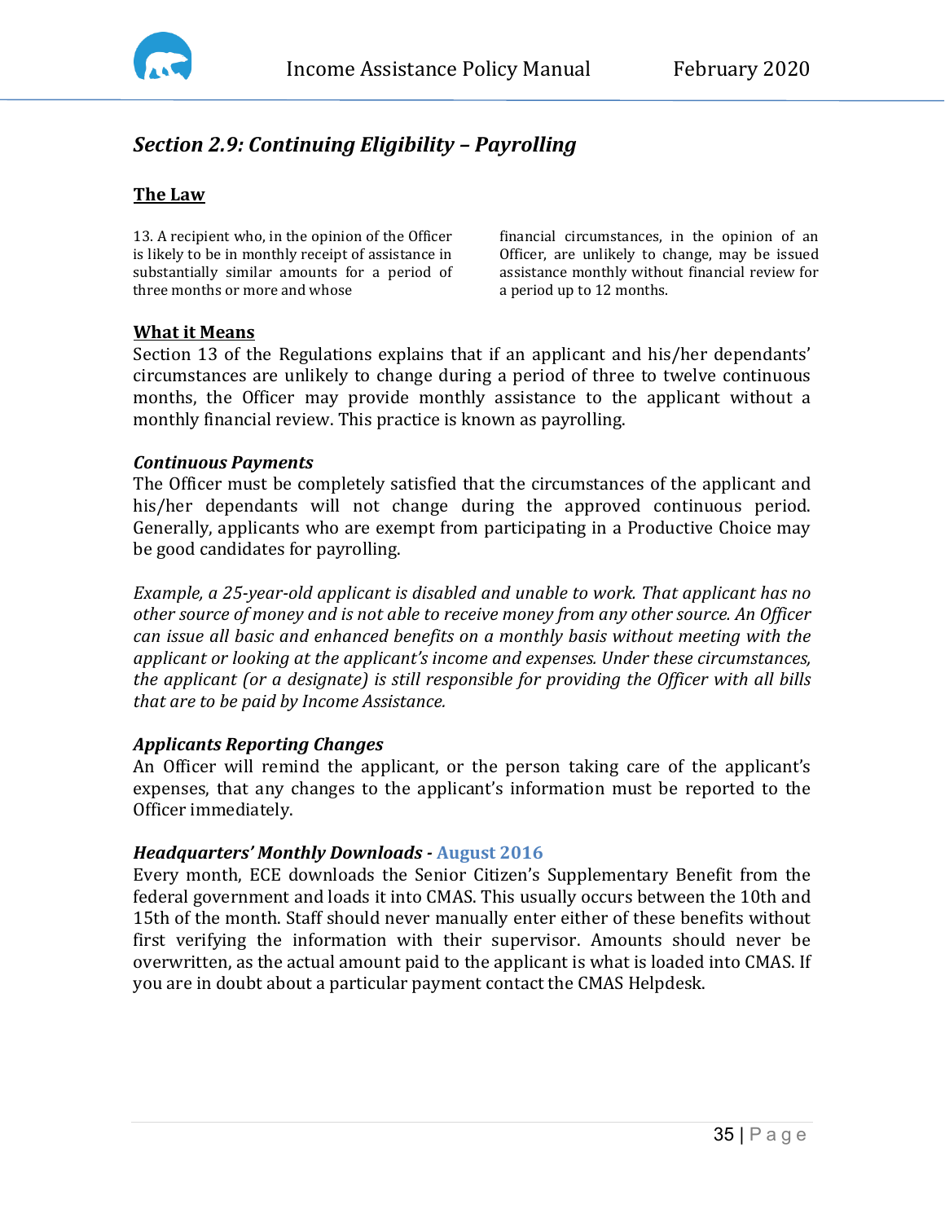## *Section 2.9: Continuing Eligibility – Payrolling*

### The Law

13. A recipient who, in the opinion of the Officer is likely to be in monthly receipt of assistance in substantially similar amounts for a period of three months or more and whose financial circumstances, in the opinion of an Officer, are unlikely to change, may be issued assistance monthly without financial review for a period up to 12 months.

### What it Means

Section 13 of the Regulations explains that if an applicant and his/her dependants' circumstances are unlikely to change during a period of three to twelve continuous months, the Officer may provide monthly assistance to the applicant without a monthly financial review. This practice is known as payrolling.

#### *Continuous Payments*

The Officer must be completely satisfied that the circumstances of the applicant and his/her dependants will not change during the approved continuous period. Generally, applicants who are exempt from participating in a Productive Choice may be good candidates for payrolling.

*Example, a 25-year-old applicant is disabled and unable to work. That applicant has no other source of money and is not able to receive money from any other source. An Officer can issue all basic and enhanced benefits on a monthly basis without meeting with the applicant or looking at the applicant's income and expenses. Under these circumstances, the applicant (or a designate) is still responsible for providing the Officer with all bills that are to be paid by Income Assistance.*

#### *Applicants Reporting Changes*

An Officer will remind the applicant, or the person taking care of the applicant's expenses, that any changes to the applicant's information must be reported to the Officer immediately.

#### *Headquarters' Monthly Downloads* - August 2016

Every month, ECE downloads the Senior Citizen's Supplementary Benefit from the federal government and loads it into CMAS. This usually occurs between the 10th and 15th of the month. Staff should never manually enter either of these benefits without first verifying the information with their supervisor. Amounts should never be overwritten, as the actual amount paid to the applicant is what is loaded into CMAS. If you are in doubt about a particular payment contact the CMAS Helpdesk.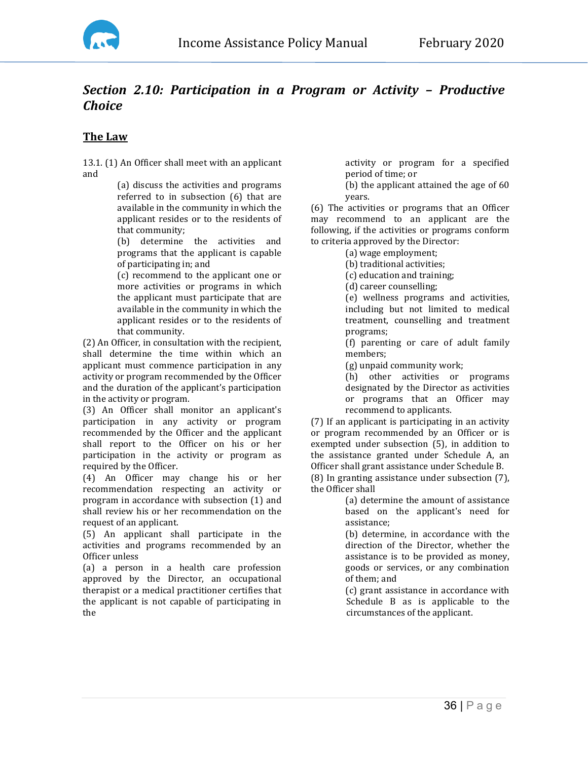## *Section 2.10: Participation in a Program or Activity – Productive Choice*

### The Law

13.1. (1) An Officer shall meet with an applicant and

(a) discuss the activities and programs referred to in subsection (6) that are available in the community in which the applicant resides or to the residents of that community;

(b) determine the activities and programs that the applicant is capable of participating in; and

(c) recommend to the applicant one or more activities or programs in which the applicant must participate that are available in the community in which the applicant resides or to the residents of that community.

(2) An Officer, in consultation with the recipient, shall determine the time within which an applicant must commence participation in any activity or program recommended by the Officer and the duration of the applicant's participation in the activity or program.

(3) An Officer shall monitor an applicant's participation in any activity or program recommended by the Officer and the applicant shall report to the Officer on his or her participation in the activity or program as required by the Officer.

(4) An Officer may change his or her recommendation respecting an activity or program in accordance with subsection (1) and shall review his or her recommendation on the request of an applicant.

(5) An applicant shall participate in the activities and programs recommended by an Officer unless

(a) a person in a health care profession approved by the Director, an occupational therapist or a medical practitioner certifies that the applicant is not capable of participating in the activity or program for a specified period of time; or

(b) the applicant attained the age of 60 years.

(6) The activities or programs that an Officer may recommend to an applicant are the following, if the activities or programs conform to criteria approved by the Director:

(a) wage employment;

(b) traditional activities;

(c) education and training;

(d) career counselling;

(e) wellness programs and activities, including but not limited to medical treatment, counselling and treatment programs;

(f) parenting or care of adult family members;

(g) unpaid community work;

(h) other activities or programs designated by the Director as activities or programs that an Officer may recommend to applicants.

(7) If an applicant is participating in an activity or program recommended by an Officer or is exempted under subsection (5), in addition to the assistance granted under Schedule A, an Officer shall grant assistance under Schedule B.

(8) In granting assistance under subsection (7), the Officer shall

(a) determine the amount of assistance based on the applicant's need for assistance;

(b) determine, in accordance with the direction of the Director, whether the assistance is to be provided as money, goods or services, or any combination of them; and

(c) grant assistance in accordance with Schedule B as is applicable to the circumstances of the applicant.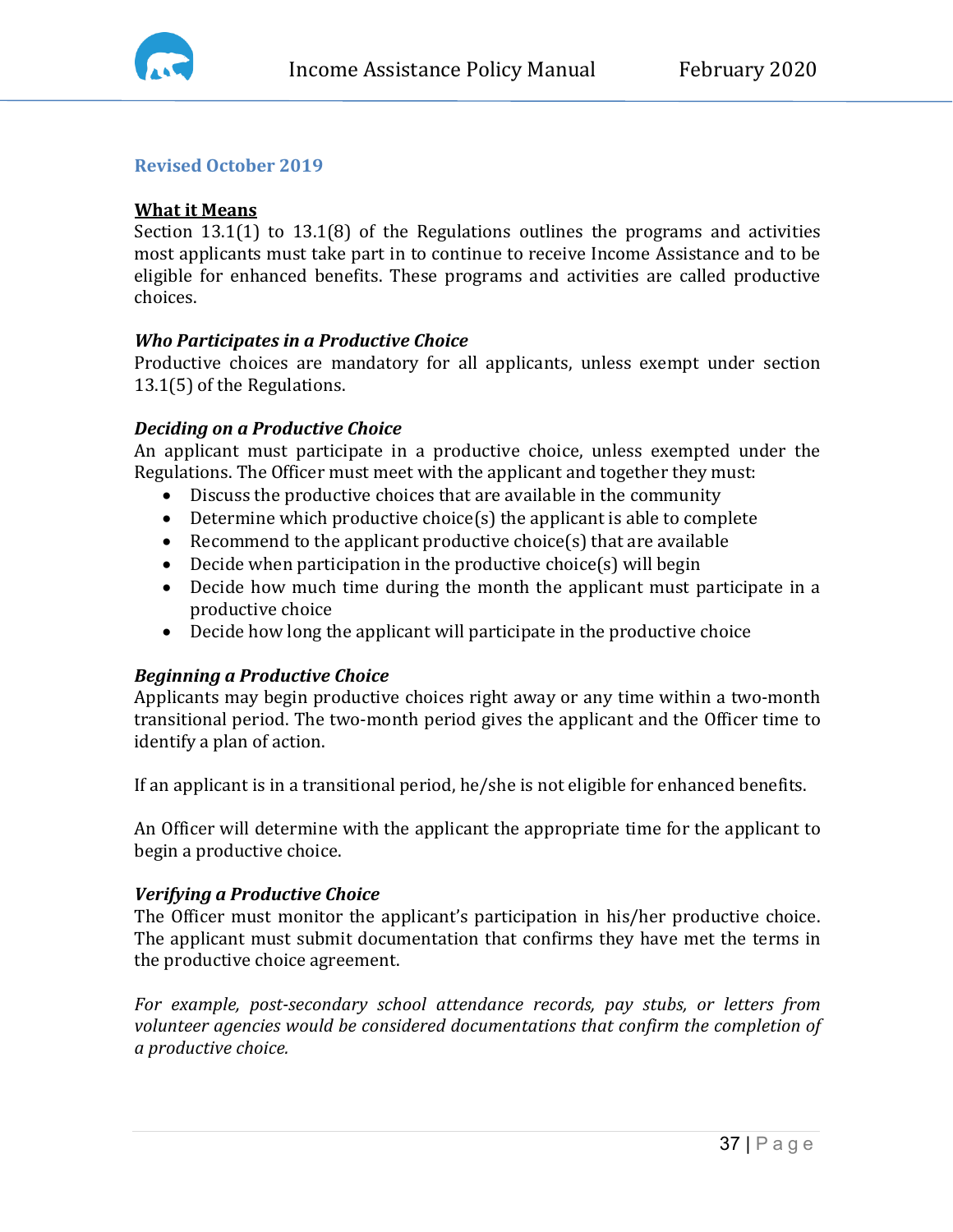**Revised October 2019**

**What it Means**

Section 13.1(1) to 13.1(8) of the Regulations outlines the programs and activities most applicants must take part in to continue to receive Income Assistance and to be eligible for enhanced benefits. These programs and activities are called productive choices.

***Who Participates in a Productive Choice***

Productive choices are mandatory for all applicants, unless exempt under section 13.1(5) of the Regulations.

***Deciding on a Productive Choice***

An applicant must participate in a productive choice, unless exempted under the Regulations. The Officer must meet with the applicant and together they must:

- Discuss the productive choices that are available in the community
- Determine which productive choice(s) the applicant is able to complete
- Recommend to the applicant productive choice(s) that are available
- Decide when participation in the productive choice(s) will begin
- Decide how much time during the month the applicant must participate in a productive choice
- Decide how long the applicant will participate in the productive choice

***Beginning a Productive Choice***

Applicants may begin productive choices right away or any time within a two-month transitional period. The two-month period gives the applicant and the Officer time to identify a plan of action.

If an applicant is in a transitional period, he/she is not eligible for enhanced benefits.

An Officer will determine with the applicant the appropriate time for the applicant to begin a productive choice.

***Verifying a Productive Choice***

The Officer must monitor the applicant's participation in his/her productive choice. The applicant must submit documentation that confirms they have met the terms in the productive choice agreement.

*For example, post-secondary school attendance records, pay stubs, or letters from volunteer agencies would be considered documentations that confirm the completion of a productive choice.*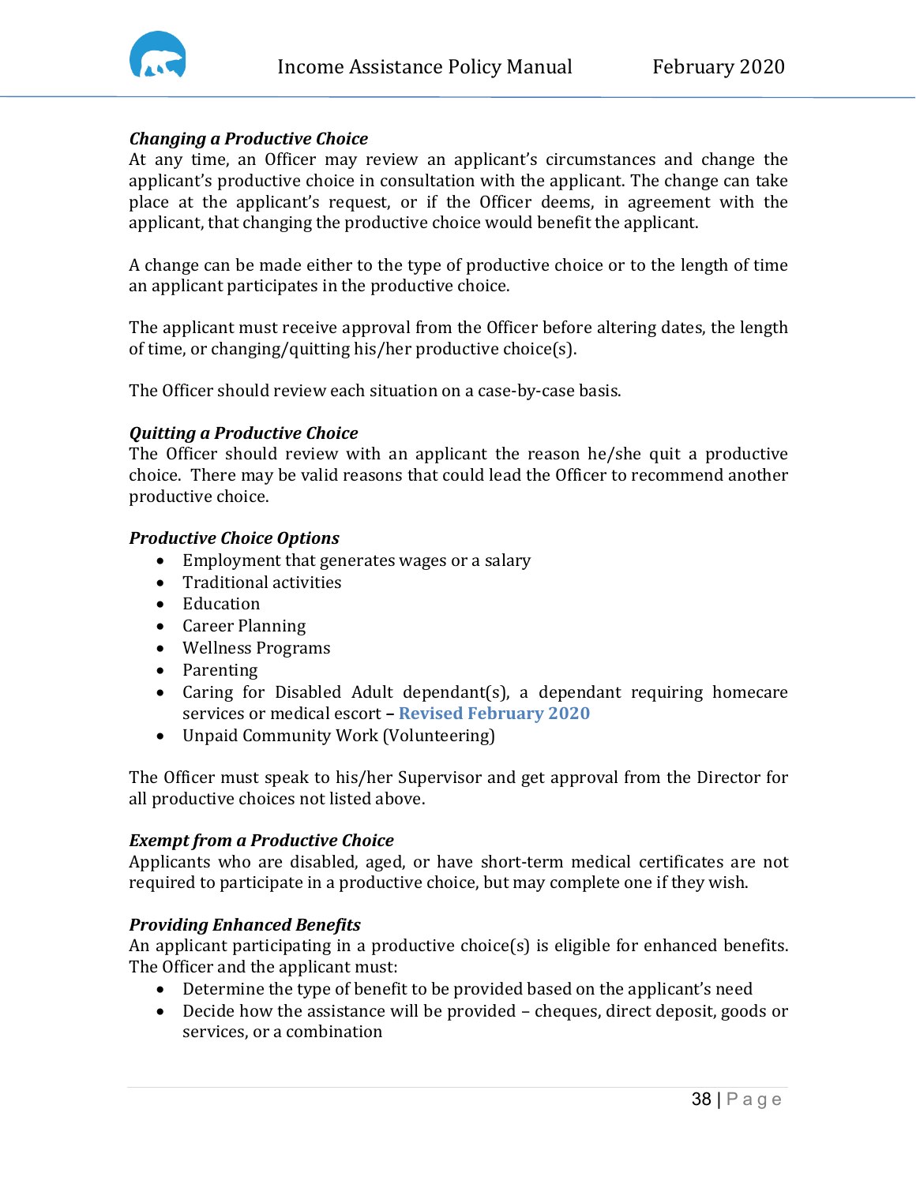### *Changing a Productive Choice*

At any time, an Officer may review an applicant's circumstances and change the applicant's productive choice in consultation with the applicant. The change can take place at the applicant's request, or if the Officer deems, in agreement with the applicant, that changing the productive choice would benefit the applicant.

A change can be made either to the type of productive choice or to the length of time an applicant participates in the productive choice.

The applicant must receive approval from the Officer before altering dates, the length of time, or changing/quitting his/her productive choice(s).

The Officer should review each situation on a case-by-case basis.

### *Quitting a Productive Choice*

The Officer should review with an applicant the reason he/she quit a productive choice. There may be valid reasons that could lead the Officer to recommend another productive choice.

### *Productive Choice Options*

- Employment that generates wages or a salary
- Traditional activities
- Education
- Career Planning
- Wellness Programs
- Parenting
- Caring for Disabled Adult dependant(s), a dependant requiring homecare services or medical escort – **Revised February 2020**
- Unpaid Community Work (Volunteering)

The Officer must speak to his/her Supervisor and get approval from the Director for all productive choices not listed above.

### *Exempt from a Productive Choice*

Applicants who are disabled, aged, or have short-term medical certificates are not required to participate in a productive choice, but may complete one if they wish.

### *Providing Enhanced Benefits*

An applicant participating in a productive choice(s) is eligible for enhanced benefits. The Officer and the applicant must:

- Determine the type of benefit to be provided based on the applicant's need
- Decide how the assistance will be provided – cheques, direct deposit, goods or services, or a combination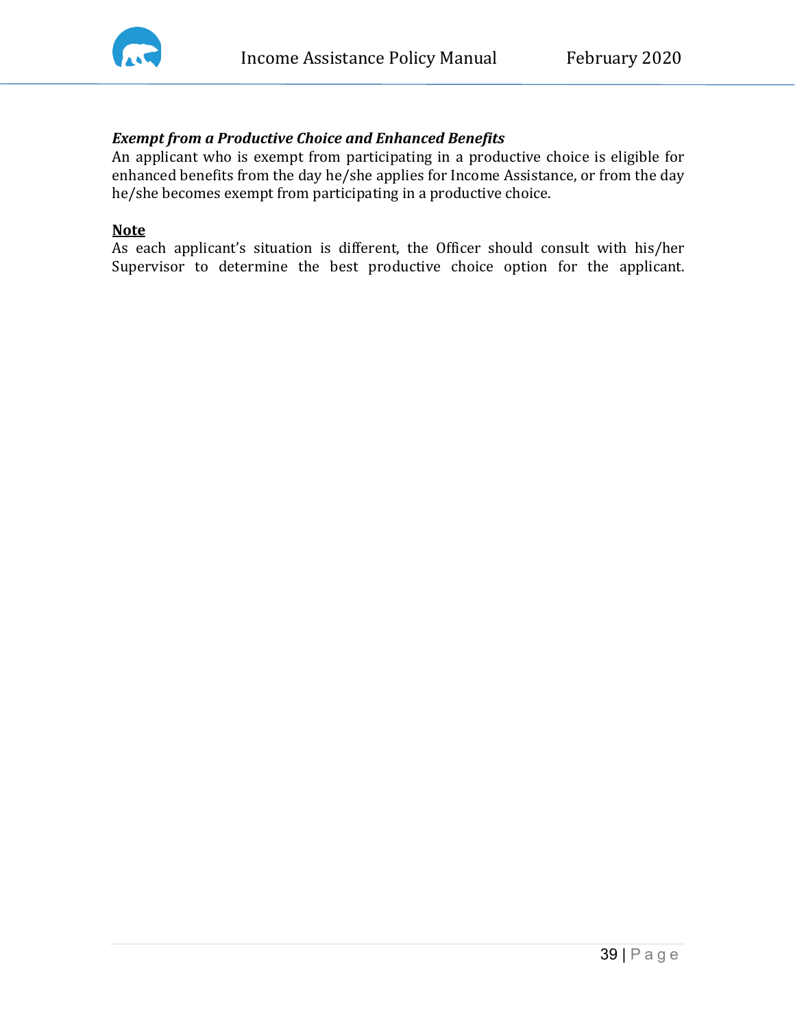***Exempt from a Productive Choice and Enhanced Benefits***

An applicant who is exempt from participating in a productive choice is eligible for enhanced benefits from the day he/she applies for Income Assistance, or from the day he/she becomes exempt from participating in a productive choice.

**Note**

As each applicant's situation is different, the Officer should consult with his/her Supervisor to determine the best productive choice option for the applicant.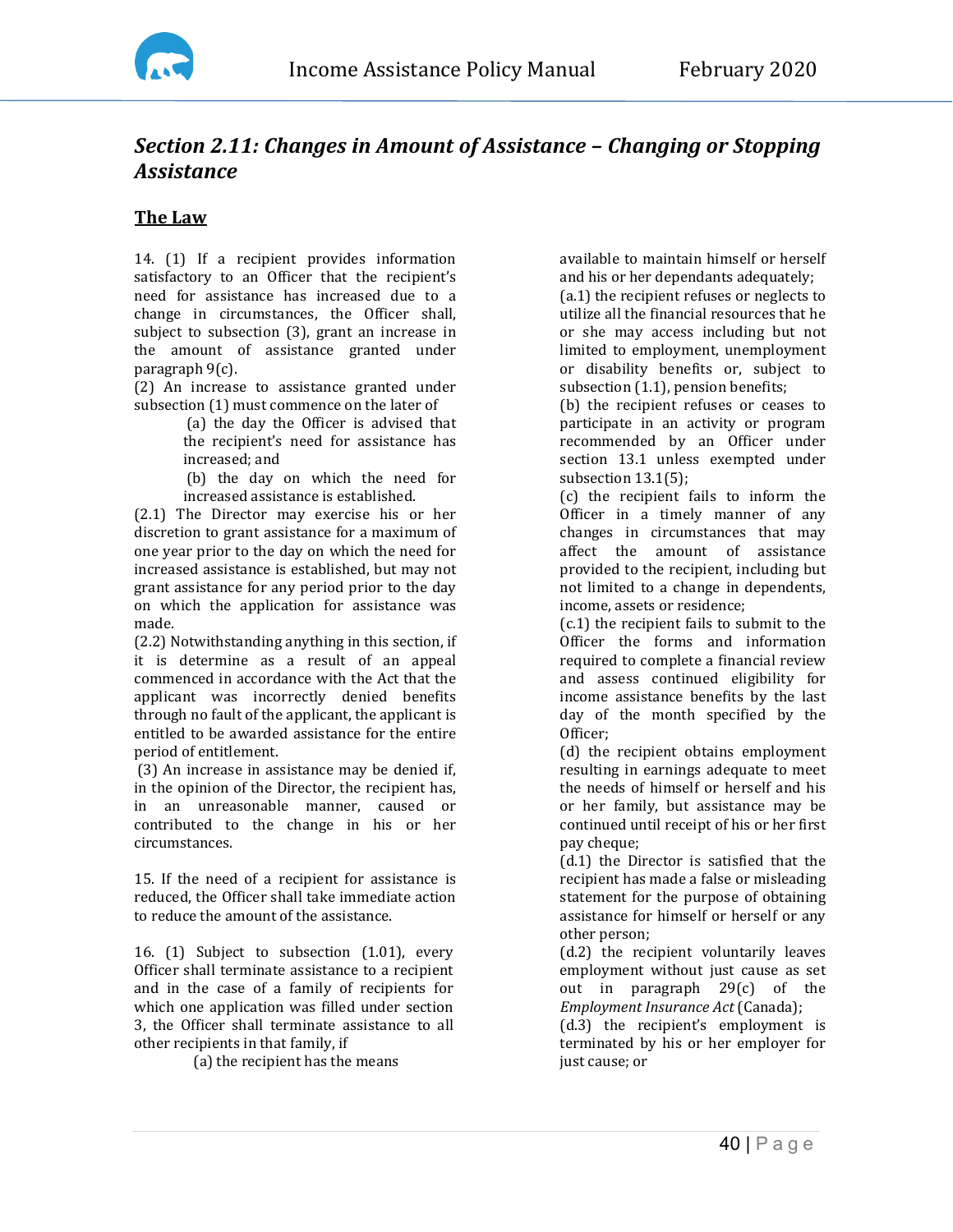## *Section 2.11: Changes in Amount of Assistance – Changing or Stopping Assistance*

### The Law

14. (1) If a recipient provides information satisfactory to an Officer that the recipient's need for assistance has increased due to a change in circumstances, the Officer shall, subject to subsection (3), grant an increase in the amount of assistance granted under paragraph 9(c).

(2) An increase to assistance granted under subsection (1) must commence on the later of

(a) the day the Officer is advised that the recipient's need for assistance has increased; and

(b) the day on which the need for increased assistance is established.

(2.1) The Director may exercise his or her discretion to grant assistance for a maximum of one year prior to the day on which the need for increased assistance is established, but may not grant assistance for any period prior to the day on which the application for assistance was made.

(2.2) Notwithstanding anything in this section, if it is determine as a result of an appeal commenced in accordance with the Act that the applicant was incorrectly denied benefits through no fault of the applicant, the applicant is entitled to be awarded assistance for the entire period of entitlement.

(3) An increase in assistance may be denied if, in the opinion of the Director, the recipient has, in an unreasonable manner, caused or contributed to the change in his or her circumstances.

15. If the need of a recipient for assistance is reduced, the Officer shall take immediate action to reduce the amount of the assistance.

16. (1) Subject to subsection (1.01), every Officer shall terminate assistance to a recipient and in the case of a family of recipients for which one application was filled under section 3, the Officer shall terminate assistance to all other recipients in that family, if

(a) the recipient has the means available to maintain himself or herself and his or her dependants adequately;

(a.1) the recipient refuses or neglects to utilize all the financial resources that he or she may access including but not limited to employment, unemployment or disability benefits or, subject to subsection (1.1), pension benefits;

(b) the recipient refuses or ceases to participate in an activity or program recommended by an Officer under section 13.1 unless exempted under subsection 13.1(5);

(c) the recipient fails to inform the Officer in a timely manner of any changes in circumstances that may affect the amount of assistance provided to the recipient, including but not limited to a change in dependents, income, assets or residence;

(c.1) the recipient fails to submit to the Officer the forms and information required to complete a financial review and assess continued eligibility for income assistance benefits by the last day of the month specified by the Officer;

(d) the recipient obtains employment resulting in earnings adequate to meet the needs of himself or herself and his or her family, but assistance may be continued until receipt of his or her first pay cheque;

(d.1) the Director is satisfied that the recipient has made a false or misleading statement for the purpose of obtaining assistance for himself or herself or any other person;

(d.2) the recipient voluntarily leaves employment without just cause as set out in paragraph 29(c) of the *Employment Insurance Act* (Canada);

(d.3) the recipient's employment is terminated by his or her employer for just cause; or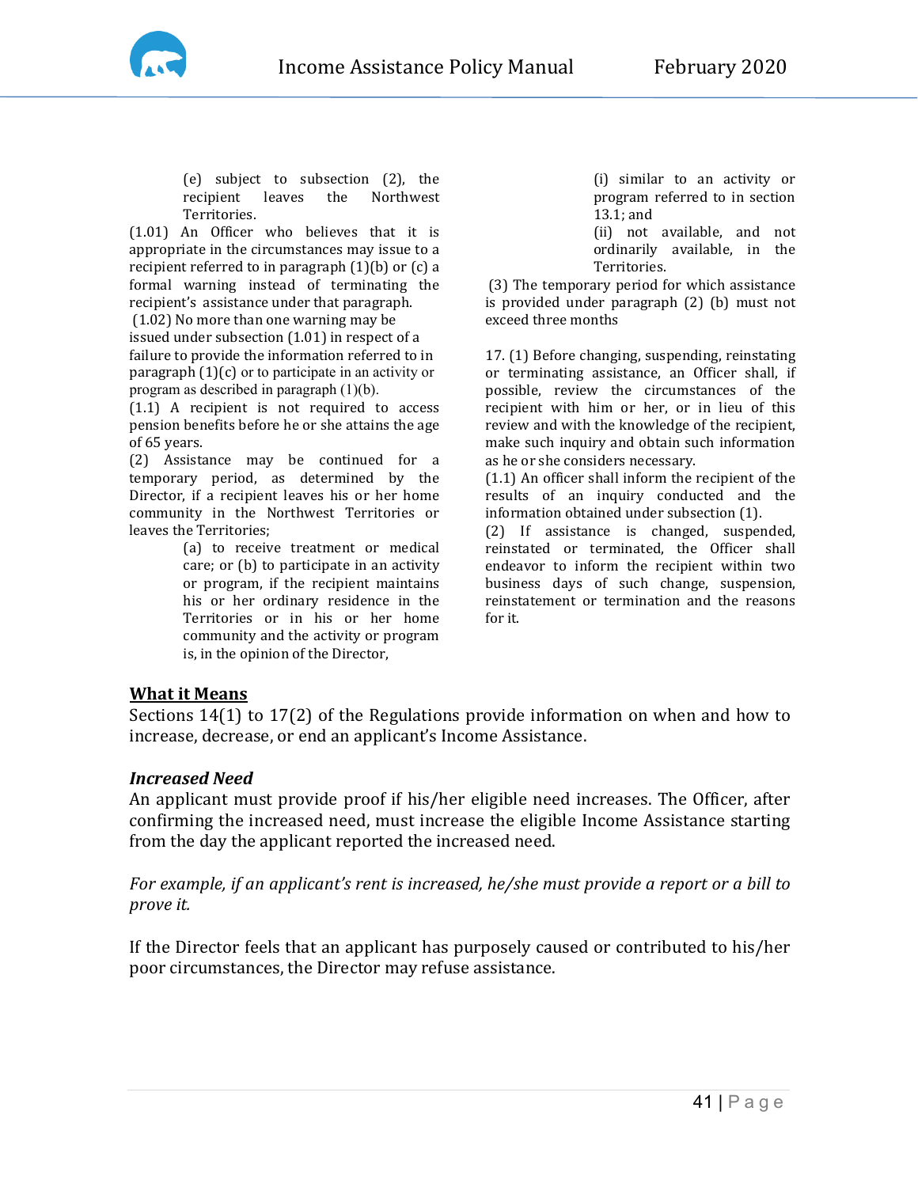(e) subject to subsection (2), the recipient leaves the Northwest Territories.

(1.01) An Officer who believes that it is appropriate in the circumstances may issue to a recipient referred to in paragraph (1)(b) or (c) a formal warning instead of terminating the recipient's assistance under that paragraph.

(1.02) No more than one warning may be issued under subsection (1.01) in respect of a failure to provide the information referred to in paragraph (1)(c) or to participate in an activity or program as described in paragraph (1)(b).

(1.1) A recipient is not required to access pension benefits before he or she attains the age of 65 years.

(2) Assistance may be continued for a temporary period, as determined by the Director, if a recipient leaves his or her home community in the Northwest Territories or leaves the Territories;

(a) to receive treatment or medical care; or (b) to participate in an activity or program, if the recipient maintains his or her ordinary residence in the Territories or in his or her home community and the activity or program is, in the opinion of the Director,

(i) similar to an activity or program referred to in section 13.1; and

(ii) not available, and not ordinarily available, in the Territories.

(3) The temporary period for which assistance is provided under paragraph (2) (b) must not exceed three months

17. (1) Before changing, suspending, reinstating or terminating assistance, an Officer shall, if possible, review the circumstances of the recipient with him or her, or in lieu of this review and with the knowledge of the recipient, make such inquiry and obtain such information as he or she considers necessary.

(1.1) An officer shall inform the recipient of the results of an inquiry conducted and the information obtained under subsection (1).

(2) If assistance is changed, suspended, reinstated or terminated, the Officer shall endeavor to inform the recipient within two business days of such change, suspension, reinstatement or termination and the reasons for it.

## What it Means

Sections 14(1) to 17(2) of the Regulations provide information on when and how to increase, decrease, or end an applicant's Income Assistance.

### *Increased Need*

An applicant must provide proof if his/her eligible need increases. The Officer, after confirming the increased need, must increase the eligible Income Assistance starting from the day the applicant reported the increased need.

*For example, if an applicant's rent is increased, he/she must provide a report or a bill to prove it.*

If the Director feels that an applicant has purposely caused or contributed to his/her poor circumstances, the Director may refuse assistance.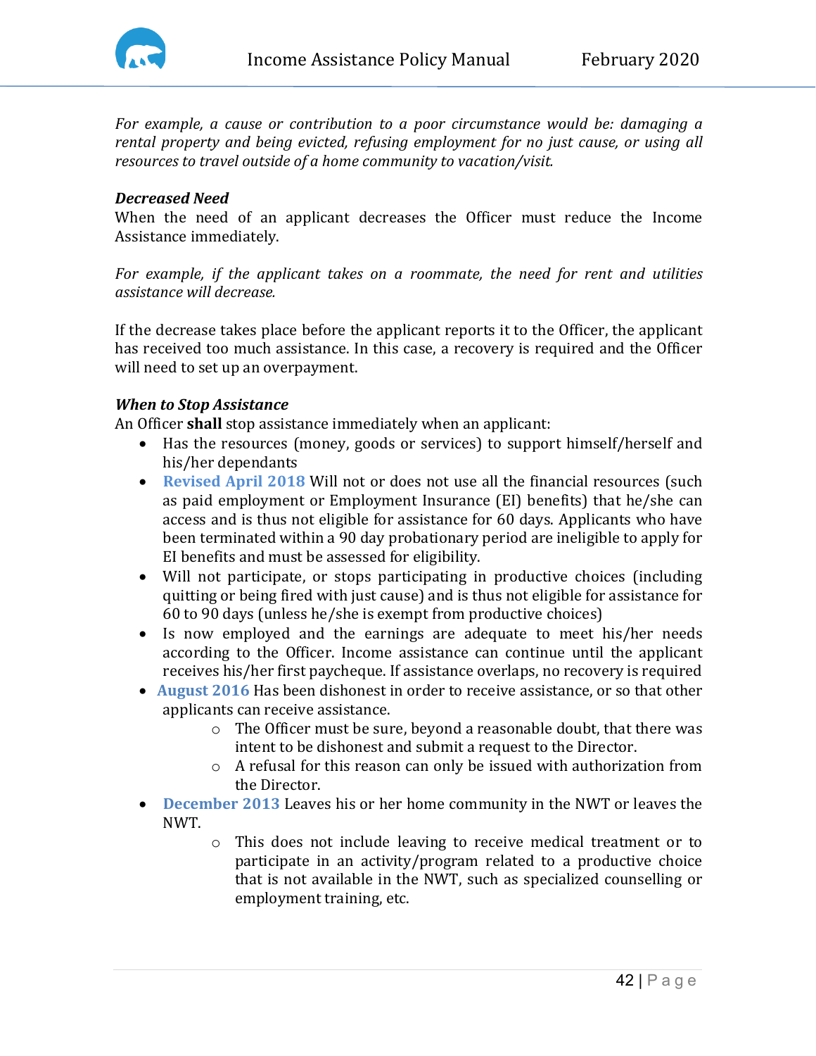*For example, a cause or contribution to a poor circumstance would be: damaging a rental property and being evicted, refusing employment for no just cause, or using all resources to travel outside of a home community to vacation/visit.*

***Decreased Need***
When the need of an applicant decreases the Officer must reduce the Income Assistance immediately.

*For example, if the applicant takes on a roommate, the need for rent and utilities assistance will decrease.*

If the decrease takes place before the applicant reports it to the Officer, the applicant has received too much assistance. In this case, a recovery is required and the Officer will need to set up an overpayment.

***When to Stop Assistance***
An Officer **shall** stop assistance immediately when an applicant:

- Has the resources (money, goods or services) to support himself/herself and his/her dependants
- **Revised April 2018** Will not or does not use all the financial resources (such as paid employment or Employment Insurance (EI) benefits) that he/she can access and is thus not eligible for assistance for 60 days. Applicants who have been terminated within a 90 day probationary period are ineligible to apply for EI benefits and must be assessed for eligibility.
- Will not participate, or stops participating in productive choices (including quitting or being fired with just cause) and is thus not eligible for assistance for 60 to 90 days (unless he/she is exempt from productive choices)
- Is now employed and the earnings are adequate to meet his/her needs according to the Officer. Income assistance can continue until the applicant receives his/her first paycheque. If assistance overlaps, no recovery is required
- **August 2016** Has been dishonest in order to receive assistance, or so that other applicants can receive assistance.
    - The Officer must be sure, beyond a reasonable doubt, that there was intent to be dishonest and submit a request to the Director.
    - A refusal for this reason can only be issued with authorization from the Director.
- **December 2013** Leaves his or her home community in the NWT or leaves the NWT.
    - This does not include leaving to receive medical treatment or to participate in an activity/program related to a productive choice that is not available in the NWT, such as specialized counselling or employment training, etc.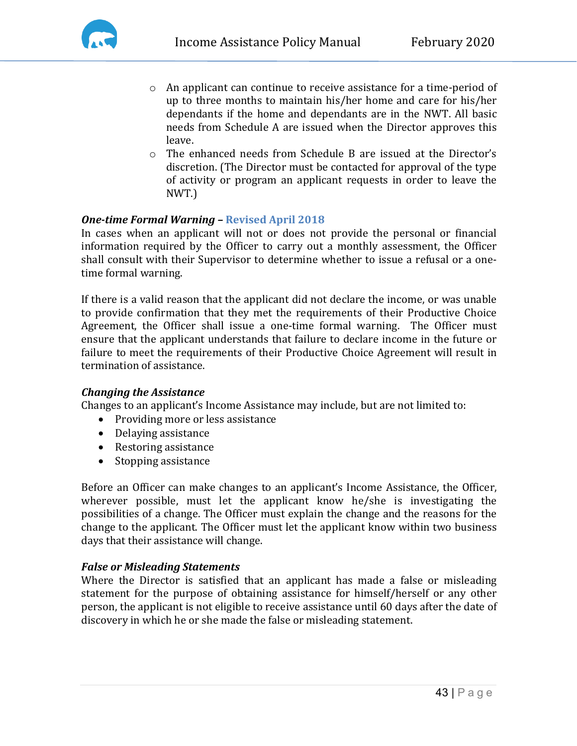- An applicant can continue to receive assistance for a time-period of up to three months to maintain his/her home and care for his/her dependants if the home and dependants are in the NWT. All basic needs from Schedule A are issued when the Director approves this leave.
- The enhanced needs from Schedule B are issued at the Director's discretion. (The Director must be contacted for approval of the type of activity or program an applicant requests in order to leave the NWT.)

***One-time Formal Warning* – Revised April 2018**

In cases when an applicant will not or does not provide the personal or financial information required by the Officer to carry out a monthly assessment, the Officer shall consult with their Supervisor to determine whether to issue a refusal or a one-time formal warning.

If there is a valid reason that the applicant did not declare the income, or was unable to provide confirmation that they met the requirements of their Productive Choice Agreement, the Officer shall issue a one-time formal warning. The Officer must ensure that the applicant understands that failure to declare income in the future or failure to meet the requirements of their Productive Choice Agreement will result in termination of assistance.

***Changing the Assistance***

Changes to an applicant's Income Assistance may include, but are not limited to:

- Providing more or less assistance
- Delaying assistance
- Restoring assistance
- Stopping assistance

Before an Officer can make changes to an applicant's Income Assistance, the Officer, wherever possible, must let the applicant know he/she is investigating the possibilities of a change. The Officer must explain the change and the reasons for the change to the applicant. The Officer must let the applicant know within two business days that their assistance will change.

***False or Misleading Statements***

Where the Director is satisfied that an applicant has made a false or misleading statement for the purpose of obtaining assistance for himself/herself or any other person, the applicant is not eligible to receive assistance until 60 days after the date of discovery in which he or she made the false or misleading statement.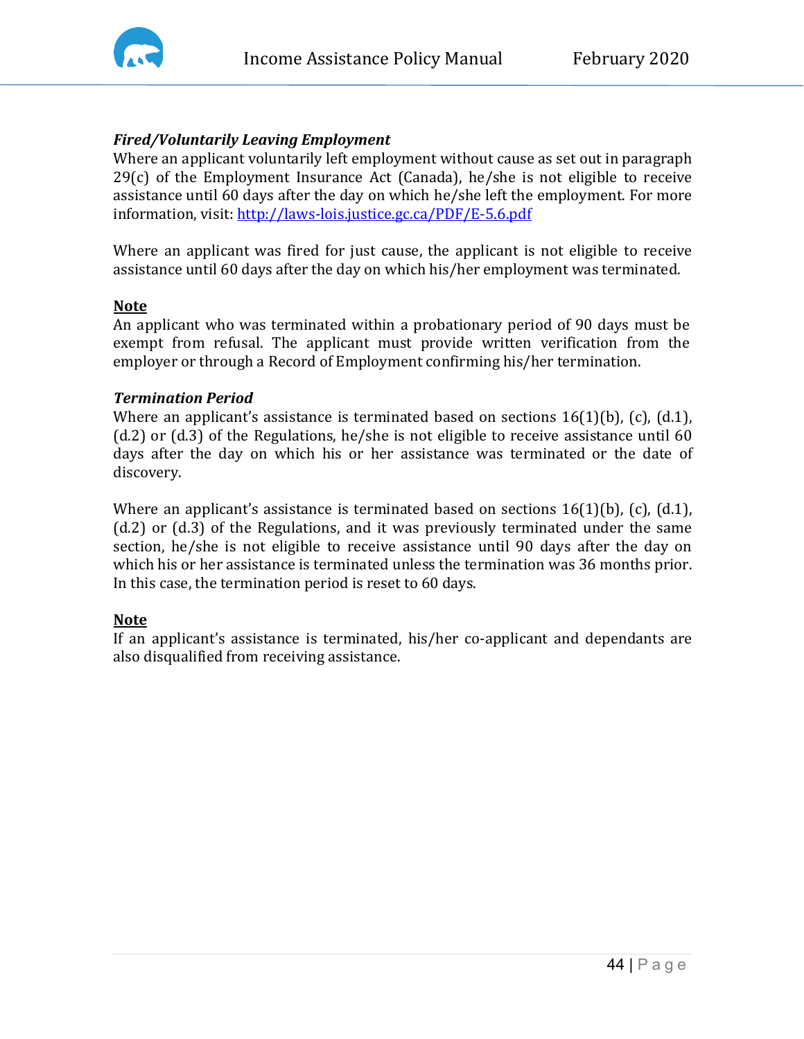***Fired/Voluntarily Leaving Employment***

Where an applicant voluntarily left employment without cause as set out in paragraph 29(c) of the Employment Insurance Act (Canada), he/she is not eligible to receive assistance until 60 days after the day on which he/she left the employment. For more information, visit: [http://laws-lois.justice.gc.ca/PDF/E-5.6.pdf](http://laws-lois.justice.gc.ca/PDF/E-5.6.pdf)

Where an applicant was fired for just cause, the applicant is not eligible to receive assistance until 60 days after the day on which his/her employment was terminated.

**Note**

An applicant who was terminated within a probationary period of 90 days must be exempt from refusal. The applicant must provide written verification from the employer or through a Record of Employment confirming his/her termination.

***Termination Period***

Where an applicant's assistance is terminated based on sections 16(1)(b), (c), (d.1), (d.2) or (d.3) of the Regulations, he/she is not eligible to receive assistance until 60 days after the day on which his or her assistance was terminated or the date of discovery.

Where an applicant's assistance is terminated based on sections 16(1)(b), (c), (d.1), (d.2) or (d.3) of the Regulations, and it was previously terminated under the same section, he/she is not eligible to receive assistance until 90 days after the day on which his or her assistance is terminated unless the termination was 36 months prior. In this case, the termination period is reset to 60 days.

**Note**

If an applicant's assistance is terminated, his/her co-applicant and dependants are also disqualified from receiving assistance.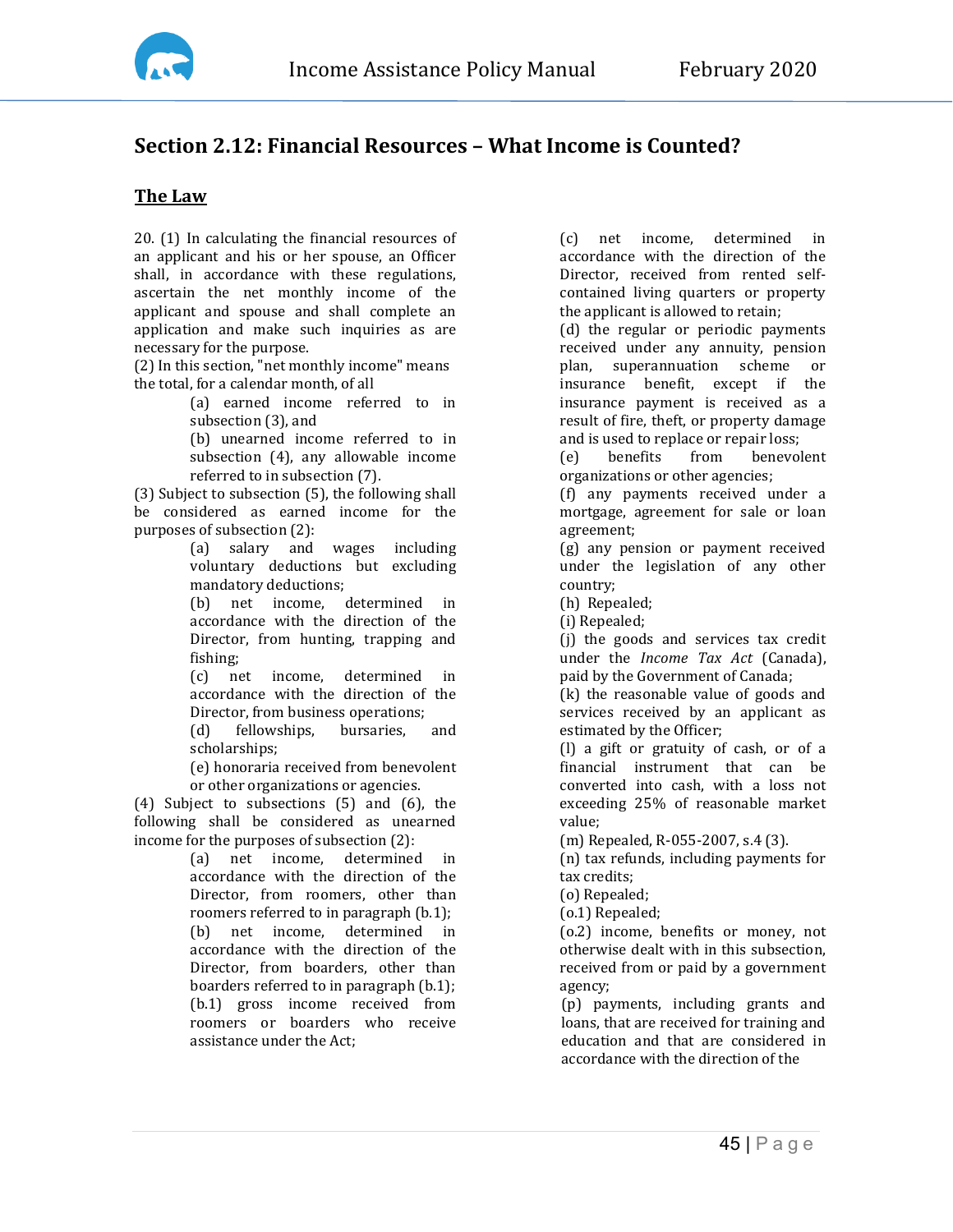## Section 2.12: Financial Resources – What Income is Counted?

### The Law

20. (1) In calculating the financial resources of an applicant and his or her spouse, an Officer shall, in accordance with these regulations, ascertain the net monthly income of the applicant and spouse and shall complete an application and make such inquiries as are necessary for the purpose.

(2) In this section, "net monthly income" means the total, for a calendar month, of all

(a) earned income referred to in subsection (3), and

(b) unearned income referred to in subsection (4), any allowable income referred to in subsection (7).

(3) Subject to subsection (5), the following shall be considered as earned income for the purposes of subsection (2):

(a) salary and wages including voluntary deductions but excluding mandatory deductions;

(b) net income, determined in accordance with the direction of the Director, from hunting, trapping and fishing;

(c) net income, determined in accordance with the direction of the Director, from business operations;

(d) fellowships, bursaries, and scholarships;

(e) honoraria received from benevolent or other organizations or agencies.

(4) Subject to subsections (5) and (6), the following shall be considered as unearned income for the purposes of subsection (2):

(a) net income, determined in accordance with the direction of the Director, from roomers, other than roomers referred to in paragraph (b.1);

(b) net income, determined in accordance with the direction of the Director, from boarders, other than boarders referred to in paragraph (b.1);

(b.1) gross income received from roomers or boarders who receive assistance under the Act;

(c) net income, determined in accordance with the direction of the Director, received from rented self-contained living quarters or property the applicant is allowed to retain;

(d) the regular or periodic payments received under any annuity, pension plan, superannuation scheme or insurance benefit, except if the insurance payment is received as a result of fire, theft, or property damage and is used to replace or repair loss;

(e) benefits from benevolent organizations or other agencies;

(f) any payments received under a mortgage, agreement for sale or loan agreement;

(g) any pension or payment received under the legislation of any other country;

(h) Repealed;

(i) Repealed;

(j) the goods and services tax credit under the *Income Tax Act* (Canada), paid by the Government of Canada;

(k) the reasonable value of goods and services received by an applicant as estimated by the Officer;

(l) a gift or gratuity of cash, or of a financial instrument that can be converted into cash, with a loss not exceeding 25% of reasonable market value;

(m) Repealed, R-055-2007, s.4 (3).

(n) tax refunds, including payments for tax credits;

(o) Repealed;

(o.1) Repealed;

(o.2) income, benefits or money, not otherwise dealt with in this subsection, received from or paid by a government agency;

(p) payments, including grants and loans, that are received for training and education and that are considered in accordance with the direction of the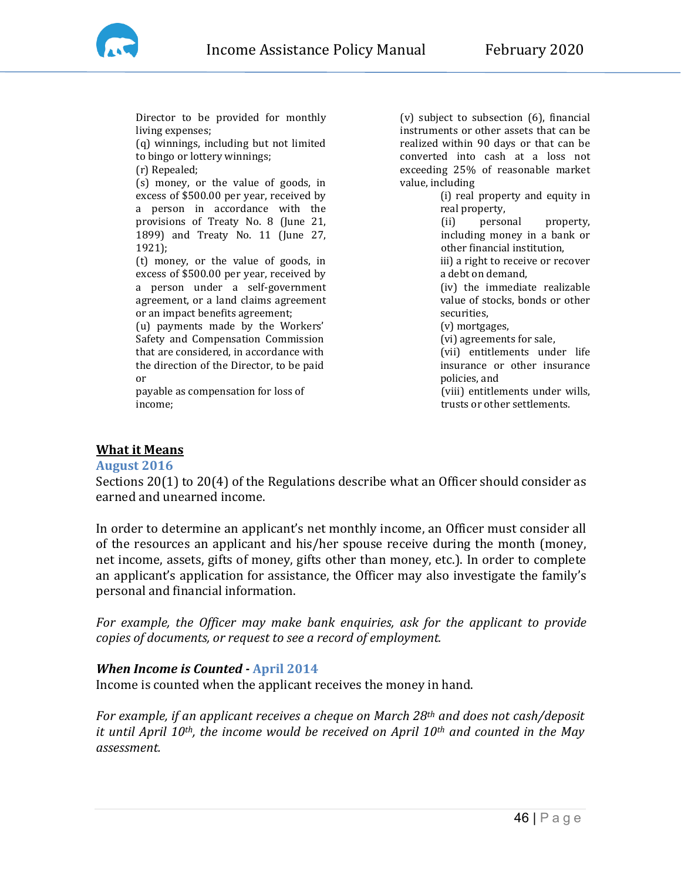Director to be provided for monthly living expenses;

(q) winnings, including but not limited to bingo or lottery winnings;

(r) Repealed;

(s) money, or the value of goods, in excess of $500.00 per year, received by a person in accordance with the provisions of Treaty No. 8 (June 21, 1899) and Treaty No. 11 (June 27, 1921);

(t) money, or the value of goods, in excess of $500.00 per year, received by a person under a self-government agreement, or a land claims agreement or an impact benefits agreement;

(u) payments made by the Workers' Safety and Compensation Commission that are considered, in accordance with the direction of the Director, to be paid or

payable as compensation for loss of income;

(v) subject to subsection (6), financial instruments or other assets that can be realized within 90 days or that can be converted into cash at a loss not exceeding 25% of reasonable market value, including

- (i) real property and equity in real property,
- (ii) personal property, including money in a bank or other financial institution,
- iii) a right to receive or recover a debt on demand,
- (iv) the immediate realizable value of stocks, bonds or other securities,
- (v) mortgages,
- (vi) agreements for sale,
- (vii) entitlements under life insurance or other insurance policies, and
- (viii) entitlements under wills, trusts or other settlements.

## What it Means

**August 2016**

Sections 20(1) to 20(4) of the Regulations describe what an Officer should consider as earned and unearned income.

In order to determine an applicant's net monthly income, an Officer must consider all of the resources an applicant and his/her spouse receive during the month (money, net income, assets, gifts of money, gifts other than money, etc.). In order to complete an applicant's application for assistance, the Officer may also investigate the family's personal and financial information.

*For example, the Officer may make bank enquiries, ask for the applicant to provide copies of documents, or request to see a record of employment.*

### *When Income is Counted* - April 2014

Income is counted when the applicant receives the money in hand.

*For example, if an applicant receives a cheque on March 28th and does not cash/deposit it until April 10th, the income would be received on April 10th and counted in the May assessment.*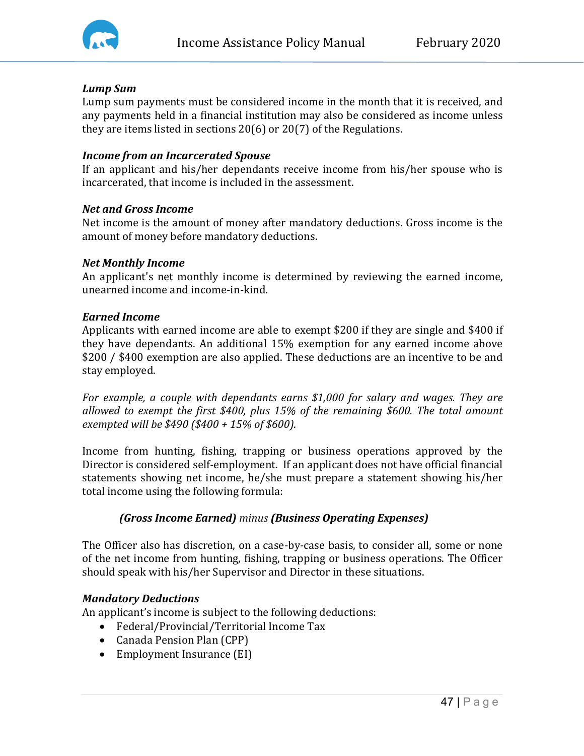***Lump Sum***
Lump sum payments must be considered income in the month that it is received, and any payments held in a financial institution may also be considered as income unless they are items listed in sections 20(6) or 20(7) of the Regulations.

***Income from an Incarcerated Spouse***
If an applicant and his/her dependants receive income from his/her spouse who is incarcerated, that income is included in the assessment.

***Net and Gross Income***
Net income is the amount of money after mandatory deductions. Gross income is the amount of money before mandatory deductions.

***Net Monthly Income***
An applicant's net monthly income is determined by reviewing the earned income, unearned income and income-in-kind.

***Earned Income***
Applicants with earned income are able to exempt $200 if they are single and $400 if they have dependants. An additional 15% exemption for any earned income above $200 / $400 exemption are also applied. These deductions are an incentive to be and stay employed.

*For example, a couple with dependants earns $1,000 for salary and wages. They are allowed to exempt the first $400, plus 15% of the remaining $600. The total amount exempted will be $490 ($400 + 15% of $600).*

Income from hunting, fishing, trapping or business operations approved by the Director is considered self-employment. If an applicant does not have official financial statements showing net income, he/she must prepare a statement showing his/her total income using the following formula:

***(Gross Income Earned)*** *minus* ***(Business Operating Expenses)***

The Officer also has discretion, on a case-by-case basis, to consider all, some or none of the net income from hunting, fishing, trapping or business operations. The Officer should speak with his/her Supervisor and Director in these situations.

***Mandatory Deductions***
An applicant's income is subject to the following deductions:

- Federal/Provincial/Territorial Income Tax
- Canada Pension Plan (CPP)
- Employment Insurance (EI)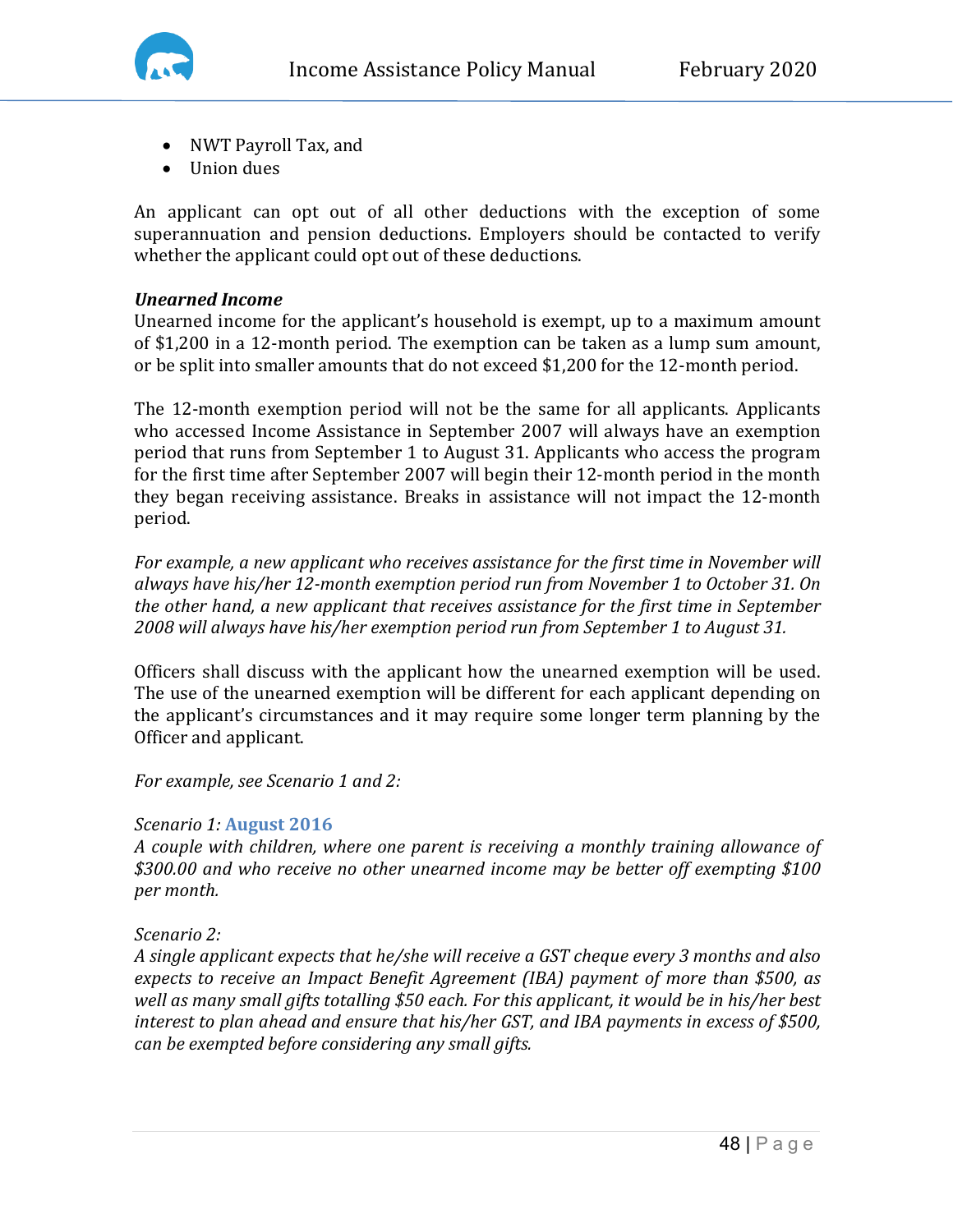- NWT Payroll Tax, and
- Union dues

An applicant can opt out of all other deductions with the exception of some superannuation and pension deductions. Employers should be contacted to verify whether the applicant could opt out of these deductions.

***Unearned Income***

Unearned income for the applicant's household is exempt, up to a maximum amount of $1,200 in a 12-month period. The exemption can be taken as a lump sum amount, or be split into smaller amounts that do not exceed $1,200 for the 12-month period.

The 12-month exemption period will not be the same for all applicants. Applicants who accessed Income Assistance in September 2007 will always have an exemption period that runs from September 1 to August 31. Applicants who access the program for the first time after September 2007 will begin their 12-month period in the month they began receiving assistance. Breaks in assistance will not impact the 12-month period.

*For example, a new applicant who receives assistance for the first time in November will always have his/her 12-month exemption period run from November 1 to October 31. On the other hand, a new applicant that receives assistance for the first time in September 2008 will always have his/her exemption period run from September 1 to August 31.*

Officers shall discuss with the applicant how the unearned exemption will be used. The use of the unearned exemption will be different for each applicant depending on the applicant's circumstances and it may require some longer term planning by the Officer and applicant.

*For example, see Scenario 1 and 2:*

*Scenario 1:* **August 2016**
*A couple with children, where one parent is receiving a monthly training allowance of $300.00 and who receive no other unearned income may be better off exempting $100 per month.*

*Scenario 2:*
*A single applicant expects that he/she will receive a GST cheque every 3 months and also expects to receive an Impact Benefit Agreement (IBA) payment of more than $500, as well as many small gifts totalling $50 each. For this applicant, it would be in his/her best interest to plan ahead and ensure that his/her GST, and IBA payments in excess of $500, can be exempted before considering any small gifts.*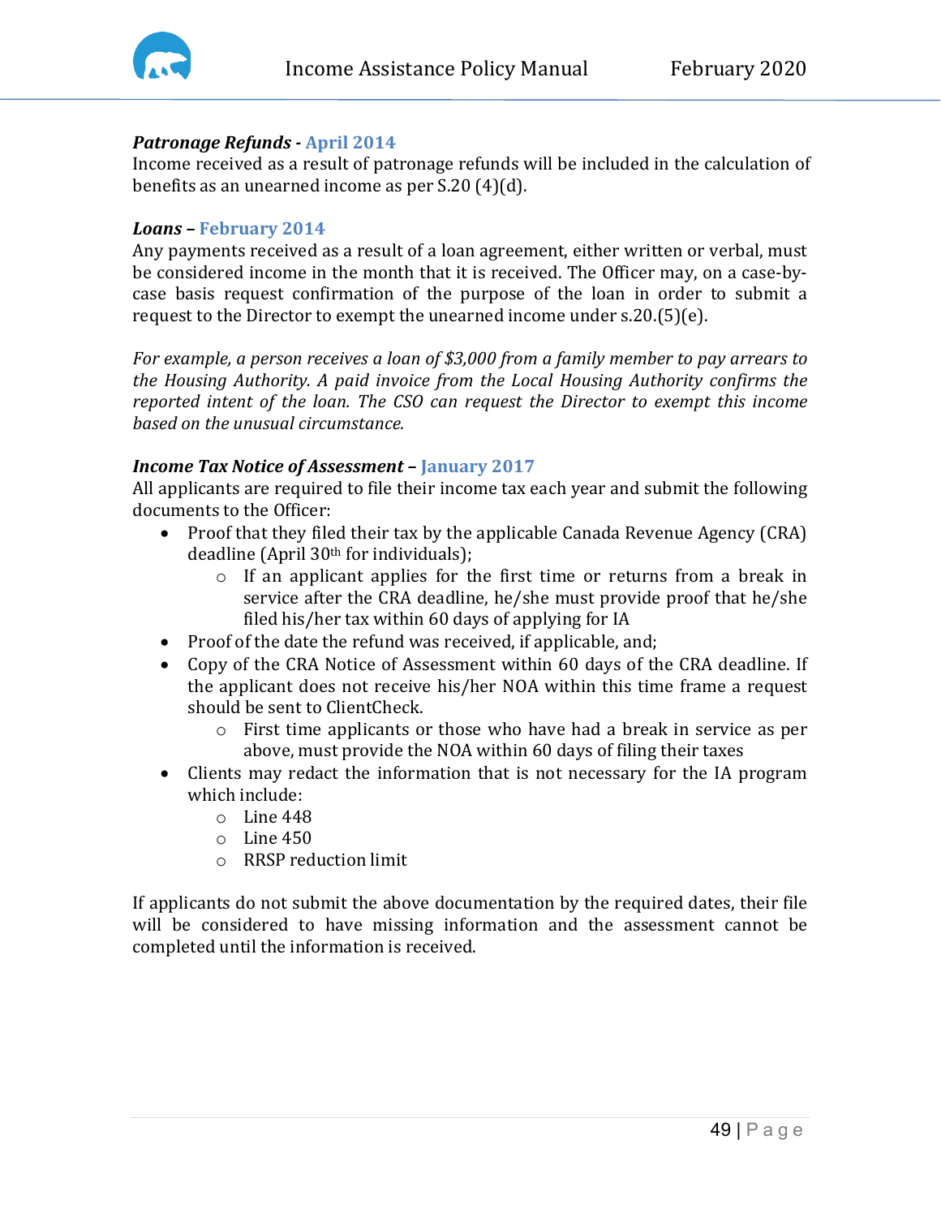***Patronage Refunds* - April 2014**

Income received as a result of patronage refunds will be included in the calculation of benefits as an unearned income as per S.20 (4)(d).

***Loans* – February 2014**

Any payments received as a result of a loan agreement, either written or verbal, must be considered income in the month that it is received. The Officer may, on a case-by-case basis request confirmation of the purpose of the loan in order to submit a request to the Director to exempt the unearned income under s.20.(5)(e).

*For example, a person receives a loan of $3,000 from a family member to pay arrears to the Housing Authority. A paid invoice from the Local Housing Authority confirms the reported intent of the loan. The CSO can request the Director to exempt this income based on the unusual circumstance.*

***Income Tax Notice of Assessment* – January 2017**

All applicants are required to file their income tax each year and submit the following documents to the Officer:

- Proof that they filed their tax by the applicable Canada Revenue Agency (CRA) deadline (April 30th for individuals);
  - If an applicant applies for the first time or returns from a break in service after the CRA deadline, he/she must provide proof that he/she filed his/her tax within 60 days of applying for IA
- Proof of the date the refund was received, if applicable, and;
- Copy of the CRA Notice of Assessment within 60 days of the CRA deadline. If the applicant does not receive his/her NOA within this time frame a request should be sent to ClientCheck.
  - First time applicants or those who have had a break in service as per above, must provide the NOA within 60 days of filing their taxes
- Clients may redact the information that is not necessary for the IA program which include:
  - Line 448
  - Line 450
  - RRSP reduction limit

If applicants do not submit the above documentation by the required dates, their file will be considered to have missing information and the assessment cannot be completed until the information is received.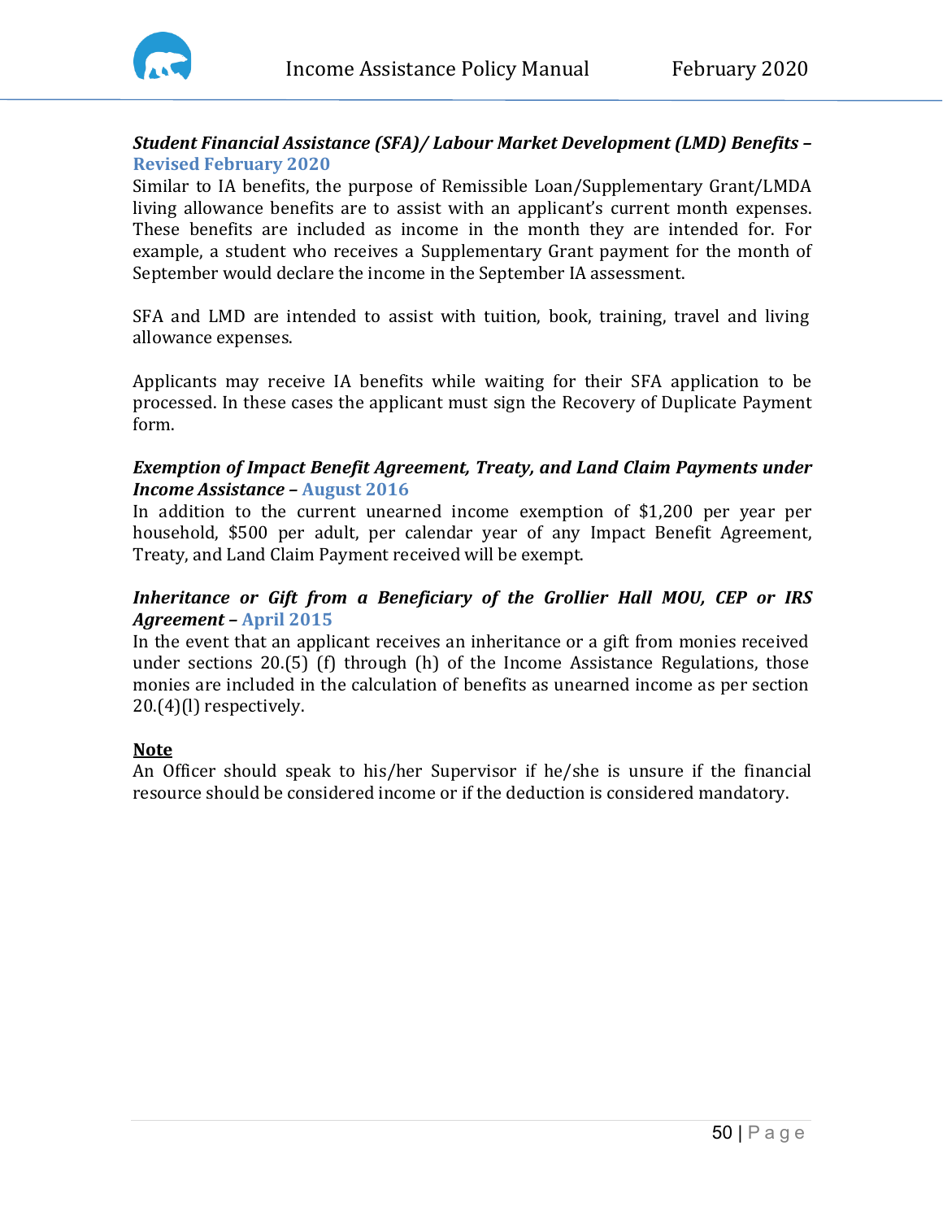***Student Financial Assistance (SFA)/ Labour Market Development (LMD) Benefits* – Revised February 2020**

Similar to IA benefits, the purpose of Remissible Loan/Supplementary Grant/LMDA living allowance benefits are to assist with an applicant's current month expenses. These benefits are included as income in the month they are intended for. For example, a student who receives a Supplementary Grant payment for the month of September would declare the income in the September IA assessment.

SFA and LMD are intended to assist with tuition, book, training, travel and living allowance expenses.

Applicants may receive IA benefits while waiting for their SFA application to be processed. In these cases the applicant must sign the Recovery of Duplicate Payment form.

***Exemption of Impact Benefit Agreement, Treaty, and Land Claim Payments under Income Assistance* – August 2016**

In addition to the current unearned income exemption of $1,200 per year per household, $500 per adult, per calendar year of any Impact Benefit Agreement, Treaty, and Land Claim Payment received will be exempt.

***Inheritance or Gift from a Beneficiary of the Grollier Hall MOU, CEP or IRS Agreement* – April 2015**

In the event that an applicant receives an inheritance or a gift from monies received under sections 20.(5) (f) through (h) of the Income Assistance Regulations, those monies are included in the calculation of benefits as unearned income as per section 20.(4)(l) respectively.

**<u>Note</u>**

An Officer should speak to his/her Supervisor if he/she is unsure if the financial resource should be considered income or if the deduction is considered mandatory.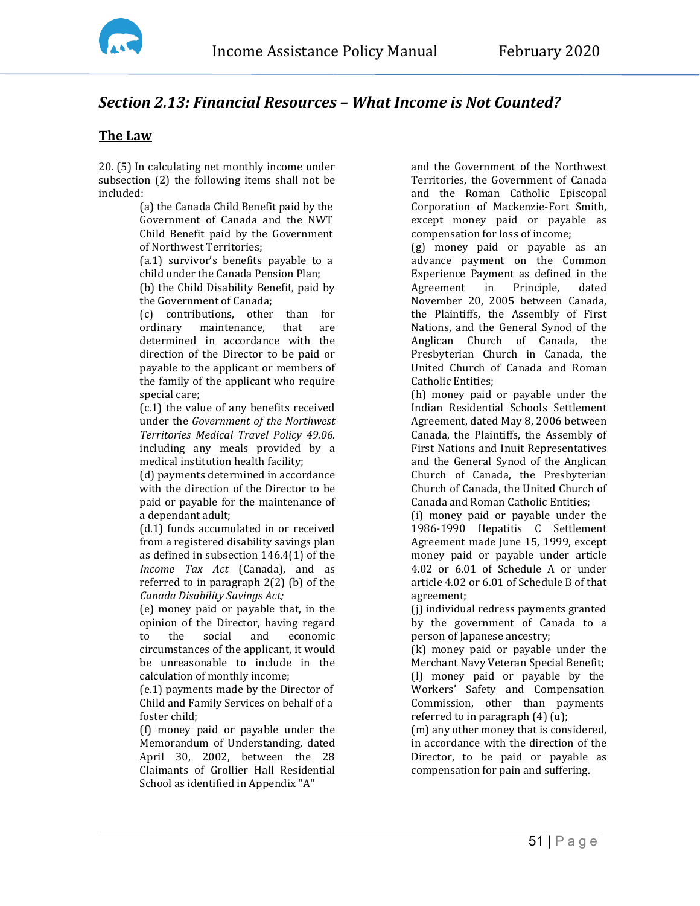## *Section 2.13: Financial Resources – What Income is Not Counted?*

### The Law

20. (5) In calculating net monthly income under subsection (2) the following items shall not be included:

(a) the Canada Child Benefit paid by the Government of Canada and the NWT Child Benefit paid by the Government of Northwest Territories;

(a.1) survivor's benefits payable to a child under the Canada Pension Plan;

(b) the Child Disability Benefit, paid by the Government of Canada;

(c) contributions, other than for ordinary maintenance, that are determined in accordance with the direction of the Director to be paid or payable to the applicant or members of the family of the applicant who require special care;

(c.1) the value of any benefits received under the *Government of the Northwest Territories Medical Travel Policy 49.06.* including any meals provided by a medical institution health facility;

(d) payments determined in accordance with the direction of the Director to be paid or payable for the maintenance of a dependant adult;

(d.1) funds accumulated in or received from a registered disability savings plan as defined in subsection 146.4(1) of the *Income Tax Act* (Canada), and as referred to in paragraph 2(2) (b) of the *Canada Disability Savings Act;*

(e) money paid or payable that, in the opinion of the Director, having regard to the social and economic circumstances of the applicant, it would be unreasonable to include in the calculation of monthly income;

(e.1) payments made by the Director of Child and Family Services on behalf of a foster child;

(f) money paid or payable under the Memorandum of Understanding, dated April 30, 2002, between the 28 Claimants of Grollier Hall Residential School as identified in Appendix "A" and the Government of the Northwest Territories, the Government of Canada and the Roman Catholic Episcopal Corporation of Mackenzie-Fort Smith, except money paid or payable as compensation for loss of income;

(g) money paid or payable as an advance payment on the Common Experience Payment as defined in the Agreement in Principle, dated November 20, 2005 between Canada, the Plaintiffs, the Assembly of First Nations, and the General Synod of the Anglican Church of Canada, the Presbyterian Church in Canada, the United Church of Canada and Roman Catholic Entities;

(h) money paid or payable under the Indian Residential Schools Settlement Agreement, dated May 8, 2006 between Canada, the Plaintiffs, the Assembly of First Nations and Inuit Representatives and the General Synod of the Anglican Church of Canada, the Presbyterian Church of Canada, the United Church of Canada and Roman Catholic Entities;

(i) money paid or payable under the 1986-1990 Hepatitis C Settlement Agreement made June 15, 1999, except money paid or payable under article 4.02 or 6.01 of Schedule A or under article 4.02 or 6.01 of Schedule B of that agreement;

(j) individual redress payments granted by the government of Canada to a person of Japanese ancestry;

(k) money paid or payable under the Merchant Navy Veteran Special Benefit;

(l) money paid or payable by the Workers' Safety and Compensation Commission, other than payments referred to in paragraph (4) (u);

(m) any other money that is considered, in accordance with the direction of the Director, to be paid or payable as compensation for pain and suffering.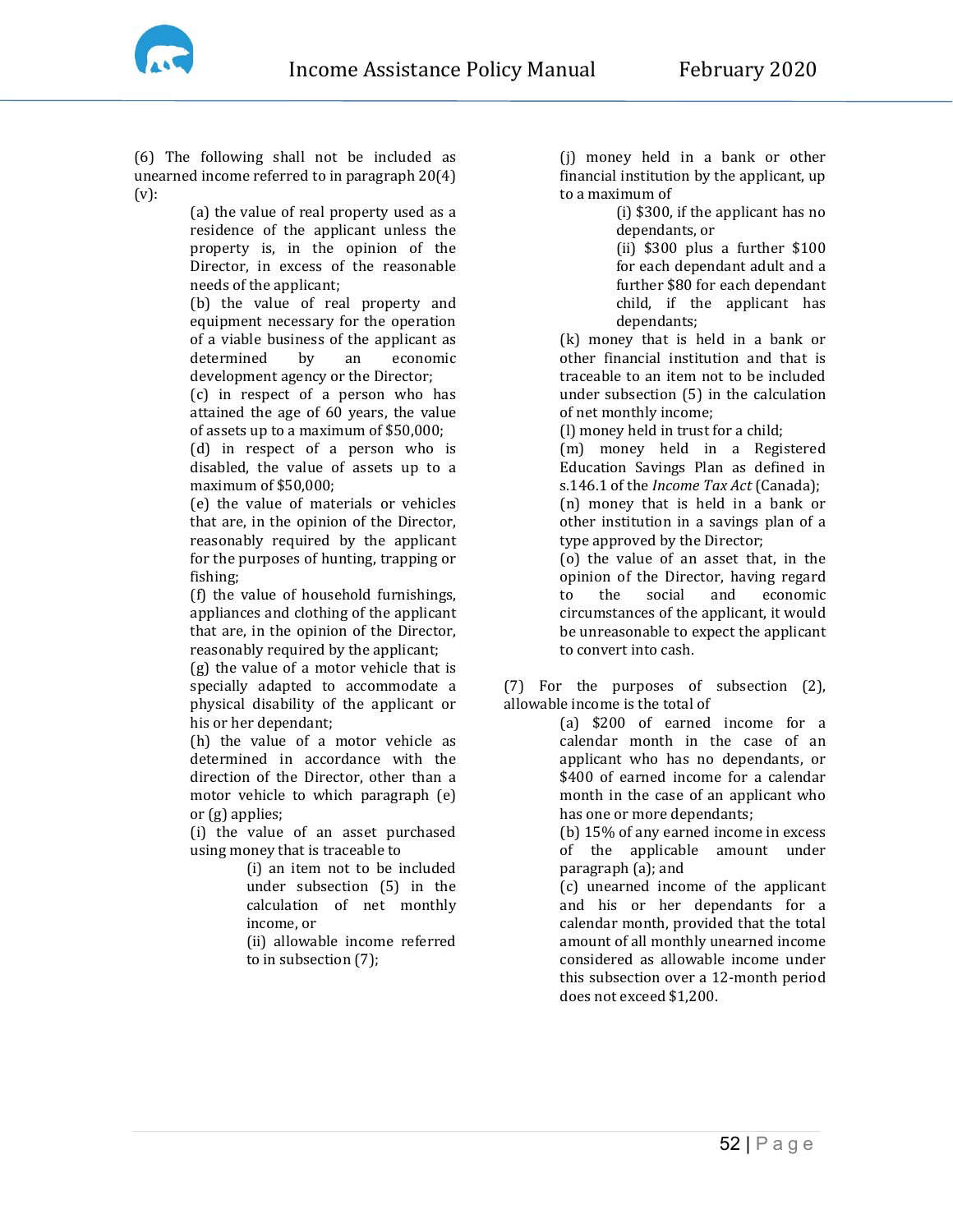(6) The following shall not be included as unearned income referred to in paragraph 20(4)(v):

- (a) the value of real property used as a residence of the applicant unless the property is, in the opinion of the Director, in excess of the reasonable needs of the applicant;
- (b) the value of real property and equipment necessary for the operation of a viable business of the applicant as determined by an economic development agency or the Director;
- (c) in respect of a person who has attained the age of 60 years, the value of assets up to a maximum of $50,000;
- (d) in respect of a person who is disabled, the value of assets up to a maximum of $50,000;
- (e) the value of materials or vehicles that are, in the opinion of the Director, reasonably required by the applicant for the purposes of hunting, trapping or fishing;
- (f) the value of household furnishings, appliances and clothing of the applicant that are, in the opinion of the Director, reasonably required by the applicant;
- (g) the value of a motor vehicle that is specially adapted to accommodate a physical disability of the applicant or his or her dependant;
- (h) the value of a motor vehicle as determined in accordance with the direction of the Director, other than a motor vehicle to which paragraph (e) or (g) applies;
- (i) the value of an asset purchased using money that is traceable to
  - (i) an item not to be included under subsection (5) in the calculation of net monthly income, or
  - (ii) allowable income referred to in subsection (7);
- (j) money held in a bank or other financial institution by the applicant, up to a maximum of
  - (i) $300, if the applicant has no dependants, or
  - (ii) $300 plus a further $100 for each dependant adult and a further $80 for each dependant child, if the applicant has dependants;
- (k) money that is held in a bank or other financial institution and that is traceable to an item not to be included under subsection (5) in the calculation of net monthly income;
- (l) money held in trust for a child;
- (m) money held in a Registered Education Savings Plan as defined in s.146.1 of the *Income Tax Act* (Canada);
- (n) money that is held in a bank or other institution in a savings plan of a type approved by the Director;
- (o) the value of an asset that, in the opinion of the Director, having regard to the social and economic circumstances of the applicant, it would be unreasonable to expect the applicant to convert into cash.

(7) For the purposes of subsection (2), allowable income is the total of

- (a) $200 of earned income for a calendar month in the case of an applicant who has no dependants, or $400 of earned income for a calendar month in the case of an applicant who has one or more dependants;
- (b) 15% of any earned income in excess of the applicable amount under paragraph (a); and
- (c) unearned income of the applicant and his or her dependants for a calendar month, provided that the total amount of all monthly unearned income considered as allowable income under this subsection over a 12-month period does not exceed $1,200.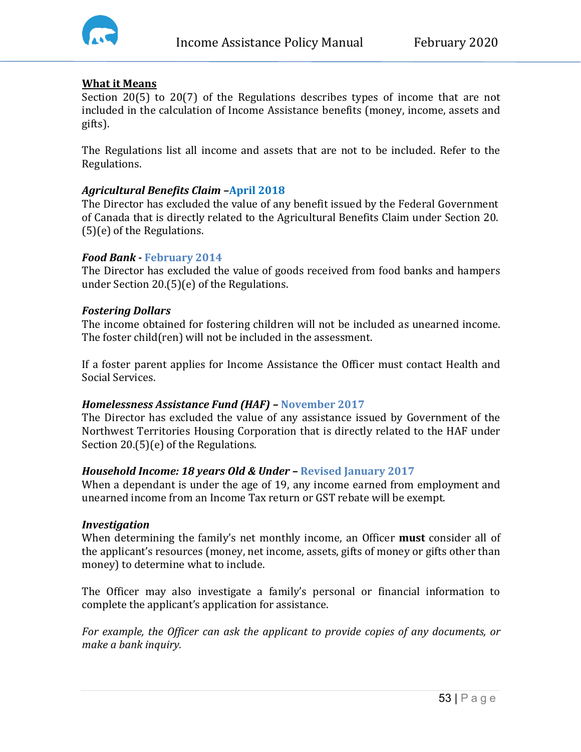**What it Means**

Section 20(5) to 20(7) of the Regulations describes types of income that are not included in the calculation of Income Assistance benefits (money, income, assets and gifts).

The Regulations list all income and assets that are not to be included. Refer to the Regulations.

***Agricultural Benefits Claim* –April 2018**

The Director has excluded the value of any benefit issued by the Federal Government of Canada that is directly related to the Agricultural Benefits Claim under Section 20.(5)(e) of the Regulations.

***Food Bank* - February 2014**

The Director has excluded the value of goods received from food banks and hampers under Section 20.(5)(e) of the Regulations.

***Fostering Dollars***

The income obtained for fostering children will not be included as unearned income. The foster child(ren) will not be included in the assessment.

If a foster parent applies for Income Assistance the Officer must contact Health and Social Services.

***Homelessness Assistance Fund (HAF)* – November 2017**

The Director has excluded the value of any assistance issued by Government of the Northwest Territories Housing Corporation that is directly related to the HAF under Section 20.(5)(e) of the Regulations.

***Household Income: 18 years Old & Under* – Revised January 2017**

When a dependant is under the age of 19, any income earned from employment and unearned income from an Income Tax return or GST rebate will be exempt.

***Investigation***

When determining the family's net monthly income, an Officer **must** consider all of the applicant's resources (money, net income, assets, gifts of money or gifts other than money) to determine what to include.

The Officer may also investigate a family's personal or financial information to complete the applicant's application for assistance.

*For example, the Officer can ask the applicant to provide copies of any documents, or make a bank inquiry.*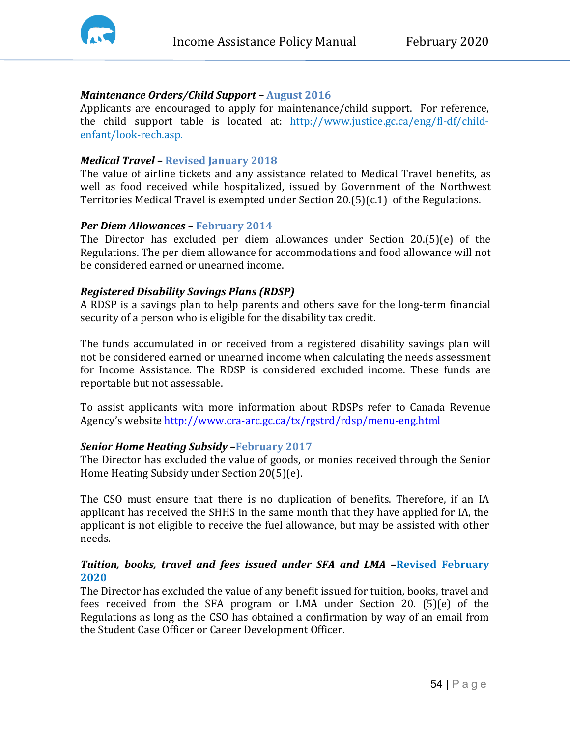***Maintenance Orders/Child Support* – August 2016**
Applicants are encouraged to apply for maintenance/child support. For reference, the child support table is located at: http://www.justice.gc.ca/eng/fl-df/child-enfant/look-rech.asp.

***Medical Travel* – Revised January 2018**
The value of airline tickets and any assistance related to Medical Travel benefits, as well as food received while hospitalized, issued by Government of the Northwest Territories Medical Travel is exempted under Section 20.(5)(c.1) of the Regulations.

***Per Diem Allowances* – February 2014**
The Director has excluded per diem allowances under Section 20.(5)(e) of the Regulations. The per diem allowance for accommodations and food allowance will not be considered earned or unearned income.

***Registered Disability Savings Plans (RDSP)***
A RDSP is a savings plan to help parents and others save for the long-term financial security of a person who is eligible for the disability tax credit.

The funds accumulated in or received from a registered disability savings plan will not be considered earned or unearned income when calculating the needs assessment for Income Assistance. The RDSP is considered excluded income. These funds are reportable but not assessable.

To assist applicants with more information about RDSPs refer to Canada Revenue Agency's website http://www.cra-arc.gc.ca/tx/rgstrd/rdsp/menu-eng.html

***Senior Home Heating Subsidy* –February 2017**
The Director has excluded the value of goods, or monies received through the Senior Home Heating Subsidy under Section 20(5)(e).

The CSO must ensure that there is no duplication of benefits. Therefore, if an IA applicant has received the SHHS in the same month that they have applied for IA, the applicant is not eligible to receive the fuel allowance, but may be assisted with other needs.

***Tuition, books, travel and fees issued under SFA and LMA* –Revised February 2020**
The Director has excluded the value of any benefit issued for tuition, books, travel and fees received from the SFA program or LMA under Section 20. (5)(e) of the Regulations as long as the CSO has obtained a confirmation by way of an email from the Student Case Officer or Career Development Officer.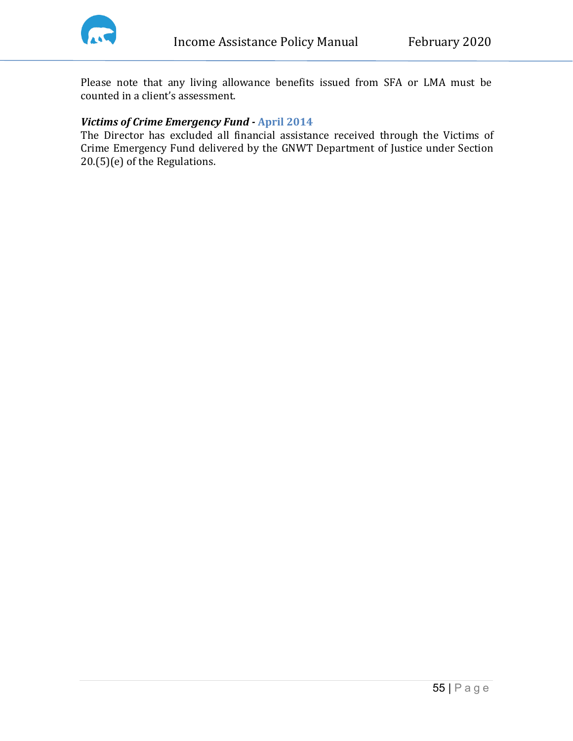Please note that any living allowance benefits issued from SFA or LMA must be counted in a client's assessment.

***Victims of Crime Emergency Fund* - April 2014**

The Director has excluded all financial assistance received through the Victims of Crime Emergency Fund delivered by the GNWT Department of Justice under Section 20.(5)(e) of the Regulations.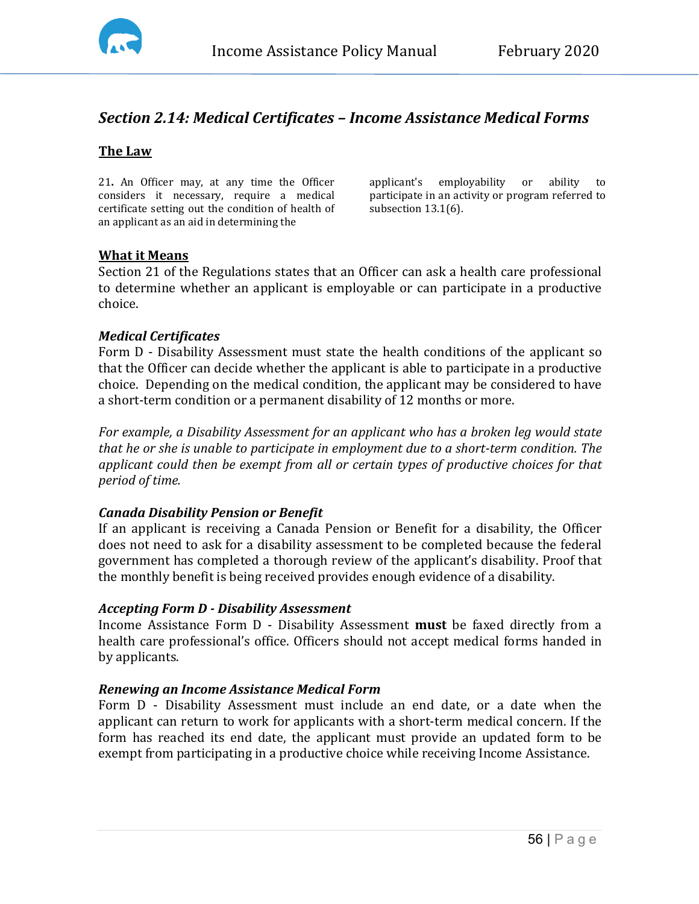## *Section 2.14: Medical Certificates – Income Assistance Medical Forms*

### The Law

21. An Officer may, at any time the Officer considers it necessary, require a medical certificate setting out the condition of health of an applicant as an aid in determining the applicant's employability or ability to participate in an activity or program referred to subsection 13.1(6).

### What it Means

Section 21 of the Regulations states that an Officer can ask a health care professional to determine whether an applicant is employable or can participate in a productive choice.

#### *Medical Certificates*

Form D - Disability Assessment must state the health conditions of the applicant so that the Officer can decide whether the applicant is able to participate in a productive choice. Depending on the medical condition, the applicant may be considered to have a short-term condition or a permanent disability of 12 months or more.

*For example, a Disability Assessment for an applicant who has a broken leg would state that he or she is unable to participate in employment due to a short-term condition. The applicant could then be exempt from all or certain types of productive choices for that period of time.*

#### *Canada Disability Pension or Benefit*

If an applicant is receiving a Canada Pension or Benefit for a disability, the Officer does not need to ask for a disability assessment to be completed because the federal government has completed a thorough review of the applicant's disability. Proof that the monthly benefit is being received provides enough evidence of a disability.

#### *Accepting Form D - Disability Assessment*

Income Assistance Form D - Disability Assessment **must** be faxed directly from a health care professional's office. Officers should not accept medical forms handed in by applicants.

#### *Renewing an Income Assistance Medical Form*

Form D - Disability Assessment must include an end date, or a date when the applicant can return to work for applicants with a short-term medical concern. If the form has reached its end date, the applicant must provide an updated form to be exempt from participating in a productive choice while receiving Income Assistance.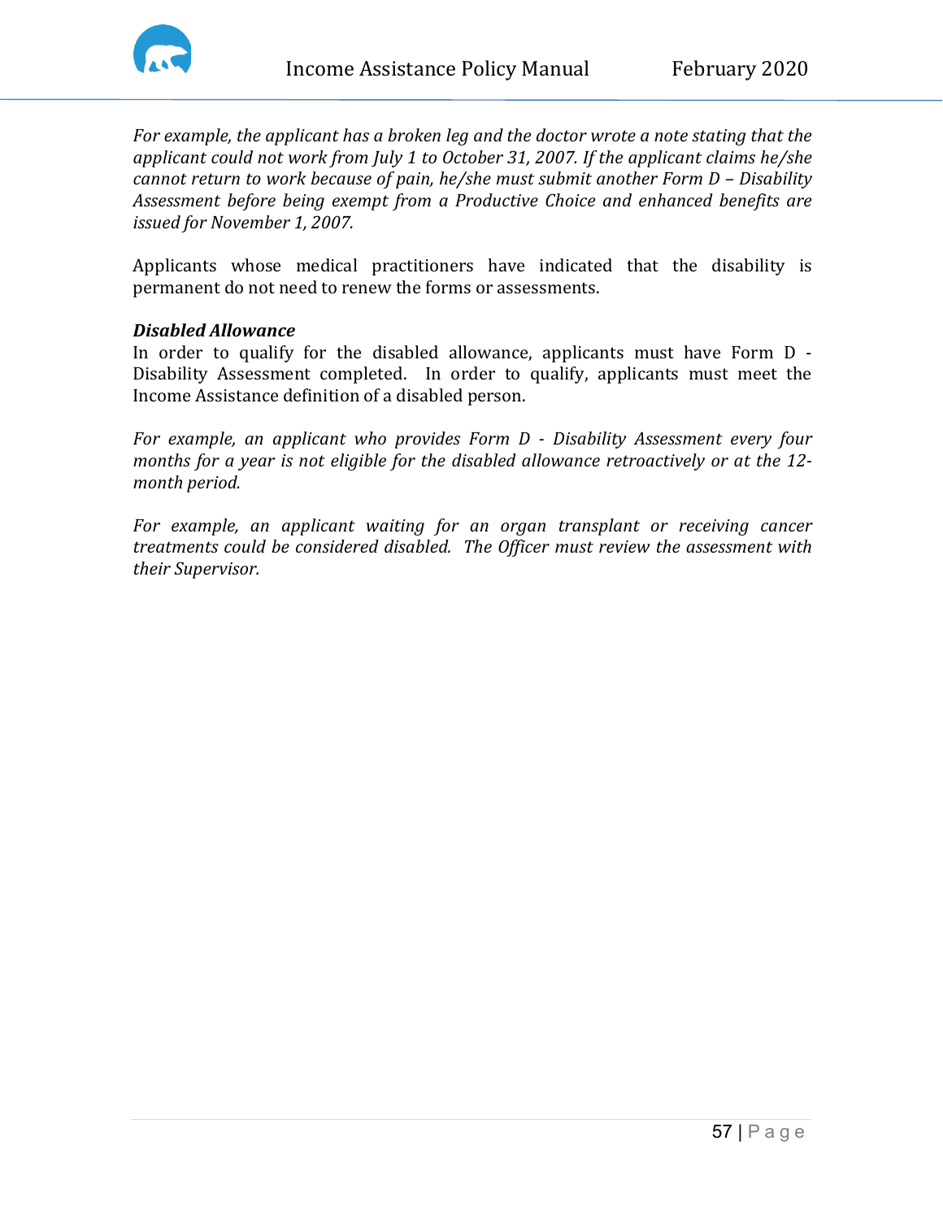*For example, the applicant has a broken leg and the doctor wrote a note stating that the applicant could not work from July 1 to October 31, 2007. If the applicant claims he/she cannot return to work because of pain, he/she must submit another Form D – Disability Assessment before being exempt from a Productive Choice and enhanced benefits are issued for November 1, 2007.*

Applicants whose medical practitioners have indicated that the disability is permanent do not need to renew the forms or assessments.

***Disabled Allowance***

In order to qualify for the disabled allowance, applicants must have Form D - Disability Assessment completed. In order to qualify, applicants must meet the Income Assistance definition of a disabled person.

*For example, an applicant who provides Form D - Disability Assessment every four months for a year is not eligible for the disabled allowance retroactively or at the 12-month period.*

*For example, an applicant waiting for an organ transplant or receiving cancer treatments could be considered disabled. The Officer must review the assessment with their Supervisor.*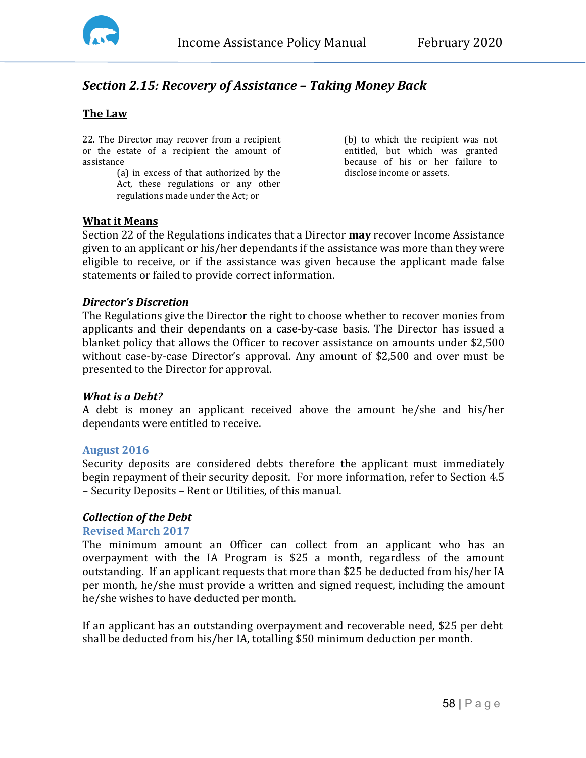## *Section 2.15: Recovery of Assistance – Taking Money Back*

### The Law

22. The Director may recover from a recipient or the estate of a recipient the amount of assistance

(a) in excess of that authorized by the Act, these regulations or any other regulations made under the Act; or

(b) to which the recipient was not entitled, but which was granted because of his or her failure to disclose income or assets.

### What it Means

Section 22 of the Regulations indicates that a Director **may** recover Income Assistance given to an applicant or his/her dependants if the assistance was more than they were eligible to receive, or if the assistance was given because the applicant made false statements or failed to provide correct information.

#### *Director's Discretion*

The Regulations give the Director the right to choose whether to recover monies from applicants and their dependants on a case-by-case basis. The Director has issued a blanket policy that allows the Officer to recover assistance on amounts under $2,500 without case-by-case Director's approval. Any amount of $2,500 and over must be presented to the Director for approval.

#### *What is a Debt?*

A debt is money an applicant received above the amount he/she and his/her dependants were entitled to receive.

**August 2016**

Security deposits are considered debts therefore the applicant must immediately begin repayment of their security deposit. For more information, refer to Section 4.5 – Security Deposits – Rent or Utilities, of this manual.

#### *Collection of the Debt*

**Revised March 2017**

The minimum amount an Officer can collect from an applicant who has an overpayment with the IA Program is $25 a month, regardless of the amount outstanding. If an applicant requests that more than $25 be deducted from his/her IA per month, he/she must provide a written and signed request, including the amount he/she wishes to have deducted per month.

If an applicant has an outstanding overpayment and recoverable need, $25 per debt shall be deducted from his/her IA, totalling $50 minimum deduction per month.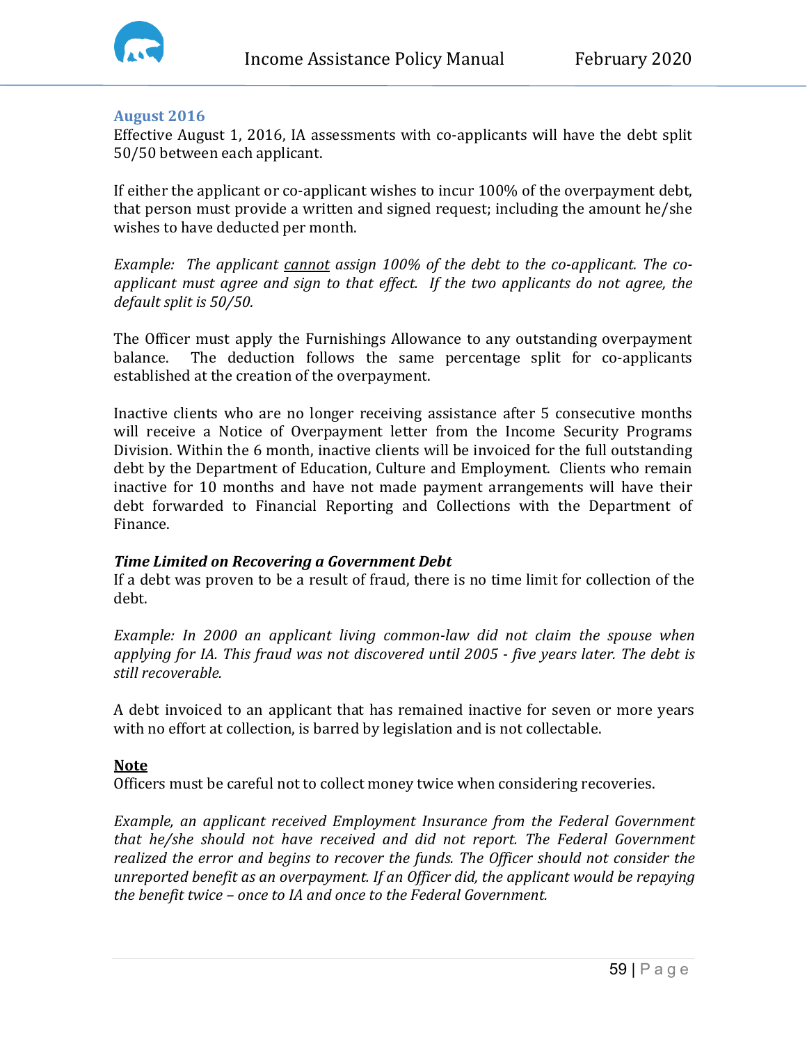### August 2016

Effective August 1, 2016, IA assessments with co-applicants will have the debt split 50/50 between each applicant.

If either the applicant or co-applicant wishes to incur 100% of the overpayment debt, that person must provide a written and signed request; including the amount he/she wishes to have deducted per month.

*Example: The applicant <u>cannot</u> assign 100% of the debt to the co-applicant. The co-applicant must agree and sign to that effect. If the two applicants do not agree, the default split is 50/50.*

The Officer must apply the Furnishings Allowance to any outstanding overpayment balance. The deduction follows the same percentage split for co-applicants established at the creation of the overpayment.

Inactive clients who are no longer receiving assistance after 5 consecutive months will receive a Notice of Overpayment letter from the Income Security Programs Division. Within the 6 month, inactive clients will be invoiced for the full outstanding debt by the Department of Education, Culture and Employment. Clients who remain inactive for 10 months and have not made payment arrangements will have their debt forwarded to Financial Reporting and Collections with the Department of Finance.

***Time Limited on Recovering a Government Debt***

If a debt was proven to be a result of fraud, there is no time limit for collection of the debt.

*Example: In 2000 an applicant living common-law did not claim the spouse when applying for IA. This fraud was not discovered until 2005 - five years later. The debt is still recoverable.*

A debt invoiced to an applicant that has remained inactive for seven or more years with no effort at collection, is barred by legislation and is not collectable.

**<u>Note</u>**

Officers must be careful not to collect money twice when considering recoveries.

*Example, an applicant received Employment Insurance from the Federal Government that he/she should not have received and did not report. The Federal Government realized the error and begins to recover the funds. The Officer should not consider the unreported benefit as an overpayment. If an Officer did, the applicant would be repaying the benefit twice – once to IA and once to the Federal Government.*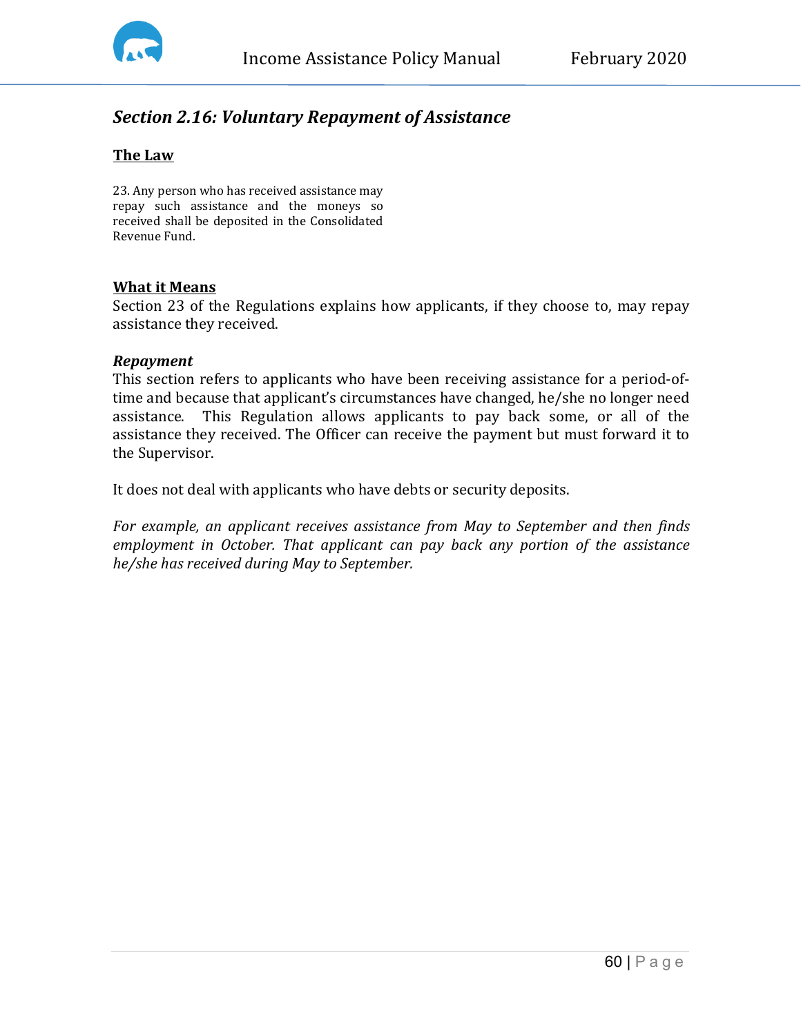## *Section 2.16: Voluntary Repayment of Assistance*

**The Law**

23. Any person who has received assistance may repay such assistance and the moneys so received shall be deposited in the Consolidated Revenue Fund.

**What it Means**

Section 23 of the Regulations explains how applicants, if they choose to, may repay assistance they received.

***Repayment***

This section refers to applicants who have been receiving assistance for a period-of-time and because that applicant's circumstances have changed, he/she no longer need assistance. This Regulation allows applicants to pay back some, or all of the assistance they received. The Officer can receive the payment but must forward it to the Supervisor.

It does not deal with applicants who have debts or security deposits.

*For example, an applicant receives assistance from May to September and then finds employment in October. That applicant can pay back any portion of the assistance he/she has received during May to September.*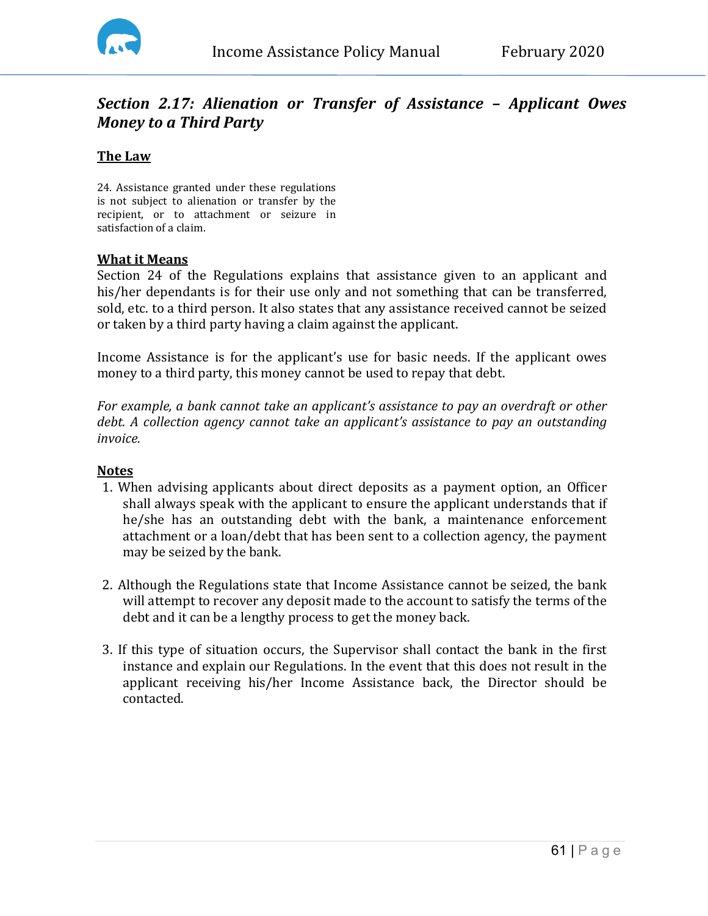## *Section 2.17: Alienation or Transfer of Assistance – Applicant Owes Money to a Third Party*

**The Law**

24. Assistance granted under these regulations is not subject to alienation or transfer by the recipient, or to attachment or seizure in satisfaction of a claim.

**What it Means**

Section 24 of the Regulations explains that assistance given to an applicant and his/her dependants is for their use only and not something that can be transferred, sold, etc. to a third person. It also states that any assistance received cannot be seized or taken by a third party having a claim against the applicant.

Income Assistance is for the applicant's use for basic needs. If the applicant owes money to a third party, this money cannot be used to repay that debt.

*For example, a bank cannot take an applicant's assistance to pay an overdraft or other debt. A collection agency cannot take an applicant's assistance to pay an outstanding invoice.*

**Notes**

1. When advising applicants about direct deposits as a payment option, an Officer shall always speak with the applicant to ensure the applicant understands that if he/she has an outstanding debt with the bank, a maintenance enforcement attachment or a loan/debt that has been sent to a collection agency, the payment may be seized by the bank.

2. Although the Regulations state that Income Assistance cannot be seized, the bank will attempt to recover any deposit made to the account to satisfy the terms of the debt and it can be a lengthy process to get the money back.

3. If this type of situation occurs, the Supervisor shall contact the bank in the first instance and explain our Regulations. In the event that this does not result in the applicant receiving his/her Income Assistance back, the Director should be contacted.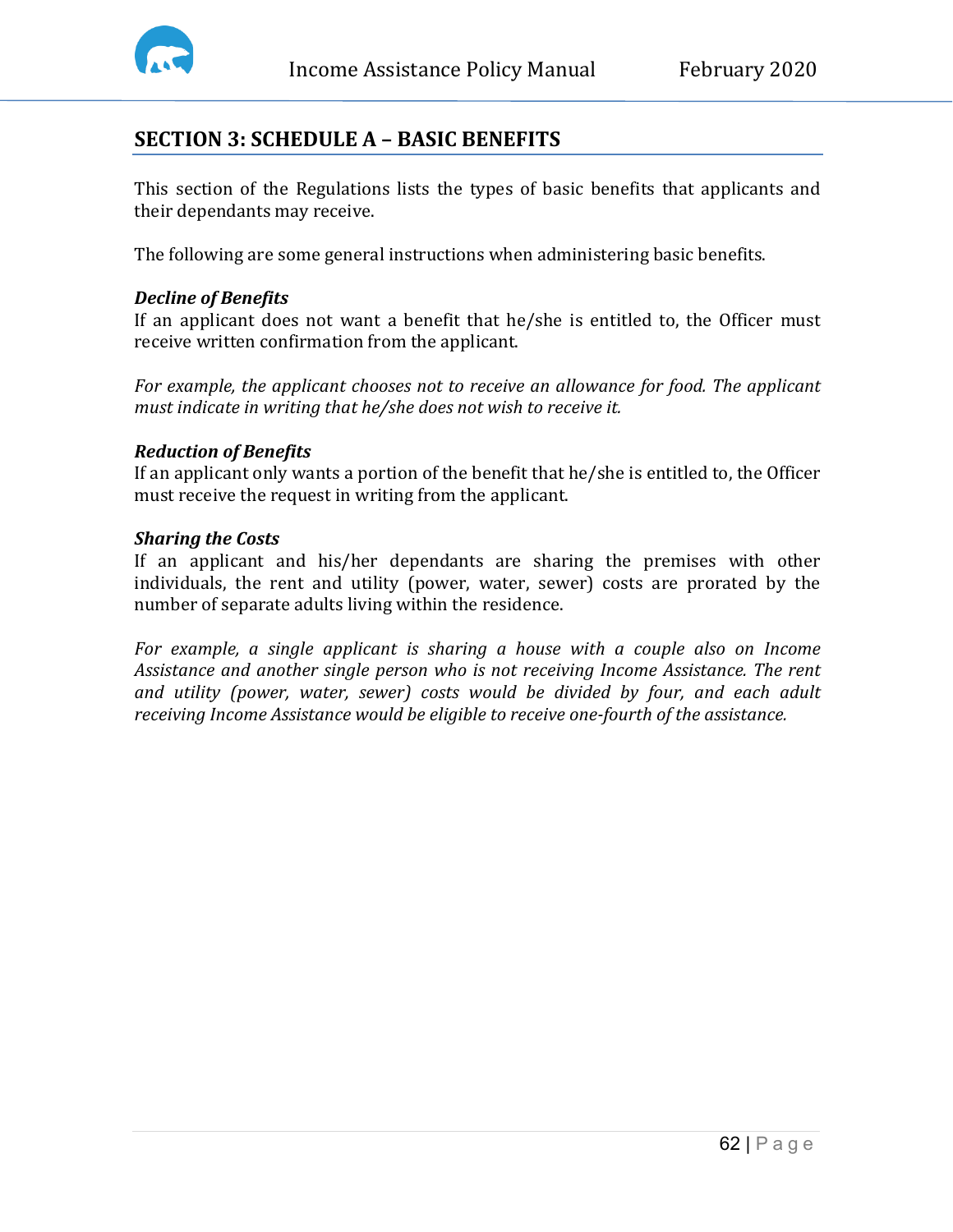## SECTION 3: SCHEDULE A – BASIC BENEFITS

This section of the Regulations lists the types of basic benefits that applicants and their dependants may receive.

The following are some general instructions when administering basic benefits.

***Decline of Benefits***
If an applicant does not want a benefit that he/she is entitled to, the Officer must receive written confirmation from the applicant.

*For example, the applicant chooses not to receive an allowance for food. The applicant must indicate in writing that he/she does not wish to receive it.*

***Reduction of Benefits***
If an applicant only wants a portion of the benefit that he/she is entitled to, the Officer must receive the request in writing from the applicant.

***Sharing the Costs***
If an applicant and his/her dependants are sharing the premises with other individuals, the rent and utility (power, water, sewer) costs are prorated by the number of separate adults living within the residence.

*For example, a single applicant is sharing a house with a couple also on Income Assistance and another single person who is not receiving Income Assistance. The rent and utility (power, water, sewer) costs would be divided by four, and each adult receiving Income Assistance would be eligible to receive one-fourth of the assistance.*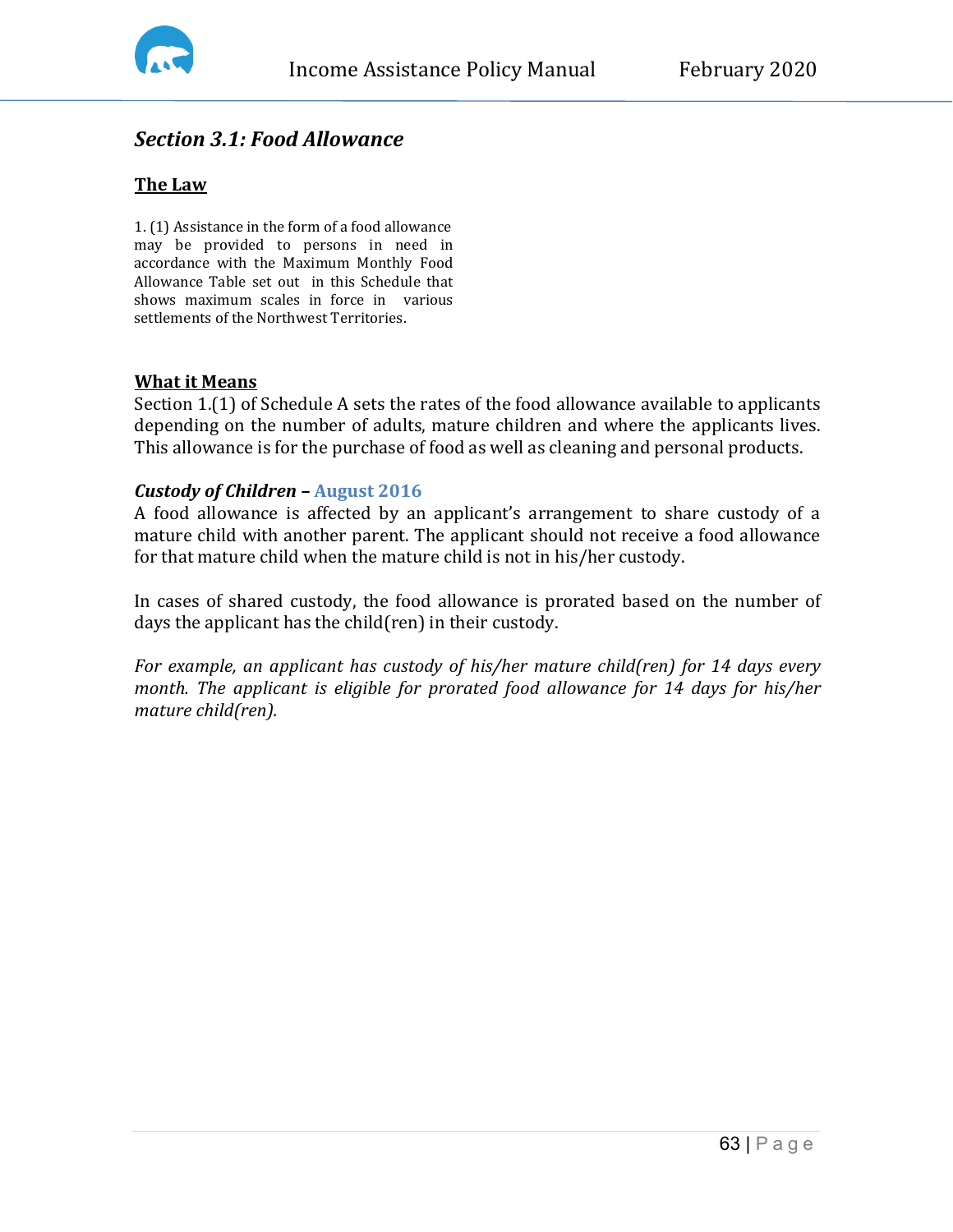## *Section 3.1: Food Allowance*

### The Law

1. (1) Assistance in the form of a food allowance may be provided to persons in need in accordance with the Maximum Monthly Food Allowance Table set out in this Schedule that shows maximum scales in force in various settlements of the Northwest Territories.

### What it Means

Section 1.(1) of Schedule A sets the rates of the food allowance available to applicants depending on the number of adults, mature children and where the applicants lives. This allowance is for the purchase of food as well as cleaning and personal products.

***Custody of Children* – August 2016**

A food allowance is affected by an applicant's arrangement to share custody of a mature child with another parent. The applicant should not receive a food allowance for that mature child when the mature child is not in his/her custody.

In cases of shared custody, the food allowance is prorated based on the number of days the applicant has the child(ren) in their custody.

*For example, an applicant has custody of his/her mature child(ren) for 14 days every month. The applicant is eligible for prorated food allowance for 14 days for his/her mature child(ren).*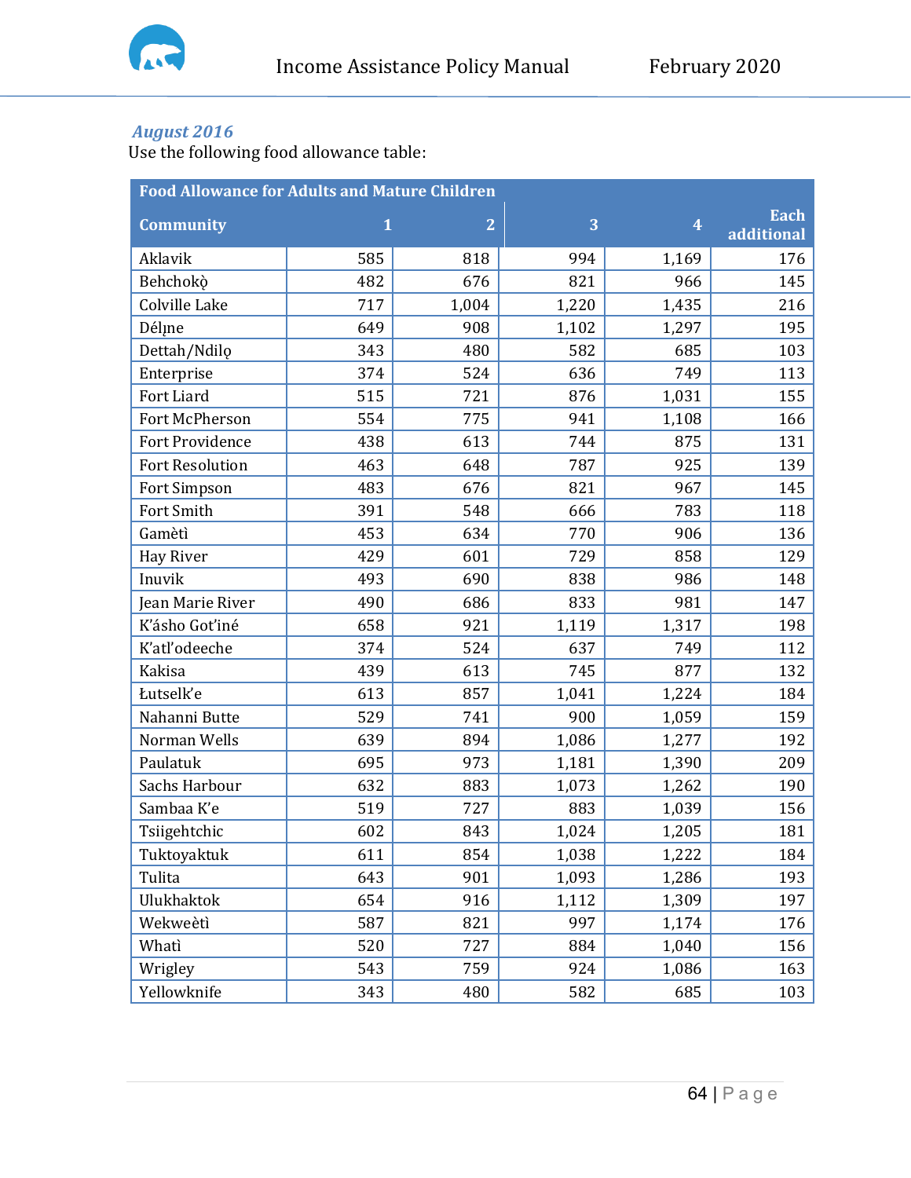*August 2016*

Use the following food allowance table:

| Food Allowance for Adults and Mature Children | | | | | |
|---|---|---|---|---|---|
| **Community** | **1** | **2** | **3** | **4** | **Each additional** |
| Aklavik | 585 | 818 | 994 | 1,169 | 176 |
| Behchokǫ̀ | 482 | 676 | 821 | 966 | 145 |
| Colville Lake | 717 | 1,004 | 1,220 | 1,435 | 216 |
| Délı̨ne | 649 | 908 | 1,102 | 1,297 | 195 |
| Dettah/Ndilǫ | 343 | 480 | 582 | 685 | 103 |
| Enterprise | 374 | 524 | 636 | 749 | 113 |
| Fort Liard | 515 | 721 | 876 | 1,031 | 155 |
| Fort McPherson | 554 | 775 | 941 | 1,108 | 166 |
| Fort Providence | 438 | 613 | 744 | 875 | 131 |
| Fort Resolution | 463 | 648 | 787 | 925 | 139 |
| Fort Simpson | 483 | 676 | 821 | 967 | 145 |
| Fort Smith | 391 | 548 | 666 | 783 | 118 |
| Gamètì | 453 | 634 | 770 | 906 | 136 |
| Hay River | 429 | 601 | 729 | 858 | 129 |
| Inuvik | 493 | 690 | 838 | 986 | 148 |
| Jean Marie River | 490 | 686 | 833 | 981 | 147 |
| K'ásho Got'iné | 658 | 921 | 1,119 | 1,317 | 198 |
| K'atl'odeeche | 374 | 524 | 637 | 749 | 112 |
| Kakisa | 439 | 613 | 745 | 877 | 132 |
| Łutselk'e | 613 | 857 | 1,041 | 1,224 | 184 |
| Nahanni Butte | 529 | 741 | 900 | 1,059 | 159 |
| Norman Wells | 639 | 894 | 1,086 | 1,277 | 192 |
| Paulatuk | 695 | 973 | 1,181 | 1,390 | 209 |
| Sachs Harbour | 632 | 883 | 1,073 | 1,262 | 190 |
| Sambaa K'e | 519 | 727 | 883 | 1,039 | 156 |
| Tsiigehtchic | 602 | 843 | 1,024 | 1,205 | 181 |
| Tuktoyaktuk | 611 | 854 | 1,038 | 1,222 | 184 |
| Tulita | 643 | 901 | 1,093 | 1,286 | 193 |
| Ulukhaktok | 654 | 916 | 1,112 | 1,309 | 197 |
| Wekweètì | 587 | 821 | 997 | 1,174 | 176 |
| Whatì | 520 | 727 | 884 | 1,040 | 156 |
| Wrigley | 543 | 759 | 924 | 1,086 | 163 |
| Yellowknife | 343 | 480 | 582 | 685 | 103 |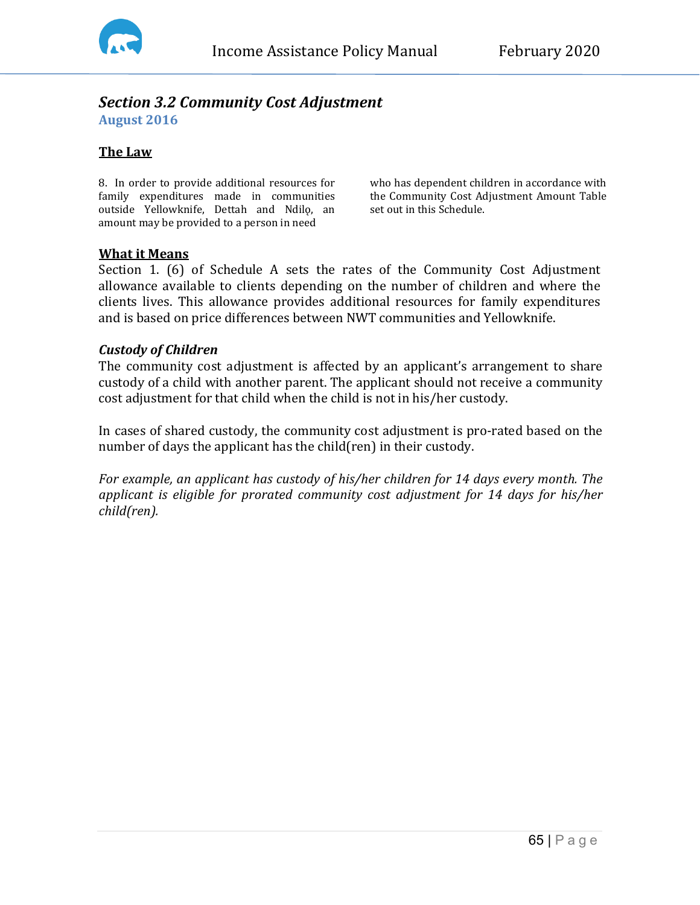## *Section 3.2 Community Cost Adjustment*

**August 2016**

### The Law

8. In order to provide additional resources for family expenditures made in communities outside Yellowknife, Dettah and Ndilǫ, an amount may be provided to a person in need who has dependent children in accordance with the Community Cost Adjustment Amount Table set out in this Schedule.

### What it Means

Section 1. (6) of Schedule A sets the rates of the Community Cost Adjustment allowance available to clients depending on the number of children and where the clients lives. This allowance provides additional resources for family expenditures and is based on price differences between NWT communities and Yellowknife.

#### *Custody of Children*

The community cost adjustment is affected by an applicant's arrangement to share custody of a child with another parent. The applicant should not receive a community cost adjustment for that child when the child is not in his/her custody.

In cases of shared custody, the community cost adjustment is pro-rated based on the number of days the applicant has the child(ren) in their custody.

*For example, an applicant has custody of his/her children for 14 days every month. The applicant is eligible for prorated community cost adjustment for 14 days for his/her child(ren).*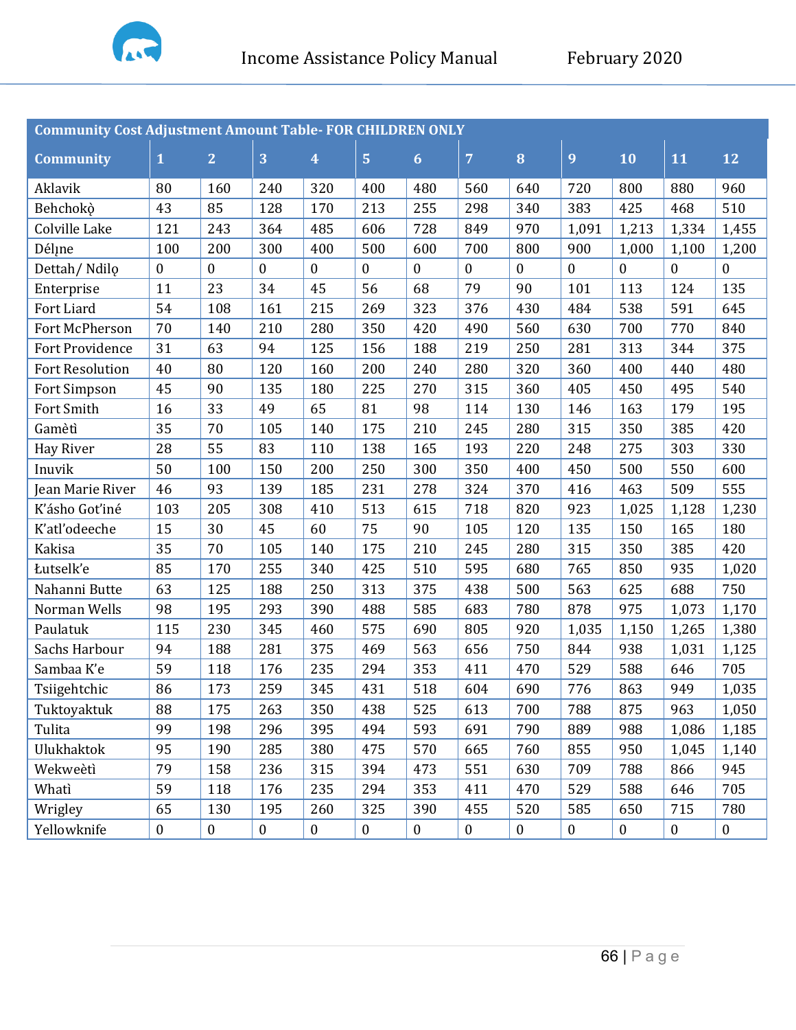| Community Cost Adjustment Amount Table- FOR CHILDREN ONLY | | | | | | | | | | | | |
|---|---|---|---|---|---|---|---|---|---|---|---|---|
| **Community** | **1** | **2** | **3** | **4** | **5** | **6** | **7** | **8** | **9** | **10** | **11** | **12** |
| Aklavik | 80 | 160 | 240 | 320 | 400 | 480 | 560 | 640 | 720 | 800 | 880 | 960 |
| Behchokǫ̀ | 43 | 85 | 128 | 170 | 213 | 255 | 298 | 340 | 383 | 425 | 468 | 510 |
| Colville Lake | 121 | 243 | 364 | 485 | 606 | 728 | 849 | 970 | 1,091 | 1,213 | 1,334 | 1,455 |
| Délı̨ne | 100 | 200 | 300 | 400 | 500 | 600 | 700 | 800 | 900 | 1,000 | 1,100 | 1,200 |
| Dettah/ Ndilǫ | 0 | 0 | 0 | 0 | 0 | 0 | 0 | 0 | 0 | 0 | 0 | 0 |
| Enterprise | 11 | 23 | 34 | 45 | 56 | 68 | 79 | 90 | 101 | 113 | 124 | 135 |
| Fort Liard | 54 | 108 | 161 | 215 | 269 | 323 | 376 | 430 | 484 | 538 | 591 | 645 |
| Fort McPherson | 70 | 140 | 210 | 280 | 350 | 420 | 490 | 560 | 630 | 700 | 770 | 840 |
| Fort Providence | 31 | 63 | 94 | 125 | 156 | 188 | 219 | 250 | 281 | 313 | 344 | 375 |
| Fort Resolution | 40 | 80 | 120 | 160 | 200 | 240 | 280 | 320 | 360 | 400 | 440 | 480 |
| Fort Simpson | 45 | 90 | 135 | 180 | 225 | 270 | 315 | 360 | 405 | 450 | 495 | 540 |
| Fort Smith | 16 | 33 | 49 | 65 | 81 | 98 | 114 | 130 | 146 | 163 | 179 | 195 |
| Gamètì | 35 | 70 | 105 | 140 | 175 | 210 | 245 | 280 | 315 | 350 | 385 | 420 |
| Hay River | 28 | 55 | 83 | 110 | 138 | 165 | 193 | 220 | 248 | 275 | 303 | 330 |
| Inuvik | 50 | 100 | 150 | 200 | 250 | 300 | 350 | 400 | 450 | 500 | 550 | 600 |
| Jean Marie River | 46 | 93 | 139 | 185 | 231 | 278 | 324 | 370 | 416 | 463 | 509 | 555 |
| K'ásho Got'iné | 103 | 205 | 308 | 410 | 513 | 615 | 718 | 820 | 923 | 1,025 | 1,128 | 1,230 |
| K'atl'odeeche | 15 | 30 | 45 | 60 | 75 | 90 | 105 | 120 | 135 | 150 | 165 | 180 |
| Kakisa | 35 | 70 | 105 | 140 | 175 | 210 | 245 | 280 | 315 | 350 | 385 | 420 |
| Łutselk'e | 85 | 170 | 255 | 340 | 425 | 510 | 595 | 680 | 765 | 850 | 935 | 1,020 |
| Nahanni Butte | 63 | 125 | 188 | 250 | 313 | 375 | 438 | 500 | 563 | 625 | 688 | 750 |
| Norman Wells | 98 | 195 | 293 | 390 | 488 | 585 | 683 | 780 | 878 | 975 | 1,073 | 1,170 |
| Paulatuk | 115 | 230 | 345 | 460 | 575 | 690 | 805 | 920 | 1,035 | 1,150 | 1,265 | 1,380 |
| Sachs Harbour | 94 | 188 | 281 | 375 | 469 | 563 | 656 | 750 | 844 | 938 | 1,031 | 1,125 |
| Sambaa K'e | 59 | 118 | 176 | 235 | 294 | 353 | 411 | 470 | 529 | 588 | 646 | 705 |
| Tsiigehtchic | 86 | 173 | 259 | 345 | 431 | 518 | 604 | 690 | 776 | 863 | 949 | 1,035 |
| Tuktoyaktuk | 88 | 175 | 263 | 350 | 438 | 525 | 613 | 700 | 788 | 875 | 963 | 1,050 |
| Tulita | 99 | 198 | 296 | 395 | 494 | 593 | 691 | 790 | 889 | 988 | 1,086 | 1,185 |
| Ulukhaktok | 95 | 190 | 285 | 380 | 475 | 570 | 665 | 760 | 855 | 950 | 1,045 | 1,140 |
| Wekweètì | 79 | 158 | 236 | 315 | 394 | 473 | 551 | 630 | 709 | 788 | 866 | 945 |
| Whatì | 59 | 118 | 176 | 235 | 294 | 353 | 411 | 470 | 529 | 588 | 646 | 705 |
| Wrigley | 65 | 130 | 195 | 260 | 325 | 390 | 455 | 520 | 585 | 650 | 715 | 780 |
| Yellowknife | 0 | 0 | 0 | 0 | 0 | 0 | 0 | 0 | 0 | 0 | 0 | 0 |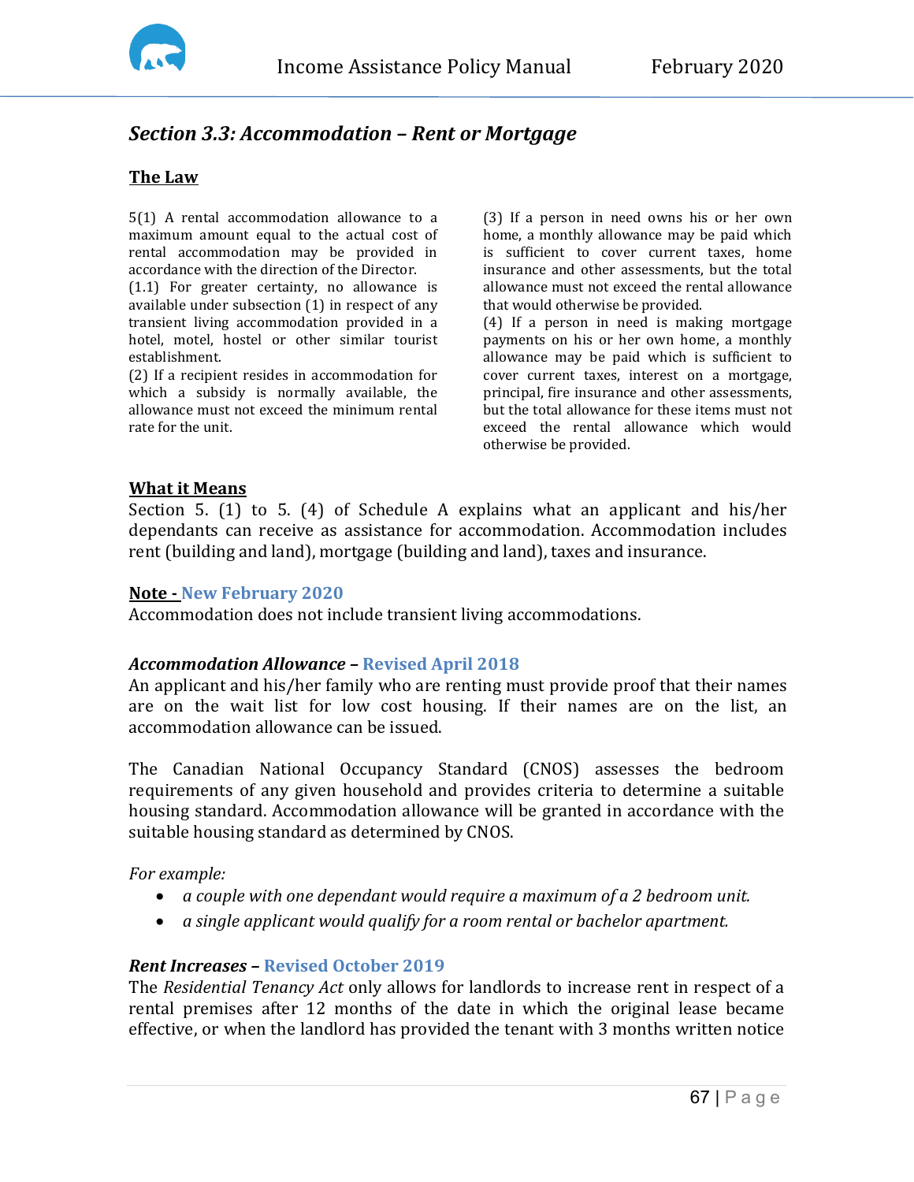## *Section 3.3: Accommodation – Rent or Mortgage*

### The Law

5(1) A rental accommodation allowance to a maximum amount equal to the actual cost of rental accommodation may be provided in accordance with the direction of the Director.

(1.1) For greater certainty, no allowance is available under subsection (1) in respect of any transient living accommodation provided in a hotel, motel, hostel or other similar tourist establishment.

(2) If a recipient resides in accommodation for which a subsidy is normally available, the allowance must not exceed the minimum rental rate for the unit.

(3) If a person in need owns his or her own home, a monthly allowance may be paid which is sufficient to cover current taxes, home insurance and other assessments, but the total allowance must not exceed the rental allowance that would otherwise be provided.

(4) If a person in need is making mortgage payments on his or her own home, a monthly allowance may be paid which is sufficient to cover current taxes, interest on a mortgage, principal, fire insurance and other assessments, but the total allowance for these items must not exceed the rental allowance which would otherwise be provided.

### What it Means

Section 5. (1) to 5. (4) of Schedule A explains what an applicant and his/her dependants can receive as assistance for accommodation. Accommodation includes rent (building and land), mortgage (building and land), taxes and insurance.

**Note - New February 2020**

Accommodation does not include transient living accommodations.

***Accommodation Allowance* – Revised April 2018**

An applicant and his/her family who are renting must provide proof that their names are on the wait list for low cost housing. If their names are on the list, an accommodation allowance can be issued.

The Canadian National Occupancy Standard (CNOS) assesses the bedroom requirements of any given household and provides criteria to determine a suitable housing standard. Accommodation allowance will be granted in accordance with the suitable housing standard as determined by CNOS.

*For example:*

- *a couple with one dependant would require a maximum of a 2 bedroom unit.*
- *a single applicant would qualify for a room rental or bachelor apartment.*

***Rent Increases* – Revised October 2019**

The *Residential Tenancy Act* only allows for landlords to increase rent in respect of a rental premises after 12 months of the date in which the original lease became effective, or when the landlord has provided the tenant with 3 months written notice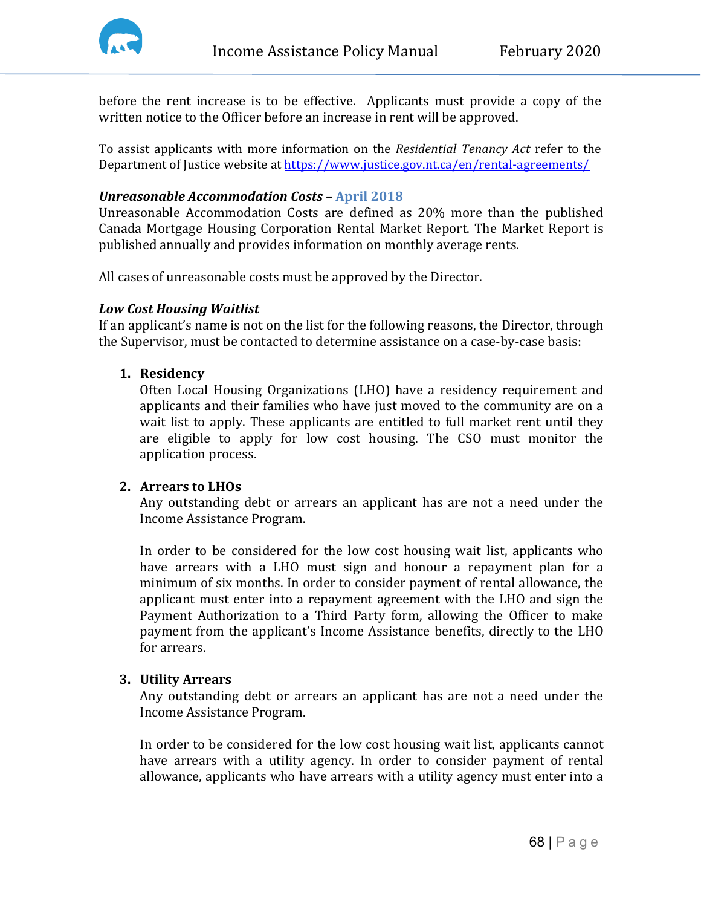before the rent increase is to be effective. Applicants must provide a copy of the written notice to the Officer before an increase in rent will be approved.

To assist applicants with more information on the *Residential Tenancy Act* refer to the Department of Justice website at [https://www.justice.gov.nt.ca/en/rental-agreements/](https://www.justice.gov.nt.ca/en/rental-agreements/)

***Unreasonable Accommodation Costs* – April 2018**

Unreasonable Accommodation Costs are defined as 20% more than the published Canada Mortgage Housing Corporation Rental Market Report. The Market Report is published annually and provides information on monthly average rents.

All cases of unreasonable costs must be approved by the Director.

***Low Cost Housing Waitlist***

If an applicant's name is not on the list for the following reasons, the Director, through the Supervisor, must be contacted to determine assistance on a case-by-case basis:

1. **Residency**

   Often Local Housing Organizations (LHO) have a residency requirement and applicants and their families who have just moved to the community are on a wait list to apply. These applicants are entitled to full market rent until they are eligible to apply for low cost housing. The CSO must monitor the application process.

2. **Arrears to LHOs**

   Any outstanding debt or arrears an applicant has are not a need under the Income Assistance Program.

   In order to be considered for the low cost housing wait list, applicants who have arrears with a LHO must sign and honour a repayment plan for a minimum of six months. In order to consider payment of rental allowance, the applicant must enter into a repayment agreement with the LHO and sign the Payment Authorization to a Third Party form, allowing the Officer to make payment from the applicant's Income Assistance benefits, directly to the LHO for arrears.

3. **Utility Arrears**

   Any outstanding debt or arrears an applicant has are not a need under the Income Assistance Program.

   In order to be considered for the low cost housing wait list, applicants cannot have arrears with a utility agency. In order to consider payment of rental allowance, applicants who have arrears with a utility agency must enter into a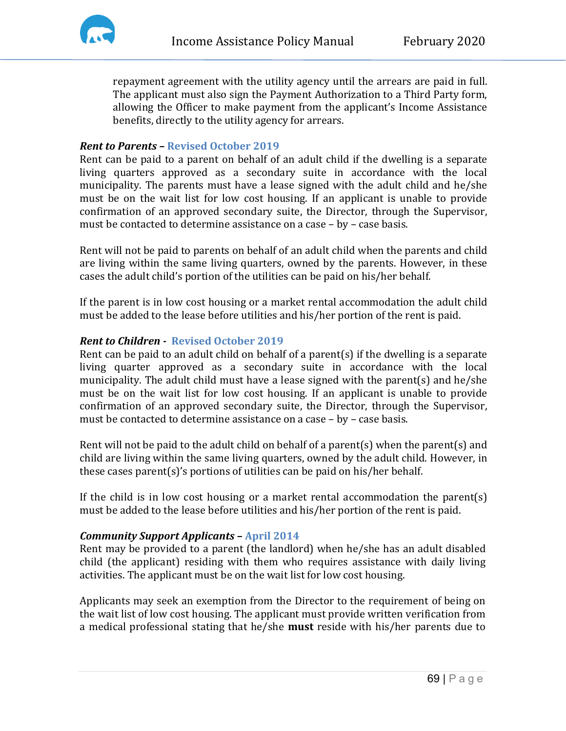repayment agreement with the utility agency until the arrears are paid in full. The applicant must also sign the Payment Authorization to a Third Party form, allowing the Officer to make payment from the applicant's Income Assistance benefits, directly to the utility agency for arrears.

***Rent to Parents* – Revised October 2019**

Rent can be paid to a parent on behalf of an adult child if the dwelling is a separate living quarters approved as a secondary suite in accordance with the local municipality. The parents must have a lease signed with the adult child and he/she must be on the wait list for low cost housing. If an applicant is unable to provide confirmation of an approved secondary suite, the Director, through the Supervisor, must be contacted to determine assistance on a case – by – case basis.

Rent will not be paid to parents on behalf of an adult child when the parents and child are living within the same living quarters, owned by the parents. However, in these cases the adult child's portion of the utilities can be paid on his/her behalf.

If the parent is in low cost housing or a market rental accommodation the adult child must be added to the lease before utilities and his/her portion of the rent is paid.

***Rent to Children* - Revised October 2019**

Rent can be paid to an adult child on behalf of a parent(s) if the dwelling is a separate living quarter approved as a secondary suite in accordance with the local municipality. The adult child must have a lease signed with the parent(s) and he/she must be on the wait list for low cost housing. If an applicant is unable to provide confirmation of an approved secondary suite, the Director, through the Supervisor, must be contacted to determine assistance on a case – by – case basis.

Rent will not be paid to the adult child on behalf of a parent(s) when the parent(s) and child are living within the same living quarters, owned by the adult child. However, in these cases parent(s)'s portions of utilities can be paid on his/her behalf.

If the child is in low cost housing or a market rental accommodation the parent(s) must be added to the lease before utilities and his/her portion of the rent is paid.

***Community Support Applicants* – April 2014**

Rent may be provided to a parent (the landlord) when he/she has an adult disabled child (the applicant) residing with them who requires assistance with daily living activities. The applicant must be on the wait list for low cost housing.

Applicants may seek an exemption from the Director to the requirement of being on the wait list of low cost housing. The applicant must provide written verification from a medical professional stating that he/she **must** reside with his/her parents due to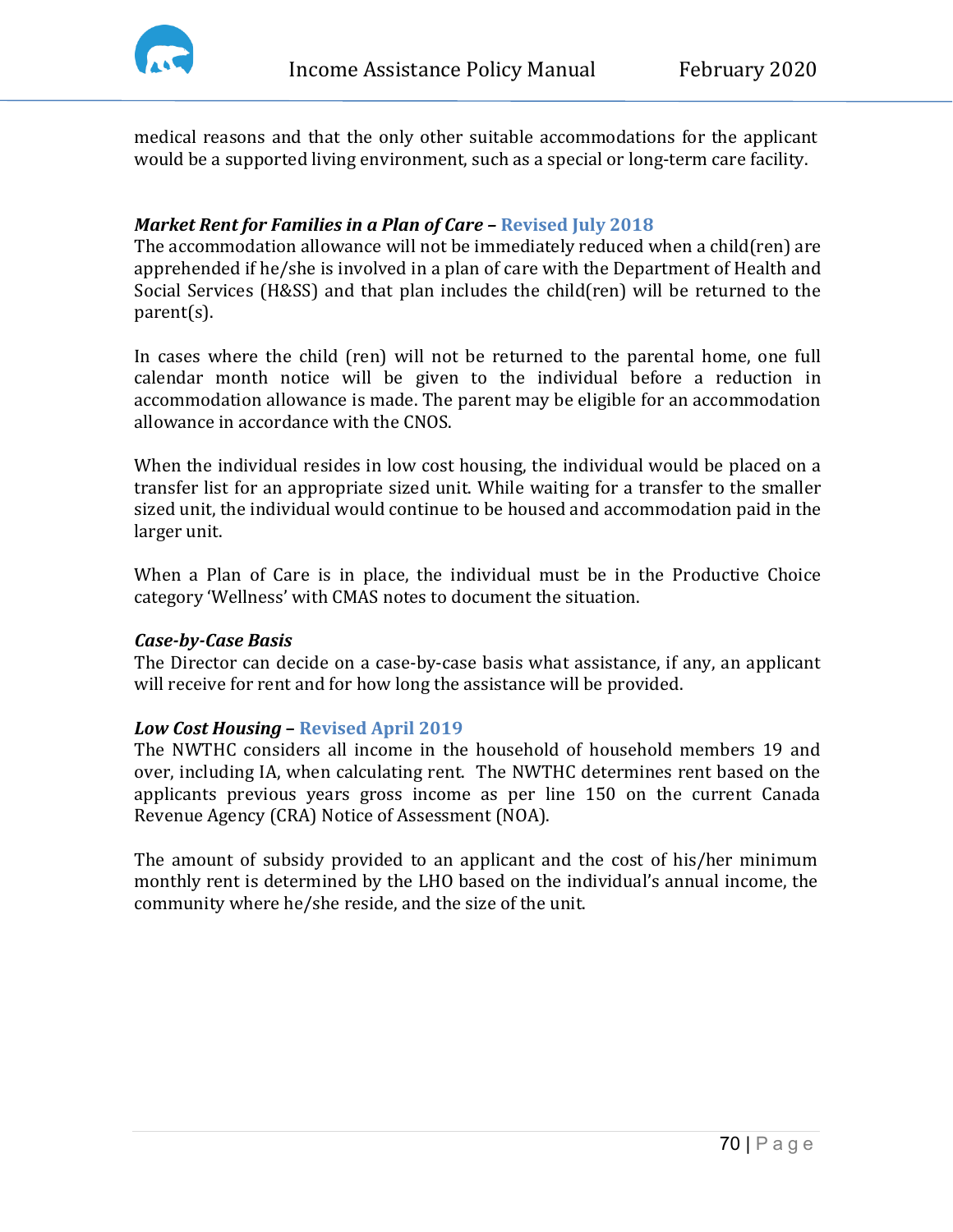medical reasons and that the only other suitable accommodations for the applicant would be a supported living environment, such as a special or long-term care facility.

***Market Rent for Families in a Plan of Care*** **– Revised July 2018**

The accommodation allowance will not be immediately reduced when a child(ren) are apprehended if he/she is involved in a plan of care with the Department of Health and Social Services (H&SS) and that plan includes the child(ren) will be returned to the parent(s).

In cases where the child (ren) will not be returned to the parental home, one full calendar month notice will be given to the individual before a reduction in accommodation allowance is made. The parent may be eligible for an accommodation allowance in accordance with the CNOS.

When the individual resides in low cost housing, the individual would be placed on a transfer list for an appropriate sized unit. While waiting for a transfer to the smaller sized unit, the individual would continue to be housed and accommodation paid in the larger unit.

When a Plan of Care is in place, the individual must be in the Productive Choice category 'Wellness' with CMAS notes to document the situation.

***Case-by-Case Basis***

The Director can decide on a case-by-case basis what assistance, if any, an applicant will receive for rent and for how long the assistance will be provided.

***Low Cost Housing*** **– Revised April 2019**

The NWTHC considers all income in the household of household members 19 and over, including IA, when calculating rent. The NWTHC determines rent based on the applicants previous years gross income as per line 150 on the current Canada Revenue Agency (CRA) Notice of Assessment (NOA).

The amount of subsidy provided to an applicant and the cost of his/her minimum monthly rent is determined by the LHO based on the individual's annual income, the community where he/she reside, and the size of the unit.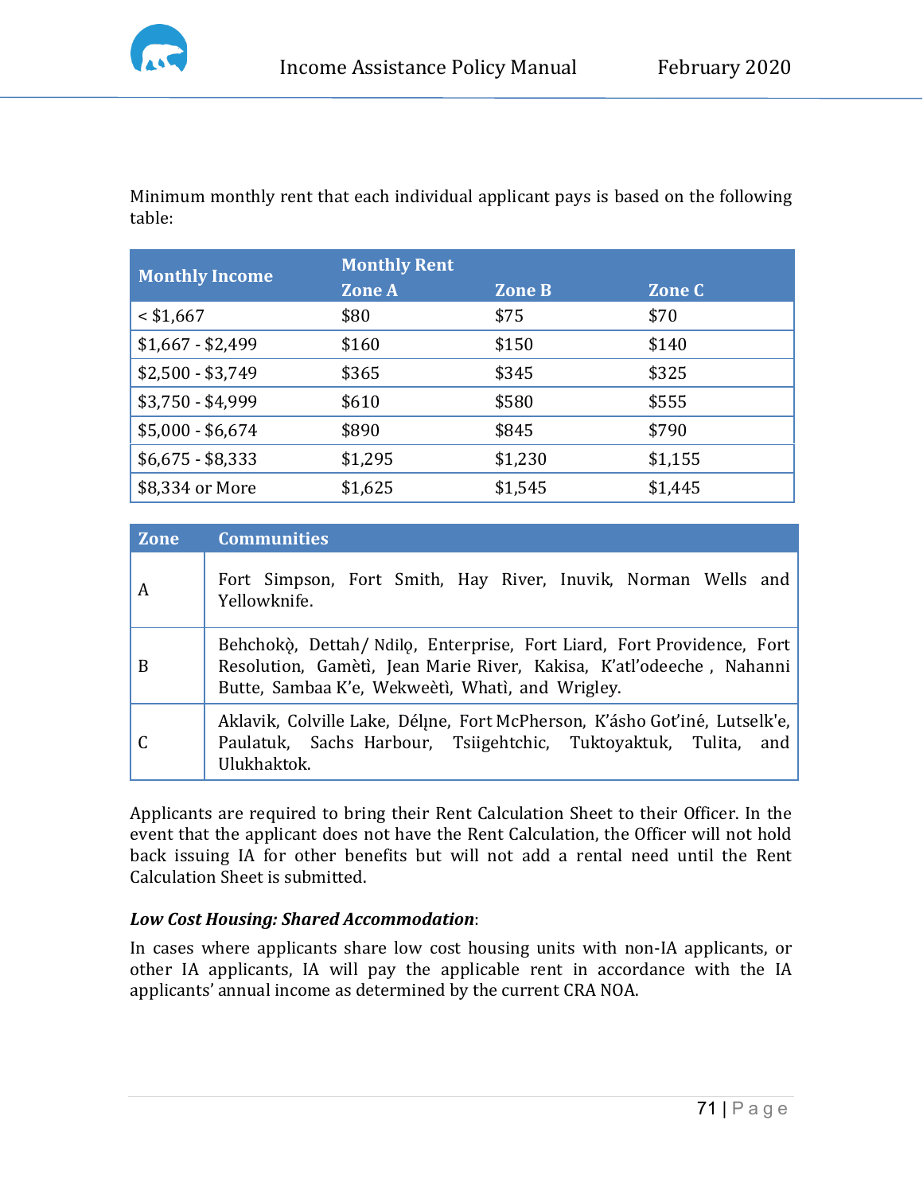Minimum monthly rent that each individual applicant pays is based on the following table:

| Monthly Income | Monthly Rent | | |
|---|---|---|---|
| | Zone A | Zone B | Zone C |
| < $1,667 | $80 | $75 | $70 |
| $1,667 - $2,499 | $160 | $150 | $140 |
| $2,500 - $3,749 | $365 | $345 | $325 |
| $3,750 - $4,999 | $610 | $580 | $555 |
| $5,000 - $6,674 | $890 | $845 | $790 |
| $6,675 - $8,333 | $1,295 | $1,230 | $1,155 |
| $8,334 or More | $1,625 | $1,545 | $1,445 |

| Zone | Communities |
|---|---|
| A | Fort Simpson, Fort Smith, Hay River, Inuvik, Norman Wells and Yellowknife. |
| B | Behchokǫ̀, Dettah/ Ndilǫ, Enterprise, Fort Liard, Fort Providence, Fort Resolution, Gamètì, Jean Marie River, Kakisa, K'atl'odeeche , Nahanni Butte, Sambaa K'e, Wekweètì, Whatì, and Wrigley. |
| C | Aklavik, Colville Lake, Délı̨ne, Fort McPherson, K'ásho Got'iné, Lutselk'e, Paulatuk, Sachs Harbour, Tsiigehtchic, Tuktoyaktuk, Tulita, and Ulukhaktok. |

Applicants are required to bring their Rent Calculation Sheet to their Officer. In the event that the applicant does not have the Rent Calculation, the Officer will not hold back issuing IA for other benefits but will not add a rental need until the Rent Calculation Sheet is submitted.

***Low Cost Housing: Shared Accommodation***:

In cases where applicants share low cost housing units with non-IA applicants, or other IA applicants, IA will pay the applicable rent in accordance with the IA applicants' annual income as determined by the current CRA NOA.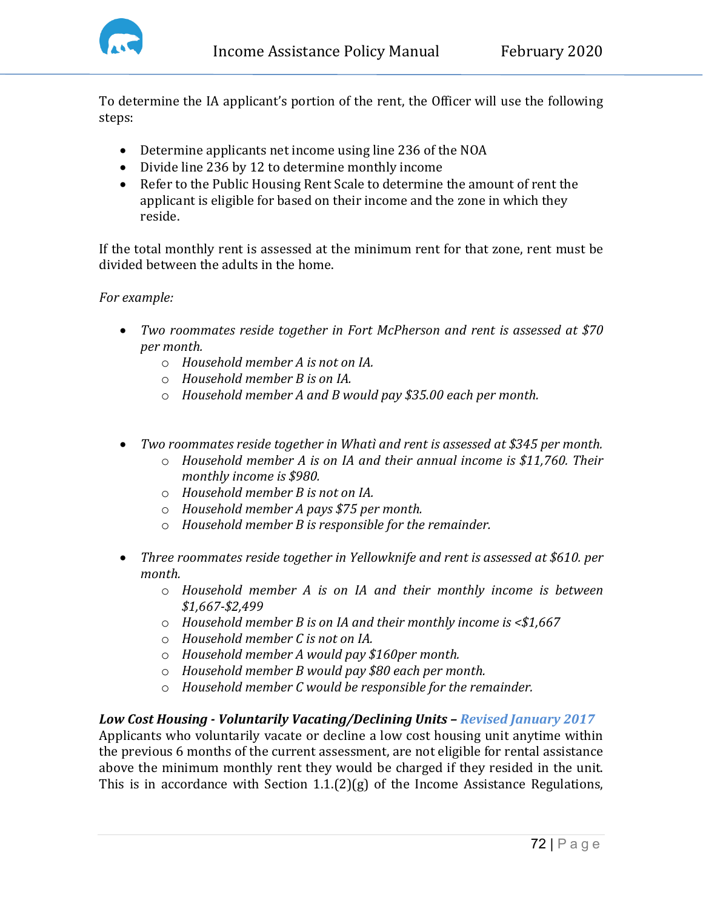To determine the IA applicant's portion of the rent, the Officer will use the following steps:

- Determine applicants net income using line 236 of the NOA
- Divide line 236 by 12 to determine monthly income
- Refer to the Public Housing Rent Scale to determine the amount of rent the applicant is eligible for based on their income and the zone in which they reside.

If the total monthly rent is assessed at the minimum rent for that zone, rent must be divided between the adults in the home.

*For example:*

- *Two roommates reside together in Fort McPherson and rent is assessed at $70 per month.*
    - *Household member A is not on IA.*
    - *Household member B is on IA.*
    - *Household member A and B would pay $35.00 each per month.*

- *Two roommates reside together in Whatì and rent is assessed at $345 per month.*
    - *Household member A is on IA and their annual income is $11,760. Their monthly income is $980.*
    - *Household member B is not on IA.*
    - *Household member A pays $75 per month.*
    - *Household member B is responsible for the remainder.*

- *Three roommates reside together in Yellowknife and rent is assessed at $610. per month.*
    - *Household member A is on IA and their monthly income is between $1,667-$2,499*
    - *Household member B is on IA and their monthly income is <$1,667*
    - *Household member C is not on IA.*
    - *Household member A would pay $160per month.*
    - *Household member B would pay $80 each per month.*
    - *Household member C would be responsible for the remainder.*

***Low Cost Housing - Voluntarily Vacating/Declining Units –*** ***Revised January 2017***
Applicants who voluntarily vacate or decline a low cost housing unit anytime within the previous 6 months of the current assessment, are not eligible for rental assistance above the minimum monthly rent they would be charged if they resided in the unit. This is in accordance with Section 1.1.(2)(g) of the Income Assistance Regulations,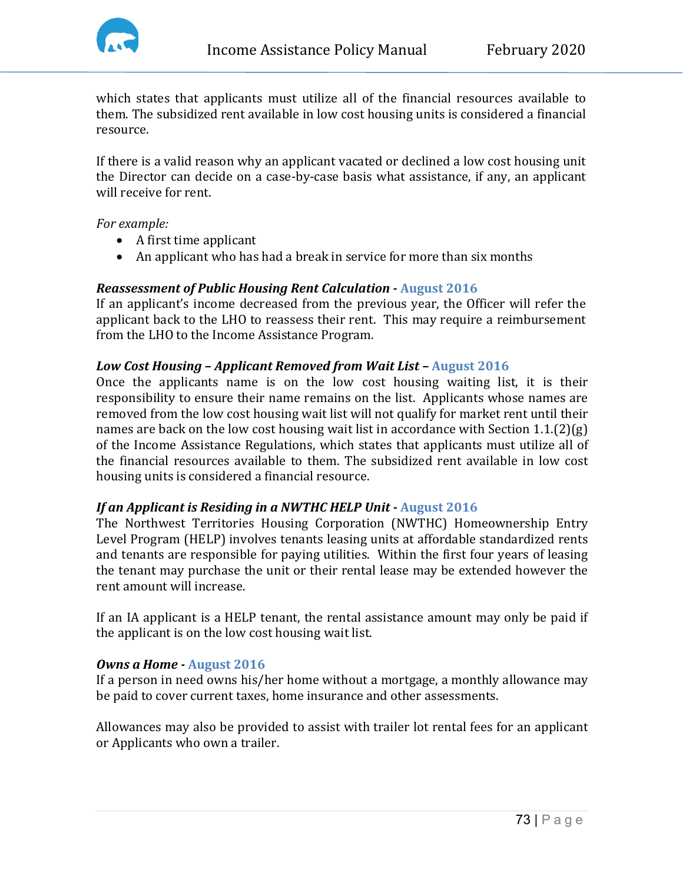which states that applicants must utilize all of the financial resources available to them. The subsidized rent available in low cost housing units is considered a financial resource.

If there is a valid reason why an applicant vacated or declined a low cost housing unit the Director can decide on a case-by-case basis what assistance, if any, an applicant will receive for rent.

*For example:*

- A first time applicant
- An applicant who has had a break in service for more than six months

***Reassessment of Public Housing Rent Calculation* - August 2016**

If an applicant's income decreased from the previous year, the Officer will refer the applicant back to the LHO to reassess their rent. This may require a reimbursement from the LHO to the Income Assistance Program.

***Low Cost Housing – Applicant Removed from Wait List* – August 2016**

Once the applicants name is on the low cost housing waiting list, it is their responsibility to ensure their name remains on the list. Applicants whose names are removed from the low cost housing wait list will not qualify for market rent until their names are back on the low cost housing wait list in accordance with Section 1.1.(2)(g) of the Income Assistance Regulations, which states that applicants must utilize all of the financial resources available to them. The subsidized rent available in low cost housing units is considered a financial resource.

***If an Applicant is Residing in a NWTHC HELP Unit* - August 2016**

The Northwest Territories Housing Corporation (NWTHC) Homeownership Entry Level Program (HELP) involves tenants leasing units at affordable standardized rents and tenants are responsible for paying utilities. Within the first four years of leasing the tenant may purchase the unit or their rental lease may be extended however the rent amount will increase.

If an IA applicant is a HELP tenant, the rental assistance amount may only be paid if the applicant is on the low cost housing wait list.

***Owns a Home* - August 2016**

If a person in need owns his/her home without a mortgage, a monthly allowance may be paid to cover current taxes, home insurance and other assessments.

Allowances may also be provided to assist with trailer lot rental fees for an applicant or Applicants who own a trailer.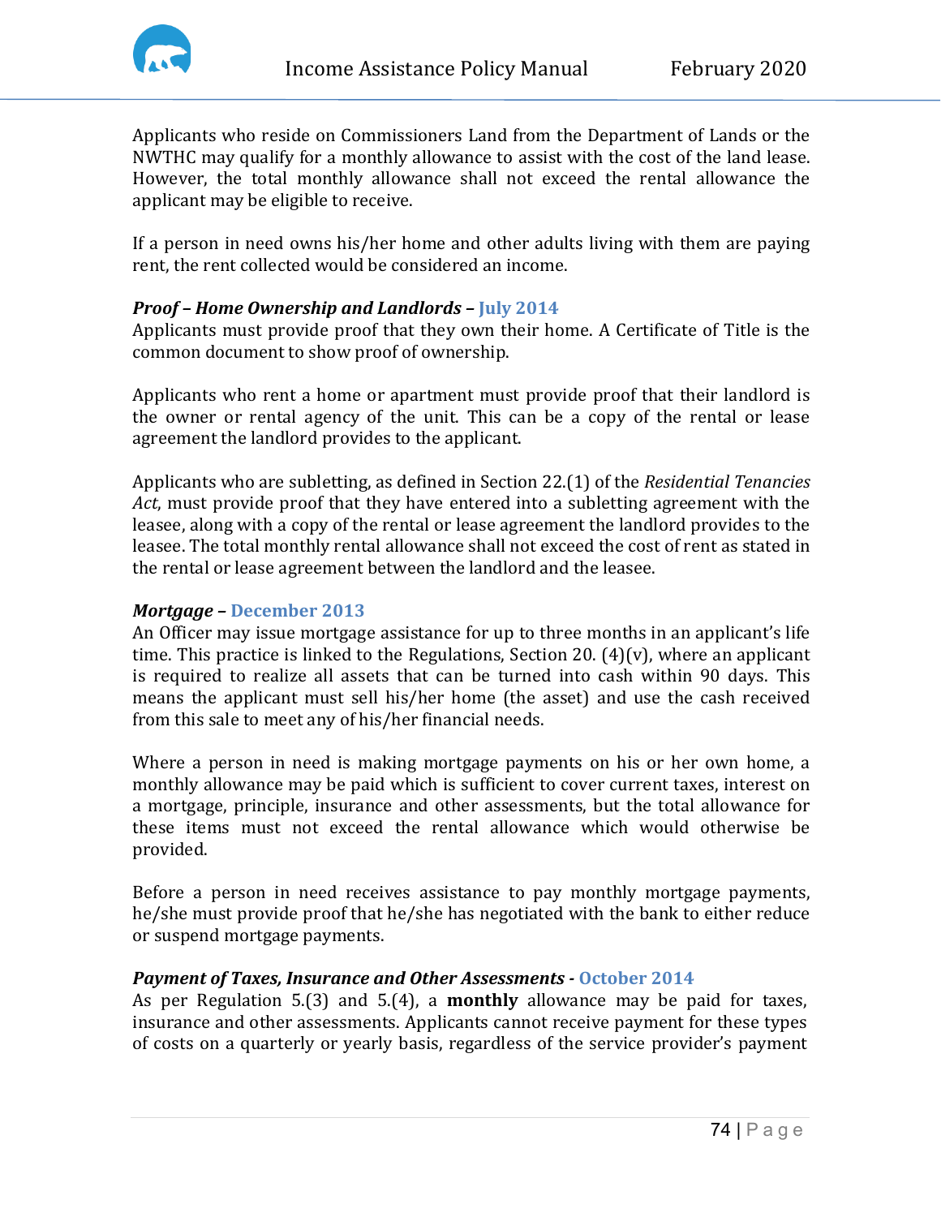Applicants who reside on Commissioners Land from the Department of Lands or the NWTHC may qualify for a monthly allowance to assist with the cost of the land lease. However, the total monthly allowance shall not exceed the rental allowance the applicant may be eligible to receive.

If a person in need owns his/her home and other adults living with them are paying rent, the rent collected would be considered an income.

***Proof – Home Ownership and Landlords* – July 2014**

Applicants must provide proof that they own their home. A Certificate of Title is the common document to show proof of ownership.

Applicants who rent a home or apartment must provide proof that their landlord is the owner or rental agency of the unit. This can be a copy of the rental or lease agreement the landlord provides to the applicant.

Applicants who are subletting, as defined in Section 22.(1) of the *Residential Tenancies Act*, must provide proof that they have entered into a subletting agreement with the leasee, along with a copy of the rental or lease agreement the landlord provides to the leasee. The total monthly rental allowance shall not exceed the cost of rent as stated in the rental or lease agreement between the landlord and the leasee.

***Mortgage* – December 2013**

An Officer may issue mortgage assistance for up to three months in an applicant's life time. This practice is linked to the Regulations, Section 20. (4)(v), where an applicant is required to realize all assets that can be turned into cash within 90 days. This means the applicant must sell his/her home (the asset) and use the cash received from this sale to meet any of his/her financial needs.

Where a person in need is making mortgage payments on his or her own home, a monthly allowance may be paid which is sufficient to cover current taxes, interest on a mortgage, principle, insurance and other assessments, but the total allowance for these items must not exceed the rental allowance which would otherwise be provided.

Before a person in need receives assistance to pay monthly mortgage payments, he/she must provide proof that he/she has negotiated with the bank to either reduce or suspend mortgage payments.

***Payment of Taxes, Insurance and Other Assessments* - October 2014**

As per Regulation 5.(3) and 5.(4), a **monthly** allowance may be paid for taxes, insurance and other assessments. Applicants cannot receive payment for these types of costs on a quarterly or yearly basis, regardless of the service provider's payment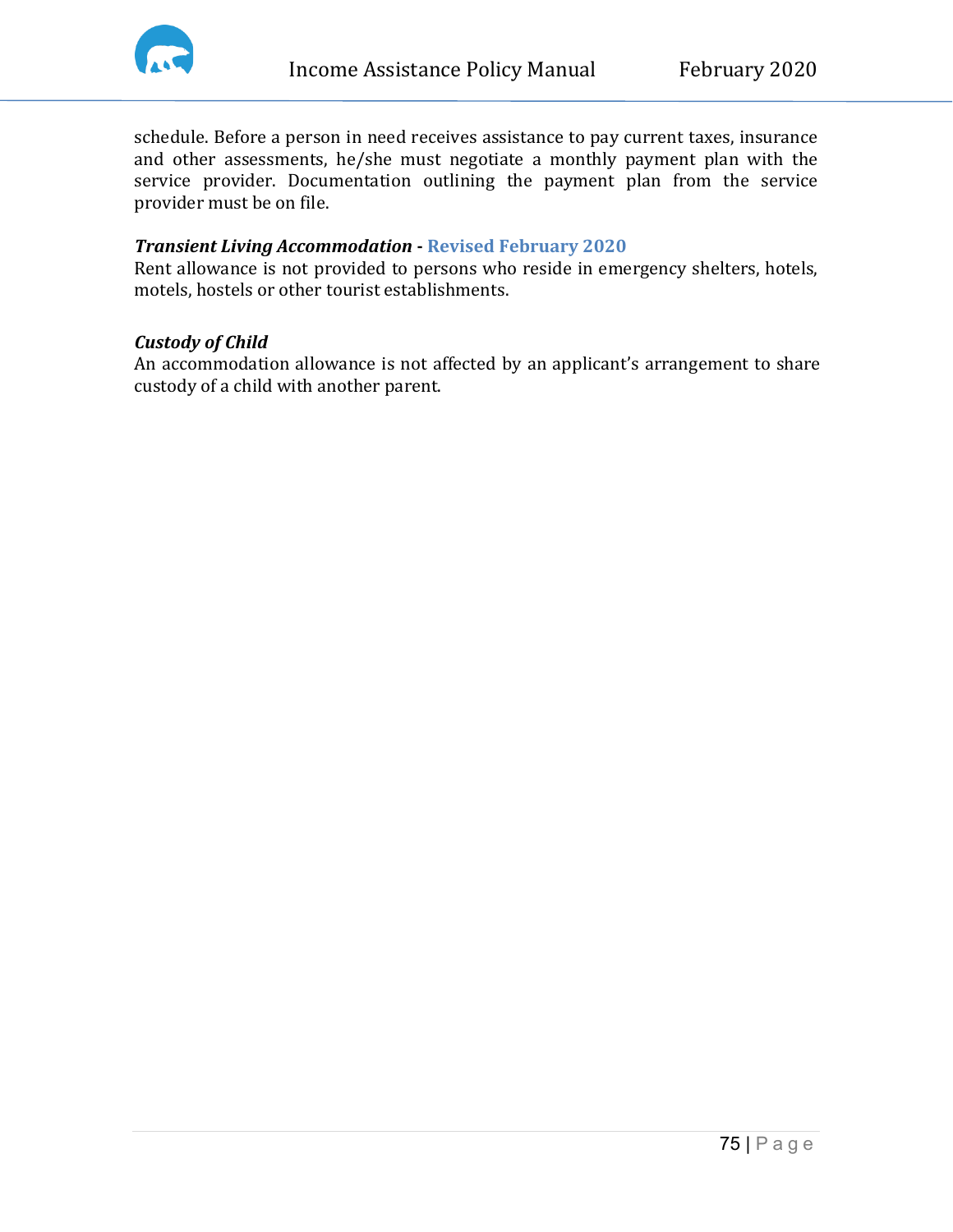schedule. Before a person in need receives assistance to pay current taxes, insurance and other assessments, he/she must negotiate a monthly payment plan with the service provider. Documentation outlining the payment plan from the service provider must be on file.

***Transient Living Accommodation* - Revised February 2020**

Rent allowance is not provided to persons who reside in emergency shelters, hotels, motels, hostels or other tourist establishments.

***Custody of Child***

An accommodation allowance is not affected by an applicant's arrangement to share custody of a child with another parent.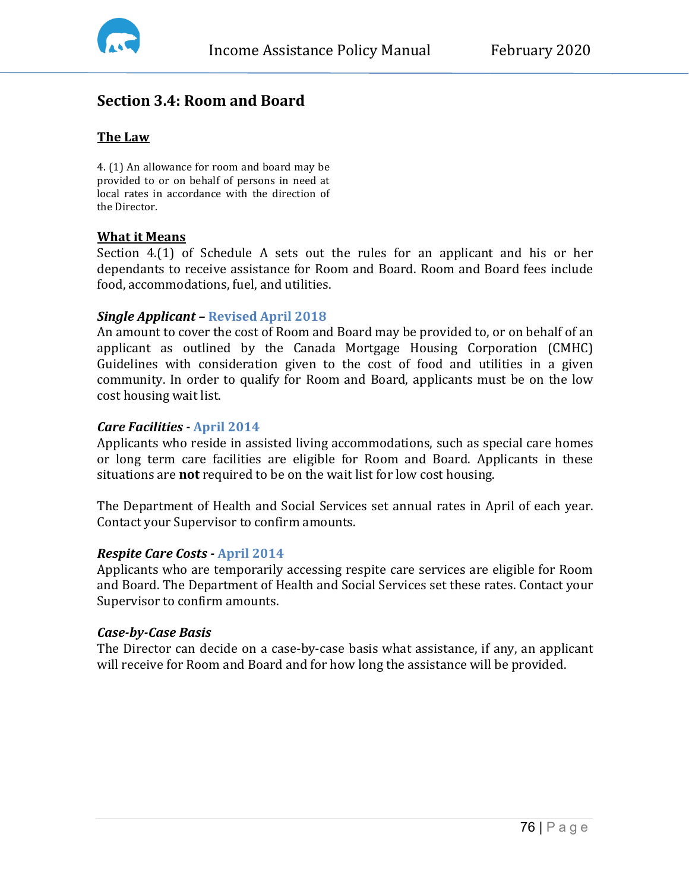## Section 3.4: Room and Board

**The Law**

4. (1) An allowance for room and board may be provided to or on behalf of persons in need at local rates in accordance with the direction of the Director.

**What it Means**

Section 4.(1) of Schedule A sets out the rules for an applicant and his or her dependants to receive assistance for Room and Board. Room and Board fees include food, accommodations, fuel, and utilities.

***Single Applicant* – Revised April 2018**

An amount to cover the cost of Room and Board may be provided to, or on behalf of an applicant as outlined by the Canada Mortgage Housing Corporation (CMHC) Guidelines with consideration given to the cost of food and utilities in a given community. In order to qualify for Room and Board, applicants must be on the low cost housing wait list.

***Care Facilities* - April 2014**

Applicants who reside in assisted living accommodations, such as special care homes or long term care facilities are eligible for Room and Board. Applicants in these situations are **not** required to be on the wait list for low cost housing.

The Department of Health and Social Services set annual rates in April of each year. Contact your Supervisor to confirm amounts.

***Respite Care Costs* - April 2014**

Applicants who are temporarily accessing respite care services are eligible for Room and Board. The Department of Health and Social Services set these rates. Contact your Supervisor to confirm amounts.

***Case-by-Case Basis***

The Director can decide on a case-by-case basis what assistance, if any, an applicant will receive for Room and Board and for how long the assistance will be provided.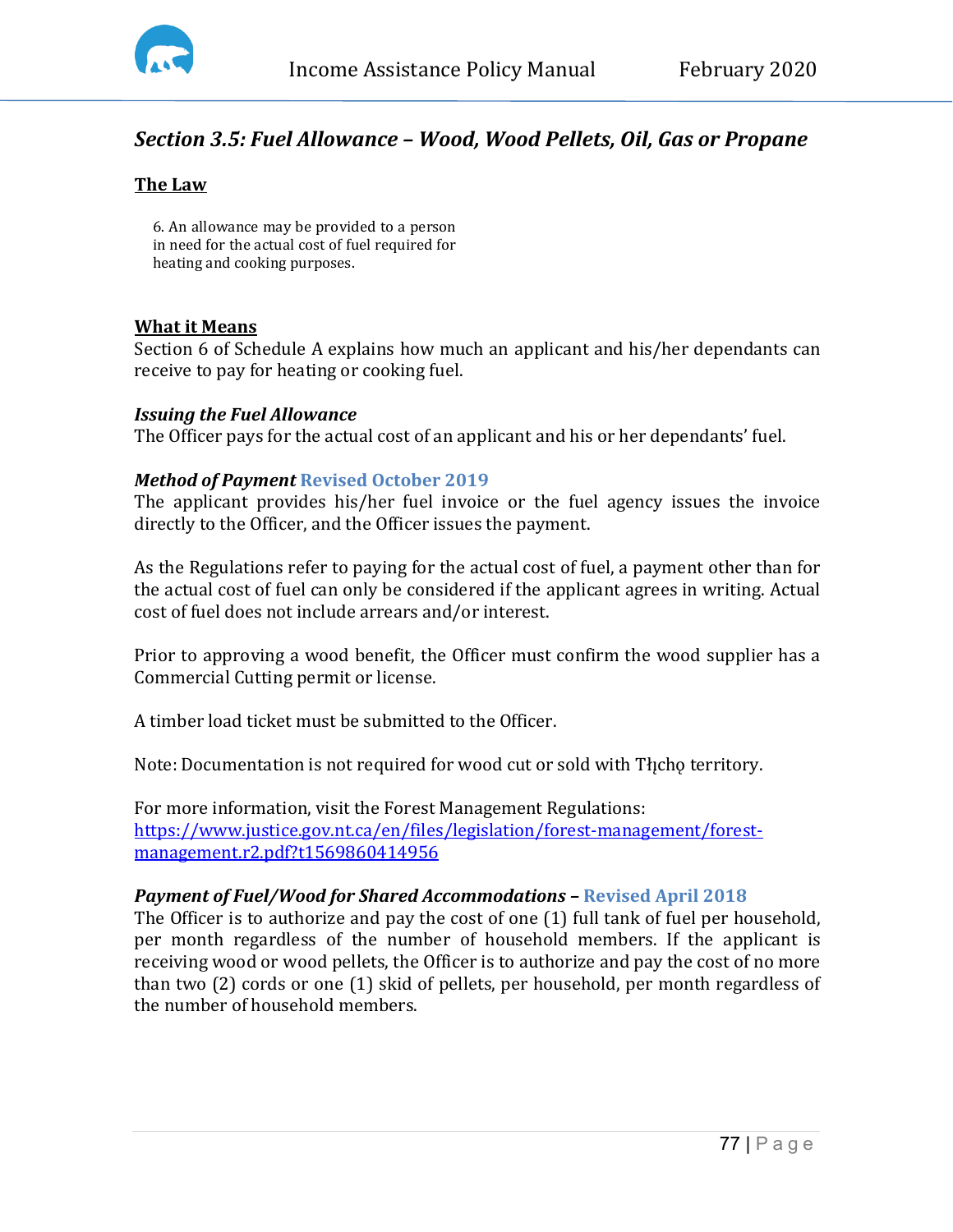## *Section 3.5: Fuel Allowance – Wood, Wood Pellets, Oil, Gas or Propane*

**The Law**

6. An allowance may be provided to a person in need for the actual cost of fuel required for heating and cooking purposes.

**What it Means**

Section 6 of Schedule A explains how much an applicant and his/her dependants can receive to pay for heating or cooking fuel.

***Issuing the Fuel Allowance***

The Officer pays for the actual cost of an applicant and his or her dependants' fuel.

***Method of Payment*** **Revised October 2019**

The applicant provides his/her fuel invoice or the fuel agency issues the invoice directly to the Officer, and the Officer issues the payment.

As the Regulations refer to paying for the actual cost of fuel, a payment other than for the actual cost of fuel can only be considered if the applicant agrees in writing. Actual cost of fuel does not include arrears and/or interest.

Prior to approving a wood benefit, the Officer must confirm the wood supplier has a Commercial Cutting permit or license.

A timber load ticket must be submitted to the Officer.

Note: Documentation is not required for wood cut or sold with Tłı̨chǫ territory.

For more information, visit the Forest Management Regulations: https://www.justice.gov.nt.ca/en/files/legislation/forest-management/forest-management.r2.pdf?t1569860414956

***Payment of Fuel/Wood for Shared Accommodations*** – **Revised April 2018**

The Officer is to authorize and pay the cost of one (1) full tank of fuel per household, per month regardless of the number of household members. If the applicant is receiving wood or wood pellets, the Officer is to authorize and pay the cost of no more than two (2) cords or one (1) skid of pellets, per household, per month regardless of the number of household members.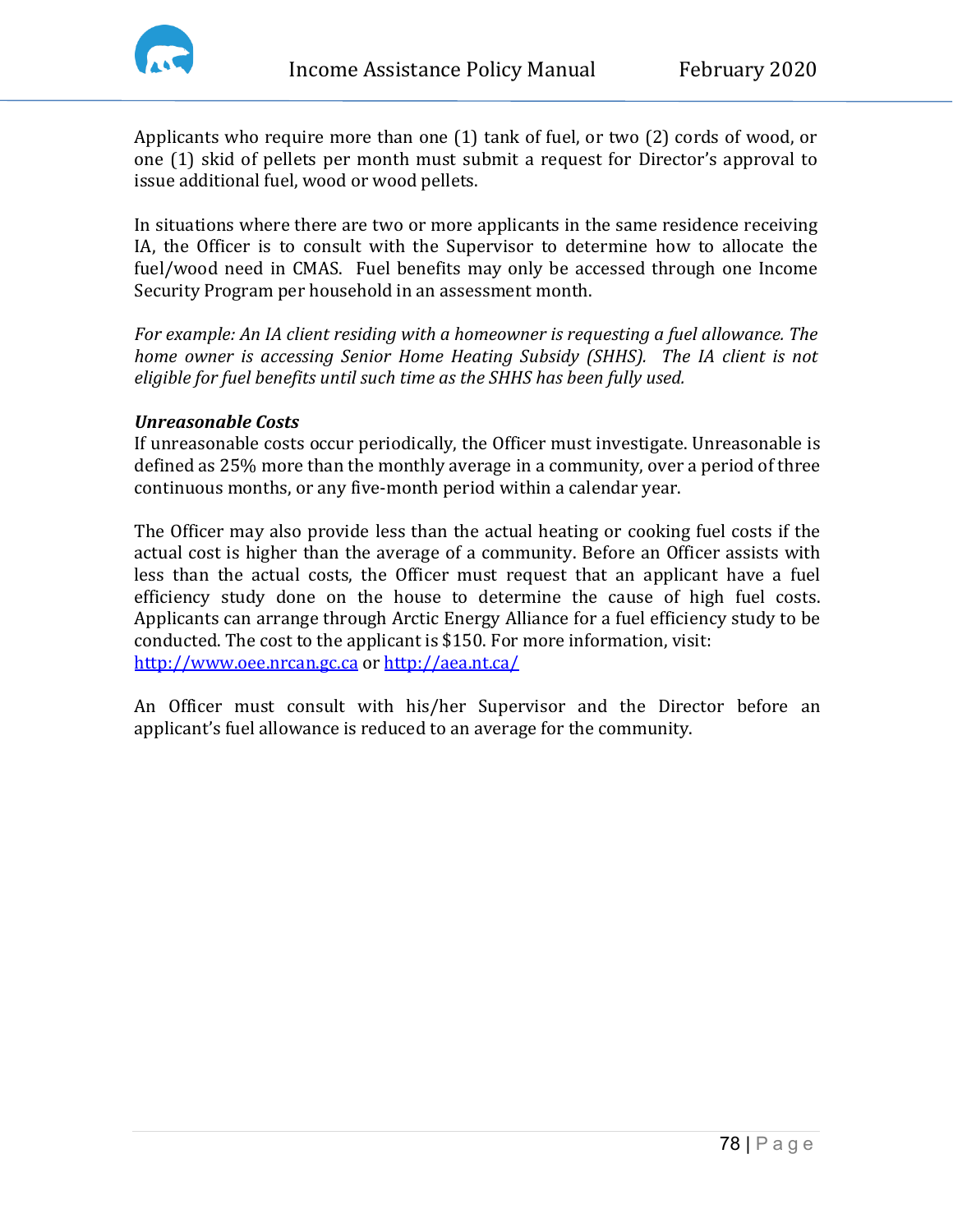Applicants who require more than one (1) tank of fuel, or two (2) cords of wood, or one (1) skid of pellets per month must submit a request for Director's approval to issue additional fuel, wood or wood pellets.

In situations where there are two or more applicants in the same residence receiving IA, the Officer is to consult with the Supervisor to determine how to allocate the fuel/wood need in CMAS. Fuel benefits may only be accessed through one Income Security Program per household in an assessment month.

*For example: An IA client residing with a homeowner is requesting a fuel allowance. The home owner is accessing Senior Home Heating Subsidy (SHHS). The IA client is not eligible for fuel benefits until such time as the SHHS has been fully used.*

***Unreasonable Costs***

If unreasonable costs occur periodically, the Officer must investigate. Unreasonable is defined as 25% more than the monthly average in a community, over a period of three continuous months, or any five-month period within a calendar year.

The Officer may also provide less than the actual heating or cooking fuel costs if the actual cost is higher than the average of a community. Before an Officer assists with less than the actual costs, the Officer must request that an applicant have a fuel efficiency study done on the house to determine the cause of high fuel costs. Applicants can arrange through Arctic Energy Alliance for a fuel efficiency study to be conducted. The cost to the applicant is $150. For more information, visit: [http://www.oee.nrcan.gc.ca](http://www.oee.nrcan.gc.ca) or [http://aea.nt.ca/](http://aea.nt.ca/)

An Officer must consult with his/her Supervisor and the Director before an applicant's fuel allowance is reduced to an average for the community.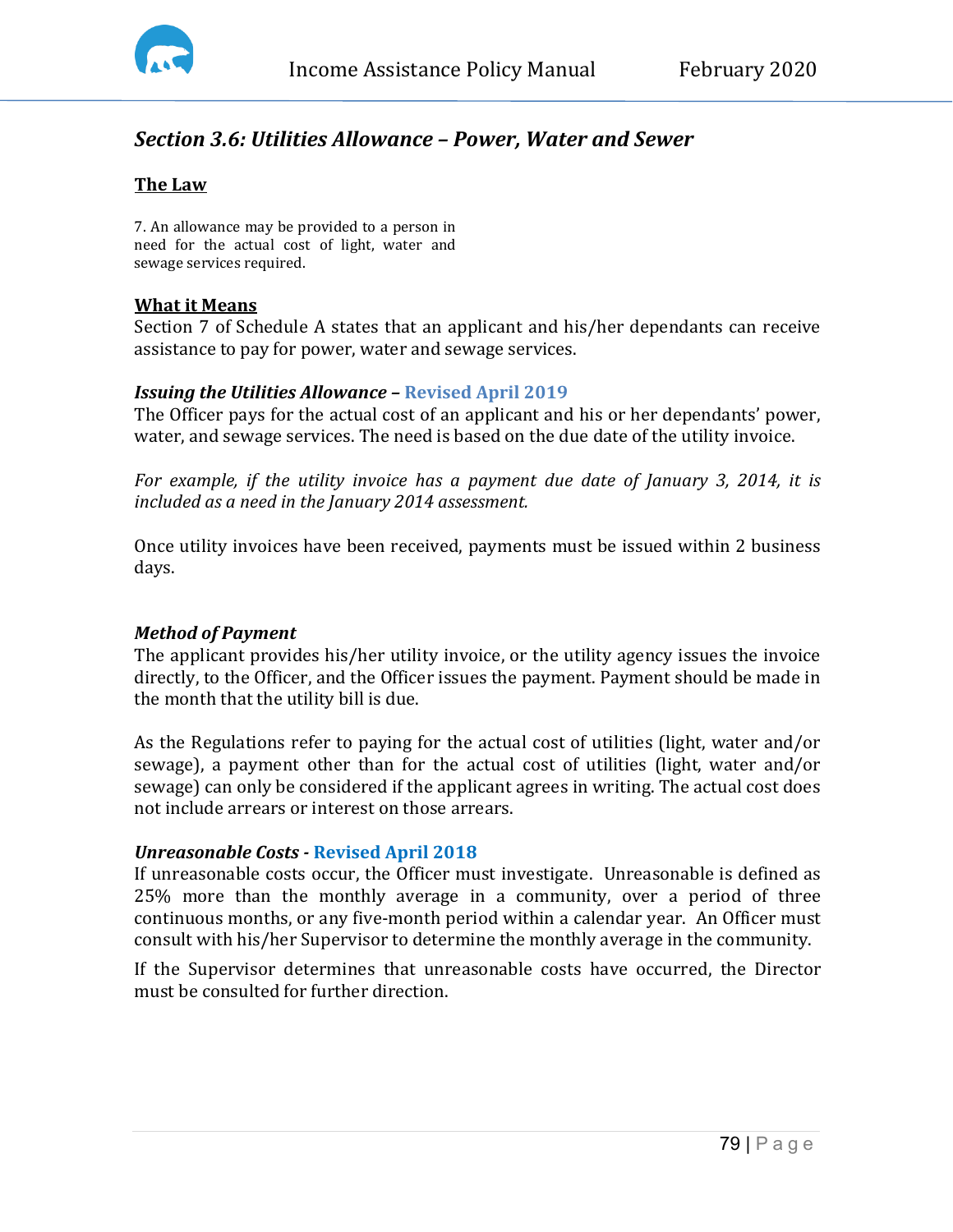## *Section 3.6: Utilities Allowance – Power, Water and Sewer*

**The Law**

7. An allowance may be provided to a person in need for the actual cost of light, water and sewage services required.

**What it Means**

Section 7 of Schedule A states that an applicant and his/her dependants can receive assistance to pay for power, water and sewage services.

***Issuing the Utilities Allowance* – Revised April 2019**

The Officer pays for the actual cost of an applicant and his or her dependants' power, water, and sewage services. The need is based on the due date of the utility invoice.

*For example, if the utility invoice has a payment due date of January 3, 2014, it is included as a need in the January 2014 assessment.*

Once utility invoices have been received, payments must be issued within 2 business days.

***Method of Payment***

The applicant provides his/her utility invoice, or the utility agency issues the invoice directly, to the Officer, and the Officer issues the payment. Payment should be made in the month that the utility bill is due.

As the Regulations refer to paying for the actual cost of utilities (light, water and/or sewage), a payment other than for the actual cost of utilities (light, water and/or sewage) can only be considered if the applicant agrees in writing. The actual cost does not include arrears or interest on those arrears.

***Unreasonable Costs* - Revised April 2018**

If unreasonable costs occur, the Officer must investigate. Unreasonable is defined as 25% more than the monthly average in a community, over a period of three continuous months, or any five-month period within a calendar year. An Officer must consult with his/her Supervisor to determine the monthly average in the community.

If the Supervisor determines that unreasonable costs have occurred, the Director must be consulted for further direction.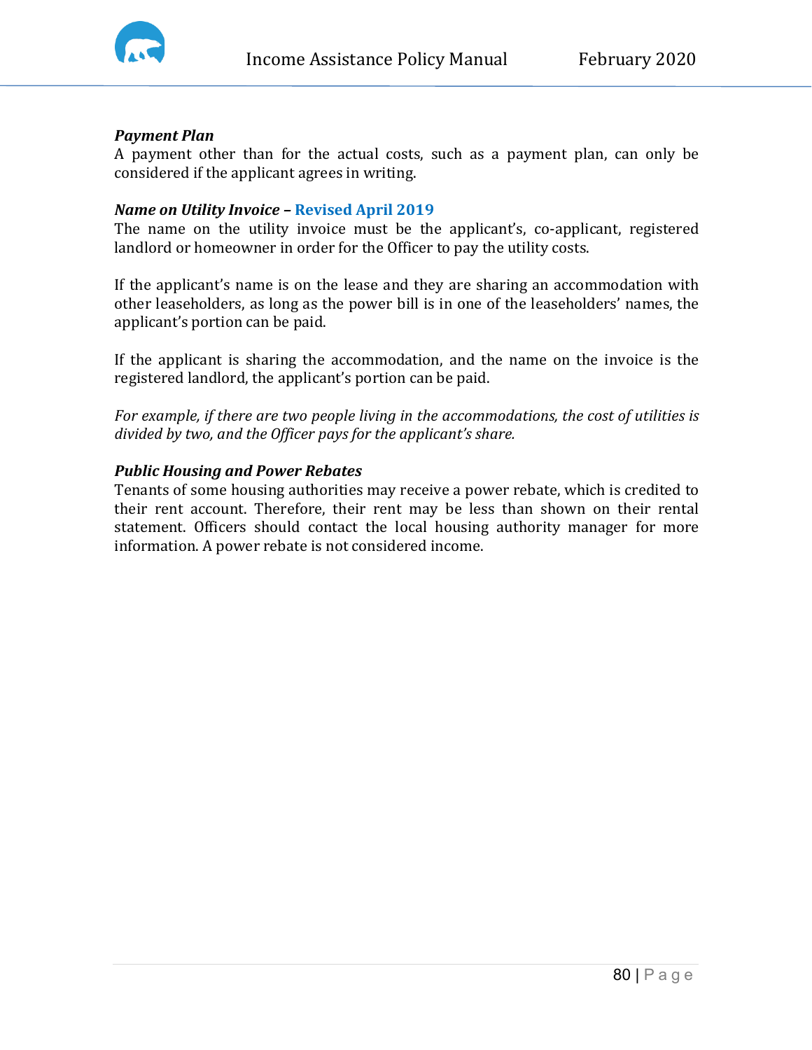***Payment Plan***

A payment other than for the actual costs, such as a payment plan, can only be considered if the applicant agrees in writing.

***Name on Utility Invoice* – Revised April 2019**

The name on the utility invoice must be the applicant's, co-applicant, registered landlord or homeowner in order for the Officer to pay the utility costs.

If the applicant's name is on the lease and they are sharing an accommodation with other leaseholders, as long as the power bill is in one of the leaseholders' names, the applicant's portion can be paid.

If the applicant is sharing the accommodation, and the name on the invoice is the registered landlord, the applicant's portion can be paid.

*For example, if there are two people living in the accommodations, the cost of utilities is divided by two, and the Officer pays for the applicant's share.*

***Public Housing and Power Rebates***

Tenants of some housing authorities may receive a power rebate, which is credited to their rent account. Therefore, their rent may be less than shown on their rental statement. Officers should contact the local housing authority manager for more information. A power rebate is not considered income.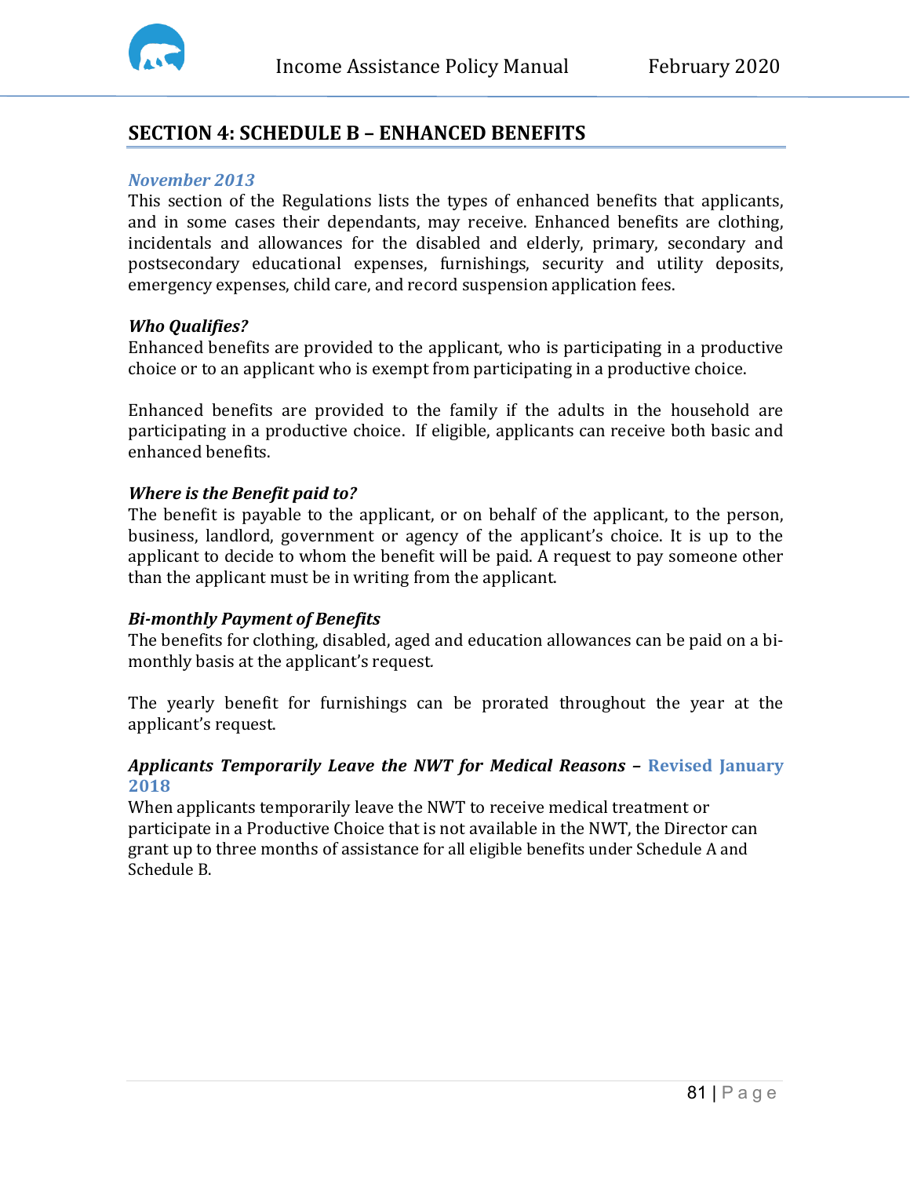## SECTION 4: SCHEDULE B – ENHANCED BENEFITS

*November 2013*

This section of the Regulations lists the types of enhanced benefits that applicants, and in some cases their dependants, may receive. Enhanced benefits are clothing, incidentals and allowances for the disabled and elderly, primary, secondary and postsecondary educational expenses, furnishings, security and utility deposits, emergency expenses, child care, and record suspension application fees.

***Who Qualifies?***

Enhanced benefits are provided to the applicant, who is participating in a productive choice or to an applicant who is exempt from participating in a productive choice.

Enhanced benefits are provided to the family if the adults in the household are participating in a productive choice. If eligible, applicants can receive both basic and enhanced benefits.

***Where is the Benefit paid to?***

The benefit is payable to the applicant, or on behalf of the applicant, to the person, business, landlord, government or agency of the applicant's choice. It is up to the applicant to decide to whom the benefit will be paid. A request to pay someone other than the applicant must be in writing from the applicant.

***Bi-monthly Payment of Benefits***

The benefits for clothing, disabled, aged and education allowances can be paid on a bi-monthly basis at the applicant's request.

The yearly benefit for furnishings can be prorated throughout the year at the applicant's request.

***Applicants Temporarily Leave the NWT for Medical Reasons*** – **Revised January 2018**

When applicants temporarily leave the NWT to receive medical treatment or participate in a Productive Choice that is not available in the NWT, the Director can grant up to three months of assistance for all eligible benefits under Schedule A and Schedule B.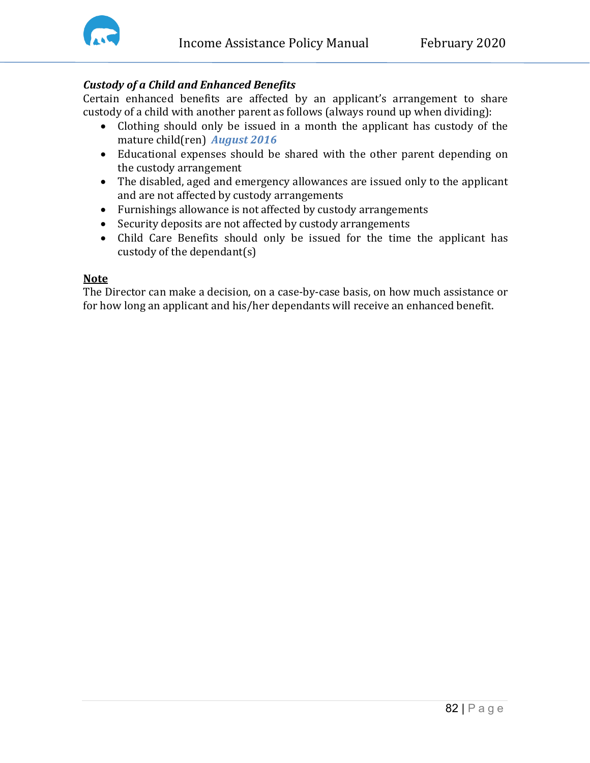***Custom of a Child and Enhanced Benefits***

Certain enhanced benefits are affected by an applicant's arrangement to share custody of a child with another parent as follows (always round up when dividing):

- Clothing should only be issued in a month the applicant has custody of the mature child(ren) ***August 2016***
- Educational expenses should be shared with the other parent depending on the custody arrangement
- The disabled, aged and emergency allowances are issued only to the applicant and are not affected by custody arrangements
- Furnishings allowance is not affected by custody arrangements
- Security deposits are not affected by custody arrangements
- Child Care Benefits should only be issued for the time the applicant has custody of the dependant(s)

**Note**

The Director can make a decision, on a case-by-case basis, on how much assistance or for how long an applicant and his/her dependants will receive an enhanced benefit.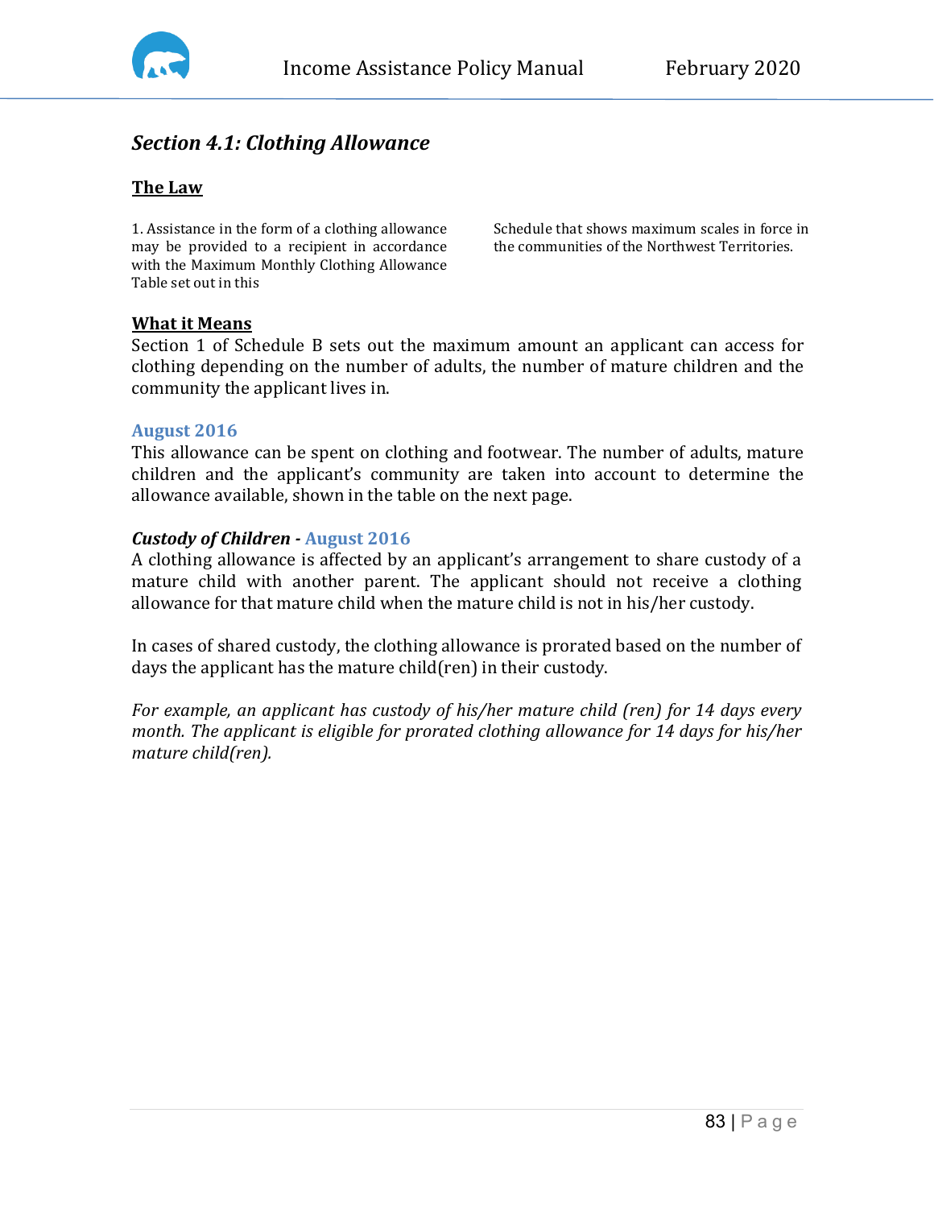## *Section 4.1: Clothing Allowance*

### The Law

1. Assistance in the form of a clothing allowance may be provided to a recipient in accordance with the Maximum Monthly Clothing Allowance Table set out in this Schedule that shows maximum scales in force in the communities of the Northwest Territories.

### What it Means

Section 1 of Schedule B sets out the maximum amount an applicant can access for clothing depending on the number of adults, the number of mature children and the community the applicant lives in.

**August 2016**

This allowance can be spent on clothing and footwear. The number of adults, mature children and the applicant's community are taken into account to determine the allowance available, shown in the table on the next page.

***Custody of Children -*** **August 2016**

A clothing allowance is affected by an applicant's arrangement to share custody of a mature child with another parent. The applicant should not receive a clothing allowance for that mature child when the mature child is not in his/her custody.

In cases of shared custody, the clothing allowance is prorated based on the number of days the applicant has the mature child(ren) in their custody.

*For example, an applicant has custody of his/her mature child (ren) for 14 days every month. The applicant is eligible for prorated clothing allowance for 14 days for his/her mature child(ren).*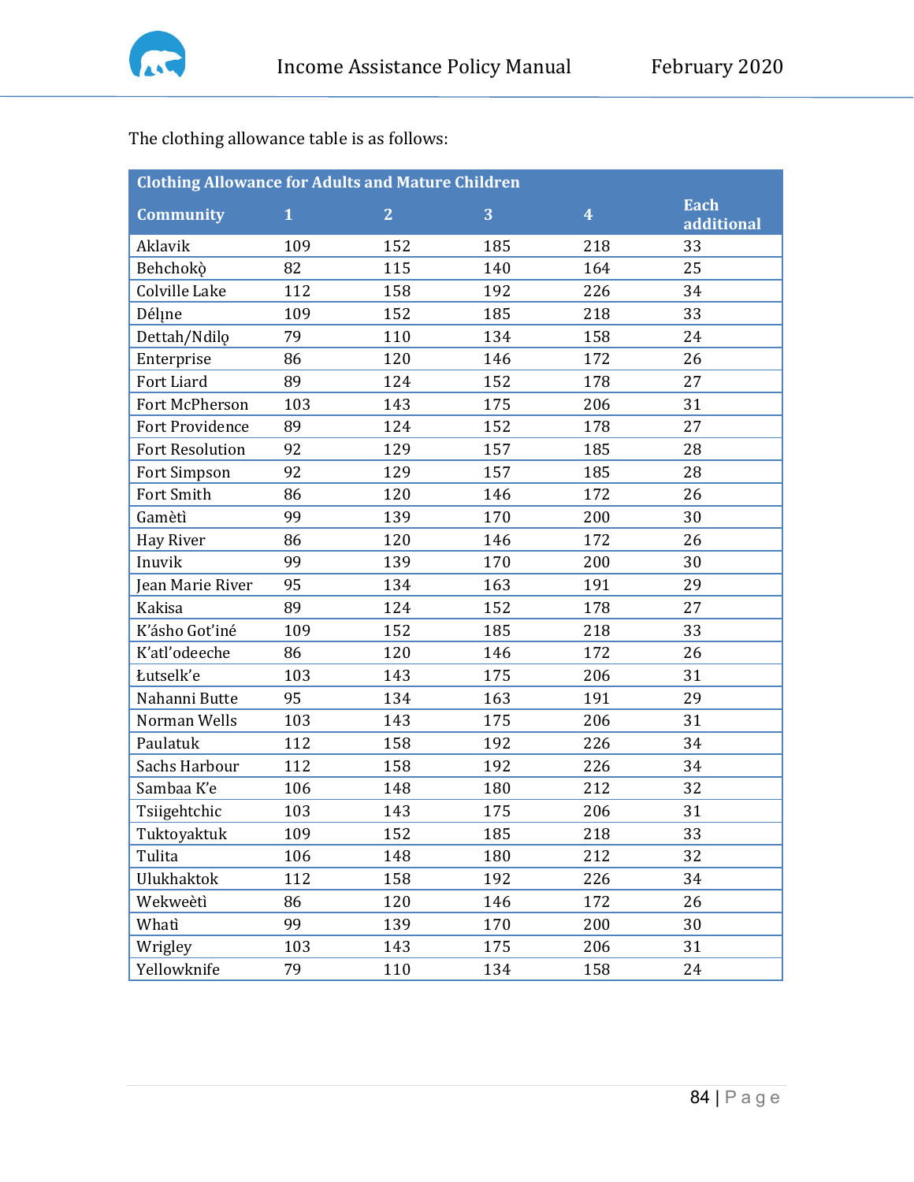The clothing allowance table is as follows:

| Clothing Allowance for Adults and Mature Children | | | | | |
|---|---|---|---|---|---|
| **Community** | **1** | **2** | **3** | **4** | **Each additional** |
| Aklavik | 109 | 152 | 185 | 218 | 33 |
| Behchokǫ̀ | 82 | 115 | 140 | 164 | 25 |
| Colville Lake | 112 | 158 | 192 | 226 | 34 |
| Délı̨ne | 109 | 152 | 185 | 218 | 33 |
| Dettah/Ndilǫ | 79 | 110 | 134 | 158 | 24 |
| Enterprise | 86 | 120 | 146 | 172 | 26 |
| Fort Liard | 89 | 124 | 152 | 178 | 27 |
| Fort McPherson | 103 | 143 | 175 | 206 | 31 |
| Fort Providence | 89 | 124 | 152 | 178 | 27 |
| Fort Resolution | 92 | 129 | 157 | 185 | 28 |
| Fort Simpson | 92 | 129 | 157 | 185 | 28 |
| Fort Smith | 86 | 120 | 146 | 172 | 26 |
| Gamètì | 99 | 139 | 170 | 200 | 30 |
| Hay River | 86 | 120 | 146 | 172 | 26 |
| Inuvik | 99 | 139 | 170 | 200 | 30 |
| Jean Marie River | 95 | 134 | 163 | 191 | 29 |
| Kakisa | 89 | 124 | 152 | 178 | 27 |
| K'ásho Got'iné | 109 | 152 | 185 | 218 | 33 |
| K'atl'odeeche | 86 | 120 | 146 | 172 | 26 |
| Łutselk'e | 103 | 143 | 175 | 206 | 31 |
| Nahanni Butte | 95 | 134 | 163 | 191 | 29 |
| Norman Wells | 103 | 143 | 175 | 206 | 31 |
| Paulatuk | 112 | 158 | 192 | 226 | 34 |
| Sachs Harbour | 112 | 158 | 192 | 226 | 34 |
| Sambaa K'e | 106 | 148 | 180 | 212 | 32 |
| Tsiigehtchic | 103 | 143 | 175 | 206 | 31 |
| Tuktoyaktuk | 109 | 152 | 185 | 218 | 33 |
| Tulita | 106 | 148 | 180 | 212 | 32 |
| Ulukhaktok | 112 | 158 | 192 | 226 | 34 |
| Wekweètì | 86 | 120 | 146 | 172 | 26 |
| Whatì | 99 | 139 | 170 | 200 | 30 |
| Wrigley | 103 | 143 | 175 | 206 | 31 |
| Yellowknife | 79 | 110 | 134 | 158 | 24 |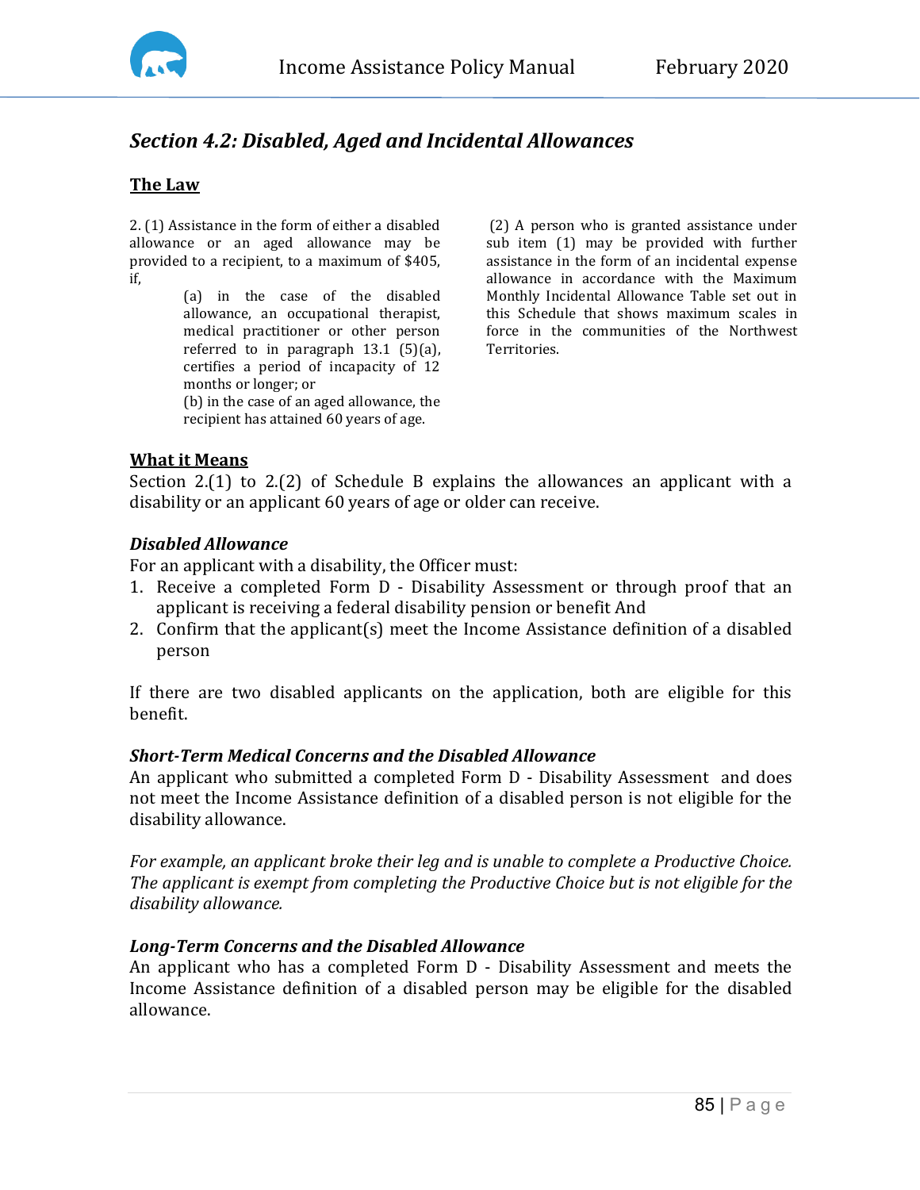## *Section 4.2: Disabled, Aged and Incidental Allowances*

**The Law**

2. (1) Assistance in the form of either a disabled allowance or an aged allowance may be provided to a recipient, to a maximum of $405, if,

> (a) in the case of the disabled allowance, an occupational therapist, medical practitioner or other person referred to in paragraph 13.1 (5)(a), certifies a period of incapacity of 12 months or longer; or
>
> (b) in the case of an aged allowance, the recipient has attained 60 years of age.

(2) A person who is granted assistance under sub item (1) may be provided with further assistance in the form of an incidental expense allowance in accordance with the Maximum Monthly Incidental Allowance Table set out in this Schedule that shows maximum scales in force in the communities of the Northwest Territories.

**What it Means**

Section 2.(1) to 2.(2) of Schedule B explains the allowances an applicant with a disability or an applicant 60 years of age or older can receive.

### *Disabled Allowance*

For an applicant with a disability, the Officer must:

1. Receive a completed Form D - Disability Assessment or through proof that an applicant is receiving a federal disability pension or benefit And
2. Confirm that the applicant(s) meet the Income Assistance definition of a disabled person

If there are two disabled applicants on the application, both are eligible for this benefit.

### *Short-Term Medical Concerns and the Disabled Allowance*

An applicant who submitted a completed Form D - Disability Assessment and does not meet the Income Assistance definition of a disabled person is not eligible for the disability allowance.

*For example, an applicant broke their leg and is unable to complete a Productive Choice. The applicant is exempt from completing the Productive Choice but is not eligible for the disability allowance.*

### *Long-Term Concerns and the Disabled Allowance*

An applicant who has a completed Form D - Disability Assessment and meets the Income Assistance definition of a disabled person may be eligible for the disabled allowance.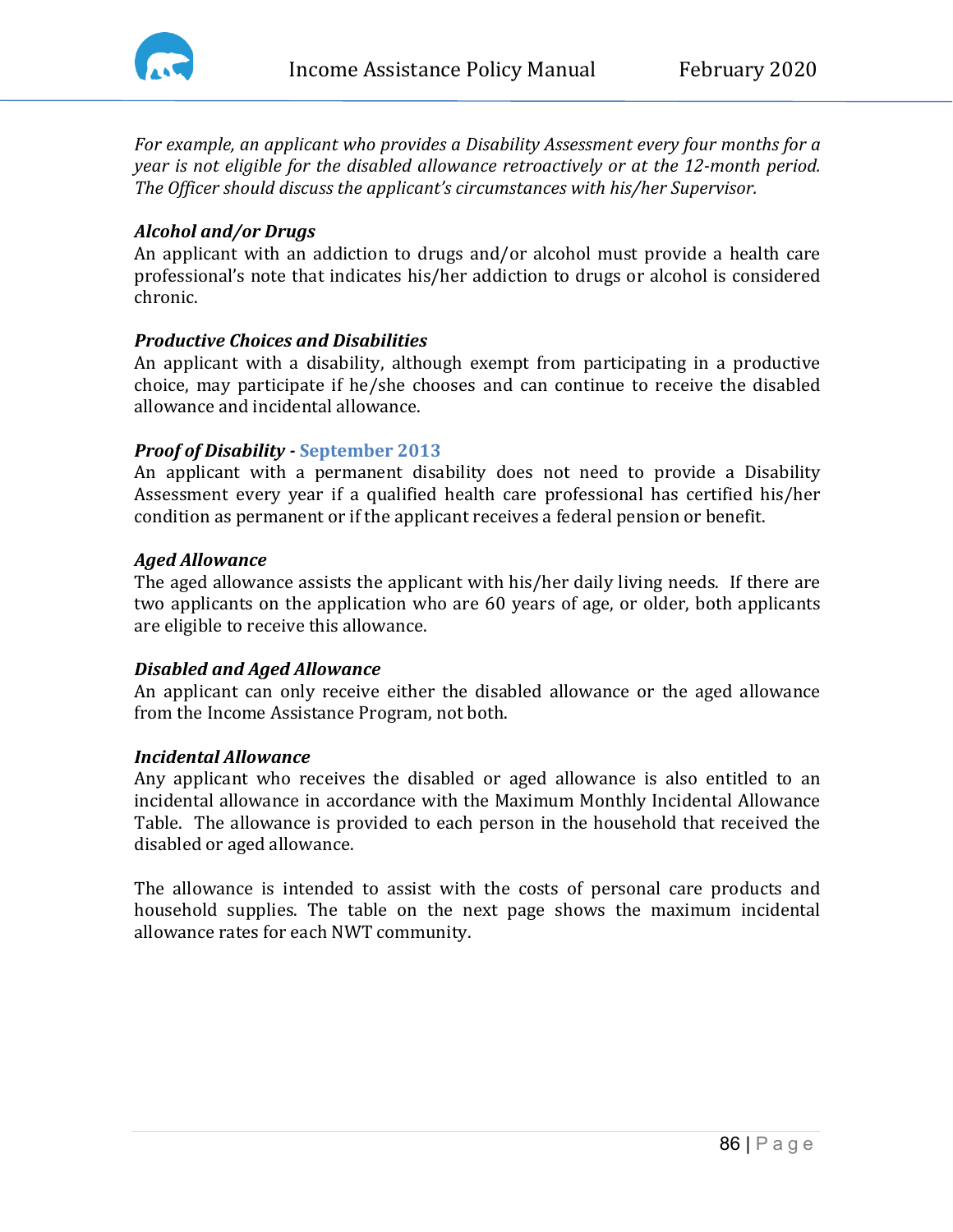*For example, an applicant who provides a Disability Assessment every four months for a year is not eligible for the disabled allowance retroactively or at the 12-month period. The Officer should discuss the applicant's circumstances with his/her Supervisor.*

***Alcohol and/or Drugs***

An applicant with an addiction to drugs and/or alcohol must provide a health care professional's note that indicates his/her addiction to drugs or alcohol is considered chronic.

***Productive Choices and Disabilities***

An applicant with a disability, although exempt from participating in a productive choice, may participate if he/she chooses and can continue to receive the disabled allowance and incidental allowance.

***Proof of Disability* - September 2013**

An applicant with a permanent disability does not need to provide a Disability Assessment every year if a qualified health care professional has certified his/her condition as permanent or if the applicant receives a federal pension or benefit.

***Aged Allowance***

The aged allowance assists the applicant with his/her daily living needs. If there are two applicants on the application who are 60 years of age, or older, both applicants are eligible to receive this allowance.

***Disabled and Aged Allowance***

An applicant can only receive either the disabled allowance or the aged allowance from the Income Assistance Program, not both.

***Incidental Allowance***

Any applicant who receives the disabled or aged allowance is also entitled to an incidental allowance in accordance with the Maximum Monthly Incidental Allowance Table. The allowance is provided to each person in the household that received the disabled or aged allowance.

The allowance is intended to assist with the costs of personal care products and household supplies. The table on the next page shows the maximum incidental allowance rates for each NWT community.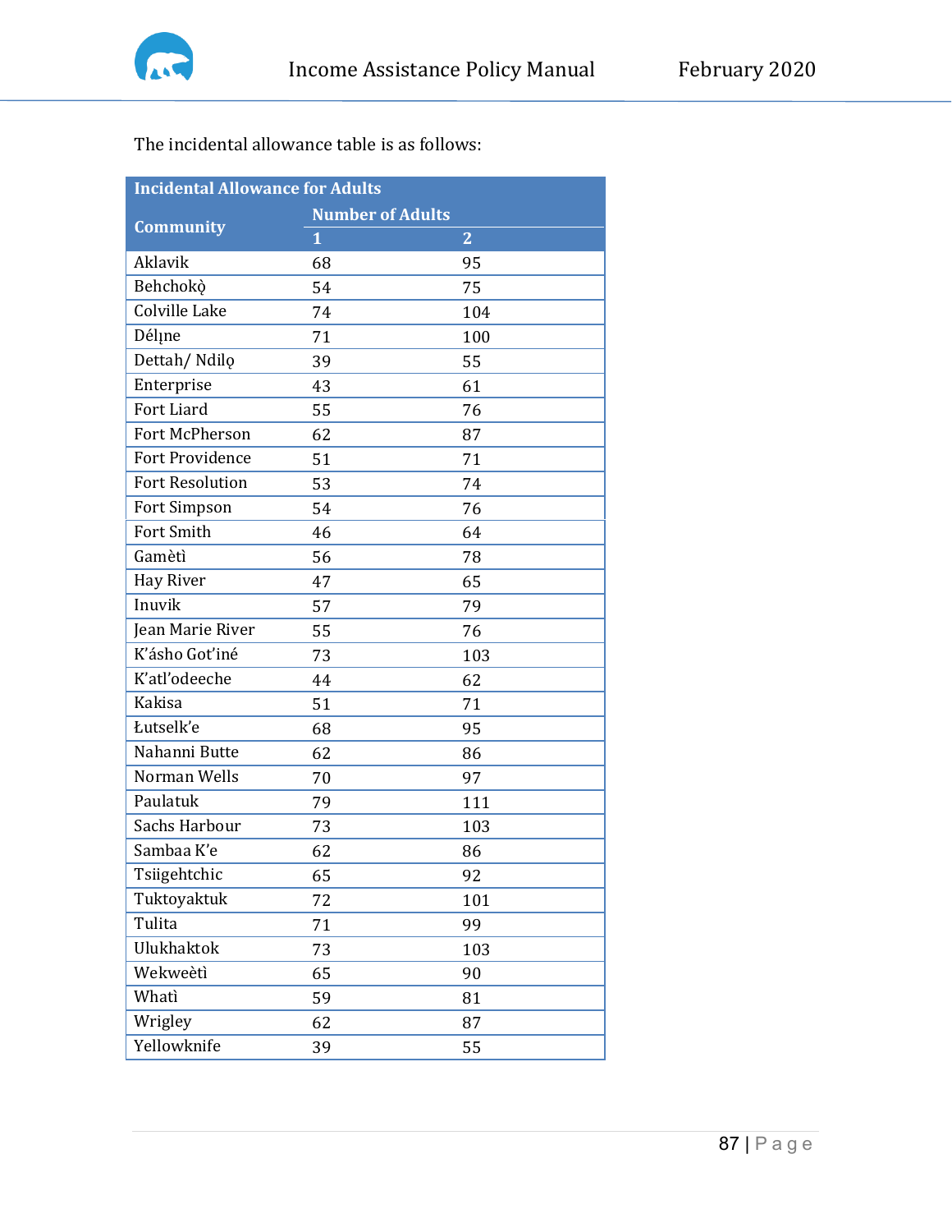The incidental allowance table is as follows:

| Incidental Allowance for Adults | | |
|---|---|---|
| Community | Number of Adults | |
| | 1 | 2 |
| Aklavik | 68 | 95 |
| Behchokǫ̀ | 54 | 75 |
| Colville Lake | 74 | 104 |
| Délı̨ne | 71 | 100 |
| Dettah/ Ndilǫ | 39 | 55 |
| Enterprise | 43 | 61 |
| Fort Liard | 55 | 76 |
| Fort McPherson | 62 | 87 |
| Fort Providence | 51 | 71 |
| Fort Resolution | 53 | 74 |
| Fort Simpson | 54 | 76 |
| Fort Smith | 46 | 64 |
| Gamètì | 56 | 78 |
| Hay River | 47 | 65 |
| Inuvik | 57 | 79 |
| Jean Marie River | 55 | 76 |
| K'ásho Got'iné | 73 | 103 |
| K'atl'odeeche | 44 | 62 |
| Kakisa | 51 | 71 |
| Łutselk'e | 68 | 95 |
| Nahanni Butte | 62 | 86 |
| Norman Wells | 70 | 97 |
| Paulatuk | 79 | 111 |
| Sachs Harbour | 73 | 103 |
| Sambaa K'e | 62 | 86 |
| Tsiigehtchic | 65 | 92 |
| Tuktoyaktuk | 72 | 101 |
| Tulita | 71 | 99 |
| Ulukhaktok | 73 | 103 |
| Wekweètì | 65 | 90 |
| Whatì | 59 | 81 |
| Wrigley | 62 | 87 |
| Yellowknife | 39 | 55 |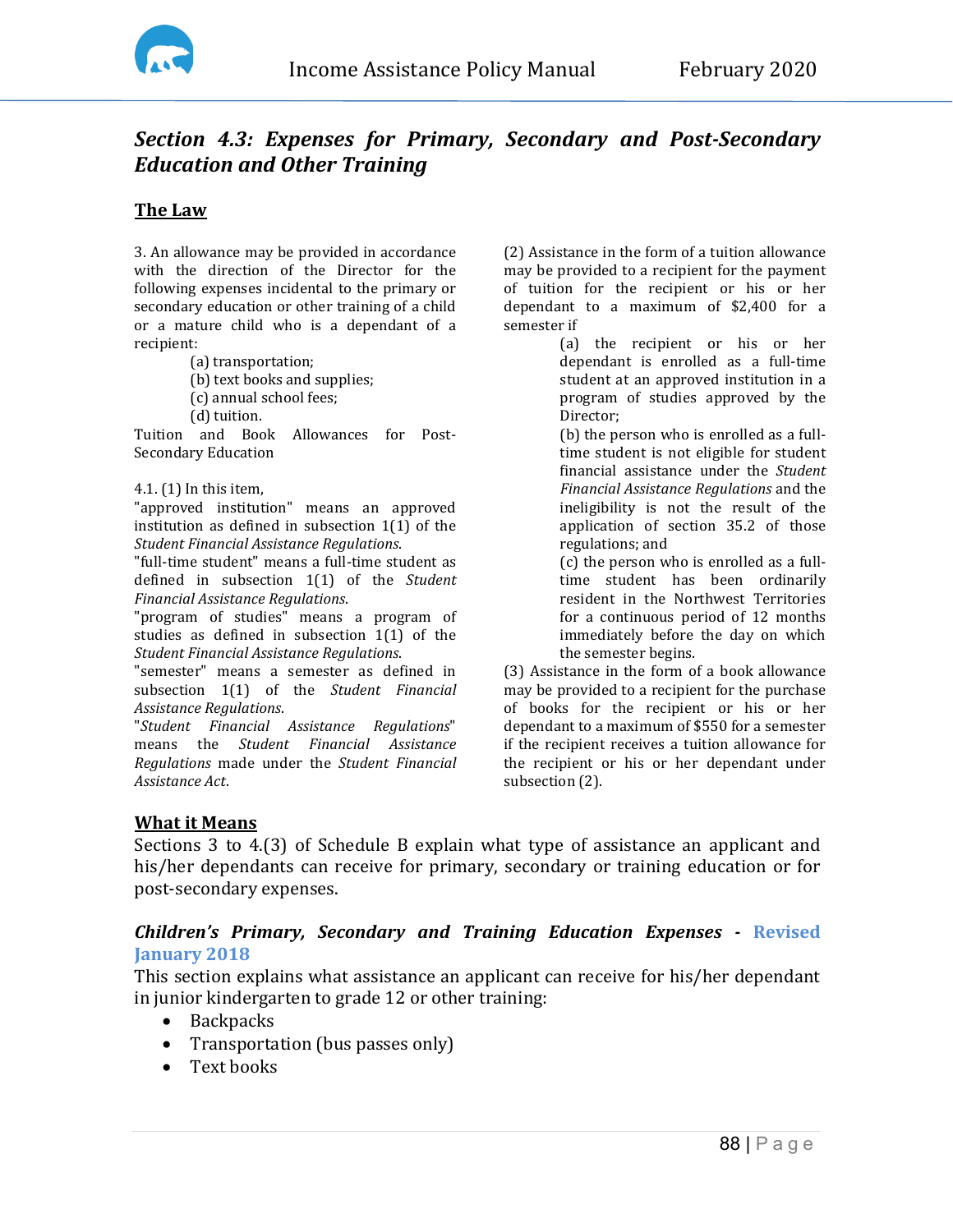## *Section 4.3: Expenses for Primary, Secondary and Post-Secondary Education and Other Training*

### The Law

3. An allowance may be provided in accordance with the direction of the Director for the following expenses incidental to the primary or secondary education or other training of a child or a mature child who is a dependant of a recipient:

(a) transportation;
(b) text books and supplies;
(c) annual school fees;
(d) tuition.

Tuition and Book Allowances for Post-Secondary Education

4.1. (1) In this item,

"approved institution" means an approved institution as defined in subsection 1(1) of the *Student Financial Assistance Regulations*.

"full-time student" means a full-time student as defined in subsection 1(1) of the *Student Financial Assistance Regulations*.

"program of studies" means a program of studies as defined in subsection 1(1) of the *Student Financial Assistance Regulations*.

"semester" means a semester as defined in subsection 1(1) of the *Student Financial Assistance Regulations*.

"*Student Financial Assistance Regulations*" means the *Student Financial Assistance Regulations* made under the *Student Financial Assistance Act*.

(2) Assistance in the form of a tuition allowance may be provided to a recipient for the payment of tuition for the recipient or his or her dependant to a maximum of $2,400 for a semester if

(a) the recipient or his or her dependant is enrolled as a full-time student at an approved institution in a program of studies approved by the Director;
(b) the person who is enrolled as a full-time student is not eligible for student financial assistance under the *Student Financial Assistance Regulations* and the ineligibility is not the result of the application of section 35.2 of those regulations; and
(c) the person who is enrolled as a full-time student has been ordinarily resident in the Northwest Territories for a continuous period of 12 months immediately before the day on which the semester begins.

(3) Assistance in the form of a book allowance may be provided to a recipient for the purchase of books for the recipient or his or her dependant to a maximum of $550 for a semester if the recipient receives a tuition allowance for the recipient or his or her dependant under subsection (2).

### What it Means

Sections 3 to 4.(3) of Schedule B explain what type of assistance an applicant and his/her dependants can receive for primary, secondary or training education or for post-secondary expenses.

#### *Children's Primary, Secondary and Training Education Expenses* - Revised January 2018

This section explains what assistance an applicant can receive for his/her dependant in junior kindergarten to grade 12 or other training:

- Backpacks
- Transportation (bus passes only)
- Text books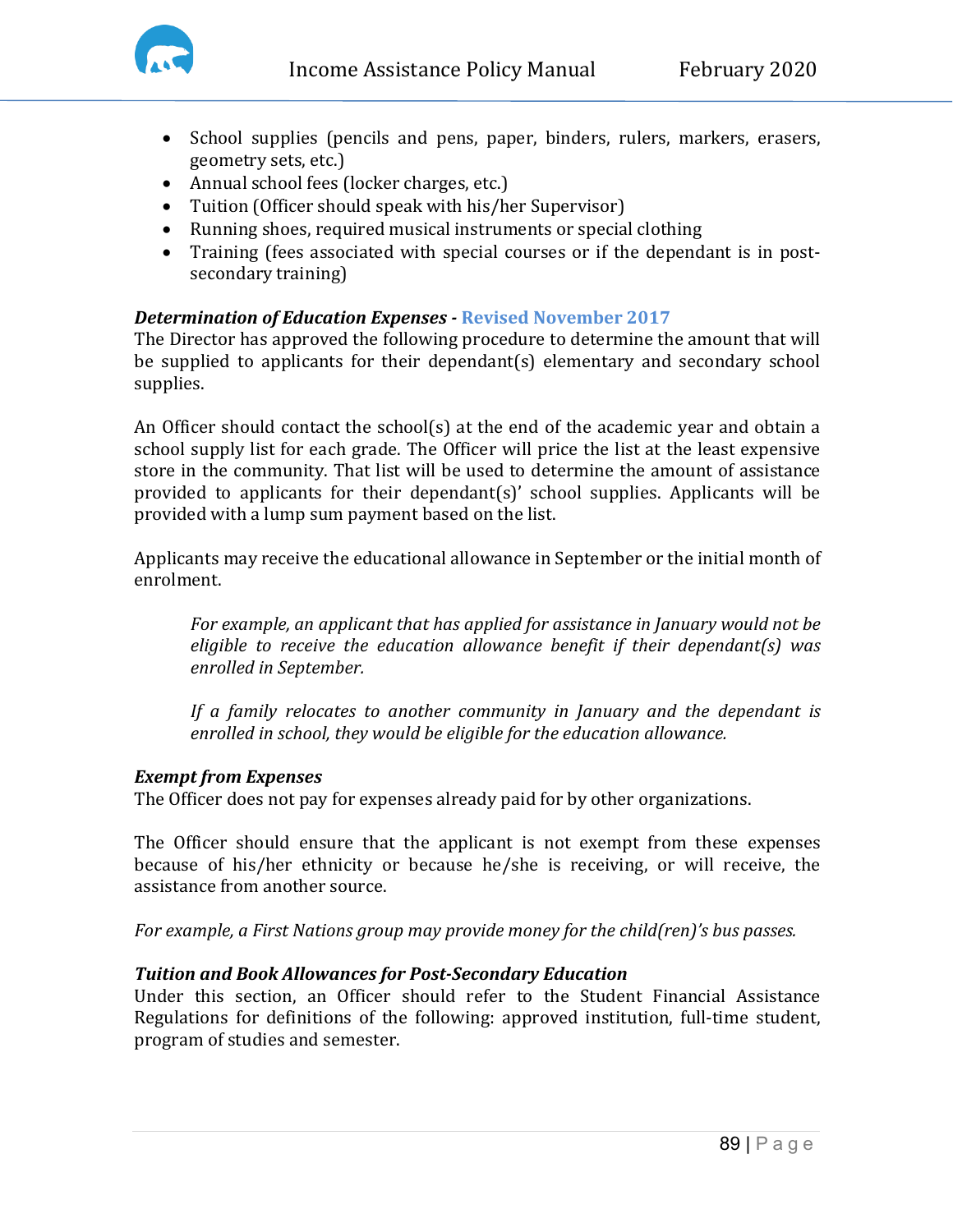- School supplies (pencils and pens, paper, binders, rulers, markers, erasers, geometry sets, etc.)
- Annual school fees (locker charges, etc.)
- Tuition (Officer should speak with his/her Supervisor)
- Running shoes, required musical instruments or special clothing
- Training (fees associated with special courses or if the dependant is in post-secondary training)

***Determination of Education Expenses* - Revised November 2017**

The Director has approved the following procedure to determine the amount that will be supplied to applicants for their dependant(s) elementary and secondary school supplies.

An Officer should contact the school(s) at the end of the academic year and obtain a school supply list for each grade. The Officer will price the list at the least expensive store in the community. That list will be used to determine the amount of assistance provided to applicants for their dependant(s)' school supplies. Applicants will be provided with a lump sum payment based on the list.

Applicants may receive the educational allowance in September or the initial month of enrolment.

> *For example, an applicant that has applied for assistance in January would not be eligible to receive the education allowance benefit if their dependant(s) was enrolled in September.*
>
> *If a family relocates to another community in January and the dependant is enrolled in school, they would be eligible for the education allowance.*

***Exempt from Expenses***

The Officer does not pay for expenses already paid for by other organizations.

The Officer should ensure that the applicant is not exempt from these expenses because of his/her ethnicity or because he/she is receiving, or will receive, the assistance from another source.

*For example, a First Nations group may provide money for the child(ren)'s bus passes.*

***Tuition and Book Allowances for Post-Secondary Education***

Under this section, an Officer should refer to the Student Financial Assistance Regulations for definitions of the following: approved institution, full-time student, program of studies and semester.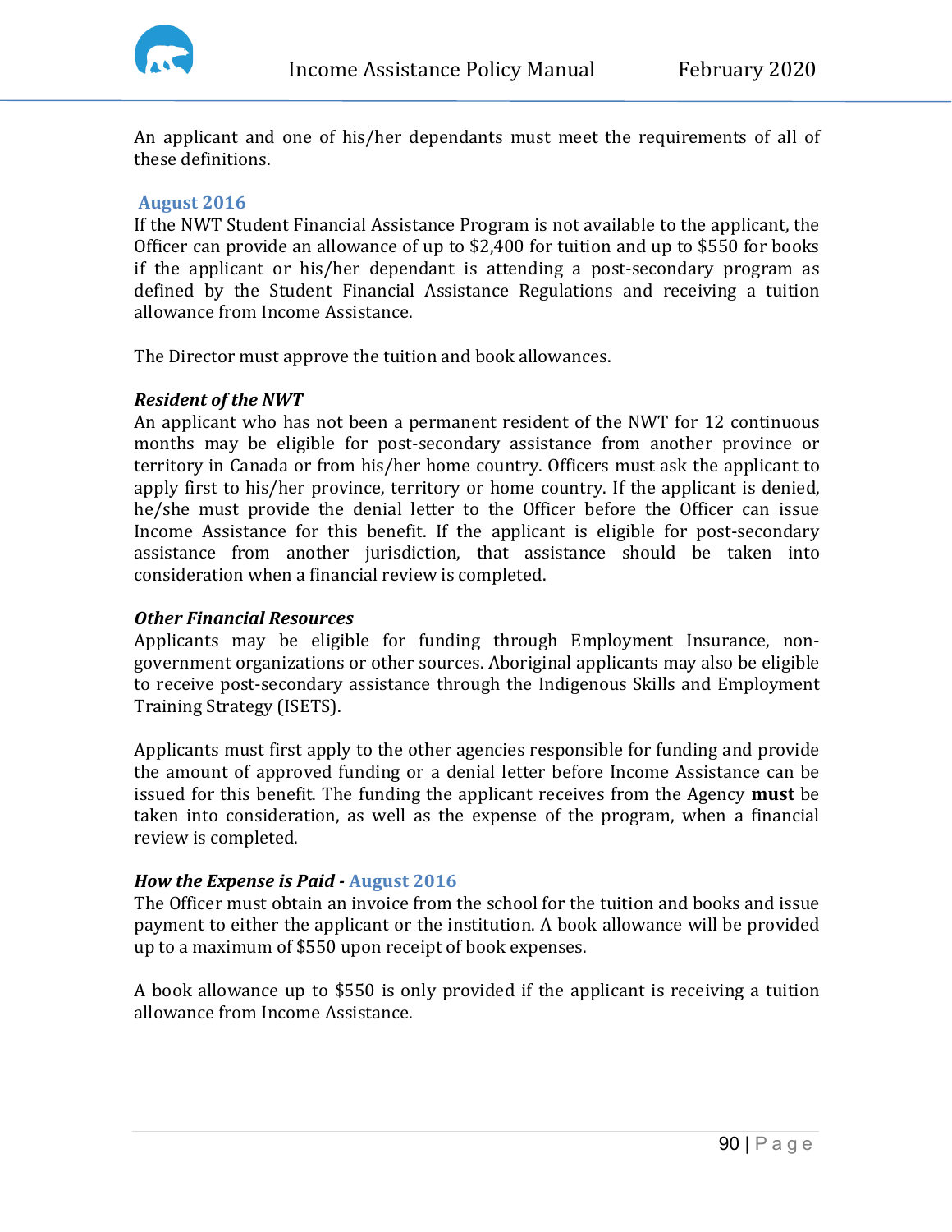An applicant and one of his/her dependants must meet the requirements of all of these definitions.

**August 2016**

If the NWT Student Financial Assistance Program is not available to the applicant, the Officer can provide an allowance of up to $2,400 for tuition and up to $550 for books if the applicant or his/her dependant is attending a post-secondary program as defined by the Student Financial Assistance Regulations and receiving a tuition allowance from Income Assistance.

The Director must approve the tuition and book allowances.

***Resident of the NWT***

An applicant who has not been a permanent resident of the NWT for 12 continuous months may be eligible for post-secondary assistance from another province or territory in Canada or from his/her home country. Officers must ask the applicant to apply first to his/her province, territory or home country. If the applicant is denied, he/she must provide the denial letter to the Officer before the Officer can issue Income Assistance for this benefit. If the applicant is eligible for post-secondary assistance from another jurisdiction, that assistance should be taken into consideration when a financial review is completed.

***Other Financial Resources***

Applicants may be eligible for funding through Employment Insurance, non-government organizations or other sources. Aboriginal applicants may also be eligible to receive post-secondary assistance through the Indigenous Skills and Employment Training Strategy (ISETS).

Applicants must first apply to the other agencies responsible for funding and provide the amount of approved funding or a denial letter before Income Assistance can be issued for this benefit. The funding the applicant receives from the Agency **must** be taken into consideration, as well as the expense of the program, when a financial review is completed.

***How the Expense is Paid - August 2016***

The Officer must obtain an invoice from the school for the tuition and books and issue payment to either the applicant or the institution. A book allowance will be provided up to a maximum of $550 upon receipt of book expenses.

A book allowance up to $550 is only provided if the applicant is receiving a tuition allowance from Income Assistance.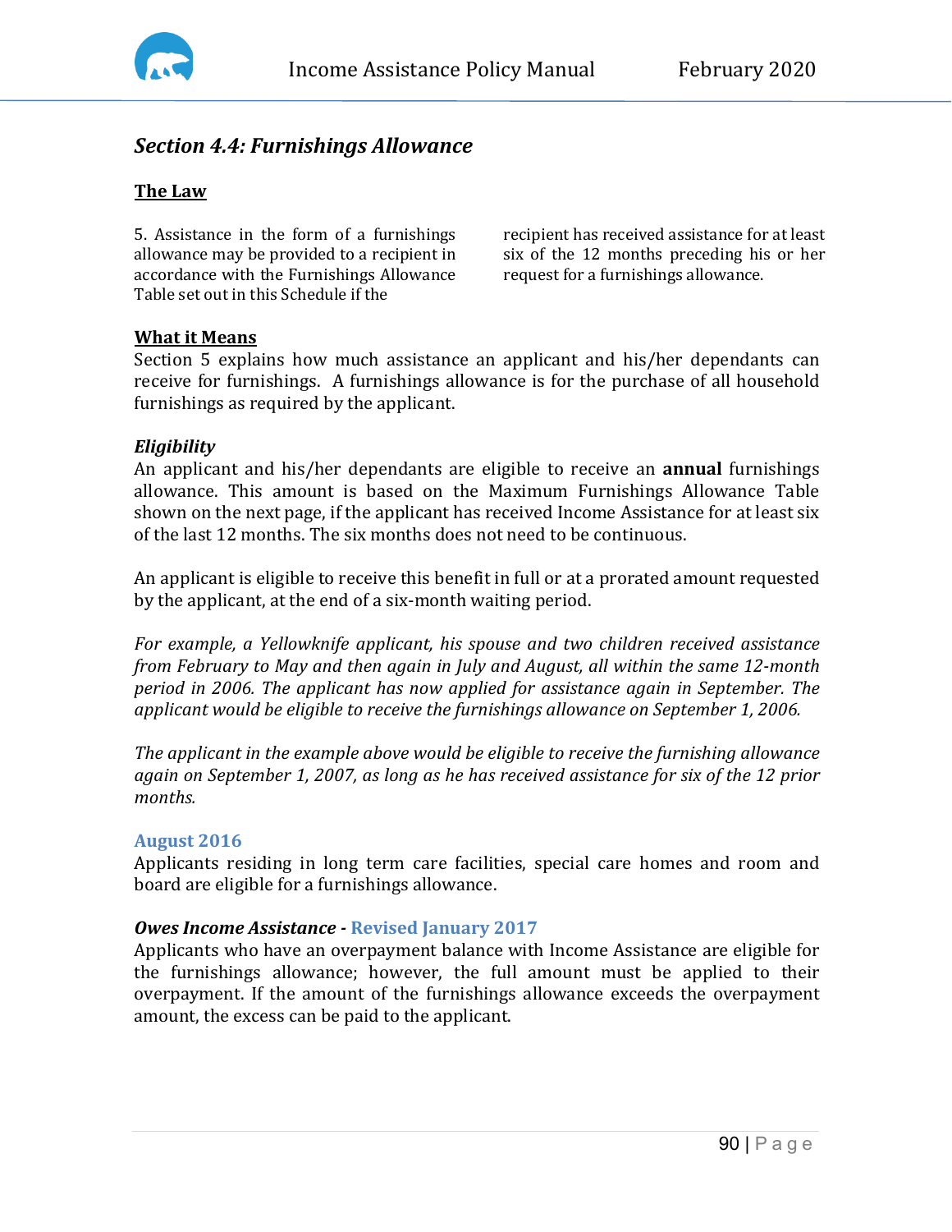## *Section 4.4: Furnishings Allowance*

**The Law**

5. Assistance in the form of a furnishings allowance may be provided to a recipient in accordance with the Furnishings Allowance Table set out in this Schedule if the recipient has received assistance for at least six of the 12 months preceding his or her request for a furnishings allowance.

**What it Means**

Section 5 explains how much assistance an applicant and his/her dependants can receive for furnishings. A furnishings allowance is for the purchase of all household furnishings as required by the applicant.

***Eligibility***

An applicant and his/her dependants are eligible to receive an **annual** furnishings allowance. This amount is based on the Maximum Furnishings Allowance Table shown on the next page, if the applicant has received Income Assistance for at least six of the last 12 months. The six months does not need to be continuous.

An applicant is eligible to receive this benefit in full or at a prorated amount requested by the applicant, at the end of a six-month waiting period.

*For example, a Yellowknife applicant, his spouse and two children received assistance from February to May and then again in July and August, all within the same 12-month period in 2006. The applicant has now applied for assistance again in September. The applicant would be eligible to receive the furnishings allowance on September 1, 2006.*

*The applicant in the example above would be eligible to receive the furnishing allowance again on September 1, 2007, as long as he has received assistance for six of the 12 prior months.*

**August 2016**

Applicants residing in long term care facilities, special care homes and room and board are eligible for a furnishings allowance.

***Owes Income Assistance* - Revised January 2017**

Applicants who have an overpayment balance with Income Assistance are eligible for the furnishings allowance; however, the full amount must be applied to their overpayment. If the amount of the furnishings allowance exceeds the overpayment amount, the excess can be paid to the applicant.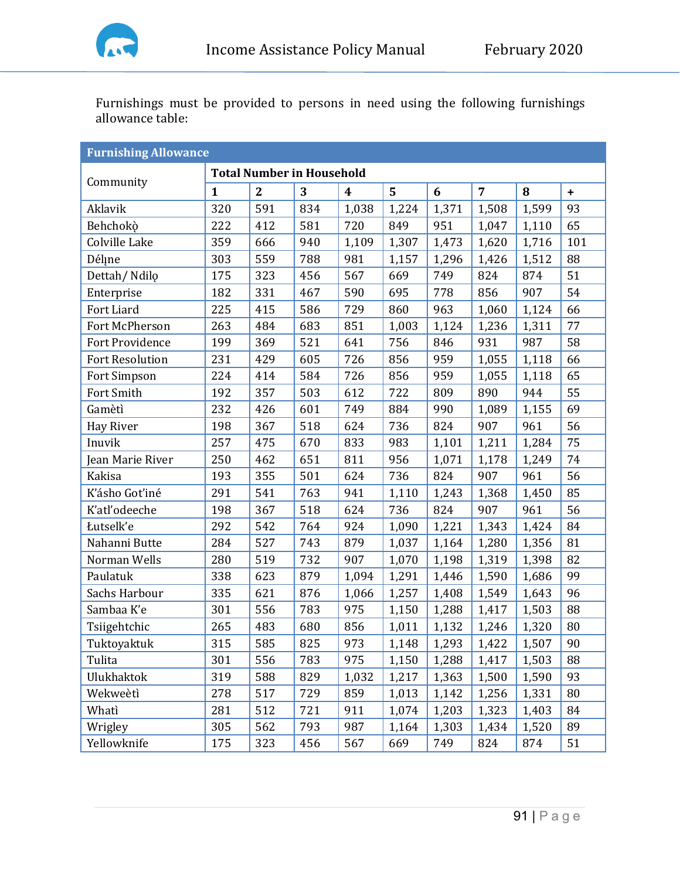Furnishings must be provided to persons in need using the following furnishings allowance table:

| Furnishing Allowance | | | | | | | | | |
|---|---|---|---|---|---|---|---|---|---|
| Community | **Total Number in Household** | | | | | | | | |
| | **1** | **2** | **3** | **4** | **5** | **6** | **7** | **8** | **+** |
| Aklavik | 320 | 591 | 834 | 1,038 | 1,224 | 1,371 | 1,508 | 1,599 | 93 |
| Behchokǫ̀ | 222 | 412 | 581 | 720 | 849 | 951 | 1,047 | 1,110 | 65 |
| Colville Lake | 359 | 666 | 940 | 1,109 | 1,307 | 1,473 | 1,620 | 1,716 | 101 |
| Déline | 303 | 559 | 788 | 981 | 1,157 | 1,296 | 1,426 | 1,512 | 88 |
| Dettah/ Ndilǫ | 175 | 323 | 456 | 567 | 669 | 749 | 824 | 874 | 51 |
| Enterprise | 182 | 331 | 467 | 590 | 695 | 778 | 856 | 907 | 54 |
| Fort Liard | 225 | 415 | 586 | 729 | 860 | 963 | 1,060 | 1,124 | 66 |
| Fort McPherson | 263 | 484 | 683 | 851 | 1,003 | 1,124 | 1,236 | 1,311 | 77 |
| Fort Providence | 199 | 369 | 521 | 641 | 756 | 846 | 931 | 987 | 58 |
| Fort Resolution | 231 | 429 | 605 | 726 | 856 | 959 | 1,055 | 1,118 | 66 |
| Fort Simpson | 224 | 414 | 584 | 726 | 856 | 959 | 1,055 | 1,118 | 65 |
| Fort Smith | 192 | 357 | 503 | 612 | 722 | 809 | 890 | 944 | 55 |
| Gamètì | 232 | 426 | 601 | 749 | 884 | 990 | 1,089 | 1,155 | 69 |
| Hay River | 198 | 367 | 518 | 624 | 736 | 824 | 907 | 961 | 56 |
| Inuvik | 257 | 475 | 670 | 833 | 983 | 1,101 | 1,211 | 1,284 | 75 |
| Jean Marie River | 250 | 462 | 651 | 811 | 956 | 1,071 | 1,178 | 1,249 | 74 |
| Kakisa | 193 | 355 | 501 | 624 | 736 | 824 | 907 | 961 | 56 |
| K'ásho Got'iné | 291 | 541 | 763 | 941 | 1,110 | 1,243 | 1,368 | 1,450 | 85 |
| K'atl'odeeche | 198 | 367 | 518 | 624 | 736 | 824 | 907 | 961 | 56 |
| Łutselk'e | 292 | 542 | 764 | 924 | 1,090 | 1,221 | 1,343 | 1,424 | 84 |
| Nahanni Butte | 284 | 527 | 743 | 879 | 1,037 | 1,164 | 1,280 | 1,356 | 81 |
| Norman Wells | 280 | 519 | 732 | 907 | 1,070 | 1,198 | 1,319 | 1,398 | 82 |
| Paulatuk | 338 | 623 | 879 | 1,094 | 1,291 | 1,446 | 1,590 | 1,686 | 99 |
| Sachs Harbour | 335 | 621 | 876 | 1,066 | 1,257 | 1,408 | 1,549 | 1,643 | 96 |
| Sambaa K'e | 301 | 556 | 783 | 975 | 1,150 | 1,288 | 1,417 | 1,503 | 88 |
| Tsiigehtchic | 265 | 483 | 680 | 856 | 1,011 | 1,132 | 1,246 | 1,320 | 80 |
| Tuktoyaktuk | 315 | 585 | 825 | 973 | 1,148 | 1,293 | 1,422 | 1,507 | 90 |
| Tulita | 301 | 556 | 783 | 975 | 1,150 | 1,288 | 1,417 | 1,503 | 88 |
| Ulukhaktok | 319 | 588 | 829 | 1,032 | 1,217 | 1,363 | 1,500 | 1,590 | 93 |
| Wekweètì | 278 | 517 | 729 | 859 | 1,013 | 1,142 | 1,256 | 1,331 | 80 |
| Whatì | 281 | 512 | 721 | 911 | 1,074 | 1,203 | 1,323 | 1,403 | 84 |
| Wrigley | 305 | 562 | 793 | 987 | 1,164 | 1,303 | 1,434 | 1,520 | 89 |
| Yellowknife | 175 | 323 | 456 | 567 | 669 | 749 | 824 | 874 | 51 |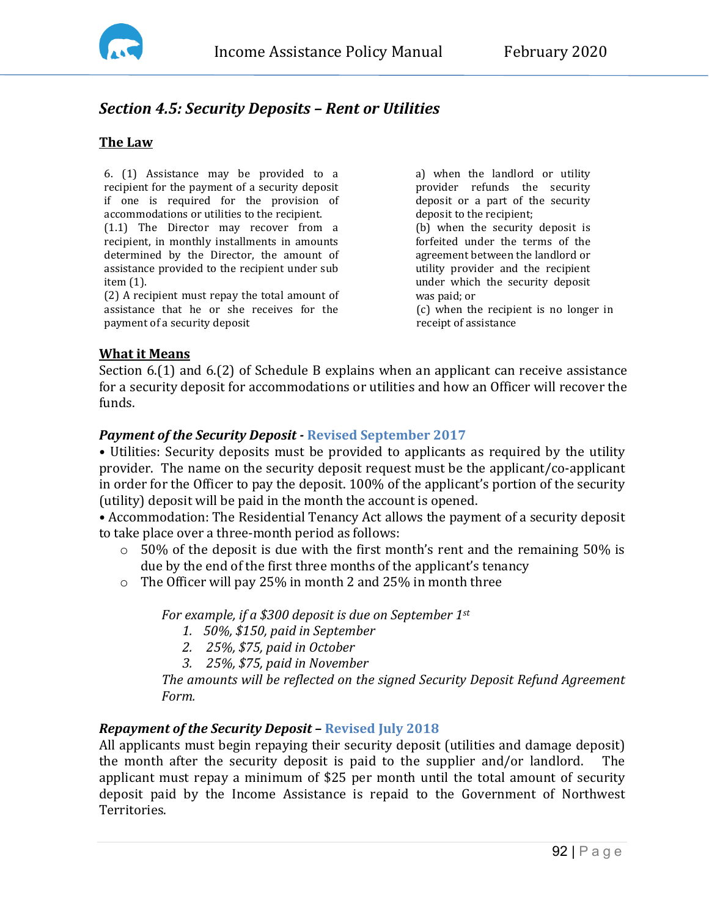## *Section 4.5: Security Deposits – Rent or Utilities*

### The Law

6. (1) Assistance may be provided to a recipient for the payment of a security deposit if one is required for the provision of accommodations or utilities to the recipient.
(1.1) The Director may recover from a recipient, in monthly installments determined by the Director, the amount of assistance provided to the recipient under sub item (1).
(2) A recipient must repay the total amount of assistance that he or she receives for the payment of a security deposit

a) when the landlord or utility provider refunds the security deposit or a part of the security deposit to the recipient;
(b) when the security deposit is forfeited under the terms of the agreement between the landlord or utility provider and the recipient under which the security deposit was paid; or
(c) when the recipient is no longer in receipt of assistance

### What it Means

Section 6.(1) and 6.(2) of Schedule B explains when an applicant can receive assistance for a security deposit for accommodations or utilities and how an Officer will recover the funds.

***Payment of the Security Deposit* - Revised September 2017**

• Utilities: Security deposits must be provided to applicants as required by the utility provider. The name on the security deposit request must be the applicant/co-applicant in order for the Officer to pay the deposit. 100% of the applicant's portion of the security (utility) deposit will be paid in the month the account is opened.

• Accommodation: The Residential Tenancy Act allows the payment of a security deposit to take place over a three-month period as follows:

- 50% of the deposit is due with the first month's rent and the remaining 50% is due by the end of the first three months of the applicant's tenancy
- The Officer will pay 25% in month 2 and 25% in month three

*For example, if a $300 deposit is due on September 1st*

1. *50%, $150, paid in September*
2. *25%, $75, paid in October*
3. *25%, $75, paid in November*

*The amounts will be reflected on the signed Security Deposit Refund Agreement Form.*

***Repayment of the Security Deposit* – Revised July 2018**

All applicants must begin repaying their security deposit (utilities and damage deposit) the month after the security deposit is paid to the supplier and/or landlord. The applicant must repay a minimum of $25 per month until the total amount of security deposit paid by the Income Assistance is repaid to the Government of Northwest Territories.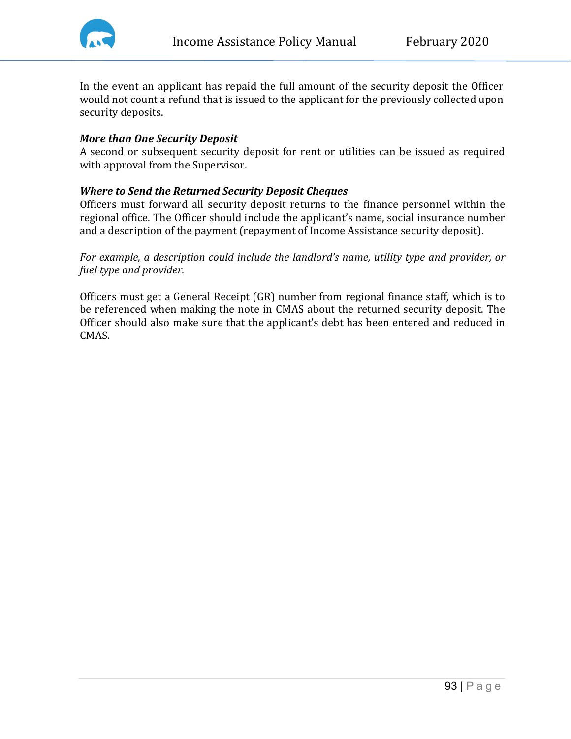In the event an applicant has repaid the full amount of the security deposit the Officer would not count a refund that is issued to the applicant for the previously collected upon security deposits.

***More than One Security Deposit***
A second or subsequent security deposit for rent or utilities can be issued as required with approval from the Supervisor.

***Where to Send the Returned Security Deposit Cheques***
Officers must forward all security deposit returns to the finance personnel within the regional office. The Officer should include the applicant's name, social insurance number and a description of the payment (repayment of Income Assistance security deposit).

*For example, a description could include the landlord's name, utility type and provider, or fuel type and provider.*

Officers must get a General Receipt (GR) number from regional finance staff, which is to be referenced when making the note in CMAS about the returned security deposit. The Officer should also make sure that the applicant's debt has been entered and reduced in CMAS.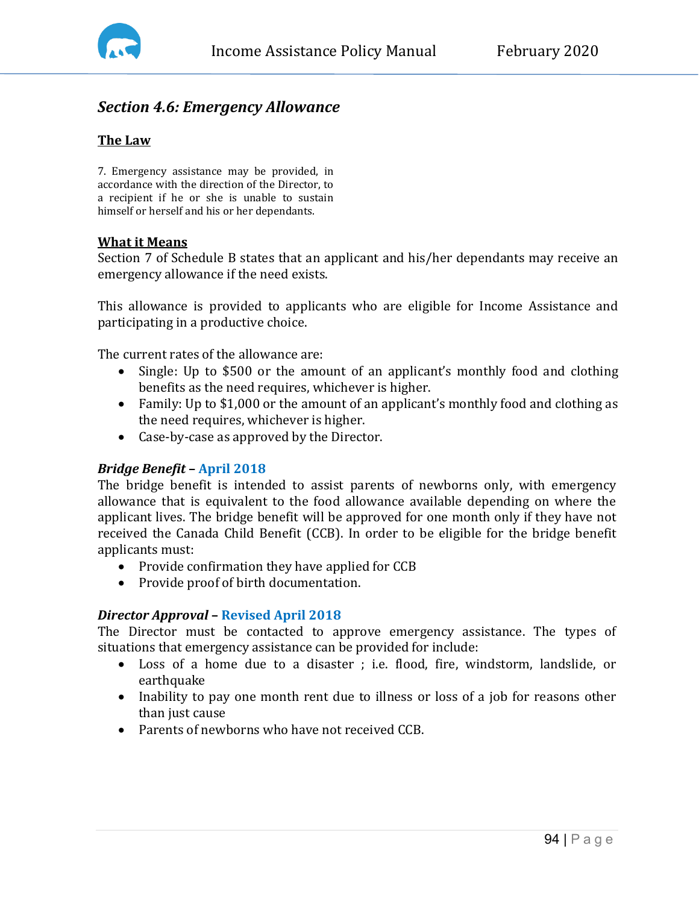## *Section 4.6: Emergency Allowance*

### The Law

7. Emergency assistance may be provided, in accordance with the direction of the Director, to a recipient if he or she is unable to sustain himself or herself and his or her dependants.

### What it Means

Section 7 of Schedule B states that an applicant and his/her dependants may receive an emergency allowance if the need exists.

This allowance is provided to applicants who are eligible for Income Assistance and participating in a productive choice.

The current rates of the allowance are:

- Single: Up to $500 or the amount of an applicant's monthly food and clothing benefits as the need requires, whichever is higher.
- Family: Up to $1,000 or the amount of an applicant's monthly food and clothing as the need requires, whichever is higher.
- Case-by-case as approved by the Director.

#### *Bridge Benefit* – April 2018

The bridge benefit is intended to assist parents of newborns only, with emergency allowance that is equivalent to the food allowance available depending on where the applicant lives. The bridge benefit will be approved for one month only if they have not received the Canada Child Benefit (CCB). In order to be eligible for the bridge benefit applicants must:

- Provide confirmation they have applied for CCB
- Provide proof of birth documentation.

#### *Director Approval* – Revised April 2018

The Director must be contacted to approve emergency assistance. The types of situations that emergency assistance can be provided for include:

- Loss of a home due to a disaster ; i.e. flood, fire, windstorm, landslide, or earthquake
- Inability to pay one month rent due to illness or loss of a job for reasons other than just cause
- Parents of newborns who have not received CCB.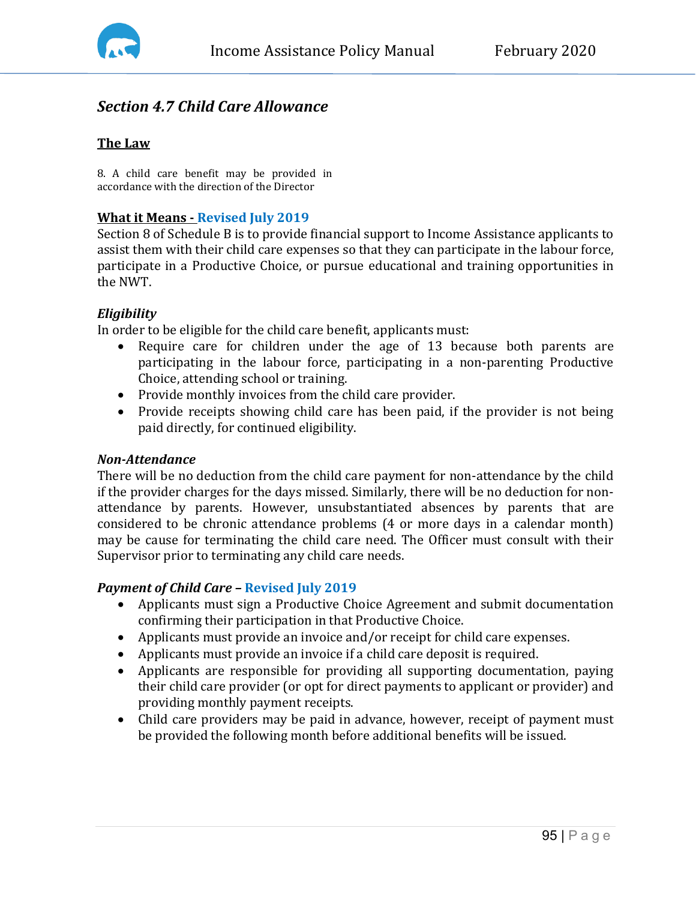## *Section 4.7 Child Care Allowance*

**The Law**

8. A child care benefit may be provided in accordance with the direction of the Director

**What it Means - Revised July 2019**

Section 8 of Schedule B is to provide financial support to Income Assistance applicants to assist them with their child care expenses so that they can participate in the labour force, participate in a Productive Choice, or pursue educational and training opportunities in the NWT.

***Eligibility***

In order to be eligible for the child care benefit, applicants must:

- Require care for children under the age of 13 because both parents are participating in the labour force, participating in a non-parenting Productive Choice, attending school or training.
- Provide monthly invoices from the child care provider.
- Provide receipts showing child care has been paid, if the provider is not being paid directly, for continued eligibility.

***Non-Attendance***

There will be no deduction from the child care payment for non-attendance by the child if the provider charges for the days missed. Similarly, there will be no deduction for non-attendance by parents. However, unsubstantiated absences by parents that are considered to be chronic attendance problems (4 or more days in a calendar month) may be cause for terminating the child care need. The Officer must consult with their Supervisor prior to terminating any child care needs.

***Payment of Child Care* – Revised July 2019**

- Applicants must sign a Productive Choice Agreement and submit documentation confirming their participation in that Productive Choice.
- Applicants must provide an invoice and/or receipt for child care expenses.
- Applicants must provide an invoice if a child care deposit is required.
- Applicants are responsible for providing all supporting documentation, paying their child care provider (or opt for direct payments to applicant or provider) and providing monthly payment receipts.
- Child care providers may be paid in advance, however, receipt of payment must be provided the following month before additional benefits will be issued.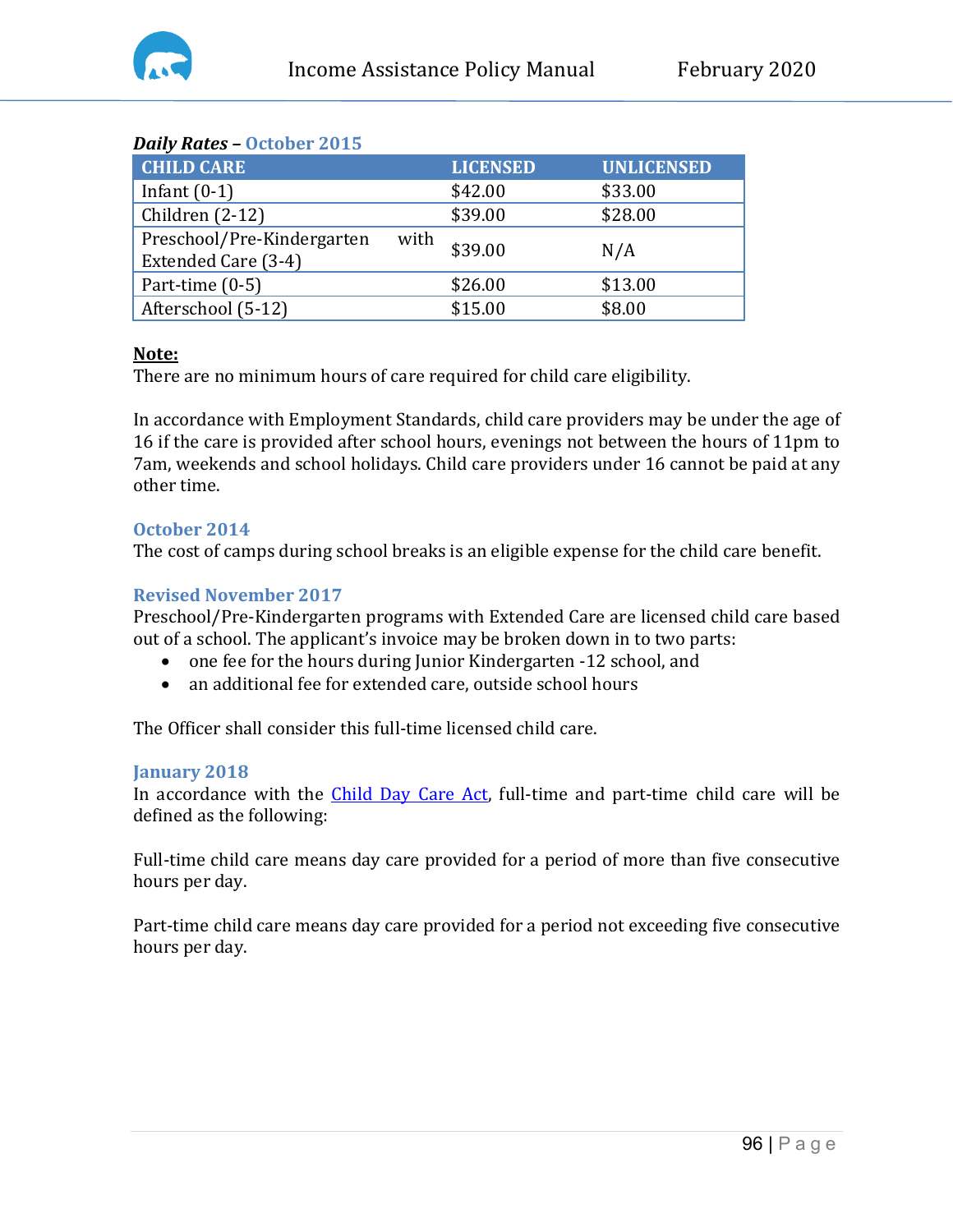***Daily Rates* – October 2015**

| CHILD CARE | LICENSED | UNLICENSED |
|---|---|---|
| Infant (0-1) | $42.00 | $33.00 |
| Children (2-12) | $39.00 | $28.00 |
| Preschool/Pre-Kindergarten with Extended Care (3-4) | $39.00 | N/A |
| Part-time (0-5) | $26.00 | $13.00 |
| Afterschool (5-12) | $15.00 | $8.00 |

**Note:**
There are no minimum hours of care required for child care eligibility.

In accordance with Employment Standards, child care providers may be under the age of 16 if the care is provided after school hours, evenings not between the hours of 11pm to 7am, weekends and school holidays. Child care providers under 16 cannot be paid at any other time.

**October 2014**
The cost of camps during school breaks is an eligible expense for the child care benefit.

**Revised November 2017**
Preschool/Pre-Kindergarten programs with Extended Care are licensed child care based out of a school. The applicant's invoice may be broken down in to two parts:

- one fee for the hours during Junior Kindergarten -12 school, and
- an additional fee for extended care, outside school hours

The Officer shall consider this full-time licensed child care.

**January 2018**
In accordance with the [Child Day Care Act](), full-time and part-time child care will be defined as the following:

Full-time child care means day care provided for a period of more than five consecutive hours per day.

Part-time child care means day care provided for a period not exceeding five consecutive hours per day.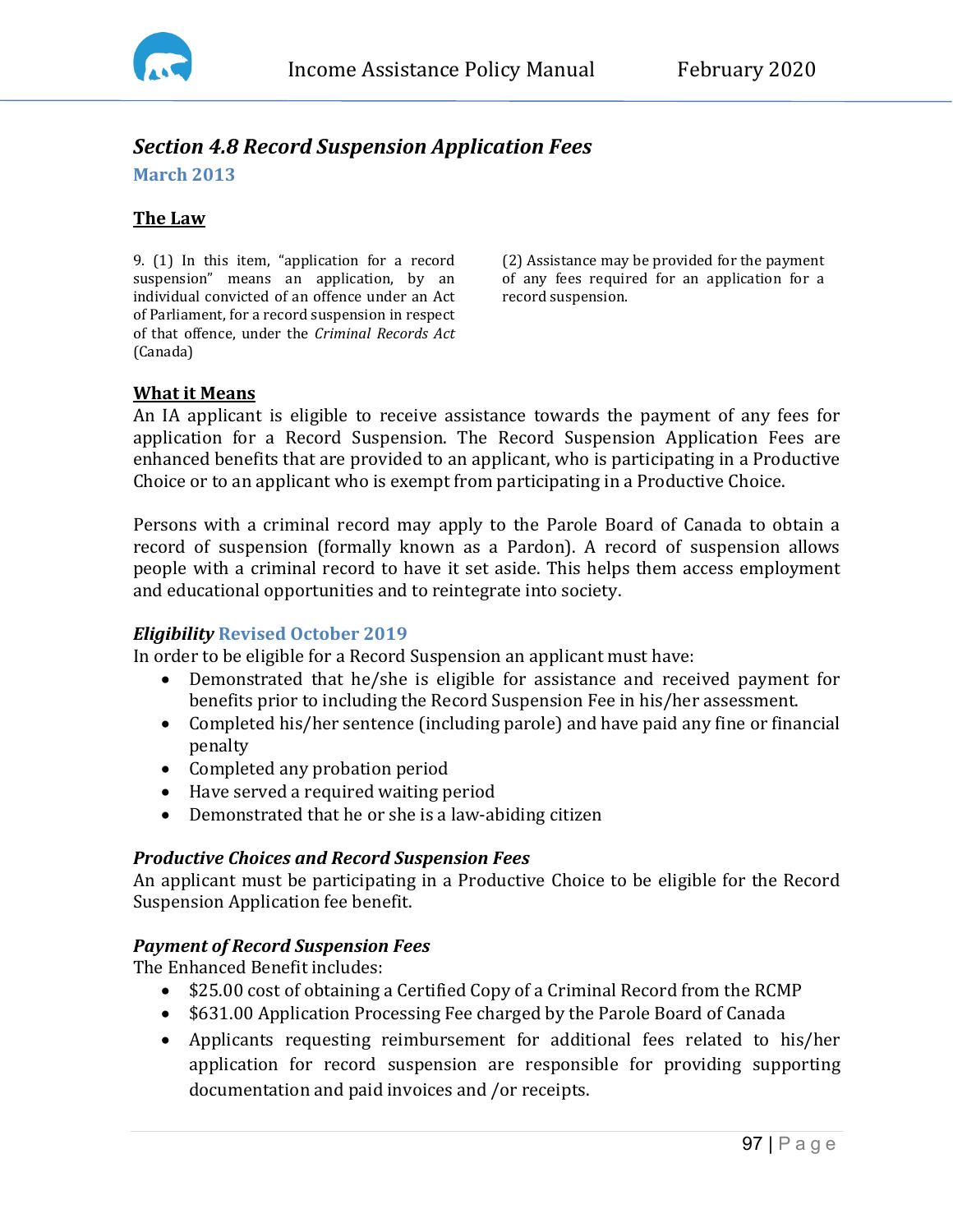## *Section 4.8 Record Suspension Application Fees*

**March 2013**

**The Law**

9\. (1) In this item, "application for a record suspension" means an application, by an individual convicted of an offence under an Act of Parliament, for a record suspension in respect of that offence, under the *Criminal Records Act* (Canada)

(2) Assistance may be provided for the payment of any fees required for an application for a record suspension.

**What it Means**

An IA applicant is eligible to receive assistance towards the payment of any fees for application for a Record Suspension. The Record Suspension Application Fees are enhanced benefits that are provided to an applicant, who is participating in a Productive Choice or to an applicant who is exempt from participating in a Productive Choice.

Persons with a criminal record may apply to the Parole Board of Canada to obtain a record of suspension (formally known as a Pardon). A record of suspension allows people with a criminal record to have it set aside. This helps them access employment and educational opportunities and to reintegrate into society.

***Eligibility*** **Revised October 2019**

In order to be eligible for a Record Suspension an applicant must have:

- Demonstrated that he/she is eligible for assistance and received payment for benefits prior to including the Record Suspension Fee in his/her assessment.
- Completed his/her sentence (including parole) and have paid any fine or financial penalty
- Completed any probation period
- Have served a required waiting period
- Demonstrated that he or she is a law-abiding citizen

***Productive Choices and Record Suspension Fees***

An applicant must be participating in a Productive Choice to be eligible for the Record Suspension Application fee benefit.

***Payment of Record Suspension Fees***

The Enhanced Benefit includes:

- $25.00 cost of obtaining a Certified Copy of a Criminal Record from the RCMP
- $631.00 Application Processing Fee charged by the Parole Board of Canada
- Applicants requesting reimbursement for additional fees related to his/her application for record suspension are responsible for providing supporting documentation and paid invoices and /or receipts.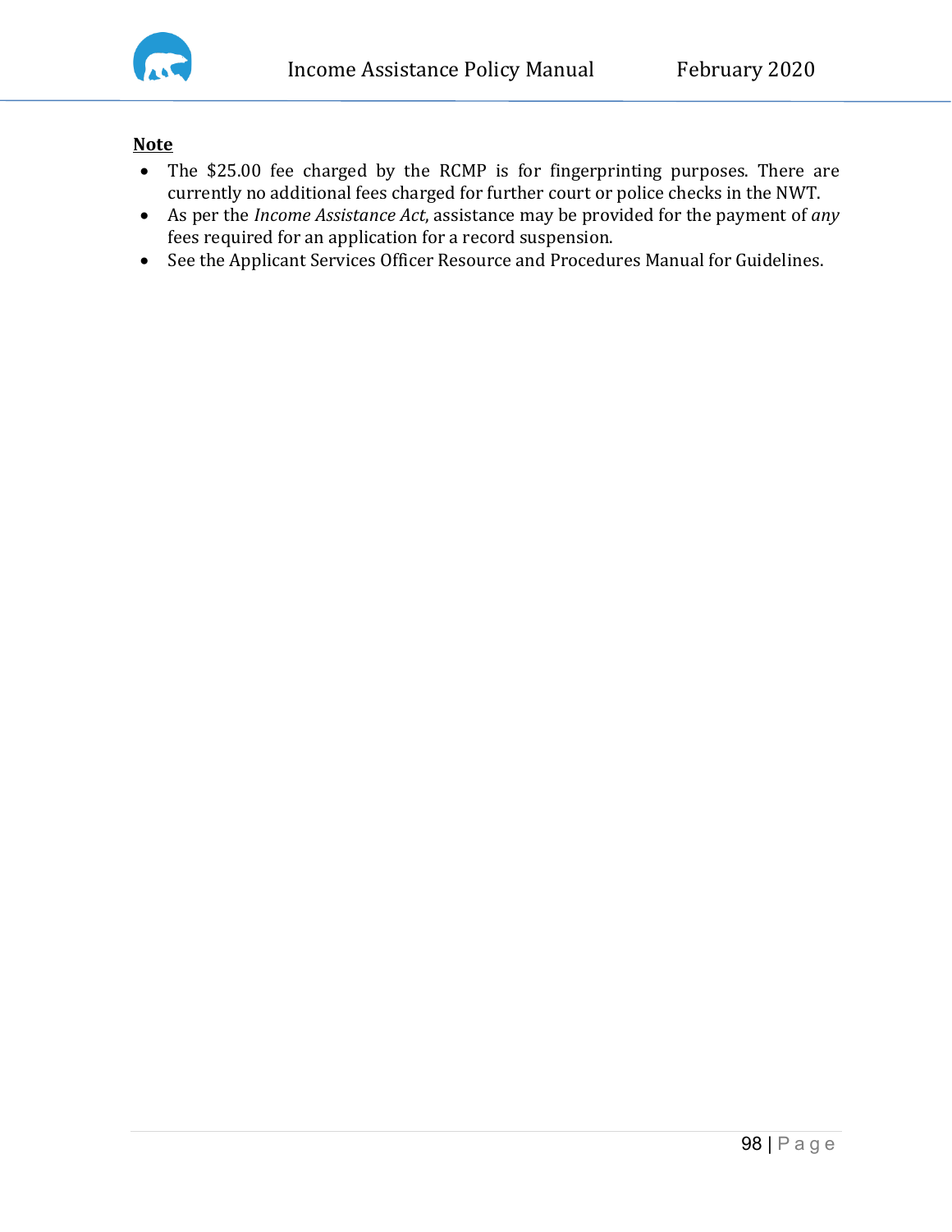**Note**

- The $25.00 fee charged by the RCMP is for fingerprinting purposes. There are currently no additional fees charged for further court or police checks in the NWT.
- As per the *Income Assistance Act*, assistance may be provided for the payment of *any* fees required for an application for a record suspension.
- See the Applicant Services Officer Resource and Procedures Manual for Guidelines.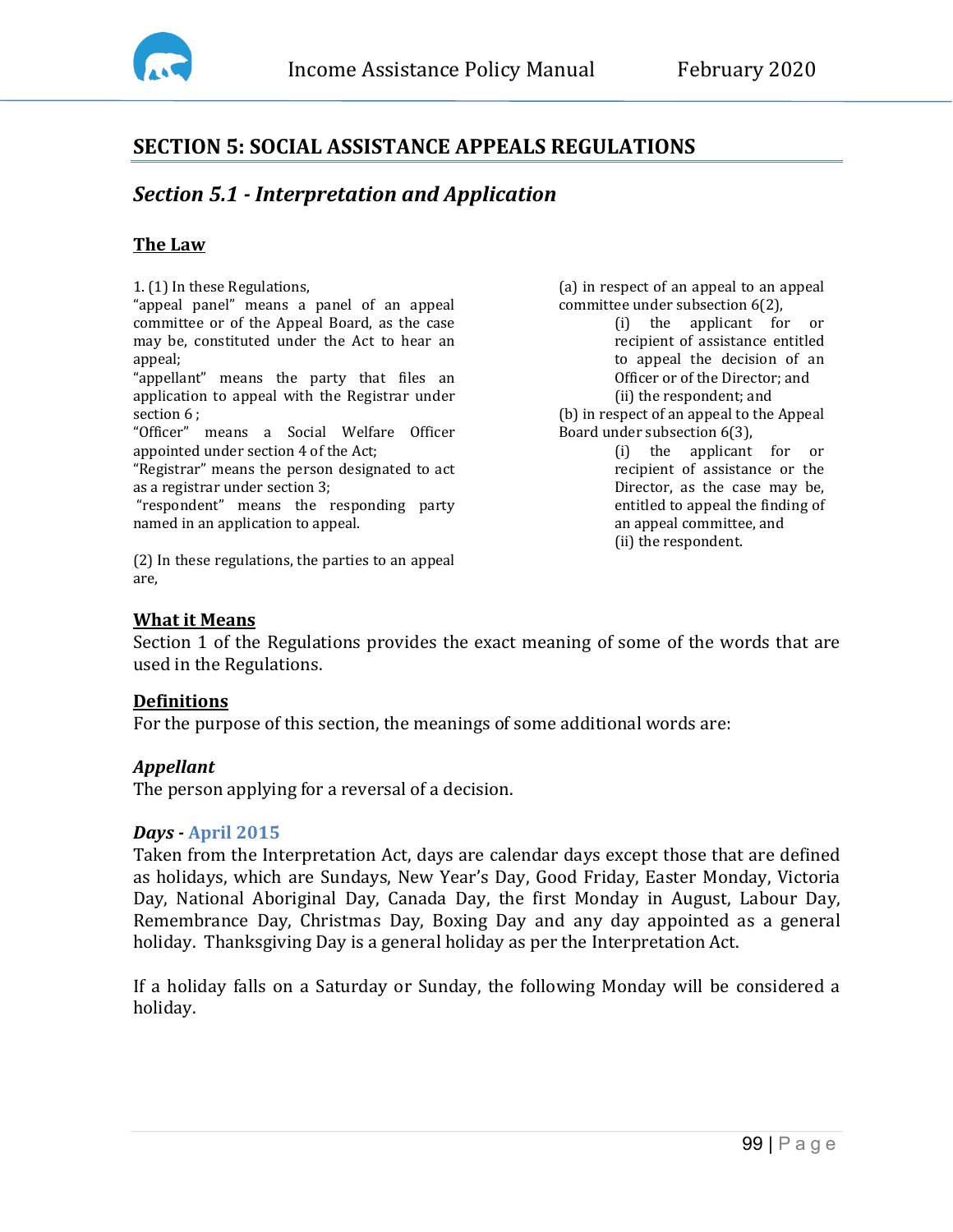## SECTION 5: SOCIAL ASSISTANCE APPEALS REGULATIONS

### *Section 5.1 - Interpretation and Application*

#### The Law

1. (1) In these Regulations,

"appeal panel" means a panel of an appeal committee or of the Appeal Board, as the case may be, constituted under the Act to hear an appeal;

"appellant" means the party that files an application to appeal with the Registrar under section 6 ;

"Officer" means a Social Welfare Officer appointed under section 4 of the Act;

"Registrar" means the person designated to act as a registrar under section 3;

"respondent" means the responding party named in an application to appeal.

(2) In these regulations, the parties to an appeal are,

(a) in respect of an appeal to an appeal committee under subsection 6(2),

> (i) the applicant for or recipient of assistance entitled to appeal the decision of an Officer or of the Director; and
>
> (ii) the respondent; and

(b) in respect of an appeal to the Appeal Board under subsection 6(3),

> (i) the applicant for or recipient of assistance or the Director, as the case may be, entitled to appeal the finding of an appeal committee, and
>
> (ii) the respondent.

#### What it Means

Section 1 of the Regulations provides the exact meaning of some of the words that are used in the Regulations.

#### Definitions

For the purpose of this section, the meanings of some additional words are:

***Appellant***

The person applying for a reversal of a decision.

***Days* - April 2015**

Taken from the Interpretation Act, days are calendar days except those that are defined as holidays, which are Sundays, New Year's Day, Good Friday, Easter Monday, Victoria Day, National Aboriginal Day, Canada Day, the first Monday in August, Labour Day, Remembrance Day, Christmas Day, Boxing Day and any day appointed as a general holiday. Thanksgiving Day is a general holiday as per the Interpretation Act.

If a holiday falls on a Saturday or Sunday, the following Monday will be considered a holiday.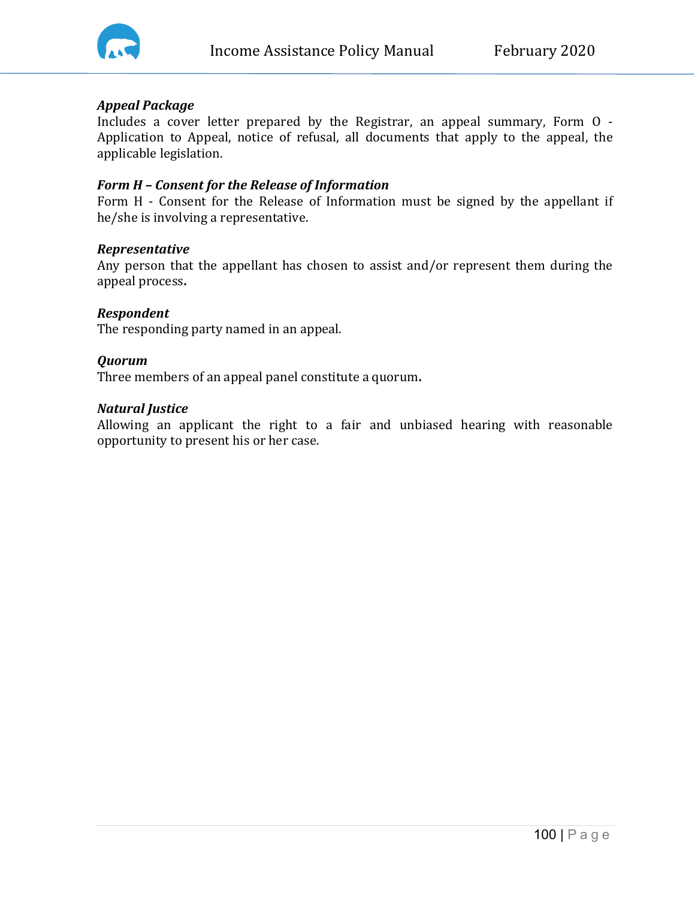***Appeal Package***
Includes a cover letter prepared by the Registrar, an appeal summary, Form O - Application to Appeal, notice of refusal, all documents that apply to the appeal, the applicable legislation.

***Form H – Consent for the Release of Information***
Form H - Consent for the Release of Information must be signed by the appellant if he/she is involving a representative.

***Representative***
Any person that the appellant has chosen to assist and/or represent them during the appeal process**.**

***Respondent***
The responding party named in an appeal.

***Quorum***
Three members of an appeal panel constitute a quorum**.**

***Natural Justice***
Allowing an applicant the right to a fair and unbiased hearing with reasonable opportunity to present his or her case.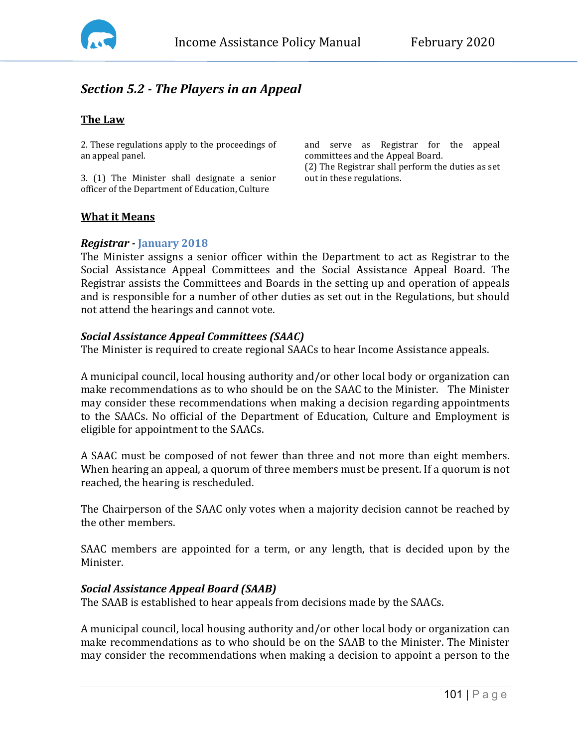## *Section 5.2 - The Players in an Appeal*

### The Law

2. These regulations apply to the proceedings of an appeal panel.

3. (1) The Minister shall designate a senior officer of the Department of Education, Culture and serve as Registrar for the appeal committees and the Appeal Board.
(2) The Registrar shall perform the duties as set out in these regulations.

### What it Means

***Registrar* - January 2018**

The Minister assigns a senior officer within the Department to act as Registrar to the Social Assistance Appeal Committees and the Social Assistance Appeal Board. The Registrar assists the Committees and Boards in the setting up and operation of appeals and is responsible for a number of other duties as set out in the Regulations, but should not attend the hearings and cannot vote.

***Social Assistance Appeal Committees (SAAC)***

The Minister is required to create regional SAACs to hear Income Assistance appeals.

A municipal council, local housing authority and/or other local body or organization can make recommendations as to who should be on the SAAC to the Minister. The Minister may consider these recommendations when making a decision regarding appointments to the SAACs. No official of the Department of Education, Culture and Employment is eligible for appointment to the SAACs.

A SAAC must be composed of not fewer than three and not more than eight members. When hearing an appeal, a quorum of three members must be present. If a quorum is not reached, the hearing is rescheduled.

The Chairperson of the SAAC only votes when a majority decision cannot be reached by the other members.

SAAC members are appointed for a term, or any length, that is decided upon by the Minister.

***Social Assistance Appeal Board (SAAB)***

The SAAB is established to hear appeals from decisions made by the SAACs.

A municipal council, local housing authority and/or other local body or organization can make recommendations as to who should be on the SAAB to the Minister. The Minister may consider the recommendations when making a decision to appoint a person to the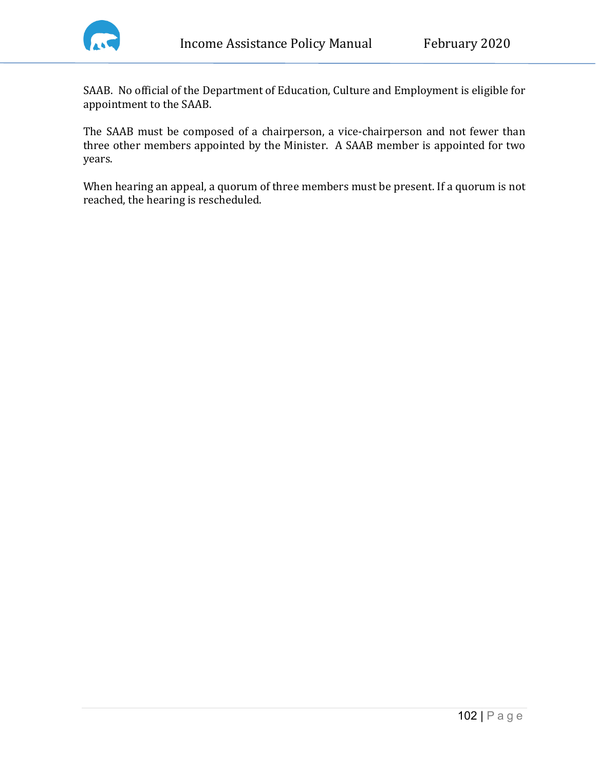SAAB. No official of the Department of Education, Culture and Employment is eligible for appointment to the SAAB.

The SAAB must be composed of a chairperson, a vice-chairperson and not fewer than three other members appointed by the Minister. A SAAB member is appointed for two years.

When hearing an appeal, a quorum of three members must be present. If a quorum is not reached, the hearing is rescheduled.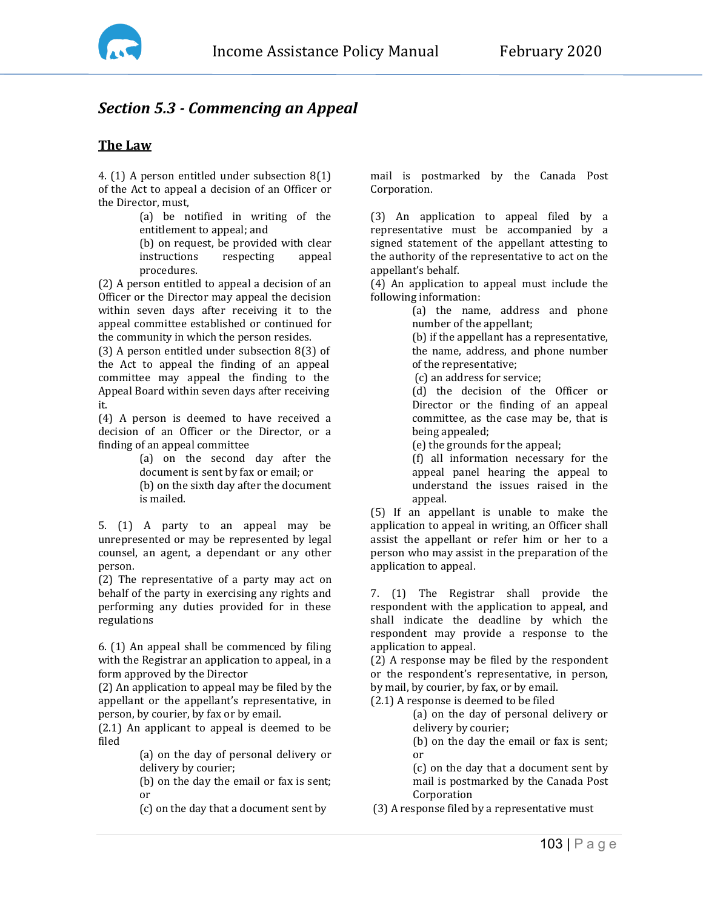## *Section 5.3 - Commencing an Appeal*

### The Law

4. (1) A person entitled under subsection 8(1) of the Act to appeal a decision of an Officer or the Director, must,

   (a) be notified in writing of the entitlement to appeal; and

   (b) on request, be provided with clear instructions respecting appeal procedures.

(2) A person entitled to appeal a decision of an Officer or the Director may appeal the decision within seven days after receiving it to the appeal committee established or continued for the community in which the person resides.

(3) A person entitled under subsection 8(3) of the Act to appeal the finding of an appeal committee may appeal the finding to the Appeal Board within seven days after receiving it.

(4) A person is deemed to have received a decision of an Officer or the Director, or a finding of an appeal committee

   (a) on the second day after the document is sent by fax or email; or

   (b) on the sixth day after the document is mailed.

5. (1) A party to an appeal may be unrepresented or may be represented by legal counsel, an agent, a dependant or any other person.

(2) The representative of a party may act on behalf of the party in exercising any rights and performing any duties provided for in these regulations

6. (1) An appeal shall be commenced by filing with the Registrar an application to appeal, in a form approved by the Director

(2) An application to appeal may be filed by the appellant or the appellant's representative, in person, by courier, by fax or by email.

(2.1) An applicant to appeal is deemed to be filed

   (a) on the day of personal delivery or delivery by courier;

   (b) on the day the email or fax is sent; or

   (c) on the day that a document sent by mail is postmarked by the Canada Post Corporation.

(3) An application to appeal filed by a representative must be accompanied by a signed statement of the appellant attesting to the authority of the representative to act on the appellant's behalf.

(4) An application to appeal must include the following information:

   (a) the name, address and phone number of the appellant;

   (b) if the appellant has a representative, the name, address, and phone number of the representative;

   (c) an address for service;

   (d) the decision of the Officer or Director or the finding of an appeal committee, as the case may be, that is being appealed;

   (e) the grounds for the appeal;

   (f) all information necessary for the appeal panel hearing the appeal to understand the issues raised in the appeal.

(5) If an appellant is unable to make the application to appeal in writing, an Officer shall assist the appellant or refer him or her to a person who may assist in the preparation of the application to appeal.

7. (1) The Registrar shall provide the respondent with the application to appeal, and shall indicate the deadline by which the respondent may provide a response to the application to appeal.

(2) A response may be filed by the respondent or the respondent's representative, in person, by mail, by courier, by fax, or by email.

(2.1) A response is deemed to be filed

   (a) on the day of personal delivery or delivery by courier;

   (b) on the day the email or fax is sent; or

   (c) on the day that a document sent by mail is postmarked by the Canada Post Corporation

(3) A response filed by a representative must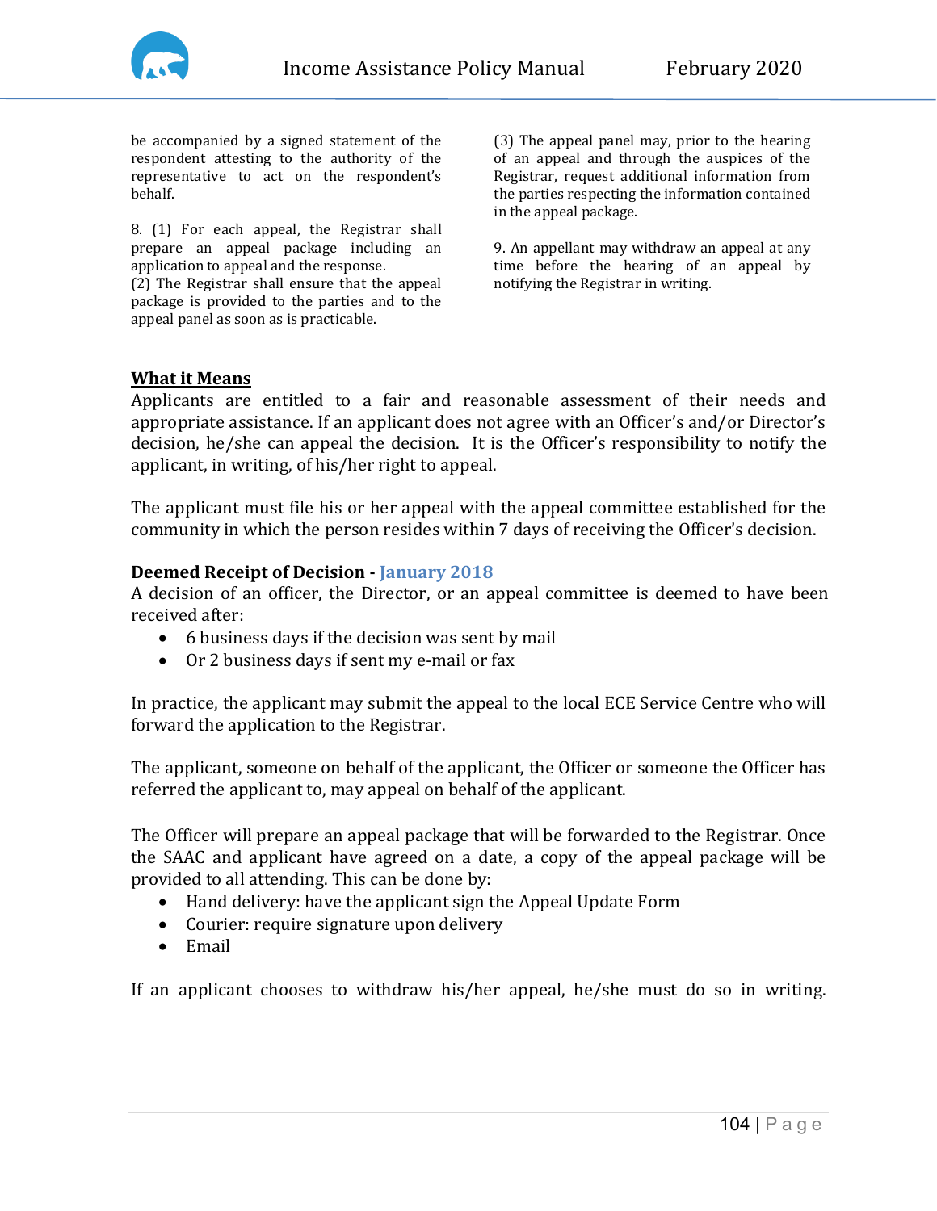be accompanied by a signed statement of the respondent attesting to the authority of the representative to act on the respondent's behalf.

8. (1) For each appeal, the Registrar shall prepare an appeal package including an application to appeal and the response.
(2) The Registrar shall ensure that the appeal package is provided to the parties and to the appeal panel as soon as is practicable.
(3) The appeal panel may, prior to the hearing of an appeal and through the auspices of the Registrar, request additional information from the parties respecting the information contained in the appeal package.

9. An appellant may withdraw an appeal at any time before the hearing of an appeal by notifying the Registrar in writing.

## What it Means

Applicants are entitled to a fair and reasonable assessment of their needs and appropriate assistance. If an applicant does not agree with an Officer's and/or Director's decision, he/she can appeal the decision. It is the Officer's responsibility to notify the applicant, in writing, of his/her right to appeal.

The applicant must file his or her appeal with the appeal committee established for the community in which the person resides within 7 days of receiving the Officer's decision.

**Deemed Receipt of Decision - January 2018**

A decision of an officer, the Director, or an appeal committee is deemed to have been received after:

- 6 business days if the decision was sent by mail
- Or 2 business days if sent my e-mail or fax

In practice, the applicant may submit the appeal to the local ECE Service Centre who will forward the application to the Registrar.

The applicant, someone on behalf of the applicant, the Officer or someone the Officer has referred the applicant to, may appeal on behalf of the applicant.

The Officer will prepare an appeal package that will be forwarded to the Registrar. Once the SAAC and applicant have agreed on a date, a copy of the appeal package will be provided to all attending. This can be done by:

- Hand delivery: have the applicant sign the Appeal Update Form
- Courier: require signature upon delivery
- Email

If an applicant chooses to withdraw his/her appeal, he/she must do so in writing.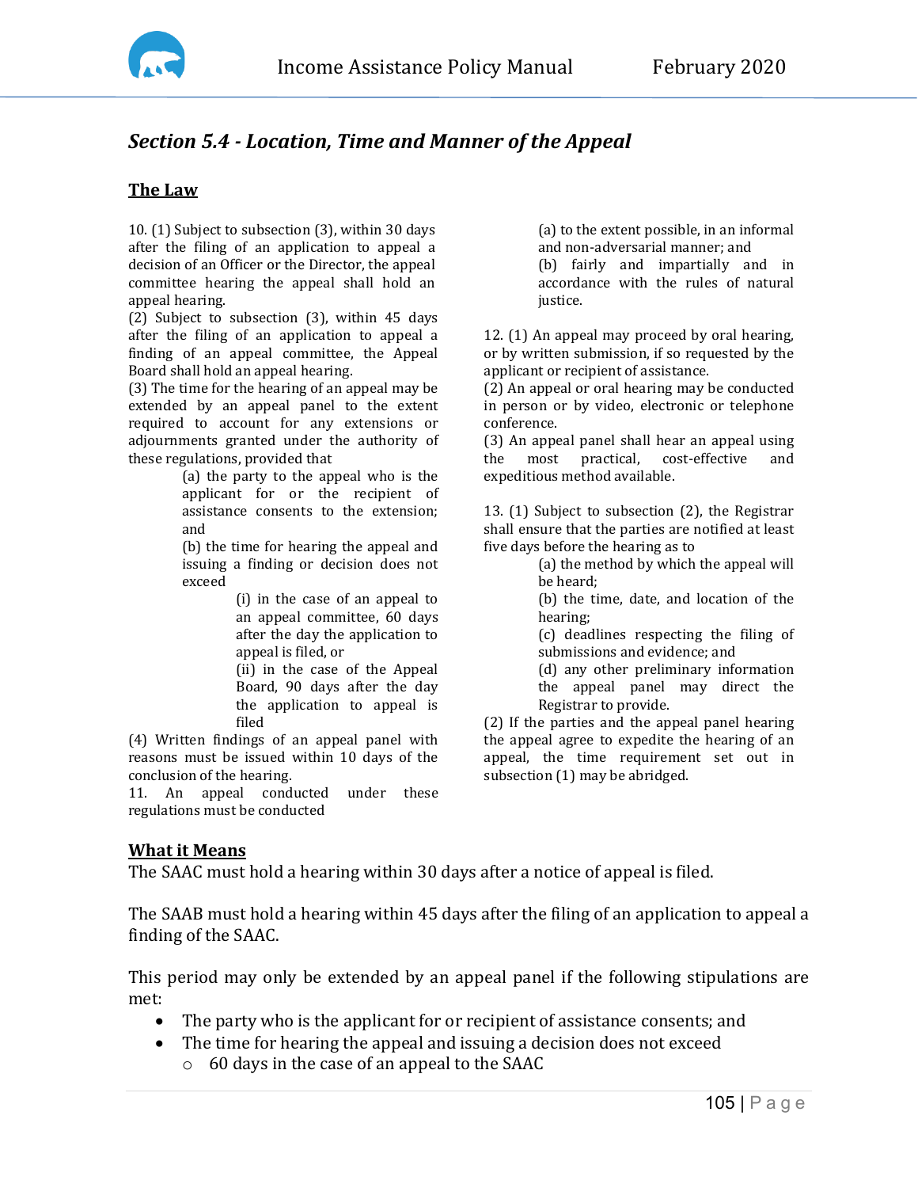## *Section 5.4 - Location, Time and Manner of the Appeal*

### The Law

10. (1) Subject to subsection (3), within 30 days after the filing of an application to appeal a decision of an Officer or the Director, the appeal committee hearing the appeal shall hold an appeal hearing.

(2) Subject to subsection (3), within 45 days after the filing of an application to appeal a finding of an appeal committee, the Appeal Board shall hold an appeal hearing.

(3) The time for the hearing of an appeal may be extended by an appeal panel to the extent required to account for any extensions or adjournments granted under the authority of these regulations, provided that

> (a) the party to the appeal who is the applicant for or the recipient of assistance consents to the extension; and
>
> (b) the time for hearing the appeal and issuing a finding or decision does not exceed
>
> > (i) in the case of an appeal to an appeal committee, 60 days after the day the application to appeal is filed, or
> >
> > (ii) in the case of the Appeal Board, 90 days after the day the application to appeal is filed

(4) Written findings of an appeal panel with reasons must be issued within 10 days of the conclusion of the hearing.

11. An appeal conducted under these regulations must be conducted

> (a) to the extent possible, in an informal and non-adversarial manner; and
>
> (b) fairly and impartially and in accordance with the rules of natural justice.

12. (1) An appeal may proceed by oral hearing, or by written submission, if so requested by the applicant or recipient of assistance.

(2) An appeal or oral hearing may be conducted in person or by video, electronic or telephone conference.

(3) An appeal panel shall hear an appeal using the most practical, cost-effective and expeditious method available.

13. (1) Subject to subsection (2), the Registrar shall ensure that the parties are notified at least five days before the hearing as to

> (a) the method by which the appeal will be heard;
>
> (b) the time, date, and location of the hearing;
>
> (c) deadlines respecting the filing of submissions and evidence; and
>
> (d) any other preliminary information the appeal panel may direct the Registrar to provide.

(2) If the parties and the appeal panel hearing the appeal agree to expedite the hearing of an appeal, the time requirement set out in subsection (1) may be abridged.

### What it Means

The SAAC must hold a hearing within 30 days after a notice of appeal is filed.

The SAAB must hold a hearing within 45 days after the filing of an application to appeal a finding of the SAAC.

This period may only be extended by an appeal panel if the following stipulations are met:

- The party who is the applicant for or recipient of assistance consents; and
- The time for hearing the appeal and issuing a decision does not exceed
  - 60 days in the case of an appeal to the SAAC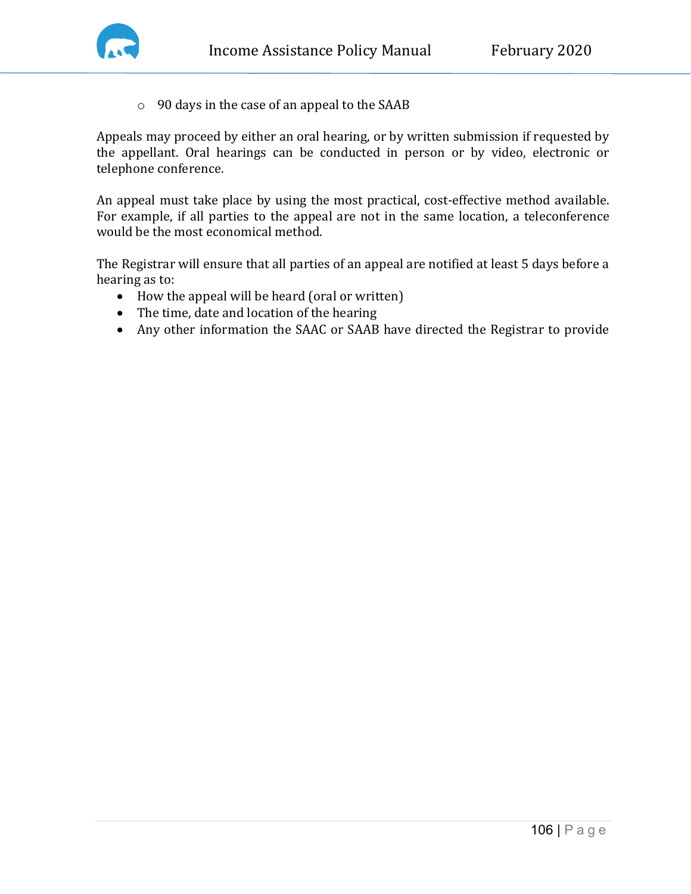- 90 days in the case of an appeal to the SAAB

Appeals may proceed by either an oral hearing, or by written submission if requested by the appellant. Oral hearings can be conducted in person or by video, electronic or telephone conference.

An appeal must take place by using the most practical, cost-effective method available. For example, if all parties to the appeal are not in the same location, a teleconference would be the most economical method.

The Registrar will ensure that all parties of an appeal are notified at least 5 days before a hearing as to:

- How the appeal will be heard (oral or written)
- The time, date and location of the hearing
- Any other information the SAAC or SAAB have directed the Registrar to provide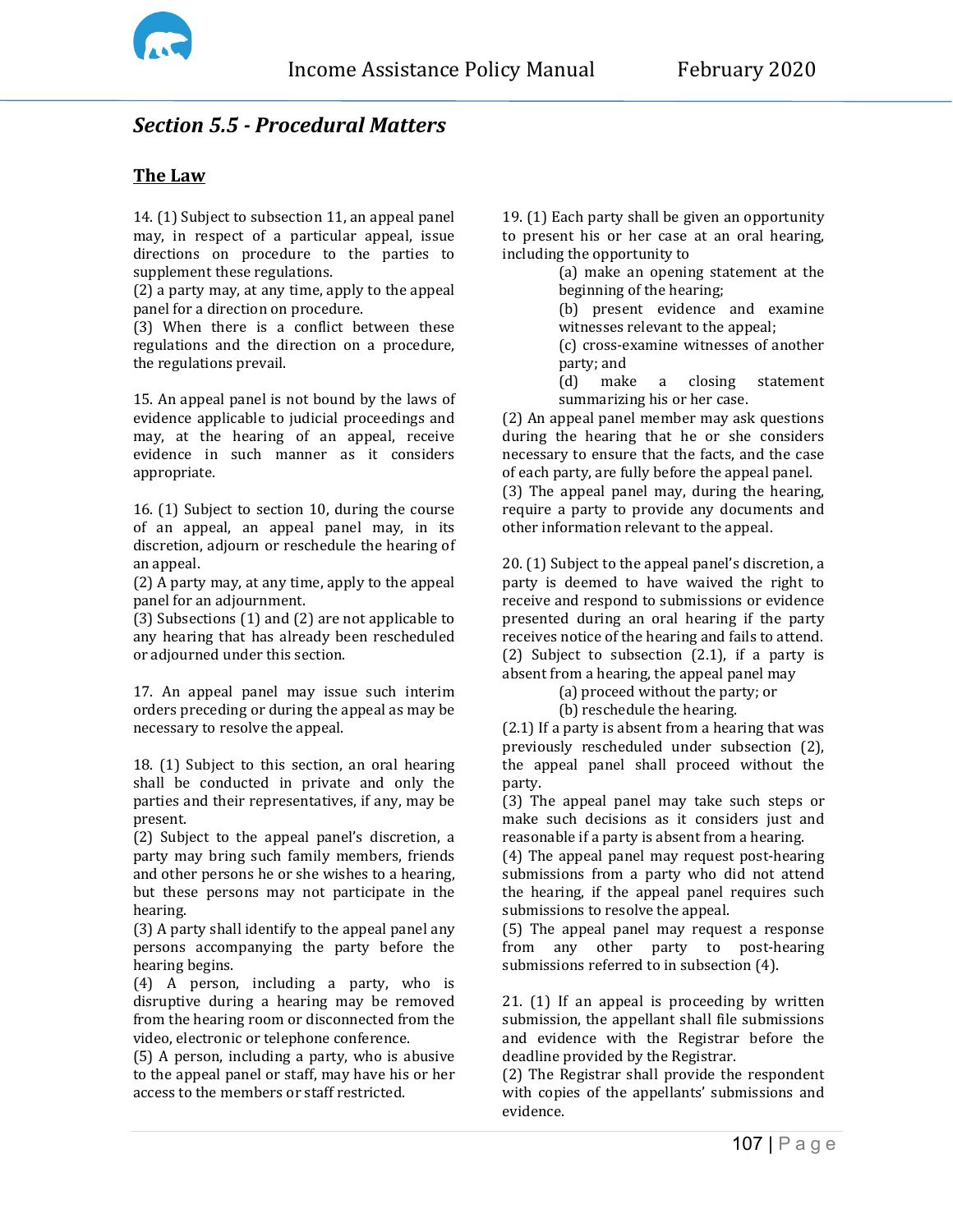## *Section 5.5 - Procedural Matters*

### The Law

14. (1) Subject to subsection 11, an appeal panel may, in respect of a particular appeal, issue directions on procedure to the parties to supplement these regulations.
(2) a party may, at any time, apply to the appeal panel for a direction on procedure.
(3) When there is a conflict between these regulations and the direction on a procedure, the regulations prevail.

15. An appeal panel is not bound by the laws of evidence applicable to judicial proceedings and may, at the hearing of an appeal, receive evidence in such manner as it considers appropriate.

16. (1) Subject to section 10, during the course of an appeal, an appeal panel may, in its discretion, adjourn or reschedule the hearing of an appeal.
(2) A party may, at any time, apply to the appeal panel for an adjournment.
(3) Subsections (1) and (2) are not applicable to any hearing that has already been rescheduled or adjourned under this section.

17. An appeal panel may issue such interim orders preceding or during the appeal as may be necessary to resolve the appeal.

18. (1) Subject to this section, an oral hearing shall be conducted in private and only the parties and their representatives, if any, may be present.
(2) Subject to the appeal panel's discretion, a party may bring such family members, friends and other persons he or she wishes to a hearing, but these persons may not participate in the hearing.
(3) A party shall identify to the appeal panel any persons accompanying the party before the hearing begins.
(4) A person, including a party, who is disruptive during a hearing may be removed from the hearing room or disconnected from the video, electronic or telephone conference.
(5) A person, including a party, who is abusive to the appeal panel or staff, may have his or her access to the members or staff restricted.

19. (1) Each party shall be given an opportunity to present his or her case at an oral hearing, including the opportunity to

(a) make an opening statement at the beginning of the hearing;
(b) present evidence and examine witnesses relevant to the appeal;
(c) cross-examine witnesses of another party; and
(d) make a closing statement summarizing his or her case.

(2) An appeal panel member may ask questions during the hearing that he or she considers necessary to ensure that the facts, and the case of each party, are fully before the appeal panel.
(3) The appeal panel may, during the hearing, require a party to provide any documents and other information relevant to the appeal.

20. (1) Subject to the appeal panel's discretion, a party is deemed to have waived the right to receive and respond to submissions or evidence presented during an oral hearing if the party receives notice of the hearing and fails to attend.
(2) Subject to subsection (2.1), if a party is absent from a hearing, the appeal panel may

(a) proceed without the party; or
(b) reschedule the hearing.

(2.1) If a party is absent from a hearing that was previously rescheduled under subsection (2), the appeal panel shall proceed without the party.
(3) The appeal panel may take such steps or make such decisions as it considers just and reasonable if a party is absent from a hearing.
(4) The appeal panel may request post-hearing submissions from a party who did not attend the hearing, if the appeal panel requires such submissions to resolve the appeal.
(5) The appeal panel may request a response from any other party to post-hearing submissions referred to in subsection (4).

21. (1) If an appeal is proceeding by written submission, the appellant shall file submissions and evidence with the Registrar before the deadline provided by the Registrar.
(2) The Registrar shall provide the respondent with copies of the appellants' submissions and evidence.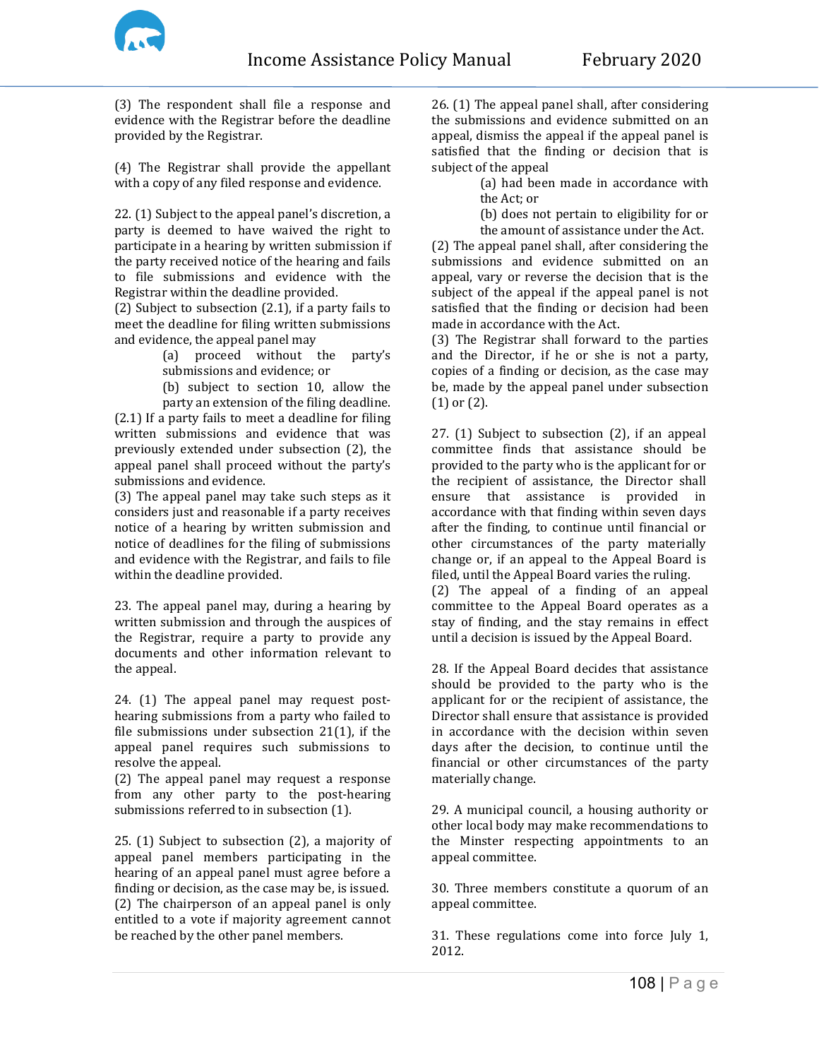(3) The respondent shall file a response and evidence with the Registrar before the deadline provided by the Registrar.

(4) The Registrar shall provide the appellant with a copy of any filed response and evidence.

22. (1) Subject to the appeal panel's discretion, a party is deemed to have waived the right to participate in a hearing by written submission if the party received notice of the hearing and fails to file submissions and evidence with the Registrar within the deadline provided.

(2) Subject to subsection (2.1), if a party fails to meet the deadline for filing written submissions and evidence, the appeal panel may

> (a) proceed without the party's submissions and evidence; or
>
> (b) subject to section 10, allow the party an extension of the filing deadline.

(2.1) If a party fails to meet a deadline for filing written submissions and evidence that was previously extended under subsection (2), the appeal panel shall proceed without the party's submissions and evidence.

(3) The appeal panel may take such steps as it considers just and reasonable if a party receives notice of a hearing by written submission and notice of deadlines for the filing of submissions and evidence with the Registrar, and fails to file within the deadline provided.

23. The appeal panel may, during a hearing by written submission and through the auspices of the Registrar, require a party to provide any documents and other information relevant to the appeal.

24. (1) The appeal panel may request post-hearing submissions from a party who failed to file submissions under subsection 21(1), if the appeal panel requires such submissions to resolve the appeal.

(2) The appeal panel may request a response from any other party to the post-hearing submissions referred to in subsection (1).

25. (1) Subject to subsection (2), a majority of appeal panel members participating in the hearing of an appeal panel must agree before a finding or decision, as the case may be, is issued.

(2) The chairperson of an appeal panel is only entitled to a vote if majority agreement cannot be reached by the other panel members.

26. (1) The appeal panel shall, after considering the submissions and evidence submitted on an appeal, dismiss the appeal if the appeal panel is satisfied that the finding or decision that is subject of the appeal

> (a) had been made in accordance with the Act; or
>
> (b) does not pertain to eligibility for or the amount of assistance under the Act.

(2) The appeal panel shall, after considering the submissions and evidence submitted on an appeal, vary or reverse the decision that is the subject of the appeal if the appeal panel is not satisfied that the finding or decision had been made in accordance with the Act.

(3) The Registrar shall forward to the parties and the Director, if he or she is not a party, copies of a finding or decision, as the case may be, made by the appeal panel under subsection (1) or (2).

27. (1) Subject to subsection (2), if an appeal committee finds that assistance should be provided to the party who is the applicant for or the recipient of assistance, the Director shall ensure that assistance is provided in accordance with that finding within seven days after the finding, to continue until financial or other circumstances of the party materially change or, if an appeal to the Appeal Board is filed, until the Appeal Board varies the ruling.

(2) The appeal of a finding of an appeal committee to the Appeal Board operates as a stay of finding, and the stay remains in effect until a decision is issued by the Appeal Board.

28. If the Appeal Board decides that assistance should be provided to the party who is the applicant for or the recipient of assistance, the Director shall ensure that assistance is provided in accordance with the decision within seven days after the decision, to continue until the financial or other circumstances of the party materially change.

29. A municipal council, a housing authority or other local body may make recommendations to the Minster respecting appointments to an appeal committee.

30. Three members constitute a quorum of an appeal committee.

31. These regulations come into force July 1, 2012.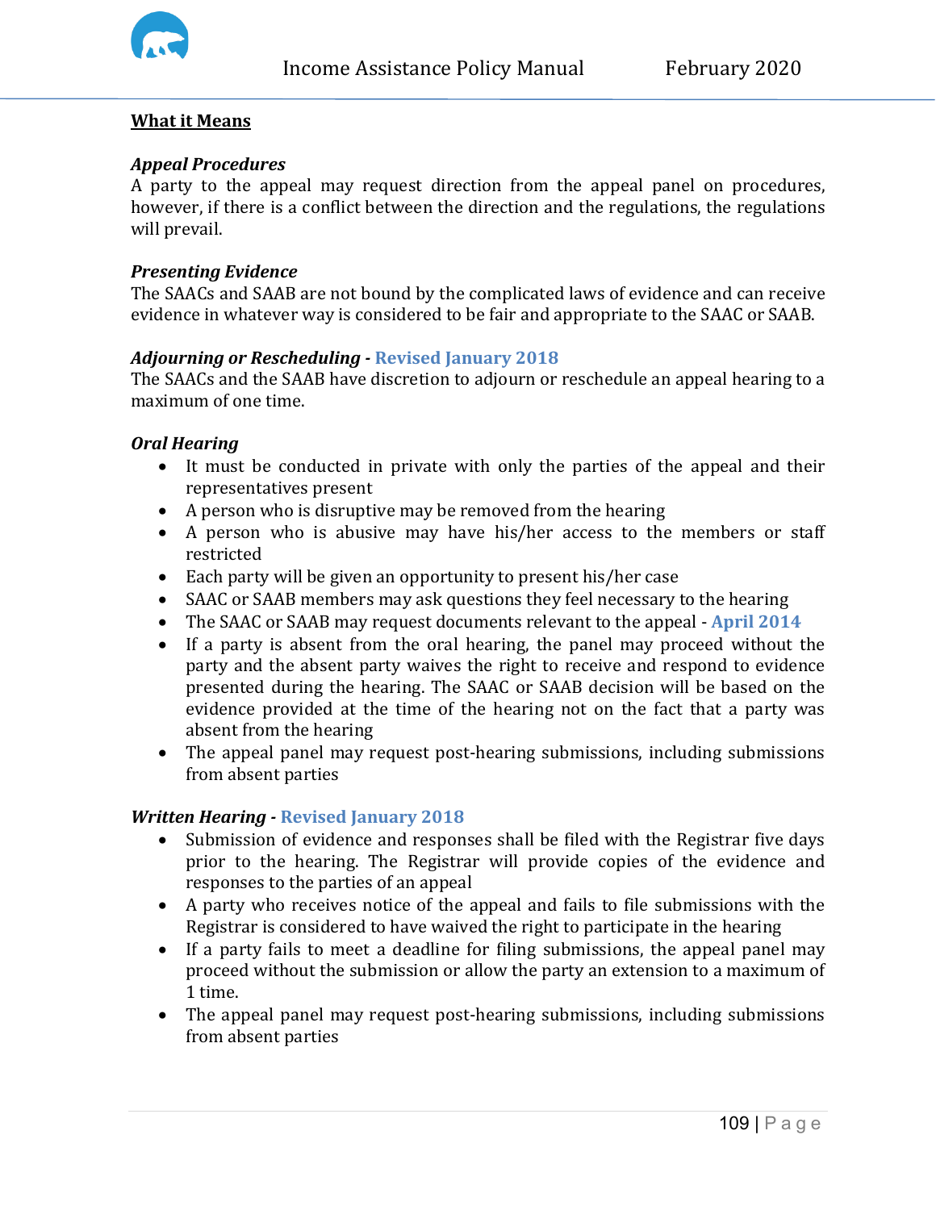**What it Means**

***Appeal Procedures***
A party to the appeal may request direction from the appeal panel on procedures, however, if there is a conflict between the direction and the regulations, the regulations will prevail.

***Presenting Evidence***
The SAACs and SAAB are not bound by the complicated laws of evidence and can receive evidence in whatever way is considered to be fair and appropriate to the SAAC or SAAB.

***Adjourning or Rescheduling* - Revised January 2018**
The SAACs and the SAAB have discretion to adjourn or reschedule an appeal hearing to a maximum of one time.

***Oral Hearing***

- It must be conducted in private with only the parties of the appeal and their representatives present
- A person who is disruptive may be removed from the hearing
- A person who is abusive may have his/her access to the members or staff restricted
- Each party will be given an opportunity to present his/her case
- SAAC or SAAB members may ask questions they feel necessary to the hearing
- The SAAC or SAAB may request documents relevant to the appeal - **April 2014**
- If a party is absent from the oral hearing, the panel may proceed without the party and the absent party waives the right to receive and respond to evidence presented during the hearing. The SAAC or SAAB decision will be based on the evidence provided at the time of the hearing not on the fact that a party was absent from the hearing
- The appeal panel may request post-hearing submissions, including submissions from absent parties

***Written Hearing* - Revised January 2018**

- Submission of evidence and responses shall be filed with the Registrar five days prior to the hearing. The Registrar will provide copies of the evidence and responses to the parties of an appeal
- A party who receives notice of the appeal and fails to file submissions with the Registrar is considered to have waived the right to participate in the hearing
- If a party fails to meet a deadline for filing submissions, the appeal panel may proceed without the submission or allow the party an extension to a maximum of 1 time.
- The appeal panel may request post-hearing submissions, including submissions from absent parties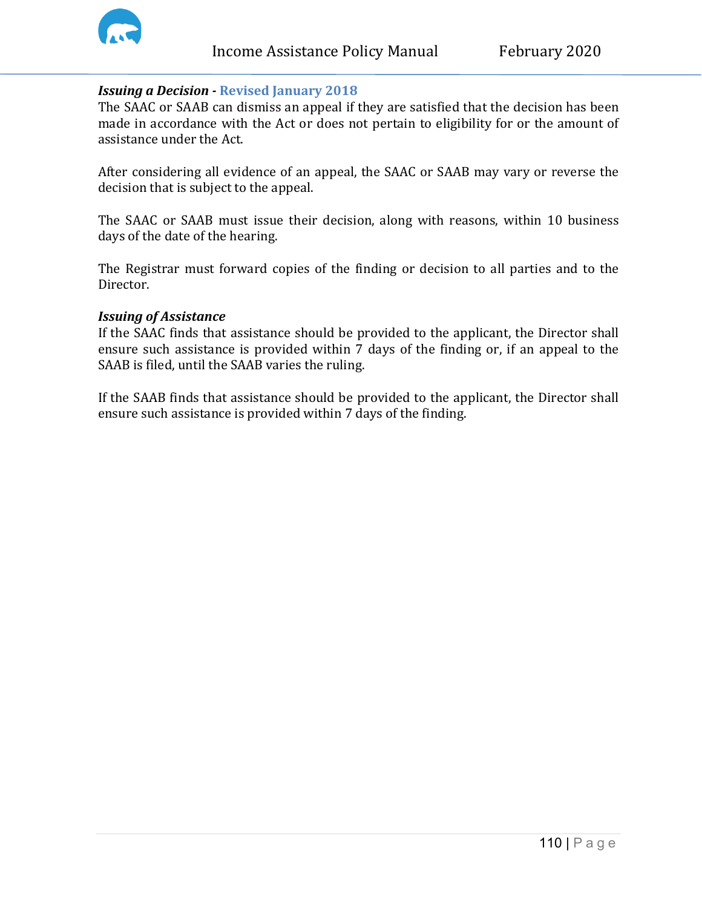***Issuing a Decision* - Revised January 2018**

The SAAC or SAAB can dismiss an appeal if they are satisfied that the decision has been made in accordance with the Act or does not pertain to eligibility for or the amount of assistance under the Act.

After considering all evidence of an appeal, the SAAC or SAAB may vary or reverse the decision that is subject to the appeal.

The SAAC or SAAB must issue their decision, along with reasons, within 10 business days of the date of the hearing.

The Registrar must forward copies of the finding or decision to all parties and to the Director.

***Issuing of Assistance***

If the SAAC finds that assistance should be provided to the applicant, the Director shall ensure such assistance is provided within 7 days of the finding or, if an appeal to the SAAB is filed, until the SAAB varies the ruling.

If the SAAB finds that assistance should be provided to the applicant, the Director shall ensure such assistance is provided within 7 days of the finding.